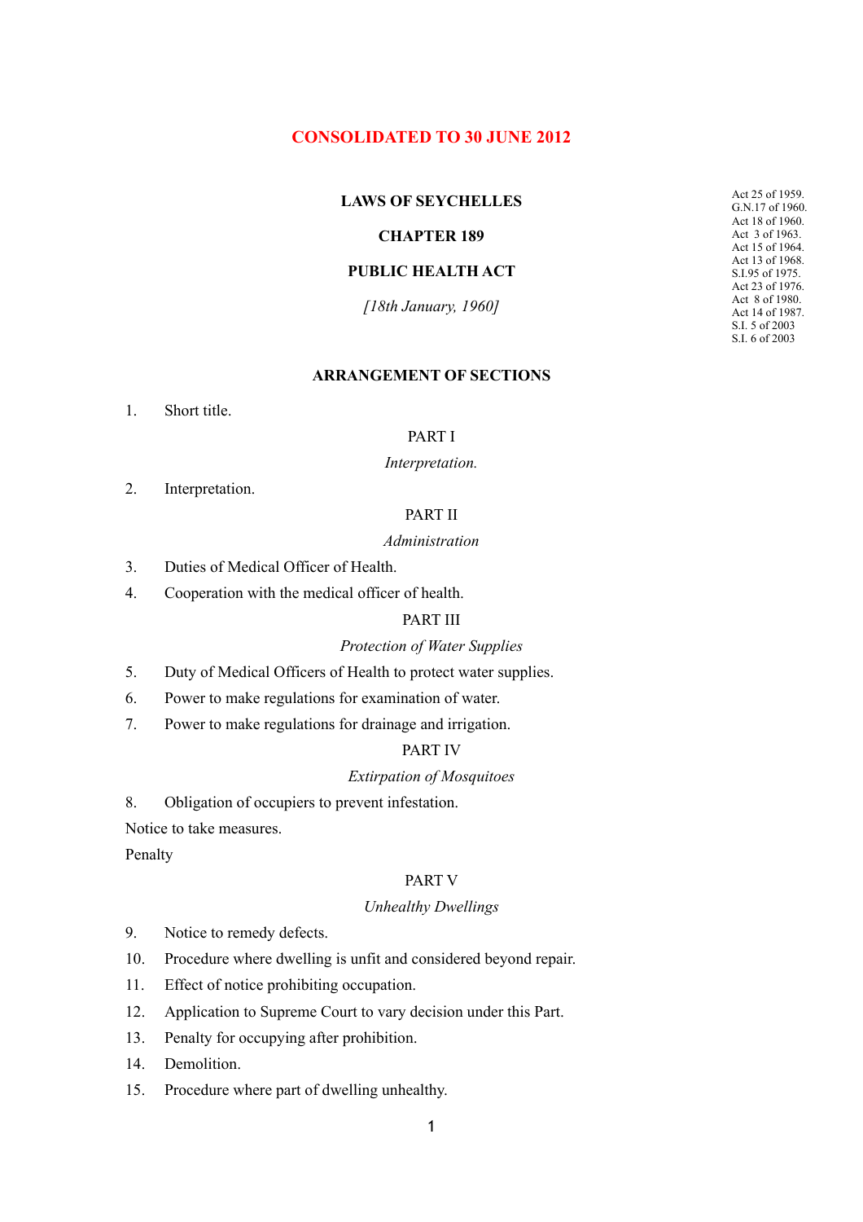**CONSOLIDATED TO 30 JUNE 2012**

**LAWS OF SEYCHELLES**

**CHAPTER 189**

**PUBLIC HEALTH ACT**

*[18th January, 1960]*

Act 25 of 1959.
G.N.17 of 1960.
Act 18 of 1960.
Act 3 of 1963.
Act 15 of 1964.
Act 13 of 1968.
S.I.95 of 1975.
Act 23 of 1976.
Act 8 of 1980.
Act 14 of 1987.
S.I. 5 of 2003
S.I. 6 of 2003

**ARRANGEMENT OF SECTIONS**

1. Short title.

PART I

*Interpretation.*

2. Interpretation.

PART II

*Administration*

3. Duties of Medical Officer of Health.
4. Cooperation with the medical officer of health.

PART III

*Protection of Water Supplies*

5. Duty of Medical Officers of Health to protect water supplies.
6. Power to make regulations for examination of water.
7. Power to make regulations for drainage and irrigation.

PART IV

*Extirpation of Mosquitoes*

8. Obligation of occupiers to prevent infestation.

Notice to take measures.

Penalty

PART V

*Unhealthy Dwellings*

9. Notice to remedy defects.
10. Procedure where dwelling is unfit and considered beyond repair.
11. Effect of notice prohibiting occupation.
12. Application to Supreme Court to vary decision under this Part.
13. Penalty for occupying after prohibition.
14. Demolition.
15. Procedure where part of dwelling unhealthy.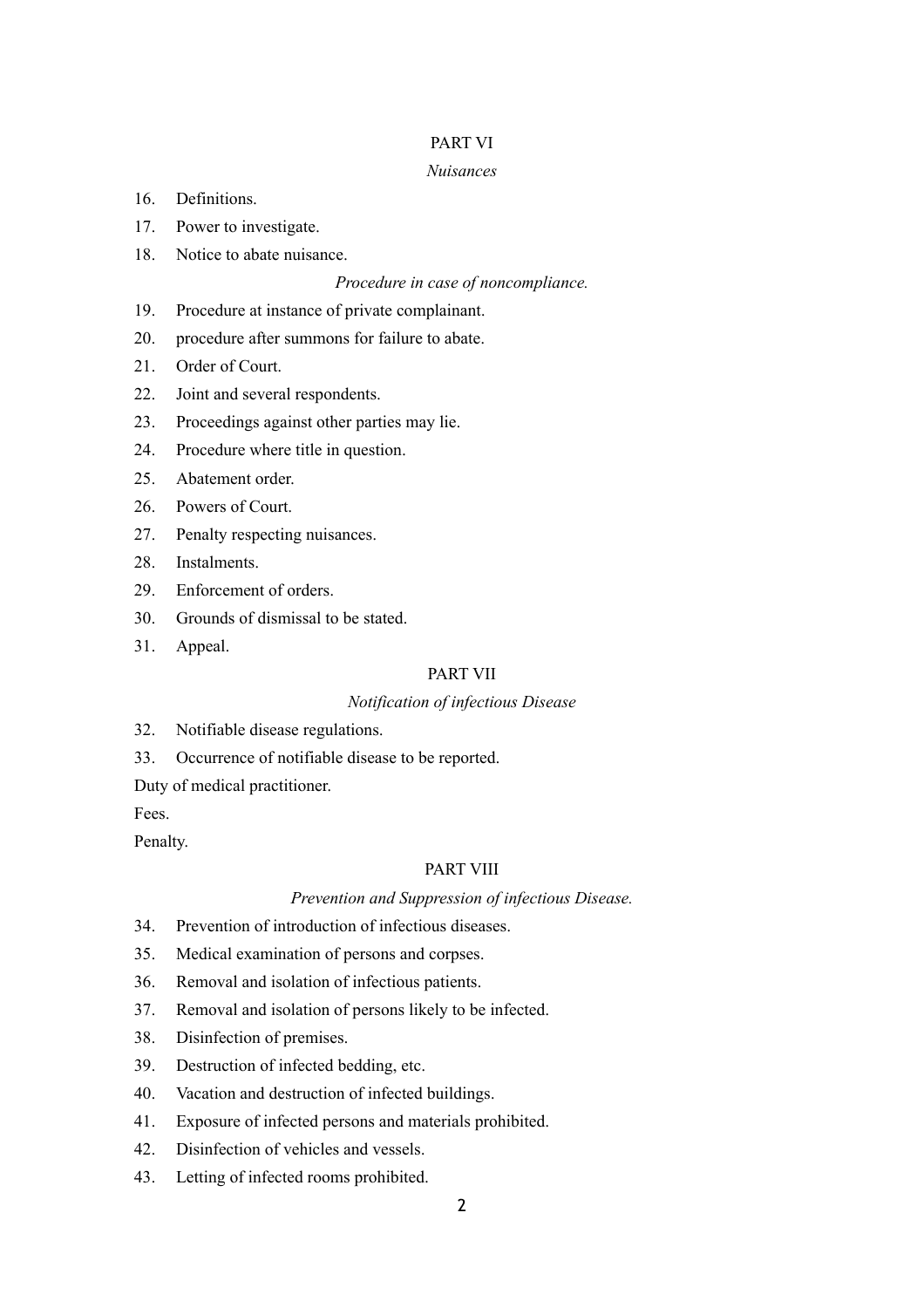PART VI

*Nuisances*

16. Definitions.
17. Power to investigate.
18. Notice to abate nuisance.

*Procedure in case of noncompliance.*

19. Procedure at instance of private complainant.
20. procedure after summons for failure to abate.
21. Order of Court.
22. Joint and several respondents.
23. Proceedings against other parties may lie.
24. Procedure where title in question.
25. Abatement order.
26. Powers of Court.
27. Penalty respecting nuisances.
28. Instalments.
29. Enforcement of orders.
30. Grounds of dismissal to be stated.
31. Appeal.

PART VII

*Notification of infectious Disease*

32. Notifiable disease regulations.
33. Occurrence of notifiable disease to be reported.

Duty of medical practitioner.

Fees.

Penalty.

PART VIII

*Prevention and Suppression of infectious Disease.*

34. Prevention of introduction of infectious diseases.
35. Medical examination of persons and corpses.
36. Removal and isolation of infectious patients.
37. Removal and isolation of persons likely to be infected.
38. Disinfection of premises.
39. Destruction of infected bedding, etc.
40. Vacation and destruction of infected buildings.
41. Exposure of infected persons and materials prohibited.
42. Disinfection of vehicles and vessels.
43. Letting of infected rooms prohibited.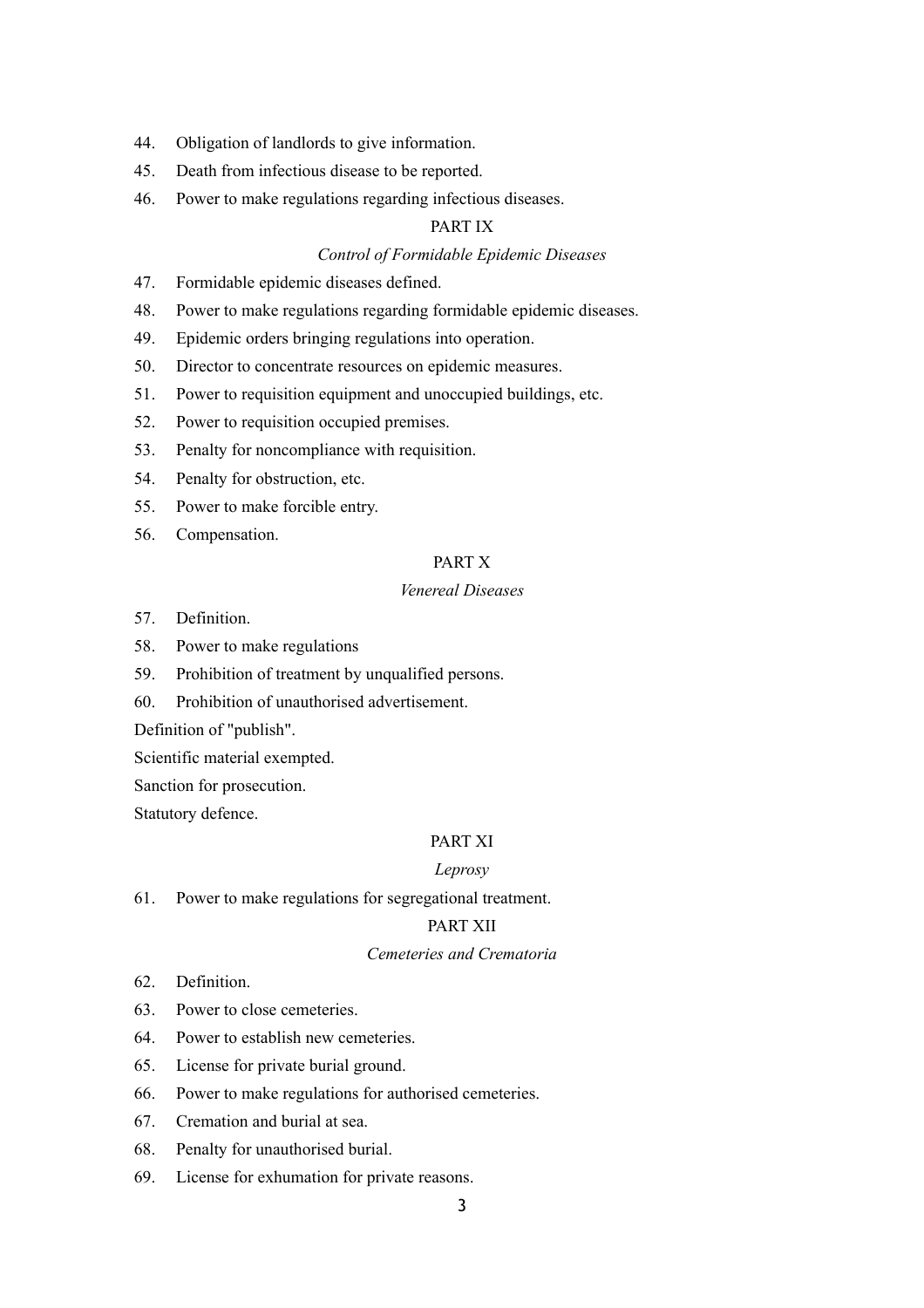44. Obligation of landlords to give information.

45. Death from infectious disease to be reported.

46. Power to make regulations regarding infectious diseases.

PART IX

*Control of Formidable Epidemic Diseases*

47. Formidable epidemic diseases defined.

48. Power to make regulations regarding formidable epidemic diseases.

49. Epidemic orders bringing regulations into operation.

50. Director to concentrate resources on epidemic measures.

51. Power to requisition equipment and unoccupied buildings, etc.

52. Power to requisition occupied premises.

53. Penalty for noncompliance with requisition.

54. Penalty for obstruction, etc.

55. Power to make forcible entry.

56. Compensation.

PART X

*Venereal Diseases*

57. Definition.

58. Power to make regulations

59. Prohibition of treatment by unqualified persons.

60. Prohibition of unauthorised advertisement.

Definition of "publish".

Scientific material exempted.

Sanction for prosecution.

Statutory defence.

PART XI

*Leprosy*

61. Power to make regulations for segregational treatment.

PART XII

*Cemeteries and Crematoria*

62. Definition.

63. Power to close cemeteries.

64. Power to establish new cemeteries.

65. License for private burial ground.

66. Power to make regulations for authorised cemeteries.

67. Cremation and burial at sea.

68. Penalty for unauthorised burial.

69. License for exhumation for private reasons.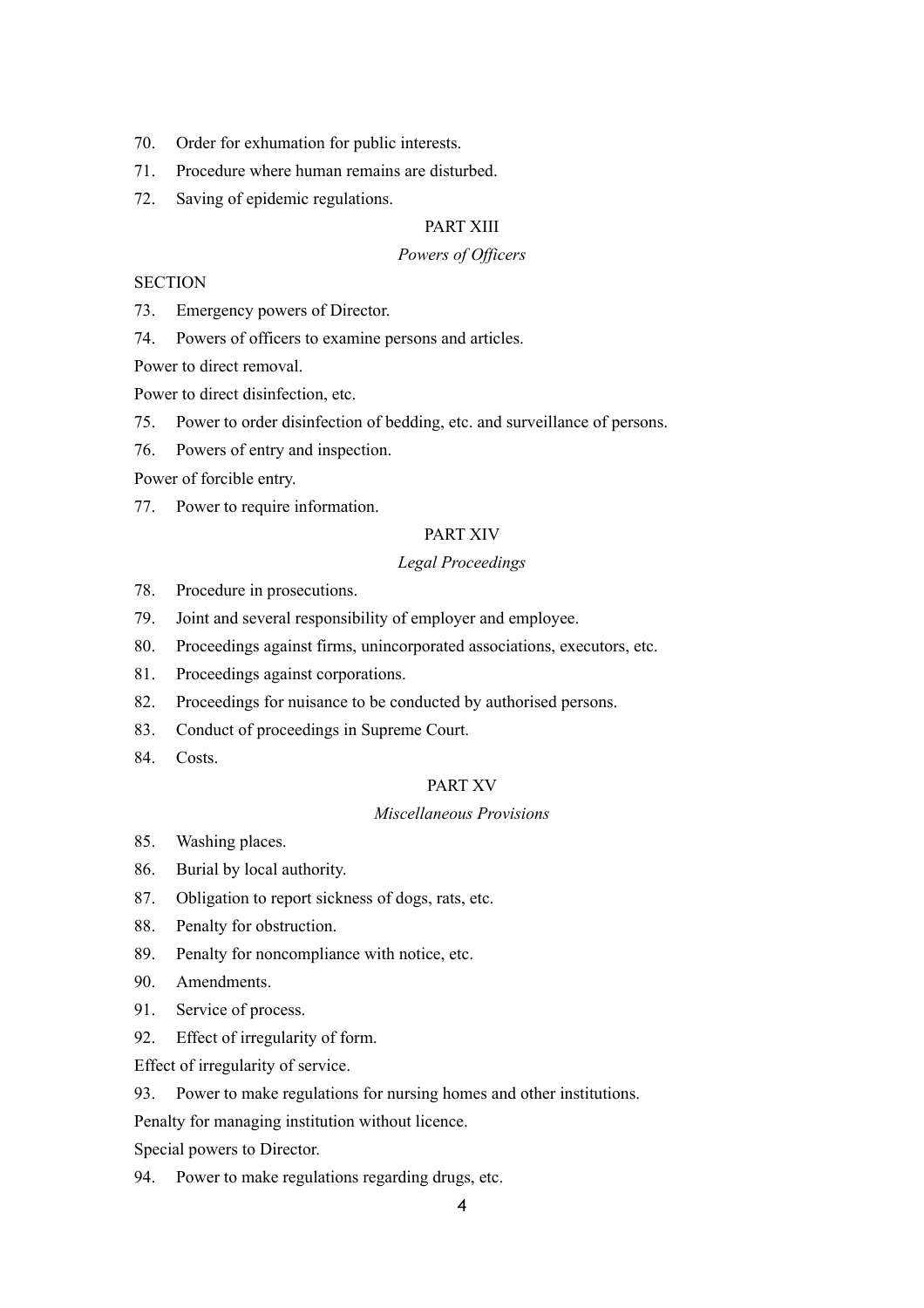70. Order for exhumation for public interests.

71. Procedure where human remains are disturbed.

72. Saving of epidemic regulations.

PART XIII

*Powers of Officers*

SECTION

73. Emergency powers of Director.

74. Powers of officers to examine persons and articles.

Power to direct removal.

Power to direct disinfection, etc.

75. Power to order disinfection of bedding, etc. and surveillance of persons.

76. Powers of entry and inspection.

Power of forcible entry.

77. Power to require information.

PART XIV

*Legal Proceedings*

78. Procedure in prosecutions.

79. Joint and several responsibility of employer and employee.

80. Proceedings against firms, unincorporated associations, executors, etc.

81. Proceedings against corporations.

82. Proceedings for nuisance to be conducted by authorised persons.

83. Conduct of proceedings in Supreme Court.

84. Costs.

PART XV

*Miscellaneous Provisions*

85. Washing places.

86. Burial by local authority.

87. Obligation to report sickness of dogs, rats, etc.

88. Penalty for obstruction.

89. Penalty for noncompliance with notice, etc.

90. Amendments.

91. Service of process.

92. Effect of irregularity of form.

Effect of irregularity of service.

93. Power to make regulations for nursing homes and other institutions.

Penalty for managing institution without licence.

Special powers to Director.

94. Power to make regulations regarding drugs, etc.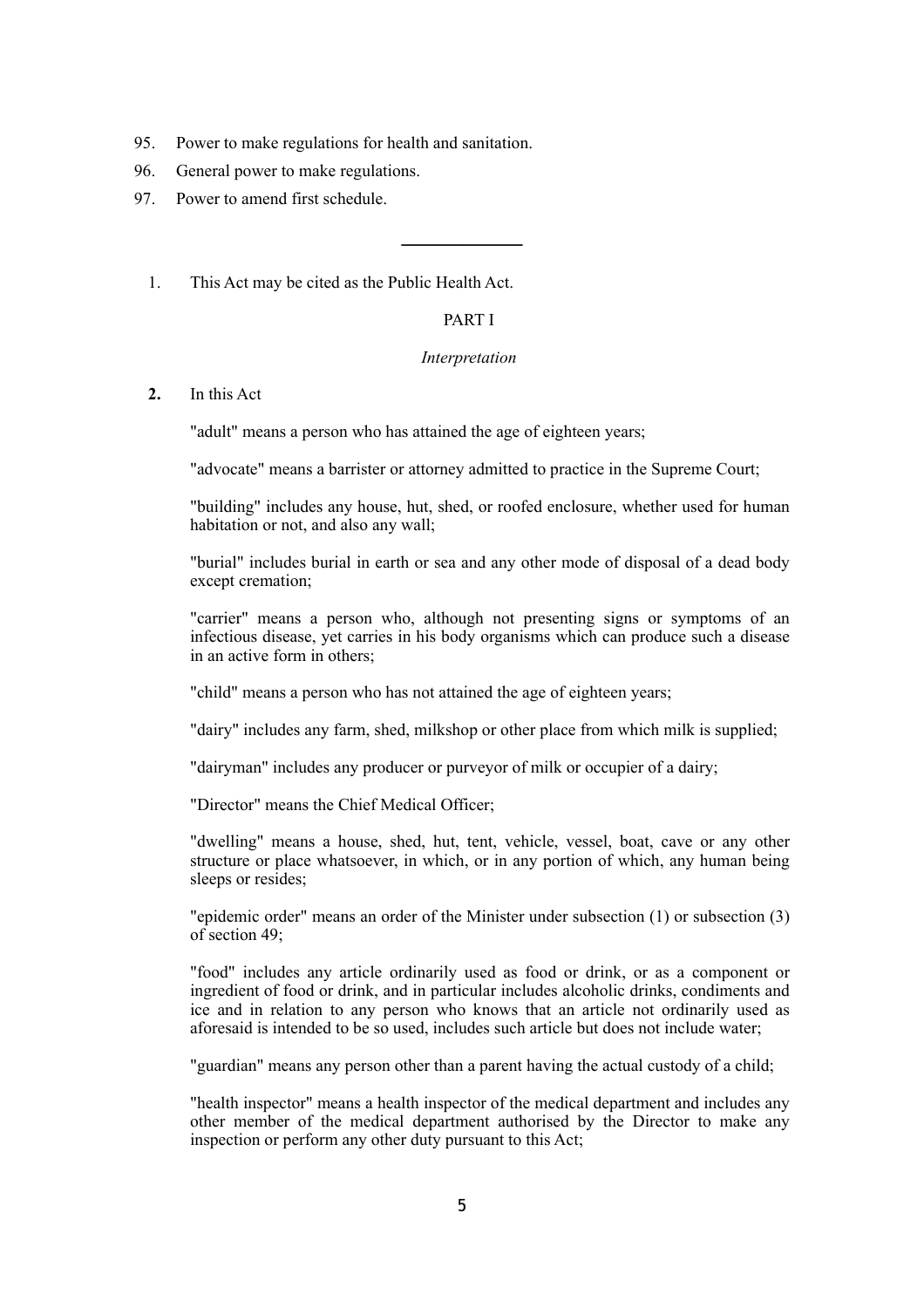95. Power to make regulations for health and sanitation.
96. General power to make regulations.
97. Power to amend first schedule.

---

1. This Act may be cited as the Public Health Act.

PART I

*Interpretation*

**2.** In this Act

"adult" means a person who has attained the age of eighteen years;

"advocate" means a barrister or attorney admitted to practice in the Supreme Court;

"building" includes any house, hut, shed, or roofed enclosure, whether used for human habitation or not, and also any wall;

"burial" includes burial in earth or sea and any other mode of disposal of a dead body except cremation;

"carrier" means a person who, although not presenting signs or symptoms of an infectious disease, yet carries in his body organisms which can produce such a disease in an active form in others;

"child" means a person who has not attained the age of eighteen years;

"dairy" includes any farm, shed, milkshop or other place from which milk is supplied;

"dairyman" includes any producer or purveyor of milk or occupier of a dairy;

"Director" means the Chief Medical Officer;

"dwelling" means a house, shed, hut, tent, vehicle, vessel, boat, cave or any other structure or place whatsoever, in which, or in any portion of which, any human being sleeps or resides;

"epidemic order" means an order of the Minister under subsection (1) or subsection (3) of section 49;

"food" includes any article ordinarily used as food or drink, or as a component or ingredient of food or drink, and in particular includes alcoholic drinks, condiments and ice and in relation to any person who knows that an article not ordinarily used as aforesaid is intended to be so used, includes such article but does not include water;

"guardian" means any person other than a parent having the actual custody of a child;

"health inspector" means a health inspector of the medical department and includes any other member of the medical department authorised by the Director to make any inspection or perform any other duty pursuant to this Act;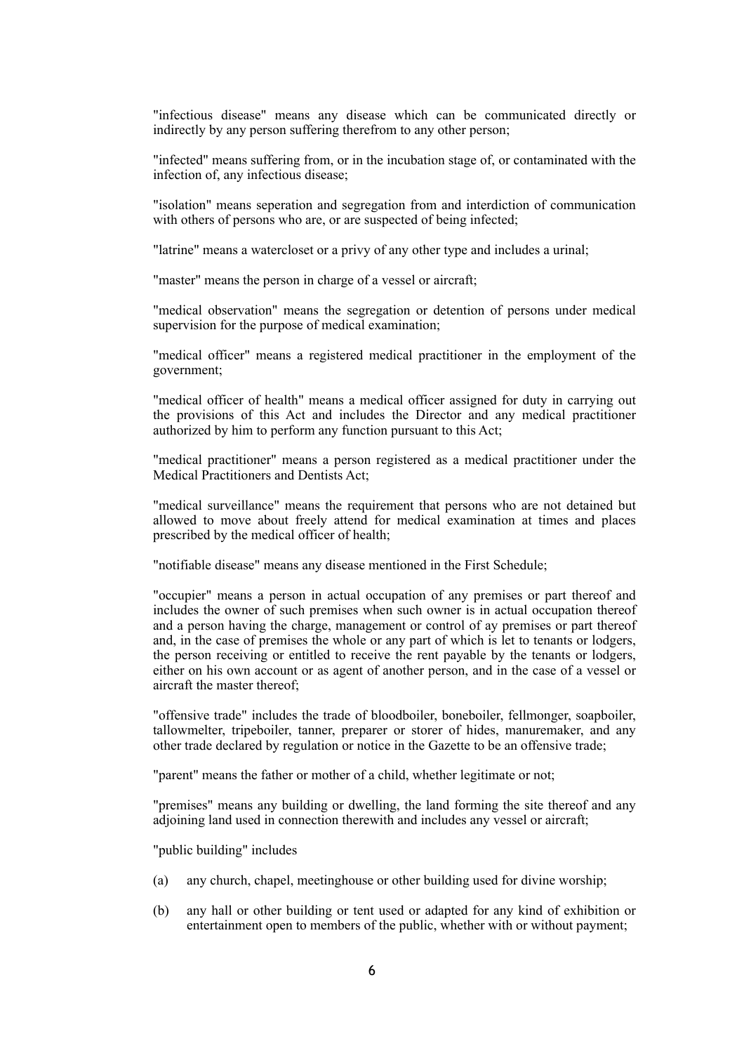"infectious disease" means any disease which can be communicated directly or indirectly by any person suffering therefrom to any other person;

"infected" means suffering from, or in the incubation stage of, or contaminated with the infection of, any infectious disease;

"isolation" means seperation and segregation from and interdiction of communication with others of persons who are, or are suspected of being infected;

"latrine" means a watercloset or a privy of any other type and includes a urinal;

"master" means the person in charge of a vessel or aircraft;

"medical observation" means the segregation or detention of persons under medical supervision for the purpose of medical examination;

"medical officer" means a registered medical practitioner in the employment of the government;

"medical officer of health" means a medical officer assigned for duty in carrying out the provisions of this Act and includes the Director and any medical practitioner authorized by him to perform any function pursuant to this Act;

"medical practitioner" means a person registered as a medical practitioner under the Medical Practitioners and Dentists Act;

"medical surveillance" means the requirement that persons who are not detained but allowed to move about freely attend for medical examination at times and places prescribed by the medical officer of health;

"notifiable disease" means any disease mentioned in the First Schedule;

"occupier" means a person in actual occupation of any premises or part thereof and includes the owner of such premises when such owner is in actual occupation thereof and a person having the charge, management or control of ay premises or part thereof and, in the case of premises the whole or any part of which is let to tenants or lodgers, the person receiving or entitled to receive the rent payable by the tenants or lodgers, either on his own account or as agent of another person, and in the case of a vessel or aircraft the master thereof;

"offensive trade" includes the trade of bloodboiler, boneboiler, fellmonger, soapboiler, tallowmelter, tripeboiler, tanner, preparer or storer of hides, manuremaker, and any other trade declared by regulation or notice in the Gazette to be an offensive trade;

"parent" means the father or mother of a child, whether legitimate or not;

"premises" means any building or dwelling, the land forming the site thereof and any adjoining land used in connection therewith and includes any vessel or aircraft;

"public building" includes

(a) any church, chapel, meetinghouse or other building used for divine worship;

(b) any hall or other building or tent used or adapted for any kind of exhibition or entertainment open to members of the public, whether with or without payment;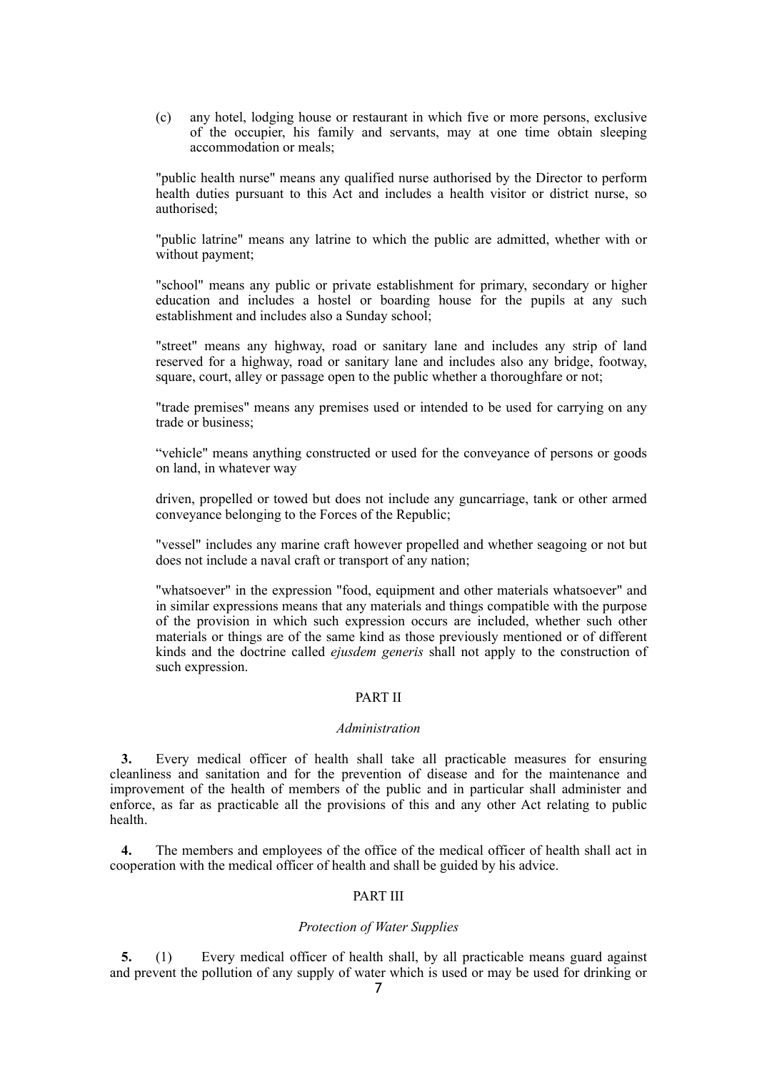(c) any hotel, lodging house or restaurant in which five or more persons, exclusive of the occupier, his family and servants, may at one time obtain sleeping accommodation or meals;

"public health nurse" means any qualified nurse authorised by the Director to perform health duties pursuant to this Act and includes a health visitor or district nurse, so authorised;

"public latrine" means any latrine to which the public are admitted, whether with or without payment;

"school" means any public or private establishment for primary, secondary or higher education and includes a hostel or boarding house for the pupils at any such establishment and includes also a Sunday school;

"street" means any highway, road or sanitary lane and includes any strip of land reserved for a highway, road or sanitary lane and includes also any bridge, footway, square, court, alley or passage open to the public whether a thoroughfare or not;

"trade premises" means any premises used or intended to be used for carrying on any trade or business;

“vehicle" means anything constructed or used for the conveyance of persons or goods on land, in whatever way

driven, propelled or towed but does not include any guncarriage, tank or other armed conveyance belonging to the Forces of the Republic;

"vessel" includes any marine craft however propelled and whether seagoing or not but does not include a naval craft or transport of any nation;

"whatsoever" in the expression "food, equipment and other materials whatsoever" and in similar expressions means that any materials and things compatible with the purpose of the provision in which such expression occurs are included, whether such other materials or things are of the same kind as those previously mentioned or of different kinds and the doctrine called *ejusdem generis* shall not apply to the construction of such expression.

## PART II

### *Administration*

**3.** Every medical officer of health shall take all practicable measures for ensuring cleanliness and sanitation and for the prevention of disease and for the maintenance and improvement of the health of members of the public and in particular shall administer and enforce, as far as practicable all the provisions of this and any other Act relating to public health.

**4.** The members and employees of the office of the medical officer of health shall act in cooperation with the medical officer of health and shall be guided by his advice.

## PART III

### *Protection of Water Supplies*

**5.** (1) Every medical officer of health shall, by all practicable means guard against and prevent the pollution of any supply of water which is used or may be used for drinking or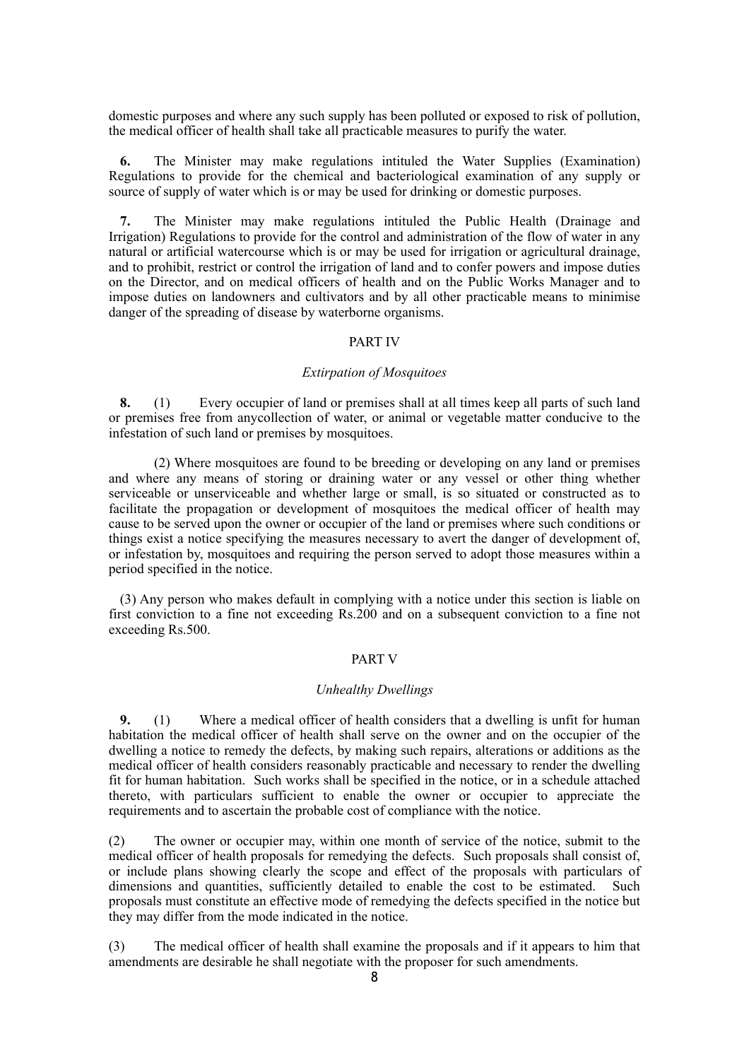domestic purposes and where any such supply has been polluted or exposed to risk of pollution, the medical officer of health shall take all practicable measures to purify the water.

**6.** The Minister may make regulations intituled the Water Supplies (Examination) Regulations to provide for the chemical and bacteriological examination of any supply or source of supply of water which is or may be used for drinking or domestic purposes.

**7.** The Minister may make regulations intituled the Public Health (Drainage and Irrigation) Regulations to provide for the control and administration of the flow of water in any natural or artificial watercourse which is or may be used for irrigation or agricultural drainage, and to prohibit, restrict or control the irrigation of land and to confer powers and impose duties on the Director, and on medical officers of health and on the Public Works Manager and to impose duties on landowners and cultivators and by all other practicable means to minimise danger of the spreading of disease by waterborne organisms.

## PART IV

### *Extirpation of Mosquitoes*

**8.** (1) Every occupier of land or premises shall at all times keep all parts of such land or premises free from anycollection of water, or animal or vegetable matter conducive to the infestation of such land or premises by mosquitoes.

(2) Where mosquitoes are found to be breeding or developing on any land or premises and where any means of storing or draining water or any vessel or other thing whether serviceable or unserviceable and whether large or small, is so situated or constructed as to facilitate the propagation or development of mosquitoes the medical officer of health may cause to be served upon the owner or occupier of the land or premises where such conditions or things exist a notice specifying the measures necessary to avert the danger of development of, or infestation by, mosquitoes and requiring the person served to adopt those measures within a period specified in the notice.

(3) Any person who makes default in complying with a notice under this section is liable on first conviction to a fine not exceeding Rs.200 and on a subsequent conviction to a fine not exceeding Rs.500.

## PART V

### *Unhealthy Dwellings*

**9.** (1) Where a medical officer of health considers that a dwelling is unfit for human habitation the medical officer of health shall serve on the owner and on the occupier of the dwelling a notice to remedy the defects, by making such repairs, alterations or additions as the medical officer of health considers reasonably practicable and necessary to render the dwelling fit for human habitation. Such works shall be specified in the notice, or in a schedule attached thereto, with particulars sufficient to enable the owner or occupier to appreciate the requirements and to ascertain the probable cost of compliance with the notice.

(2) The owner or occupier may, within one month of service of the notice, submit to the medical officer of health proposals for remedying the defects. Such proposals shall consist of, or include plans showing clearly the scope and effect of the proposals with particulars of dimensions and quantities, sufficiently detailed to enable the cost to be estimated. Such proposals must constitute an effective mode of remedying the defects specified in the notice but they may differ from the mode indicated in the notice.

(3) The medical officer of health shall examine the proposals and if it appears to him that amendments are desirable he shall negotiate with the proposer for such amendments.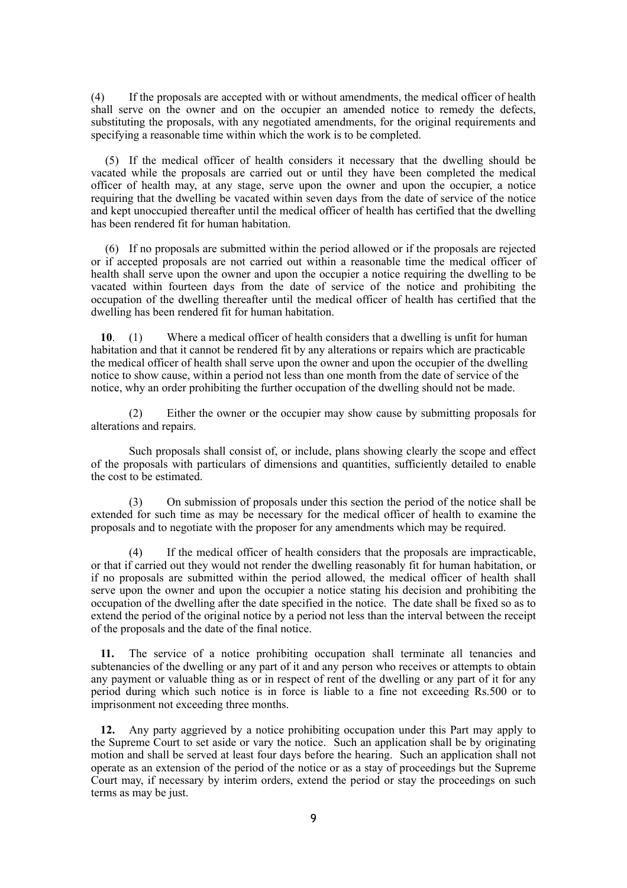(4) If the proposals are accepted with or without amendments, the medical officer of health shall serve on the owner and on the occupier an amended notice to remedy the defects, substituting the proposals, with any negotiated amendments, for the original requirements and specifying a reasonable time within which the work is to be completed.

(5) If the medical officer of health considers it necessary that the dwelling should be vacated while the proposals are carried out or until they have been completed the medical officer of health may, at any stage, serve upon the owner and upon the occupier, a notice requiring that the dwelling be vacated within seven days from the date of service of the notice and kept unoccupied thereafter until the medical officer of health has certified that the dwelling has been rendered fit for human habitation.

(6) If no proposals are submitted within the period allowed or if the proposals are rejected or if accepted proposals are not carried out within a reasonable time the medical officer of health shall serve upon the owner and upon the occupier a notice requiring the dwelling to be vacated within fourteen days from the date of service of the notice and prohibiting the occupation of the dwelling thereafter until the medical officer of health has certified that the dwelling has been rendered fit for human habitation.

**10**. (1) Where a medical officer of health considers that a dwelling is unfit for human habitation and that it cannot be rendered fit by any alterations or repairs which are practicable the medical officer of health shall serve upon the owner and upon the occupier of the dwelling notice to show cause, within a period not less than one month from the date of service of the notice, why an order prohibiting the further occupation of the dwelling should not be made.

(2) Either the owner or the occupier may show cause by submitting proposals for alterations and repairs.

Such proposals shall consist of, or include, plans showing clearly the scope and effect of the proposals with particulars of dimensions and quantities, sufficiently detailed to enable the cost to be estimated.

(3) On submission of proposals under this section the period of the notice shall be extended for such time as may be necessary for the medical officer of health to examine the proposals and to negotiate with the proposer for any amendments which may be required.

(4) If the medical officer of health considers that the proposals are impracticable, or that if carried out they would not render the dwelling reasonably fit for human habitation, or if no proposals are submitted within the period allowed, the medical officer of health shall serve upon the owner and upon the occupier a notice stating his decision and prohibiting the occupation of the dwelling after the date specified in the notice. The date shall be fixed so as to extend the period of the original notice by a period not less than the interval between the receipt of the proposals and the date of the final notice.

**11.** The service of a notice prohibiting occupation shall terminate all tenancies and subtenancies of the dwelling or any part of it and any person who receives or attempts to obtain any payment or valuable thing as or in respect of rent of the dwelling or any part of it for any period during which such notice is in force is liable to a fine not exceeding Rs.500 or to imprisonment not exceeding three months.

**12.** Any party aggrieved by a notice prohibiting occupation under this Part may apply to the Supreme Court to set aside or vary the notice. Such an application shall be by originating motion and shall be served at least four days before the hearing. Such an application shall not operate as an extension of the period of the notice or as a stay of proceedings but the Supreme Court may, if necessary by interim orders, extend the period or stay the proceedings on such terms as may be just.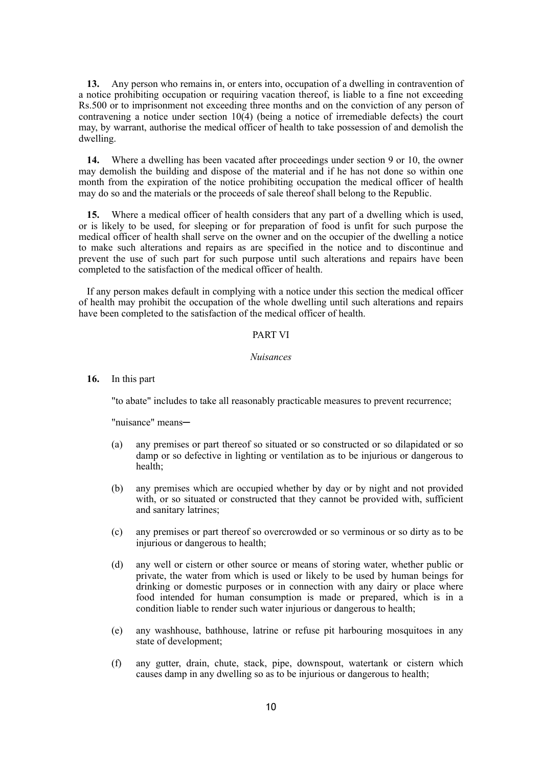**13.** Any person who remains in, or enters into, occupation of a dwelling in contravention of a notice prohibiting occupation or requiring vacation thereof, is liable to a fine not exceeding Rs.500 or to imprisonment not exceeding three months and on the conviction of any person of contravening a notice under section 10(4) (being a notice of irremediable defects) the court may, by warrant, authorise the medical officer of health to take possession of and demolish the dwelling.

**14.** Where a dwelling has been vacated after proceedings under section 9 or 10, the owner may demolish the building and dispose of the material and if he has not done so within one month from the expiration of the notice prohibiting occupation the medical officer of health may do so and the materials or the proceeds of sale thereof shall belong to the Republic.

**15.** Where a medical officer of health considers that any part of a dwelling which is used, or is likely to be used, for sleeping or for preparation of food is unfit for such purpose the medical officer of health shall serve on the owner and on the occupier of the dwelling a notice to make such alterations and repairs as are specified in the notice and to discontinue and prevent the use of such part for such purpose until such alterations and repairs have been completed to the satisfaction of the medical officer of health.

If any person makes default in complying with a notice under this section the medical officer of health may prohibit the occupation of the whole dwelling until such alterations and repairs have been completed to the satisfaction of the medical officer of health.

## PART VI

*Nuisances*

**16.** In this part

"to abate" includes to take all reasonably practicable measures to prevent recurrence;

"nuisance" means─

(a) any premises or part thereof so situated or so constructed or so dilapidated or so damp or so defective in lighting or ventilation as to be injurious or dangerous to health;

(b) any premises which are occupied whether by day or by night and not provided with, or so situated or constructed that they cannot be provided with, sufficient and sanitary latrines;

(c) any premises or part thereof so overcrowded or so verminous or so dirty as to be injurious or dangerous to health;

(d) any well or cistern or other source or means of storing water, whether public or private, the water from which is used or likely to be used by human beings for drinking or domestic purposes or in connection with any dairy or place where food intended for human consumption is made or prepared, which is in a condition liable to render such water injurious or dangerous to health;

(e) any washhouse, bathhouse, latrine or refuse pit harbouring mosquitoes in any state of development;

(f) any gutter, drain, chute, stack, pipe, downspout, watertank or cistern which causes damp in any dwelling so as to be injurious or dangerous to health;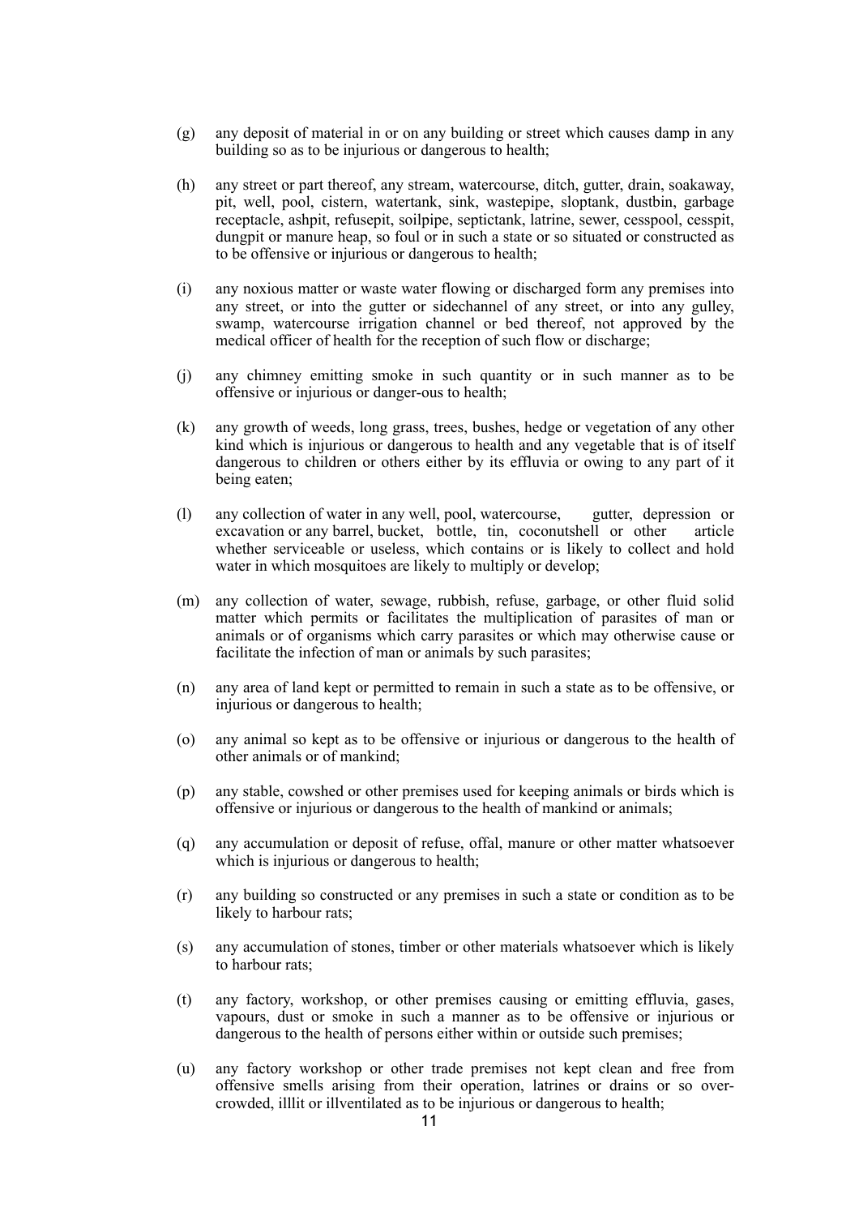(g) any deposit of material in or on any building or street which causes damp in any building so as to be injurious or dangerous to health;

(h) any street or part thereof, any stream, watercourse, ditch, gutter, drain, soakaway, pit, well, pool, cistern, watertank, sink, wastepipe, sloptank, dustbin, garbage receptacle, ashpit, refusepit, soilpipe, septictank, latrine, sewer, cesspool, cesspit, dungpit or manure heap, so foul or in such a state or so situated or constructed as to be offensive or injurious or dangerous to health;

(i) any noxious matter or waste water flowing or discharged form any premises into any street, or into the gutter or sidechannel of any street, or into any gulley, swamp, watercourse irrigation channel or bed thereof, not approved by the medical officer of health for the reception of such flow or discharge;

(j) any chimney emitting smoke in such quantity or in such manner as to be offensive or injurious or danger-ous to health;

(k) any growth of weeds, long grass, trees, bushes, hedge or vegetation of any other kind which is injurious or dangerous to health and any vegetable that is of itself dangerous to children or others either by its effluvia or owing to any part of it being eaten;

(l) any collection of water in any well, pool, watercourse, gutter, depression or excavation or any barrel, bucket, bottle, tin, coconutshell or other article whether serviceable or useless, which contains or is likely to collect and hold water in which mosquitoes are likely to multiply or develop;

(m) any collection of water, sewage, rubbish, refuse, garbage, or other fluid solid matter which permits or facilitates the multiplication of parasites of man or animals or of organisms which carry parasites or which may otherwise cause or facilitate the infection of man or animals by such parasites;

(n) any area of land kept or permitted to remain in such a state as to be offensive, or injurious or dangerous to health;

(o) any animal so kept as to be offensive or injurious or dangerous to the health of other animals or of mankind;

(p) any stable, cowshed or other premises used for keeping animals or birds which is offensive or injurious or dangerous to the health of mankind or animals;

(q) any accumulation or deposit of refuse, offal, manure or other matter whatsoever which is injurious or dangerous to health;

(r) any building so constructed or any premises in such a state or condition as to be likely to harbour rats;

(s) any accumulation of stones, timber or other materials whatsoever which is likely to harbour rats;

(t) any factory, workshop, or other premises causing or emitting effluvia, gases, vapours, dust or smoke in such a manner as to be offensive or injurious or dangerous to the health of persons either within or outside such premises;

(u) any factory workshop or other trade premises not kept clean and free from offensive smells arising from their operation, latrines or drains or so over-crowded, illlit or illventilated as to be injurious or dangerous to health;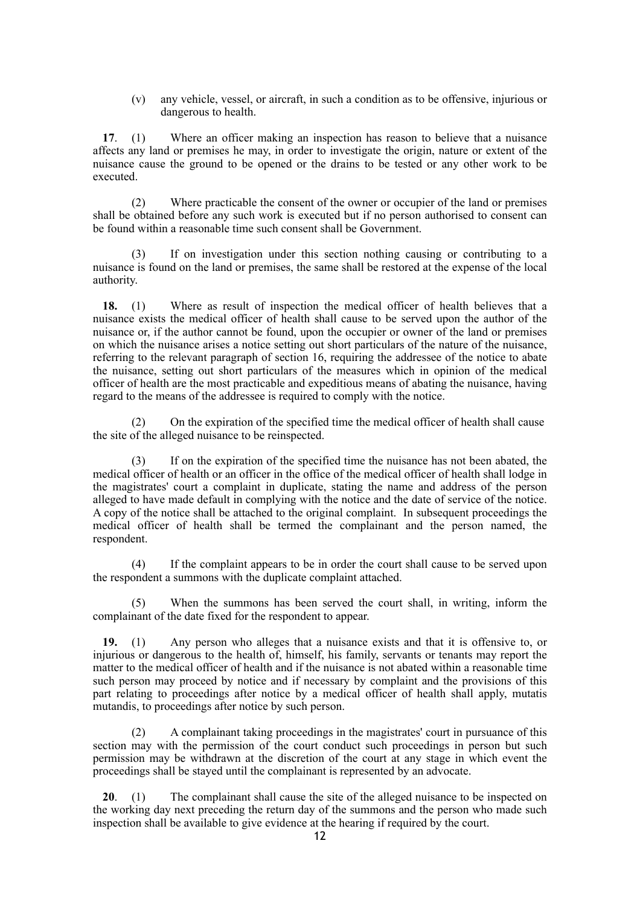(v) any vehicle, vessel, or aircraft, in such a condition as to be offensive, injurious or dangerous to health.

**17**. (1) Where an officer making an inspection has reason to believe that a nuisance affects any land or premises he may, in order to investigate the origin, nature or extent of the nuisance cause the ground to be opened or the drains to be tested or any other work to be executed.

(2) Where practicable the consent of the owner or occupier of the land or premises shall be obtained before any such work is executed but if no person authorised to consent can be found within a reasonable time such consent shall be Government.

(3) If on investigation under this section nothing causing or contributing to a nuisance is found on the land or premises, the same shall be restored at the expense of the local authority.

**18.** (1) Where as result of inspection the medical officer of health believes that a nuisance exists the medical officer of health shall cause to be served upon the author of the nuisance or, if the author cannot be found, upon the occupier or owner of the land or premises on which the nuisance arises a notice setting out short particulars of the nature of the nuisance, referring to the relevant paragraph of section 16, requiring the addressee of the notice to abate the nuisance, setting out short particulars of the measures which in opinion of the medical officer of health are the most practicable and expeditious means of abating the nuisance, having regard to the means of the addressee is required to comply with the notice.

(2) On the expiration of the specified time the medical officer of health shall cause the site of the alleged nuisance to be reinspected.

(3) If on the expiration of the specified time the nuisance has not been abated, the medical officer of health or an officer in the office of the medical officer of health shall lodge in the magistrates' court a complaint in duplicate, stating the name and address of the person alleged to have made default in complying with the notice and the date of service of the notice. A copy of the notice shall be attached to the original complaint. In subsequent proceedings the medical officer of health shall be termed the complainant and the person named, the respondent.

(4) If the complaint appears to be in order the court shall cause to be served upon the respondent a summons with the duplicate complaint attached.

(5) When the summons has been served the court shall, in writing, inform the complainant of the date fixed for the respondent to appear.

**19.** (1) Any person who alleges that a nuisance exists and that it is offensive to, or injurious or dangerous to the health of, himself, his family, servants or tenants may report the matter to the medical officer of health and if the nuisance is not abated within a reasonable time such person may proceed by notice and if necessary by complaint and the provisions of this part relating to proceedings after notice by a medical officer of health shall apply, mutatis mutandis, to proceedings after notice by such person.

(2) A complainant taking proceedings in the magistrates' court in pursuance of this section may with the permission of the court conduct such proceedings in person but such permission may be withdrawn at the discretion of the court at any stage in which event the proceedings shall be stayed until the complainant is represented by an advocate.

**20**. (1) The complainant shall cause the site of the alleged nuisance to be inspected on the working day next preceding the return day of the summons and the person who made such inspection shall be available to give evidence at the hearing if required by the court.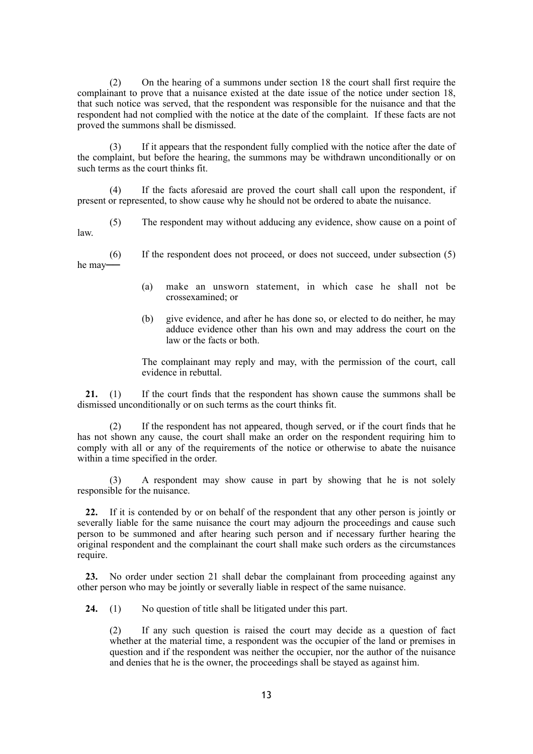(2) On the hearing of a summons under section 18 the court shall first require the complainant to prove that a nuisance existed at the date issue of the notice under section 18, that such notice was served, that the respondent was responsible for the nuisance and that the respondent had not complied with the notice at the date of the complaint. If these facts are not proved the summons shall be dismissed.

(3) If it appears that the respondent fully complied with the notice after the date of the complaint, but before the hearing, the summons may be withdrawn unconditionally or on such terms as the court thinks fit.

(4) If the facts aforesaid are proved the court shall call upon the respondent, if present or represented, to show cause why he should not be ordered to abate the nuisance.

(5) The respondent may without adducing any evidence, show cause on a point of law.

(6) If the respondent does not proceed, or does not succeed, under subsection (5) he may──

- (a) make an unsworn statement, in which case he shall not be crossexamined; or
- (b) give evidence, and after he has done so, or elected to do neither, he may adduce evidence other than his own and may address the court on the law or the facts or both.

The complainant may reply and may, with the permission of the court, call evidence in rebuttal.

**21.** (1) If the court finds that the respondent has shown cause the summons shall be dismissed unconditionally or on such terms as the court thinks fit.

(2) If the respondent has not appeared, though served, or if the court finds that he has not shown any cause, the court shall make an order on the respondent requiring him to comply with all or any of the requirements of the notice or otherwise to abate the nuisance within a time specified in the order.

(3) A respondent may show cause in part by showing that he is not solely responsible for the nuisance.

**22.** If it is contended by or on behalf of the respondent that any other person is jointly or severally liable for the same nuisance the court may adjourn the proceedings and cause such person to be summoned and after hearing such person and if necessary further hearing the original respondent and the complainant the court shall make such orders as the circumstances require.

**23.** No order under section 21 shall debar the complainant from proceeding against any other person who may be jointly or severally liable in respect of the same nuisance.

**24.** (1) No question of title shall be litigated under this part.

(2) If any such question is raised the court may decide as a question of fact whether at the material time, a respondent was the occupier of the land or premises in question and if the respondent was neither the occupier, nor the author of the nuisance and denies that he is the owner, the proceedings shall be stayed as against him.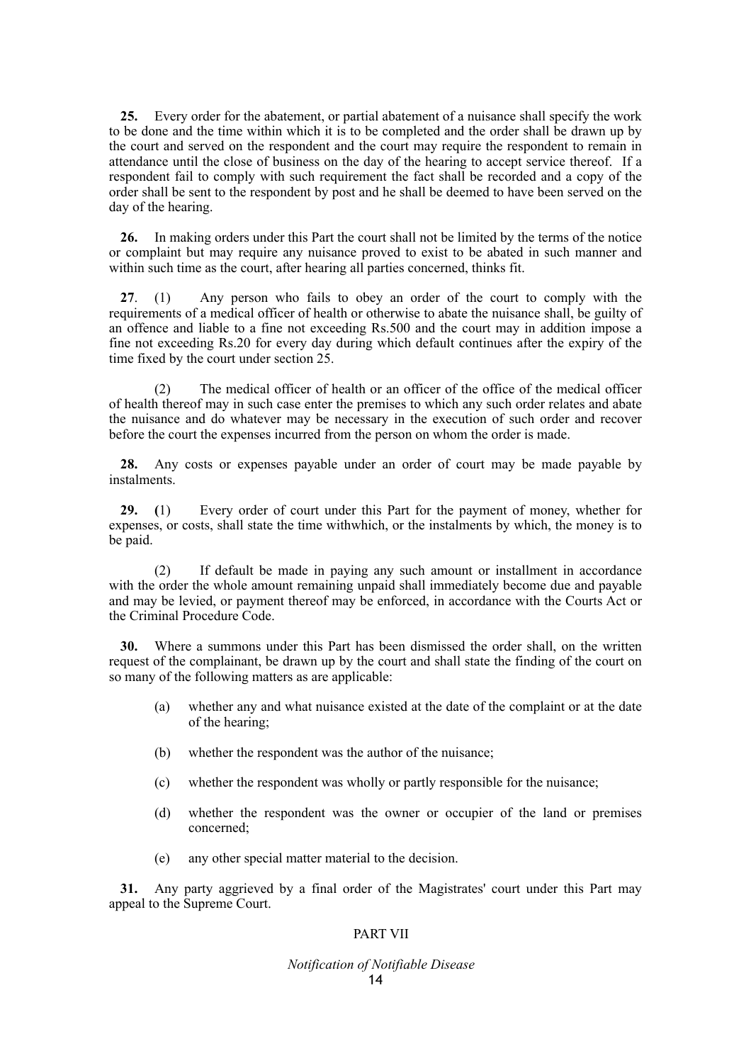**25.** Every order for the abatement, or partial abatement of a nuisance shall specify the work to be done and the time within which it is to be completed and the order shall be drawn up by the court and served on the respondent and the court may require the respondent to remain in attendance until the close of business on the day of the hearing to accept service thereof. If a respondent fail to comply with such requirement the fact shall be recorded and a copy of the order shall be sent to the respondent by post and he shall be deemed to have been served on the day of the hearing.

**26.** In making orders under this Part the court shall not be limited by the terms of the notice or complaint but may require any nuisance proved to exist to be abated in such manner and within such time as the court, after hearing all parties concerned, thinks fit.

**27**. (1) Any person who fails to obey an order of the court to comply with the requirements of a medical officer of health or otherwise to abate the nuisance shall, be guilty of an offence and liable to a fine not exceeding Rs.500 and the court may in addition impose a fine not exceeding Rs.20 for every day during which default continues after the expiry of the time fixed by the court under section 25.

(2) The medical officer of health or an officer of the office of the medical officer of health thereof may in such case enter the premises to which any such order relates and abate the nuisance and do whatever may be necessary in the execution of such order and recover before the court the expenses incurred from the person on whom the order is made.

**28.** Any costs or expenses payable under an order of court may be made payable by instalments.

**29. (**1) Every order of court under this Part for the payment of money, whether for expenses, or costs, shall state the time withwhich, or the instalments by which, the money is to be paid.

(2) If default be made in paying any such amount or installment in accordance with the order the whole amount remaining unpaid shall immediately become due and payable and may be levied, or payment thereof may be enforced, in accordance with the Courts Act or the Criminal Procedure Code.

**30.** Where a summons under this Part has been dismissed the order shall, on the written request of the complainant, be drawn up by the court and shall state the finding of the court on so many of the following matters as are applicable:

(a) whether any and what nuisance existed at the date of the complaint or at the date of the hearing;

(b) whether the respondent was the author of the nuisance;

(c) whether the respondent was wholly or partly responsible for the nuisance;

(d) whether the respondent was the owner or occupier of the land or premises concerned;

(e) any other special matter material to the decision.

**31.** Any party aggrieved by a final order of the Magistrates' court under this Part may appeal to the Supreme Court.

## PART VII

*Notification of Notifiable Disease*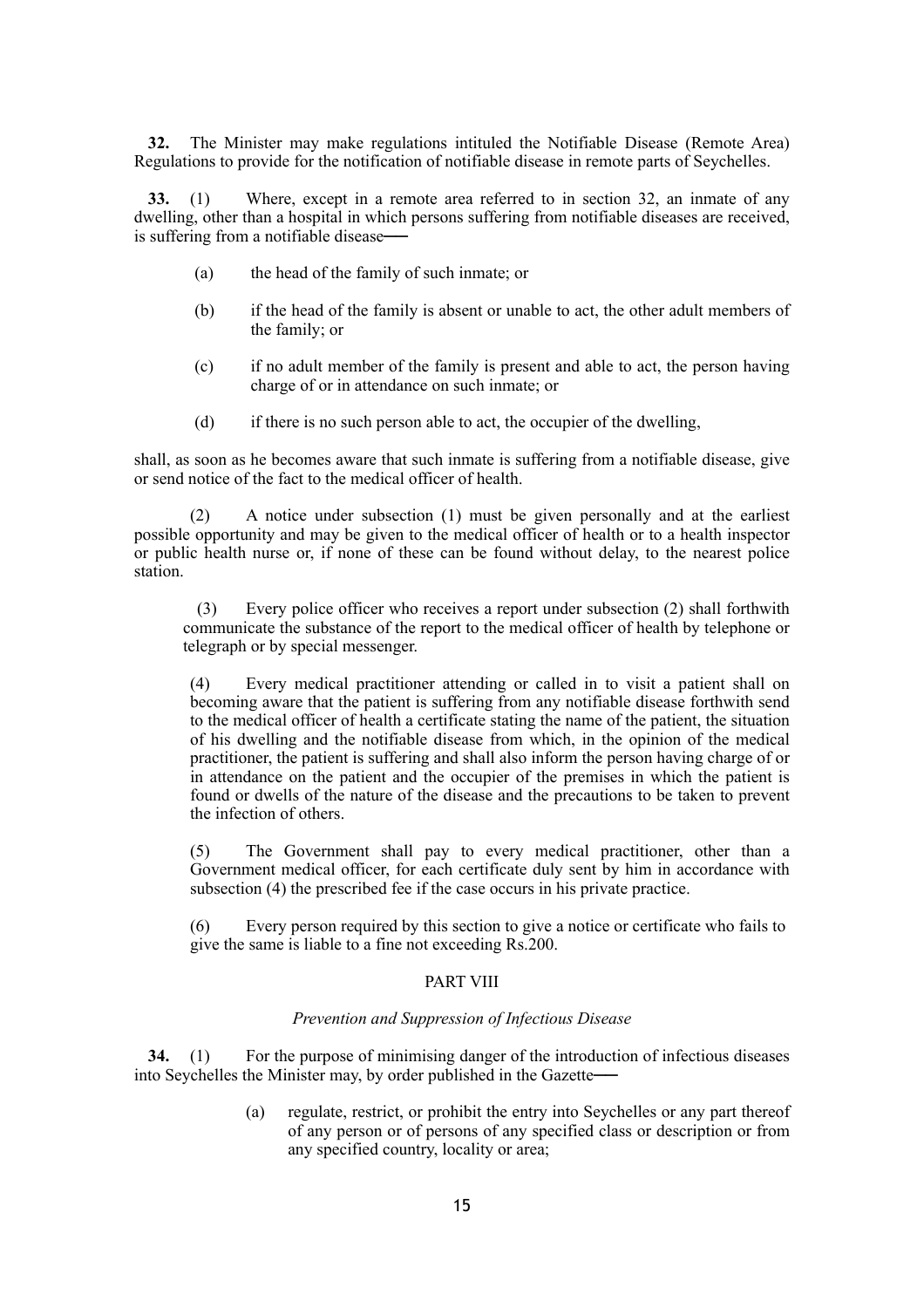**32.** The Minister may make regulations intituled the Notifiable Disease (Remote Area) Regulations to provide for the notification of notifiable disease in remote parts of Seychelles.

**33.** (1) Where, except in a remote area referred to in section 32, an inmate of any dwelling, other than a hospital in which persons suffering from notifiable diseases are received, is suffering from a notifiable disease──

(a) the head of the family of such inmate; or

(b) if the head of the family is absent or unable to act, the other adult members of the family; or

(c) if no adult member of the family is present and able to act, the person having charge of or in attendance on such inmate; or

(d) if there is no such person able to act, the occupier of the dwelling,

shall, as soon as he becomes aware that such inmate is suffering from a notifiable disease, give or send notice of the fact to the medical officer of health.

(2) A notice under subsection (1) must be given personally and at the earliest possible opportunity and may be given to the medical officer of health or to a health inspector or public health nurse or, if none of these can be found without delay, to the nearest police station.

(3) Every police officer who receives a report under subsection (2) shall forthwith communicate the substance of the report to the medical officer of health by telephone or telegraph or by special messenger.

(4) Every medical practitioner attending or called in to visit a patient shall on becoming aware that the patient is suffering from any notifiable disease forthwith send to the medical officer of health a certificate stating the name of the patient, the situation of his dwelling and the notifiable disease from which, in the opinion of the medical practitioner, the patient is suffering and shall also inform the person having charge of or in attendance on the patient and the occupier of the premises in which the patient is found or dwells of the nature of the disease and the precautions to be taken to prevent the infection of others.

(5) The Government shall pay to every medical practitioner, other than a Government medical officer, for each certificate duly sent by him in accordance with subsection (4) the prescribed fee if the case occurs in his private practice.

(6) Every person required by this section to give a notice or certificate who fails to give the same is liable to a fine not exceeding Rs.200.

## PART VIII

### *Prevention and Suppression of Infectious Disease*

**34.** (1) For the purpose of minimising danger of the introduction of infectious diseases into Seychelles the Minister may, by order published in the Gazette──

(a) regulate, restrict, or prohibit the entry into Seychelles or any part thereof of any person or of persons of any specified class or description or from any specified country, locality or area;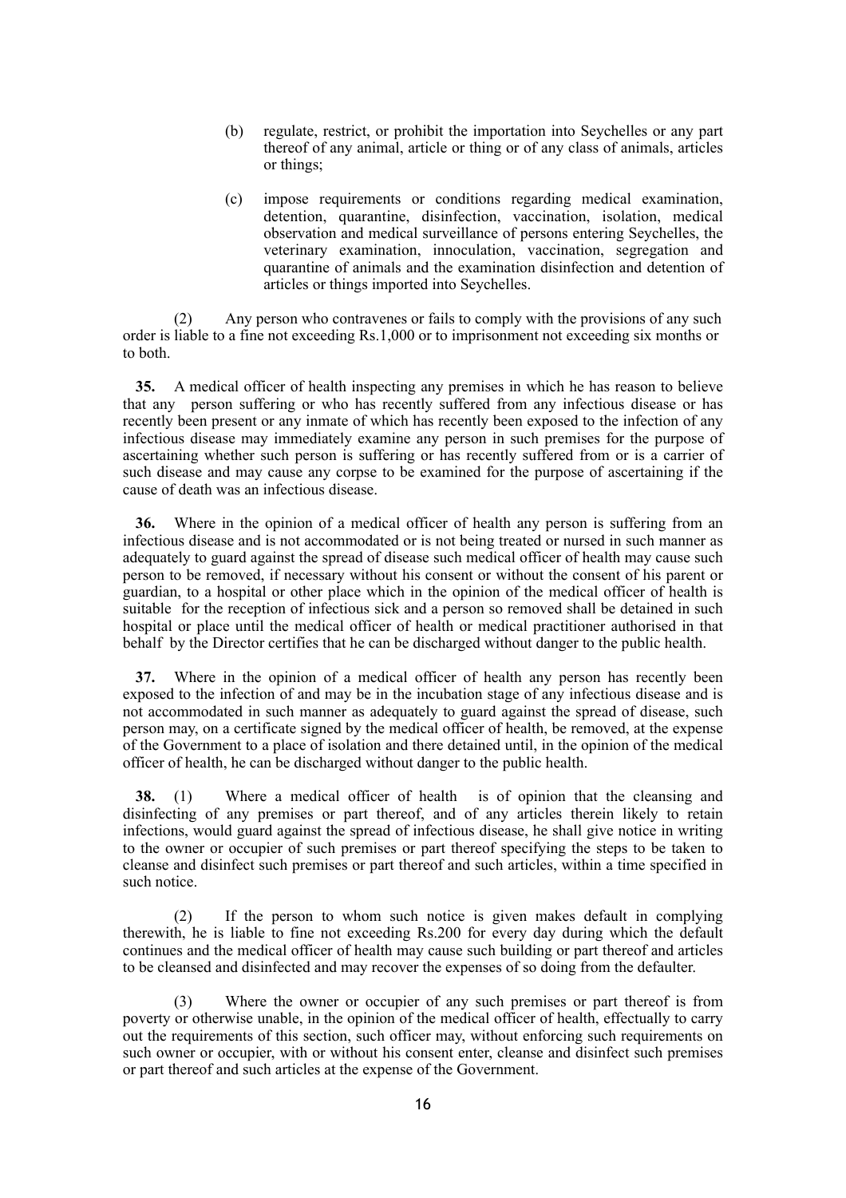(b) regulate, restrict, or prohibit the importation into Seychelles or any part thereof of any animal, article or thing or of any class of animals, articles or things;

(c) impose requirements or conditions regarding medical examination, detention, quarantine, disinfection, vaccination, isolation, medical observation and medical surveillance of persons entering Seychelles, the veterinary examination, innoculation, vaccination, segregation and quarantine of animals and the examination disinfection and detention of articles or things imported into Seychelles.

(2) Any person who contravenes or fails to comply with the provisions of any such order is liable to a fine not exceeding Rs.1,000 or to imprisonment not exceeding six months or to both.

**35.** A medical officer of health inspecting any premises in which he has reason to believe that any person suffering or who has recently suffered from any infectious disease or has recently been present or any inmate of which has recently been exposed to the infection of any infectious disease may immediately examine any person in such premises for the purpose of ascertaining whether such person is suffering or has recently suffered from or is a carrier of such disease and may cause any corpse to be examined for the purpose of ascertaining if the cause of death was an infectious disease.

**36.** Where in the opinion of a medical officer of health any person is suffering from an infectious disease and is not accommodated or is not being treated or nursed in such manner as adequately to guard against the spread of disease such medical officer of health may cause such person to be removed, if necessary without his consent or without the consent of his parent or guardian, to a hospital or other place which in the opinion of the medical officer of health is suitable for the reception of infectious sick and a person so removed shall be detained in such hospital or place until the medical officer of health or medical practitioner authorised in that behalf by the Director certifies that he can be discharged without danger to the public health.

**37.** Where in the opinion of a medical officer of health any person has recently been exposed to the infection of and may be in the incubation stage of any infectious disease and is not accommodated in such manner as adequately to guard against the spread of disease, such person may, on a certificate signed by the medical officer of health, be removed, at the expense of the Government to a place of isolation and there detained until, in the opinion of the medical officer of health, he can be discharged without danger to the public health.

**38.** (1) Where a medical officer of health is of opinion that the cleansing and disinfecting of any premises or part thereof, and of any articles therein likely to retain infections, would guard against the spread of infectious disease, he shall give notice in writing to the owner or occupier of such premises or part thereof specifying the steps to be taken to cleanse and disinfect such premises or part thereof and such articles, within a time specified in such notice.

(2) If the person to whom such notice is given makes default in complying therewith, he is liable to fine not exceeding Rs.200 for every day during which the default continues and the medical officer of health may cause such building or part thereof and articles to be cleansed and disinfected and may recover the expenses of so doing from the defaulter.

(3) Where the owner or occupier of any such premises or part thereof is from poverty or otherwise unable, in the opinion of the medical officer of health, effectually to carry out the requirements of this section, such officer may, without enforcing such requirements on such owner or occupier, with or without his consent enter, cleanse and disinfect such premises or part thereof and such articles at the expense of the Government.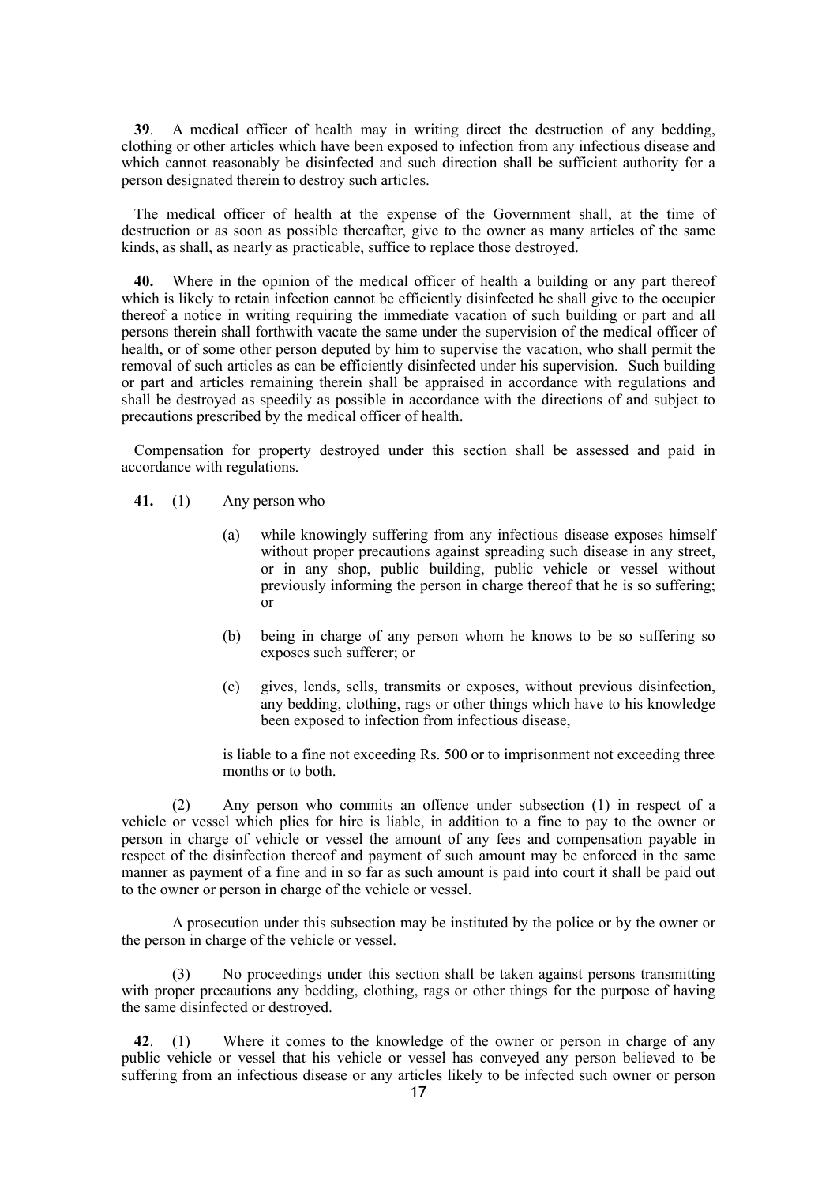**39**. A medical officer of health may in writing direct the destruction of any bedding, clothing or other articles which have been exposed to infection from any infectious disease and which cannot reasonably be disinfected and such direction shall be sufficient authority for a person designated therein to destroy such articles.

The medical officer of health at the expense of the Government shall, at the time of destruction or as soon as possible thereafter, give to the owner as many articles of the same kinds, as shall, as nearly as practicable, suffice to replace those destroyed.

**40.** Where in the opinion of the medical officer of health a building or any part thereof which is likely to retain infection cannot be efficiently disinfected he shall give to the occupier thereof a notice in writing requiring the immediate vacation of such building or part and all persons therein shall forthwith vacate the same under the supervision of the medical officer of health, or of some other person deputed by him to supervise the vacation, who shall permit the removal of such articles as can be efficiently disinfected under his supervision. Such building or part and articles remaining therein shall be appraised in accordance with regulations and shall be destroyed as speedily as possible in accordance with the directions of and subject to precautions prescribed by the medical officer of health.

Compensation for property destroyed under this section shall be assessed and paid in accordance with regulations.

**41.** (1) Any person who

(a) while knowingly suffering from any infectious disease exposes himself without proper precautions against spreading such disease in any street, or in any shop, public building, public vehicle or vessel without previously informing the person in charge thereof that he is so suffering; or

(b) being in charge of any person whom he knows to be so suffering so exposes such sufferer; or

(c) gives, lends, sells, transmits or exposes, without previous disinfection, any bedding, clothing, rags or other things which have to his knowledge been exposed to infection from infectious disease,

is liable to a fine not exceeding Rs. 500 or to imprisonment not exceeding three months or to both.

(2) Any person who commits an offence under subsection (1) in respect of a vehicle or vessel which plies for hire is liable, in addition to a fine to pay to the owner or person in charge of vehicle or vessel the amount of any fees and compensation payable in respect of the disinfection thereof and payment of such amount may be enforced in the same manner as payment of a fine and in so far as such amount is paid into court it shall be paid out to the owner or person in charge of the vehicle or vessel.

A prosecution under this subsection may be instituted by the police or by the owner or the person in charge of the vehicle or vessel.

(3) No proceedings under this section shall be taken against persons transmitting with proper precautions any bedding, clothing, rags or other things for the purpose of having the same disinfected or destroyed.

**42**. (1) Where it comes to the knowledge of the owner or person in charge of any public vehicle or vessel that his vehicle or vessel has conveyed any person believed to be suffering from an infectious disease or any articles likely to be infected such owner or person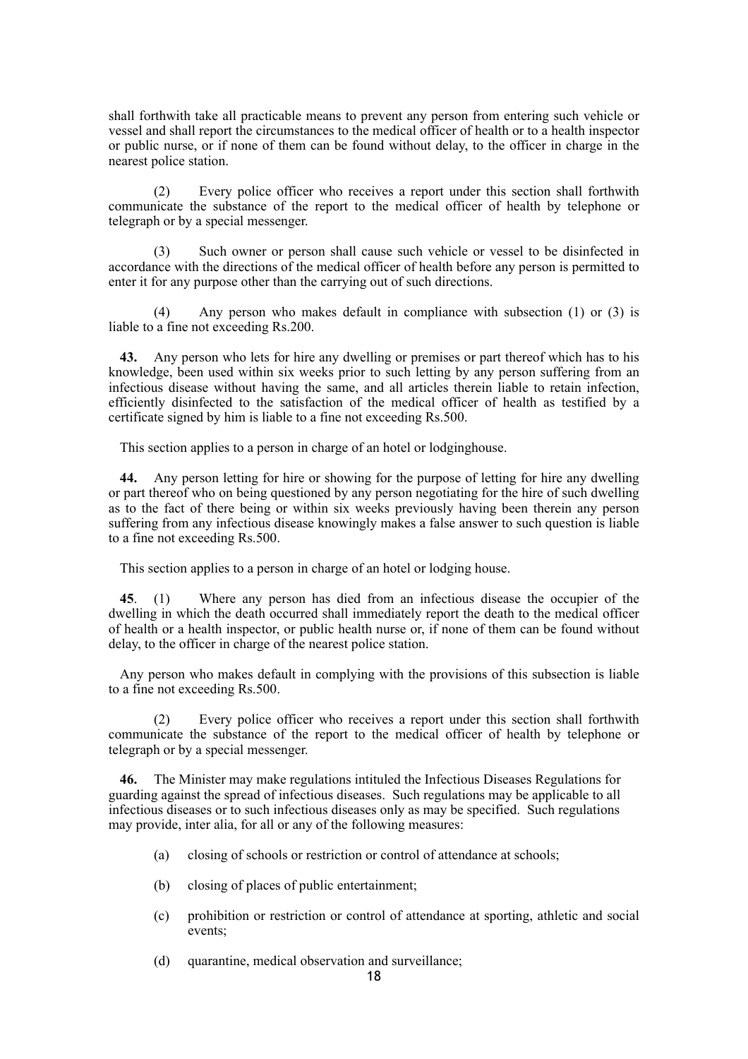shall forthwith take all practicable means to prevent any person from entering such vehicle or vessel and shall report the circumstances to the medical officer of health or to a health inspector or public nurse, or if none of them can be found without delay, to the officer in charge in the nearest police station.

(2) Every police officer who receives a report under this section shall forthwith communicate the substance of the report to the medical officer of health by telephone or telegraph or by a special messenger.

(3) Such owner or person shall cause such vehicle or vessel to be disinfected in accordance with the directions of the medical officer of health before any person is permitted to enter it for any purpose other than the carrying out of such directions.

(4) Any person who makes default in compliance with subsection (1) or (3) is liable to a fine not exceeding Rs.200.

**43.** Any person who lets for hire any dwelling or premises or part thereof which has to his knowledge, been used within six weeks prior to such letting by any person suffering from an infectious disease without having the same, and all articles therein liable to retain infection, efficiently disinfected to the satisfaction of the medical officer of health as testified by a certificate signed by him is liable to a fine not exceeding Rs.500.

This section applies to a person in charge of an hotel or lodginghouse.

**44.** Any person letting for hire or showing for the purpose of letting for hire any dwelling or part thereof who on being questioned by any person negotiating for the hire of such dwelling as to the fact of there being or within six weeks previously having been therein any person suffering from any infectious disease knowingly makes a false answer to such question is liable to a fine not exceeding Rs.500.

This section applies to a person in charge of an hotel or lodging house.

**45**. (1) Where any person has died from an infectious disease the occupier of the dwelling in which the death occurred shall immediately report the death to the medical officer of health or a health inspector, or public health nurse or, if none of them can be found without delay, to the officer in charge of the nearest police station.

Any person who makes default in complying with the provisions of this subsection is liable to a fine not exceeding Rs.500.

(2) Every police officer who receives a report under this section shall forthwith communicate the substance of the report to the medical officer of health by telephone or telegraph or by a special messenger.

**46.** The Minister may make regulations intituled the Infectious Diseases Regulations for guarding against the spread of infectious diseases. Such regulations may be applicable to all infectious diseases or to such infectious diseases only as may be specified. Such regulations may provide, inter alia, for all or any of the following measures:

(a) closing of schools or restriction or control of attendance at schools;

(b) closing of places of public entertainment;

(c) prohibition or restriction or control of attendance at sporting, athletic and social events;

(d) quarantine, medical observation and surveillance;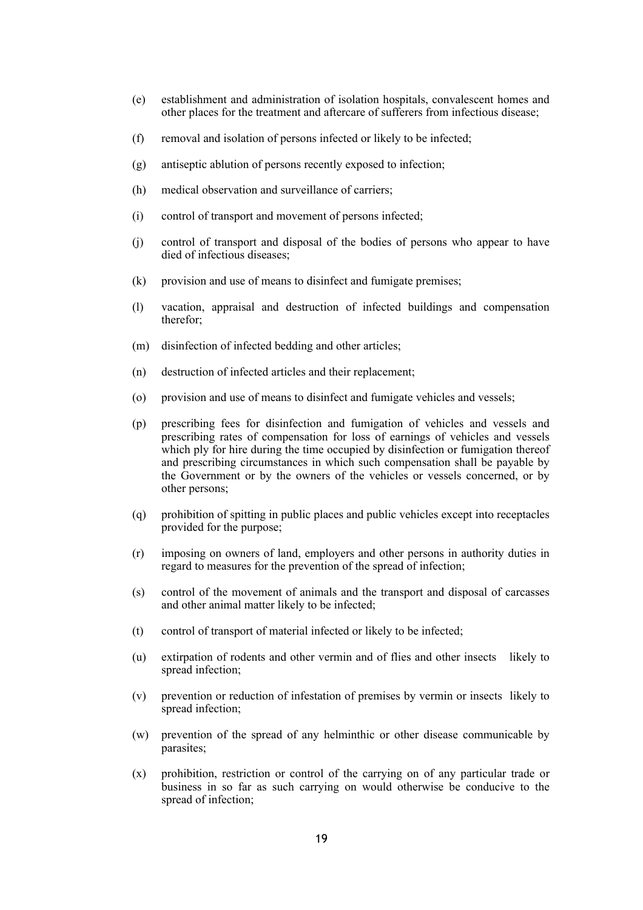(e) establishment and administration of isolation hospitals, convalescent homes and other places for the treatment and aftercare of sufferers from infectious disease;

(f) removal and isolation of persons infected or likely to be infected;

(g) antiseptic ablution of persons recently exposed to infection;

(h) medical observation and surveillance of carriers;

(i) control of transport and movement of persons infected;

(j) control of transport and disposal of the bodies of persons who appear to have died of infectious diseases;

(k) provision and use of means to disinfect and fumigate premises;

(l) vacation, appraisal and destruction of infected buildings and compensation therefor;

(m) disinfection of infected bedding and other articles;

(n) destruction of infected articles and their replacement;

(o) provision and use of means to disinfect and fumigate vehicles and vessels;

(p) prescribing fees for disinfection and fumigation of vehicles and vessels and prescribing rates of compensation for loss of earnings of vehicles and vessels which ply for hire during the time occupied by disinfection or fumigation thereof and prescribing circumstances in which such compensation shall be payable by the Government or by the owners of the vehicles or vessels concerned, or by other persons;

(q) prohibition of spitting in public places and public vehicles except into receptacles provided for the purpose;

(r) imposing on owners of land, employers and other persons in authority duties in regard to measures for the prevention of the spread of infection;

(s) control of the movement of animals and the transport and disposal of carcasses and other animal matter likely to be infected;

(t) control of transport of material infected or likely to be infected;

(u) extirpation of rodents and other vermin and of flies and other insects likely to spread infection;

(v) prevention or reduction of infestation of premises by vermin or insects likely to spread infection;

(w) prevention of the spread of any helminthic or other disease communicable by parasites;

(x) prohibition, restriction or control of the carrying on of any particular trade or business in so far as such carrying on would otherwise be conducive to the spread of infection;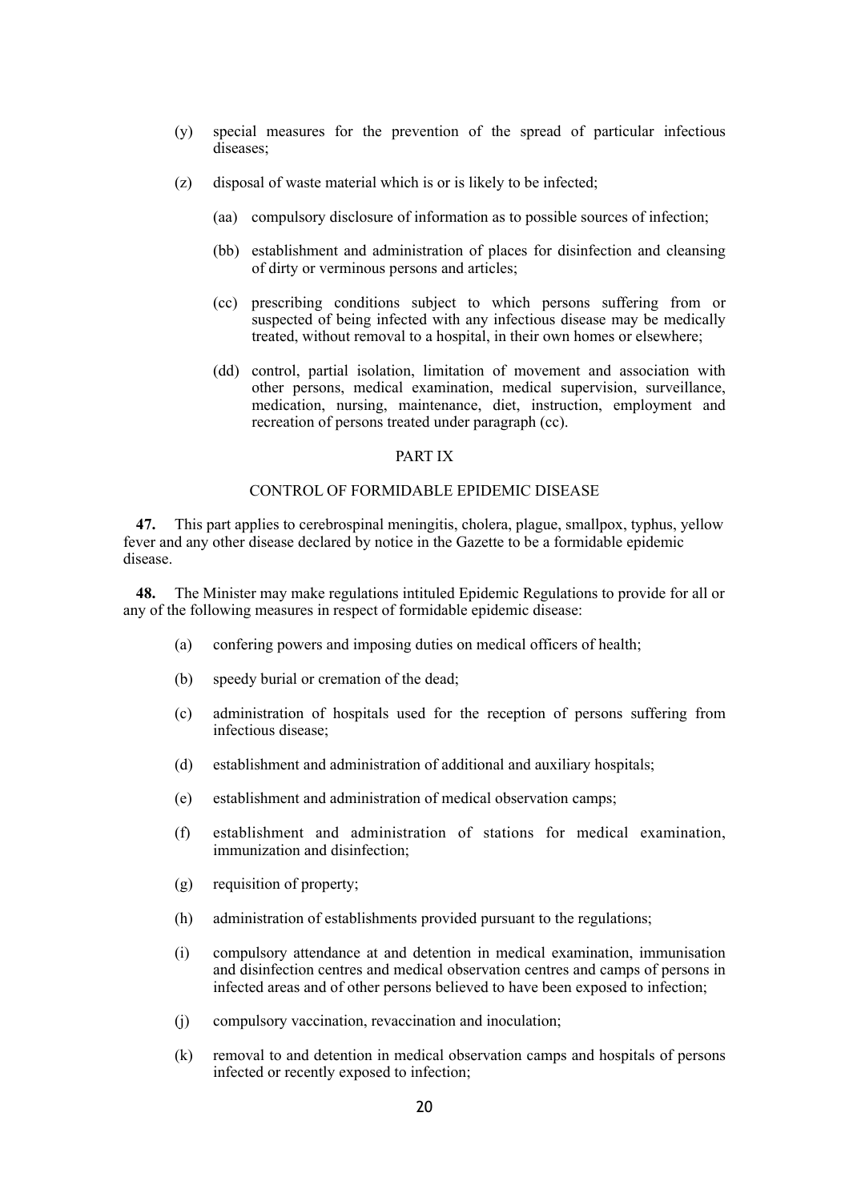(y) special measures for the prevention of the spread of particular infectious diseases;

(z) disposal of waste material which is or is likely to be infected;

(aa) compulsory disclosure of information as to possible sources of infection;

(bb) establishment and administration of places for disinfection and cleansing of dirty or verminous persons and articles;

(cc) prescribing conditions subject to which persons suffering from or suspected of being infected with any infectious disease may be medically treated, without removal to a hospital, in their own homes or elsewhere;

(dd) control, partial isolation, limitation of movement and association with other persons, medical examination, medical supervision, surveillance, medication, nursing, maintenance, diet, instruction, employment and recreation of persons treated under paragraph (cc).

## PART IX

## CONTROL OF FORMIDABLE EPIDEMIC DISEASE

**47.** This part applies to cerebrospinal meningitis, cholera, plague, smallpox, typhus, yellow fever and any other disease declared by notice in the Gazette to be a formidable epidemic disease.

**48.** The Minister may make regulations intituled Epidemic Regulations to provide for all or any of the following measures in respect of formidable epidemic disease:

(a) confering powers and imposing duties on medical officers of health;

(b) speedy burial or cremation of the dead;

(c) administration of hospitals used for the reception of persons suffering from infectious disease;

(d) establishment and administration of additional and auxiliary hospitals;

(e) establishment and administration of medical observation camps;

(f) establishment and administration of stations for medical examination, immunization and disinfection;

(g) requisition of property;

(h) administration of establishments provided pursuant to the regulations;

(i) compulsory attendance at and detention in medical examination, immunisation and disinfection centres and medical observation centres and camps of persons in infected areas and of other persons believed to have been exposed to infection;

(j) compulsory vaccination, revaccination and inoculation;

(k) removal to and detention in medical observation camps and hospitals of persons infected or recently exposed to infection;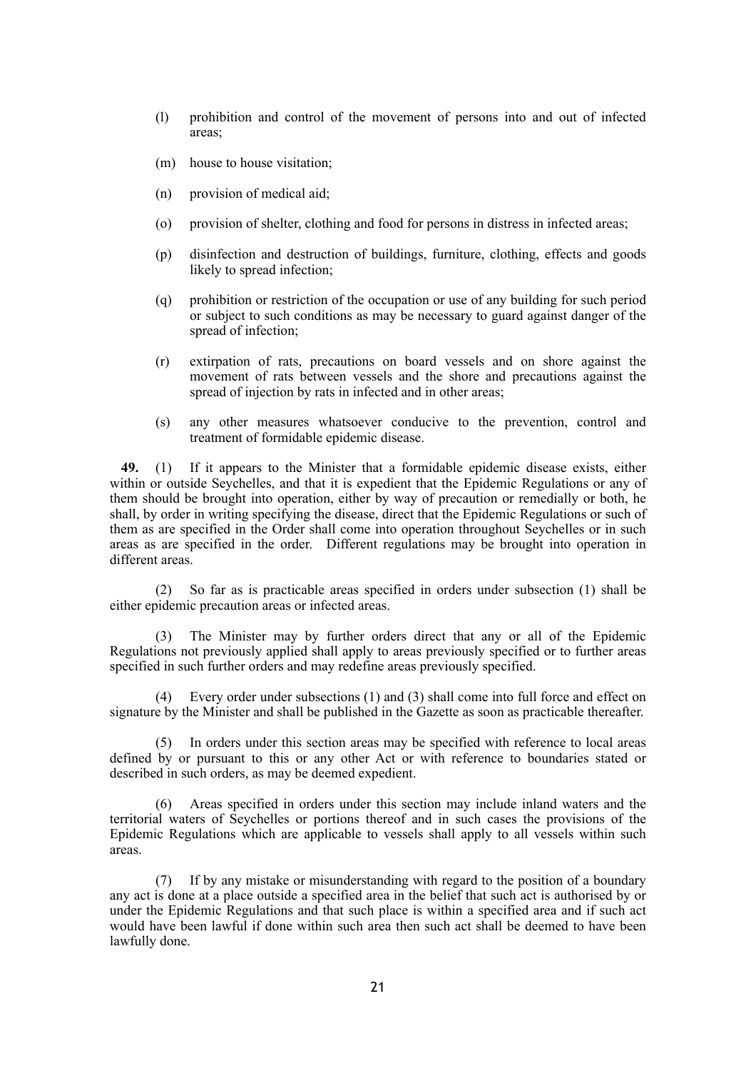(l) prohibition and control of the movement of persons into and out of infected areas;

(m) house to house visitation;

(n) provision of medical aid;

(o) provision of shelter, clothing and food for persons in distress in infected areas;

(p) disinfection and destruction of buildings, furniture, clothing, effects and goods likely to spread infection;

(q) prohibition or restriction of the occupation or use of any building for such period or subject to such conditions as may be necessary to guard against danger of the spread of infection;

(r) extirpation of rats, precautions on board vessels and on shore against the movement of rats between vessels and the shore and precautions against the spread of injection by rats in infected and in other areas;

(s) any other measures whatsoever conducive to the prevention, control and treatment of formidable epidemic disease.

**49.** (1) If it appears to the Minister that a formidable epidemic disease exists, either within or outside Seychelles, and that it is expedient that the Epidemic Regulations or any of them should be brought into operation, either by way of precaution or remedially or both, he shall, by order in writing specifying the disease, direct that the Epidemic Regulations or such of them as are specified in the Order shall come into operation throughout Seychelles or in such areas as are specified in the order. Different regulations may be brought into operation in different areas.

(2) So far as is practicable areas specified in orders under subsection (1) shall be either epidemic precaution areas or infected areas.

(3) The Minister may by further orders direct that any or all of the Epidemic Regulations not previously applied shall apply to areas previously specified or to further areas specified in such further orders and may redefine areas previously specified.

(4) Every order under subsections (1) and (3) shall come into full force and effect on signature by the Minister and shall be published in the Gazette as soon as practicable thereafter.

(5) In orders under this section areas may be specified with reference to local areas defined by or pursuant to this or any other Act or with reference to boundaries stated or described in such orders, as may be deemed expedient.

(6) Areas specified in orders under this section may include inland waters and the territorial waters of Seychelles or portions thereof and in such cases the provisions of the Epidemic Regulations which are applicable to vessels shall apply to all vessels within such areas.

(7) If by any mistake or misunderstanding with regard to the position of a boundary any act is done at a place outside a specified area in the belief that such act is authorised by or under the Epidemic Regulations and that such place is within a specified area and if such act would have been lawful if done within such area then such act shall be deemed to have been lawfully done.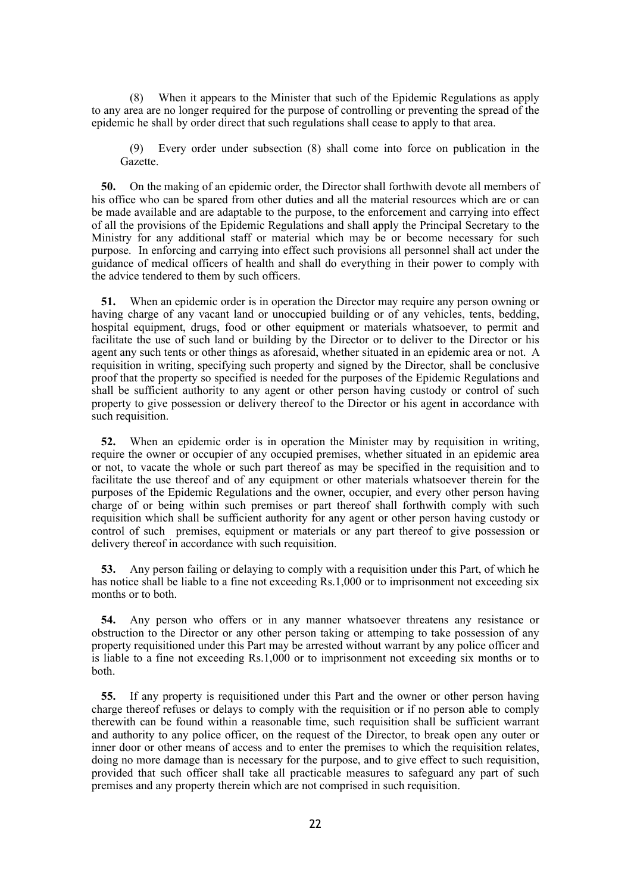(8) When it appears to the Minister that such of the Epidemic Regulations as apply to any area are no longer required for the purpose of controlling or preventing the spread of the epidemic he shall by order direct that such regulations shall cease to apply to that area.

(9) Every order under subsection (8) shall come into force on publication in the Gazette.

**50.** On the making of an epidemic order, the Director shall forthwith devote all members of his office who can be spared from other duties and all the material resources which are or can be made available and are adaptable to the purpose, to the enforcement and carrying into effect of all the provisions of the Epidemic Regulations and shall apply the Principal Secretary to the Ministry for any additional staff or material which may be or become necessary for such purpose. In enforcing and carrying into effect such provisions all personnel shall act under the guidance of medical officers of health and shall do everything in their power to comply with the advice tendered to them by such officers.

**51.** When an epidemic order is in operation the Director may require any person owning or having charge of any vacant land or unoccupied building or of any vehicles, tents, bedding, hospital equipment, drugs, food or other equipment or materials whatsoever, to permit and facilitate the use of such land or building by the Director or to deliver to the Director or his agent any such tents or other things as aforesaid, whether situated in an epidemic area or not. A requisition in writing, specifying such property and signed by the Director, shall be conclusive proof that the property so specified is needed for the purposes of the Epidemic Regulations and shall be sufficient authority to any agent or other person having custody or control of such property to give possession or delivery thereof to the Director or his agent in accordance with such requisition.

**52.** When an epidemic order is in operation the Minister may by requisition in writing, require the owner or occupier of any occupied premises, whether situated in an epidemic area or not, to vacate the whole or such part thereof as may be specified in the requisition and to facilitate the use thereof and of any equipment or other materials whatsoever therein for the purposes of the Epidemic Regulations and the owner, occupier, and every other person having charge of or being within such premises or part thereof shall forthwith comply with such requisition which shall be sufficient authority for any agent or other person having custody or control of such premises, equipment or materials or any part thereof to give possession or delivery thereof in accordance with such requisition.

**53.** Any person failing or delaying to comply with a requisition under this Part, of which he has notice shall be liable to a fine not exceeding Rs.1,000 or to imprisonment not exceeding six months or to both.

**54.** Any person who offers or in any manner whatsoever threatens any resistance or obstruction to the Director or any other person taking or attemping to take possession of any property requisitioned under this Part may be arrested without warrant by any police officer and is liable to a fine not exceeding Rs.1,000 or to imprisonment not exceeding six months or to both.

**55.** If any property is requisitioned under this Part and the owner or other person having charge thereof refuses or delays to comply with the requisition or if no person able to comply therewith can be found within a reasonable time, such requisition shall be sufficient warrant and authority to any police officer, on the request of the Director, to break open any outer or inner door or other means of access and to enter the premises to which the requisition relates, doing no more damage than is necessary for the purpose, and to give effect to such requisition, provided that such officer shall take all practicable measures to safeguard any part of such premises and any property therein which are not comprised in such requisition.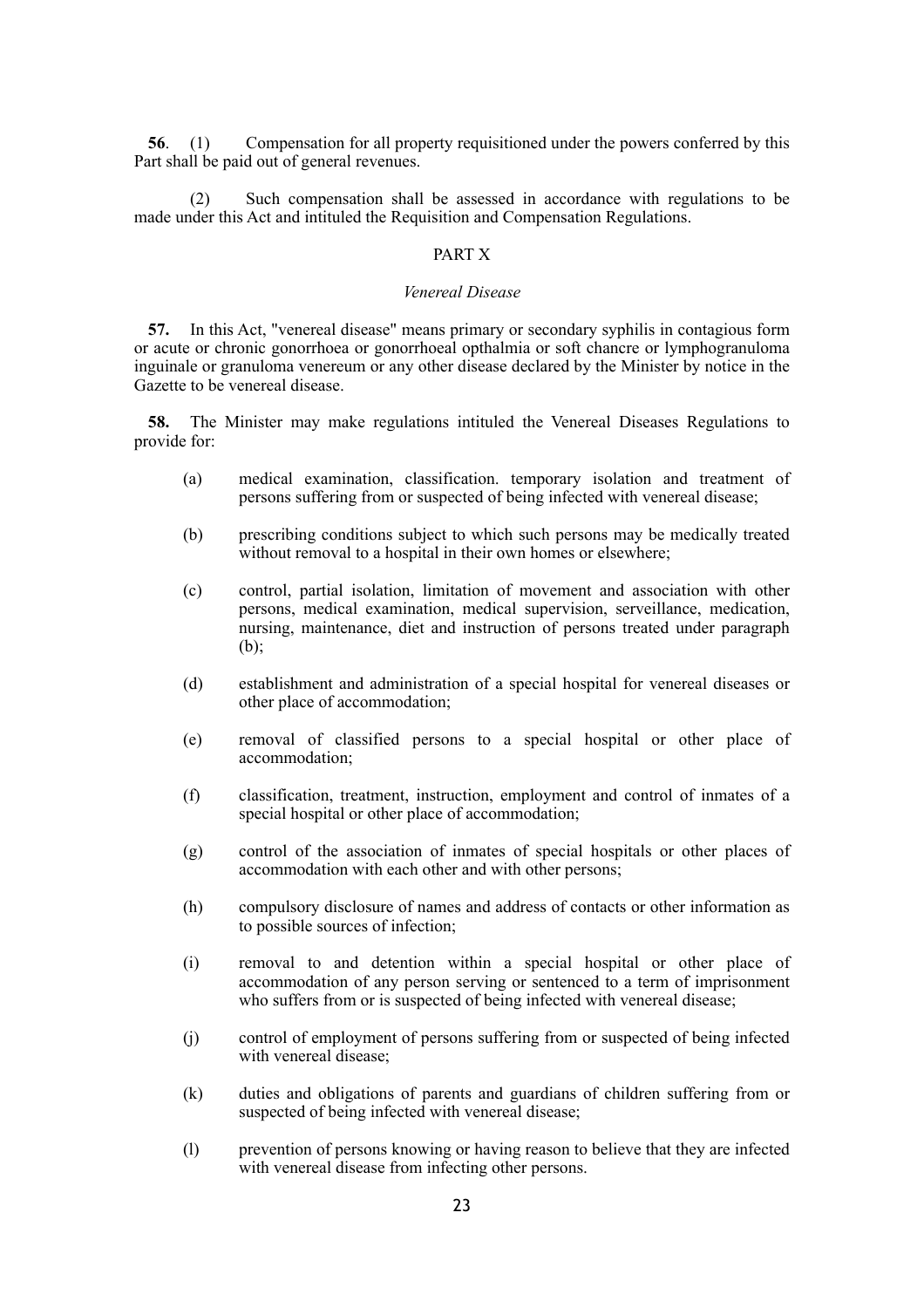**56**. (1) Compensation for all property requisitioned under the powers conferred by this Part shall be paid out of general revenues.

(2) Such compensation shall be assessed in accordance with regulations to be made under this Act and intituled the Requisition and Compensation Regulations.

## PART X

### *Venereal Disease*

**57.** In this Act, "venereal disease" means primary or secondary syphilis in contagious form or acute or chronic gonorrhoea or gonorrhoeal opthalmia or soft chancre or lymphogranuloma inguinale or granuloma venereum or any other disease declared by the Minister by notice in the Gazette to be venereal disease.

**58.** The Minister may make regulations intituled the Venereal Diseases Regulations to provide for:

(a) medical examination, classification. temporary isolation and treatment of persons suffering from or suspected of being infected with venereal disease;

(b) prescribing conditions subject to which such persons may be medically treated without removal to a hospital in their own homes or elsewhere;

(c) control, partial isolation, limitation of movement and association with other persons, medical examination, medical supervision, serveillance, medication, nursing, maintenance, diet and instruction of persons treated under paragraph (b);

(d) establishment and administration of a special hospital for venereal diseases or other place of accommodation;

(e) removal of classified persons to a special hospital or other place of accommodation;

(f) classification, treatment, instruction, employment and control of inmates of a special hospital or other place of accommodation;

(g) control of the association of inmates of special hospitals or other places of accommodation with each other and with other persons;

(h) compulsory disclosure of names and address of contacts or other information as to possible sources of infection;

(i) removal to and detention within a special hospital or other place of accommodation of any person serving or sentenced to a term of imprisonment who suffers from or is suspected of being infected with venereal disease;

(j) control of employment of persons suffering from or suspected of being infected with venereal disease;

(k) duties and obligations of parents and guardians of children suffering from or suspected of being infected with venereal disease;

(l) prevention of persons knowing or having reason to believe that they are infected with venereal disease from infecting other persons.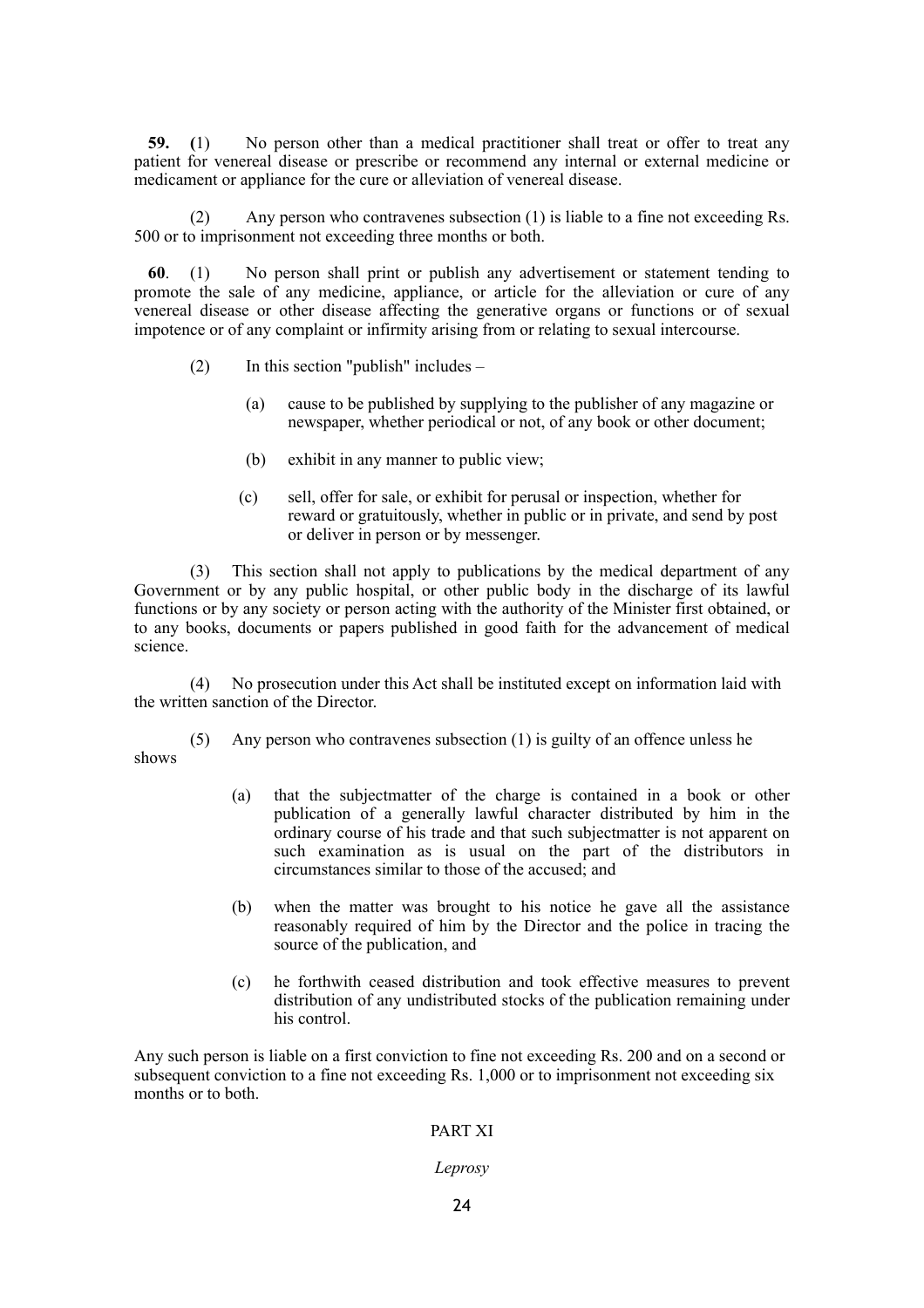**59. (**1) No person other than a medical practitioner shall treat or offer to treat any patient for venereal disease or prescribe or recommend any internal or external medicine or medicament or appliance for the cure or alleviation of venereal disease.

(2) Any person who contravenes subsection (1) is liable to a fine not exceeding Rs. 500 or to imprisonment not exceeding three months or both.

**60**. (1) No person shall print or publish any advertisement or statement tending to promote the sale of any medicine, appliance, or article for the alleviation or cure of any venereal disease or other disease affecting the generative organs or functions or of sexual impotence or of any complaint or infirmity arising from or relating to sexual intercourse.

(2) In this section "publish" includes –

(a) cause to be published by supplying to the publisher of any magazine or newspaper, whether periodical or not, of any book or other document;

(b) exhibit in any manner to public view;

(c) sell, offer for sale, or exhibit for perusal or inspection, whether for reward or gratuitously, whether in public or in private, and send by post or deliver in person or by messenger.

(3) This section shall not apply to publications by the medical department of any Government or by any public hospital, or other public body in the discharge of its lawful functions or by any society or person acting with the authority of the Minister first obtained, or to any books, documents or papers published in good faith for the advancement of medical science.

(4) No prosecution under this Act shall be instituted except on information laid with the written sanction of the Director.

(5) Any person who contravenes subsection (1) is guilty of an offence unless he shows

(a) that the subjectmatter of the charge is contained in a book or other publication of a generally lawful character distributed by him in the ordinary course of his trade and that such subjectmatter is not apparent on such examination as is usual on the part of the distributors in circumstances similar to those of the accused; and

(b) when the matter was brought to his notice he gave all the assistance reasonably required of him by the Director and the police in tracing the source of the publication, and

(c) he forthwith ceased distribution and took effective measures to prevent distribution of any undistributed stocks of the publication remaining under his control.

Any such person is liable on a first conviction to fine not exceeding Rs. 200 and on a second or subsequent conviction to a fine not exceeding Rs. 1,000 or to imprisonment not exceeding six months or to both.

## PART XI

*Leprosy*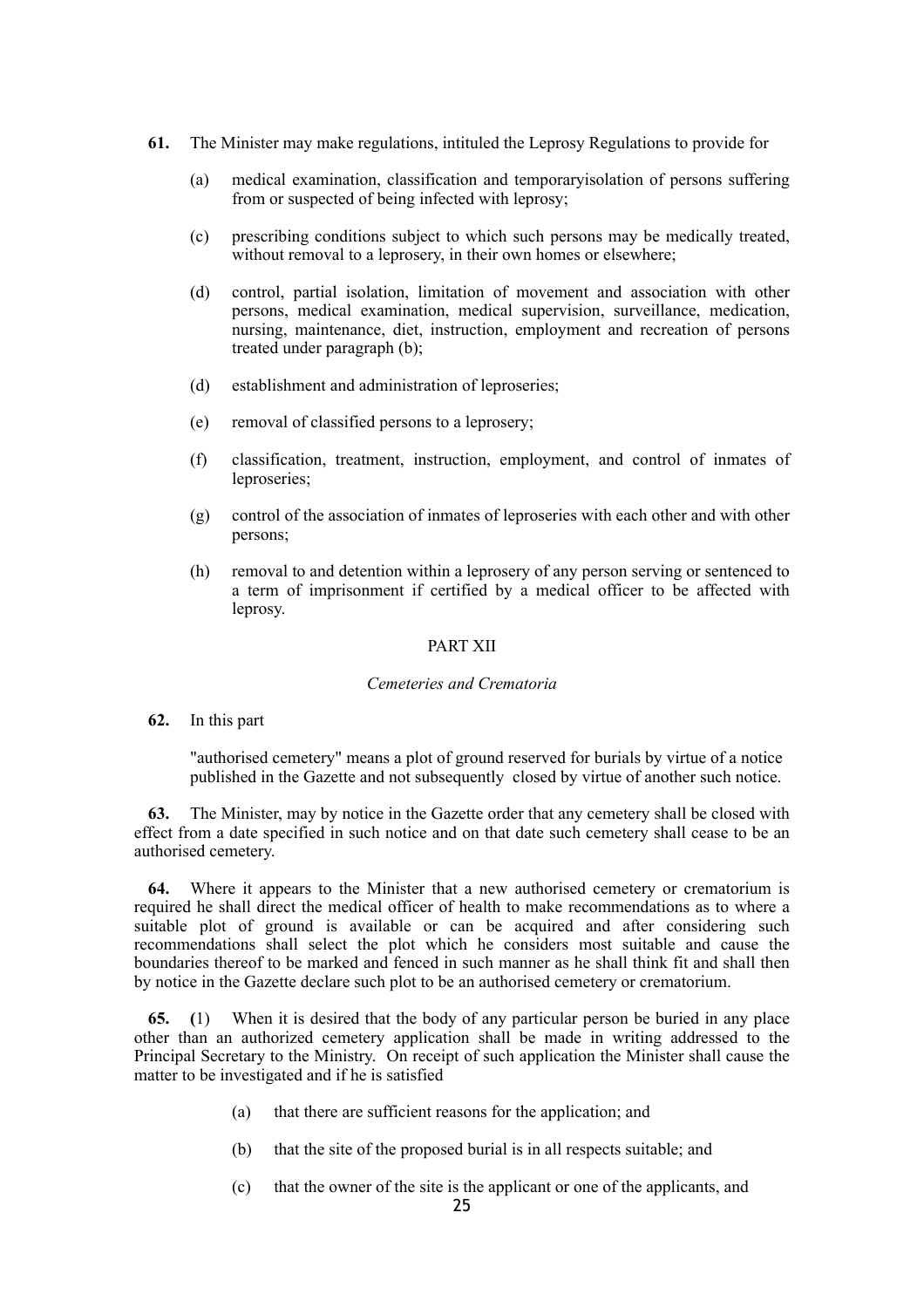**61.** The Minister may make regulations, intituled the Leprosy Regulations to provide for

(a) medical examination, classification and temporaryisolation of persons suffering from or suspected of being infected with leprosy;

(c) prescribing conditions subject to which such persons may be medically treated, without removal to a leprosery, in their own homes or elsewhere;

(d) control, partial isolation, limitation of movement and association with other persons, medical examination, medical supervision, surveillance, medication, nursing, maintenance, diet, instruction, employment and recreation of persons treated under paragraph (b);

(d) establishment and administration of leproseries;

(e) removal of classified persons to a leprosery;

(f) classification, treatment, instruction, employment, and control of inmates of leproseries;

(g) control of the association of inmates of leproseries with each other and with other persons;

(h) removal to and detention within a leprosery of any person serving or sentenced to a term of imprisonment if certified by a medical officer to be affected with leprosy.

## PART XII

*Cemeteries and Crematoria*

**62.** In this part

"authorised cemetery" means a plot of ground reserved for burials by virtue of a notice published in the Gazette and not subsequently closed by virtue of another such notice.

**63.** The Minister, may by notice in the Gazette order that any cemetery shall be closed with effect from a date specified in such notice and on that date such cemetery shall cease to be an authorised cemetery.

**64.** Where it appears to the Minister that a new authorised cemetery or crematorium is required he shall direct the medical officer of health to make recommendations as to where a suitable plot of ground is available or can be acquired and after considering such recommendations shall select the plot which he considers most suitable and cause the boundaries thereof to be marked and fenced in such manner as he shall think fit and shall then by notice in the Gazette declare such plot to be an authorised cemetery or crematorium.

**65.** **(**1) When it is desired that the body of any particular person be buried in any place other than an authorized cemetery application shall be made in writing addressed to the Principal Secretary to the Ministry. On receipt of such application the Minister shall cause the matter to be investigated and if he is satisfied

(a) that there are sufficient reasons for the application; and

(b) that the site of the proposed burial is in all respects suitable; and

(c) that the owner of the site is the applicant or one of the applicants, and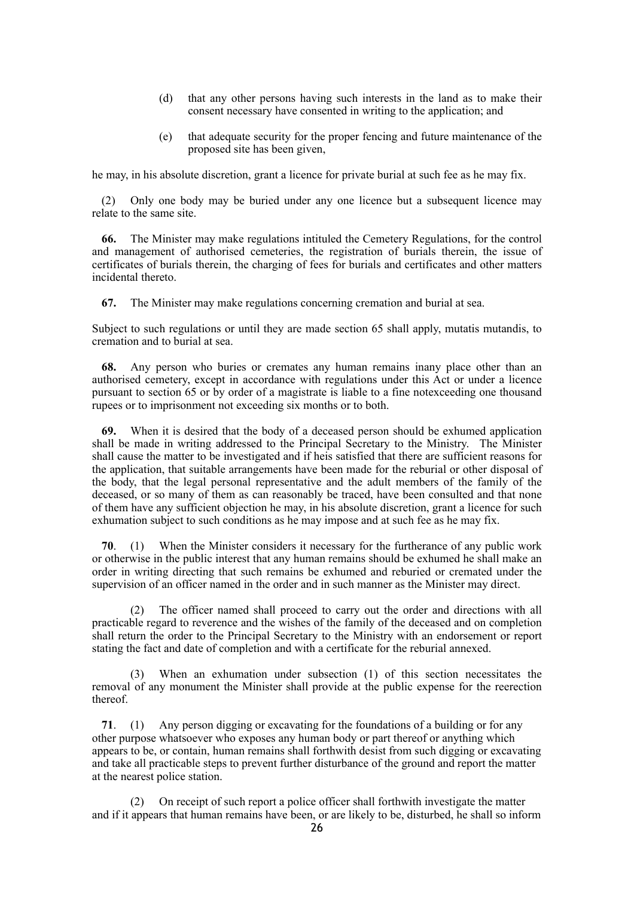(d) that any other persons having such interests in the land as to make their consent necessary have consented in writing to the application; and

(e) that adequate security for the proper fencing and future maintenance of the proposed site has been given,

he may, in his absolute discretion, grant a licence for private burial at such fee as he may fix.

(2) Only one body may be buried under any one licence but a subsequent licence may relate to the same site.

**66.** The Minister may make regulations intituled the Cemetery Regulations, for the control and management of authorised cemeteries, the registration of burials therein, the issue of certificates of burials therein, the charging of fees for burials and certificates and other matters incidental thereto.

**67.** The Minister may make regulations concerning cremation and burial at sea.

Subject to such regulations or until they are made section 65 shall apply, mutatis mutandis, to cremation and to burial at sea.

**68.** Any person who buries or cremates any human remains inany place other than an authorised cemetery, except in accordance with regulations under this Act or under a licence pursuant to section 65 or by order of a magistrate is liable to a fine notexceeding one thousand rupees or to imprisonment not exceeding six months or to both.

**69.** When it is desired that the body of a deceased person should be exhumed application shall be made in writing addressed to the Principal Secretary to the Ministry. The Minister shall cause the matter to be investigated and if heis satisfied that there are sufficient reasons for the application, that suitable arrangements have been made for the reburial or other disposal of the body, that the legal personal representative and the adult members of the family of the deceased, or so many of them as can reasonably be traced, have been consulted and that none of them have any sufficient objection he may, in his absolute discretion, grant a licence for such exhumation subject to such conditions as he may impose and at such fee as he may fix.

**70**. (1) When the Minister considers it necessary for the furtherance of any public work or otherwise in the public interest that any human remains should be exhumed he shall make an order in writing directing that such remains be exhumed and reburied or cremated under the supervision of an officer named in the order and in such manner as the Minister may direct.

(2) The officer named shall proceed to carry out the order and directions with all practicable regard to reverence and the wishes of the family of the deceased and on completion shall return the order to the Principal Secretary to the Ministry with an endorsement or report stating the fact and date of completion and with a certificate for the reburial annexed.

(3) When an exhumation under subsection (1) of this section necessitates the removal of any monument the Minister shall provide at the public expense for the reerection thereof.

**71**. (1) Any person digging or excavating for the foundations of a building or for any other purpose whatsoever who exposes any human body or part thereof or anything which appears to be, or contain, human remains shall forthwith desist from such digging or excavating and take all practicable steps to prevent further disturbance of the ground and report the matter at the nearest police station.

(2) On receipt of such report a police officer shall forthwith investigate the matter and if it appears that human remains have been, or are likely to be, disturbed, he shall so inform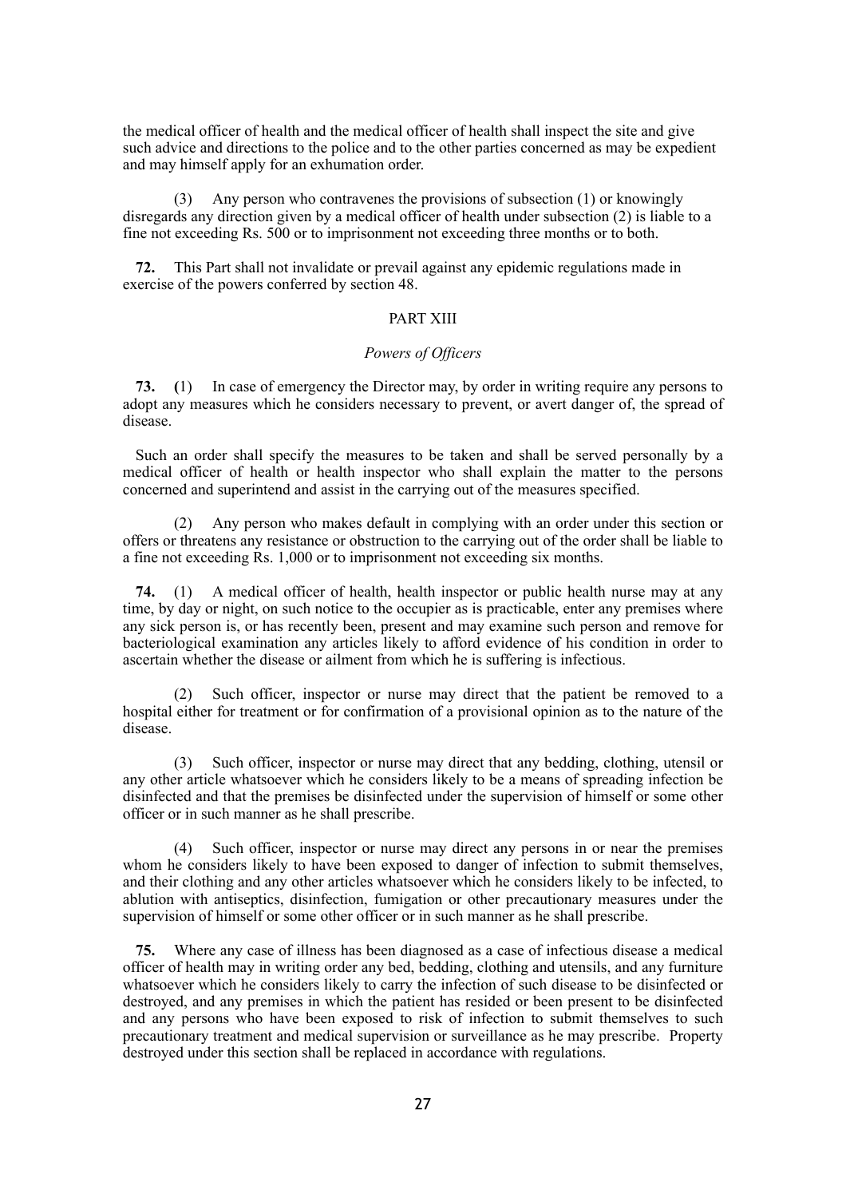the medical officer of health and the medical officer of health shall inspect the site and give such advice and directions to the police and to the other parties concerned as may be expedient and may himself apply for an exhumation order.

(3) Any person who contravenes the provisions of subsection (1) or knowingly disregards any direction given by a medical officer of health under subsection (2) is liable to a fine not exceeding Rs. 500 or to imprisonment not exceeding three months or to both.

**72.** This Part shall not invalidate or prevail against any epidemic regulations made in exercise of the powers conferred by section 48.

## PART XIII

### *Powers of Officers*

**73. (**1) In case of emergency the Director may, by order in writing require any persons to adopt any measures which he considers necessary to prevent, or avert danger of, the spread of disease.

Such an order shall specify the measures to be taken and shall be served personally by a medical officer of health or health inspector who shall explain the matter to the persons concerned and superintend and assist in the carrying out of the measures specified.

(2) Any person who makes default in complying with an order under this section or offers or threatens any resistance or obstruction to the carrying out of the order shall be liable to a fine not exceeding Rs. 1,000 or to imprisonment not exceeding six months.

**74.** (1) A medical officer of health, health inspector or public health nurse may at any time, by day or night, on such notice to the occupier as is practicable, enter any premises where any sick person is, or has recently been, present and may examine such person and remove for bacteriological examination any articles likely to afford evidence of his condition in order to ascertain whether the disease or ailment from which he is suffering is infectious.

(2) Such officer, inspector or nurse may direct that the patient be removed to a hospital either for treatment or for confirmation of a provisional opinion as to the nature of the disease.

(3) Such officer, inspector or nurse may direct that any bedding, clothing, utensil or any other article whatsoever which he considers likely to be a means of spreading infection be disinfected and that the premises be disinfected under the supervision of himself or some other officer or in such manner as he shall prescribe.

(4) Such officer, inspector or nurse may direct any persons in or near the premises whom he considers likely to have been exposed to danger of infection to submit themselves, and their clothing and any other articles whatsoever which he considers likely to be infected, to ablution with antiseptics, disinfection, fumigation or other precautionary measures under the supervision of himself or some other officer or in such manner as he shall prescribe.

**75.** Where any case of illness has been diagnosed as a case of infectious disease a medical officer of health may in writing order any bed, bedding, clothing and utensils, and any furniture whatsoever which he considers likely to carry the infection of such disease to be disinfected or destroyed, and any premises in which the patient has resided or been present to be disinfected and any persons who have been exposed to risk of infection to submit themselves to such precautionary treatment and medical supervision or surveillance as he may prescribe. Property destroyed under this section shall be replaced in accordance with regulations.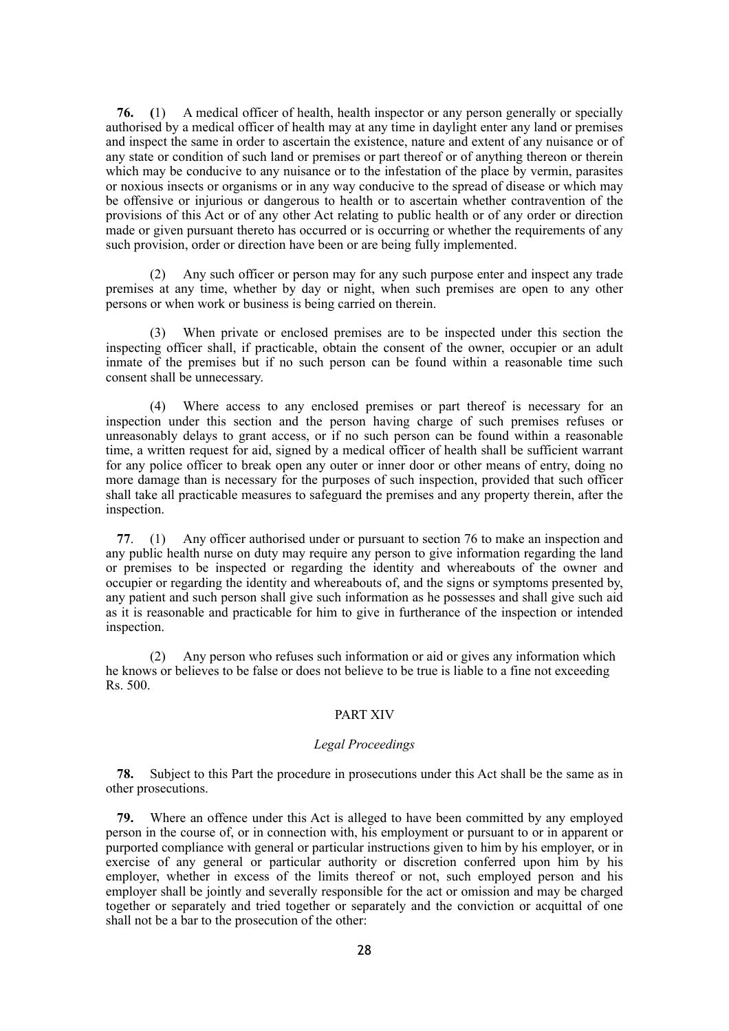**76.** (1) A medical officer of health, health inspector or any person generally or specially authorised by a medical officer of health may at any time in daylight enter any land or premises and inspect the same in order to ascertain the existence, nature and extent of any nuisance or of any state or condition of such land or premises or part thereof or of anything thereon or therein which may be conducive to any nuisance or to the infestation of the place by vermin, parasites or noxious insects or organisms or in any way conducive to the spread of disease or which may be offensive or injurious or dangerous to health or to ascertain whether contravention of the provisions of this Act or of any other Act relating to public health or of any order or direction made or given pursuant thereto has occurred or is occurring or whether the requirements of any such provision, order or direction have been or are being fully implemented.

(2) Any such officer or person may for any such purpose enter and inspect any trade premises at any time, whether by day or night, when such premises are open to any other persons or when work or business is being carried on therein.

(3) When private or enclosed premises are to be inspected under this section the inspecting officer shall, if practicable, obtain the consent of the owner, occupier or an adult inmate of the premises but if no such person can be found within a reasonable time such consent shall be unnecessary.

(4) Where access to any enclosed premises or part thereof is necessary for an inspection under this section and the person having charge of such premises refuses or unreasonably delays to grant access, or if no such person can be found within a reasonable time, a written request for aid, signed by a medical officer of health shall be sufficient warrant for any police officer to break open any outer or inner door or other means of entry, doing no more damage than is necessary for the purposes of such inspection, provided that such officer shall take all practicable measures to safeguard the premises and any property therein, after the inspection.

**77**. (1) Any officer authorised under or pursuant to section 76 to make an inspection and any public health nurse on duty may require any person to give information regarding the land or premises to be inspected or regarding the identity and whereabouts of the owner and occupier or regarding the identity and whereabouts of, and the signs or symptoms presented by, any patient and such person shall give such information as he possesses and shall give such aid as it is reasonable and practicable for him to give in furtherance of the inspection or intended inspection.

(2) Any person who refuses such information or aid or gives any information which he knows or believes to be false or does not believe to be true is liable to a fine not exceeding Rs. 500.

## PART XIV

### *Legal Proceedings*

**78.** Subject to this Part the procedure in prosecutions under this Act shall be the same as in other prosecutions.

**79.** Where an offence under this Act is alleged to have been committed by any employed person in the course of, or in connection with, his employment or pursuant to or in apparent or purported compliance with general or particular instructions given to him by his employer, or in exercise of any general or particular authority or discretion conferred upon him by his employer, whether in excess of the limits thereof or not, such employed person and his employer shall be jointly and severally responsible for the act or omission and may be charged together or separately and tried together or separately and the conviction or acquittal of one shall not be a bar to the prosecution of the other: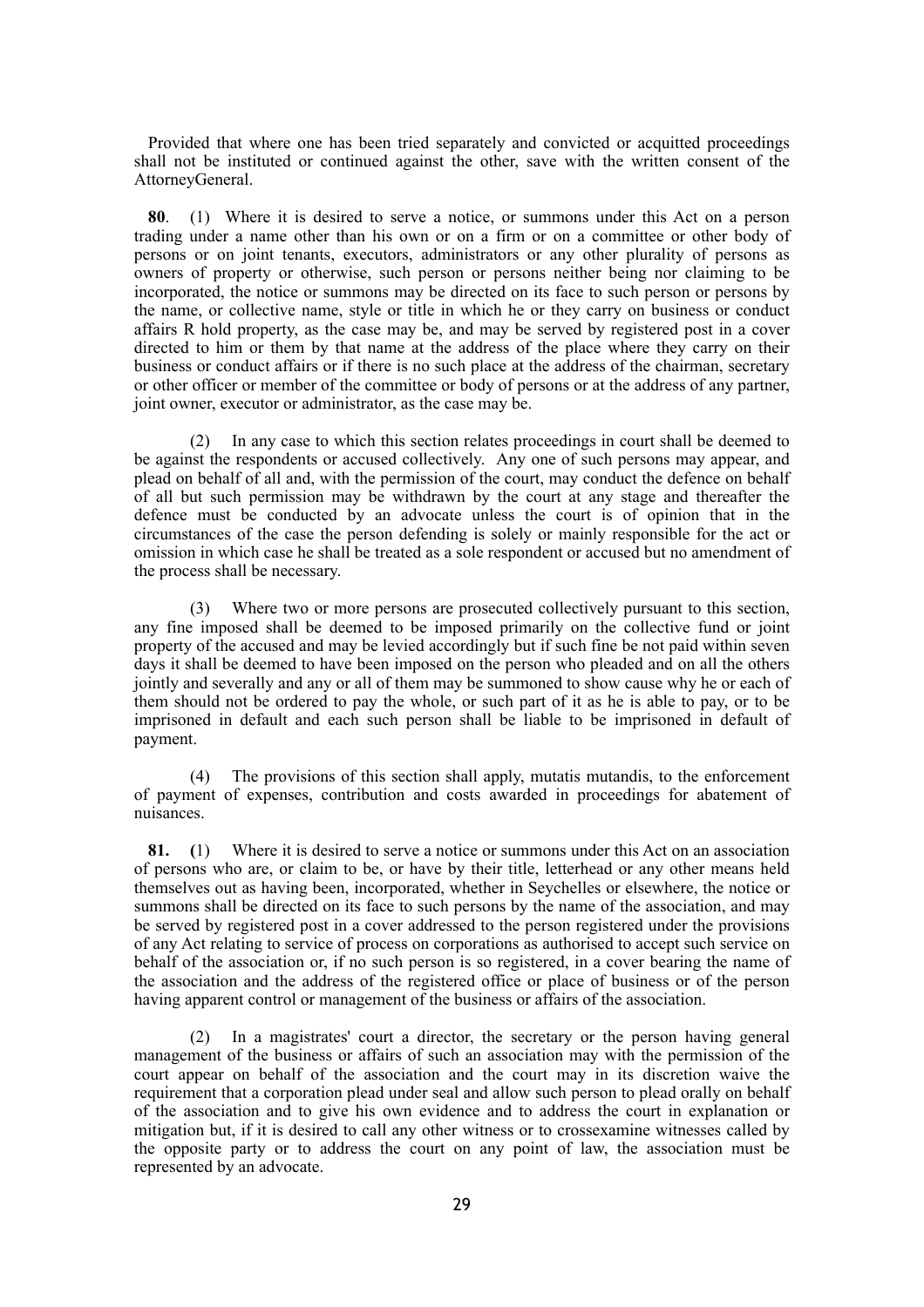Provided that where one has been tried separately and convicted or acquitted proceedings shall not be instituted or continued against the other, save with the written consent of the AttorneyGeneral.

**80**. (1) Where it is desired to serve a notice, or summons under this Act on a person trading under a name other than his own or on a firm or on a committee or other body of persons or on joint tenants, executors, administrators or any other plurality of persons as owners of property or otherwise, such person or persons neither being nor claiming to be incorporated, the notice or summons may be directed on its face to such person or persons by the name, or collective name, style or title in which he or they carry on business or conduct affairs R hold property, as the case may be, and may be served by registered post in a cover directed to him or them by that name at the address of the place where they carry on their business or conduct affairs or if there is no such place at the address of the chairman, secretary or other officer or member of the committee or body of persons or at the address of any partner, joint owner, executor or administrator, as the case may be.

(2) In any case to which this section relates proceedings in court shall be deemed to be against the respondents or accused collectively. Any one of such persons may appear, and plead on behalf of all and, with the permission of the court, may conduct the defence on behalf of all but such permission may be withdrawn by the court at any stage and thereafter the defence must be conducted by an advocate unless the court is of opinion that in the circumstances of the case the person defending is solely or mainly responsible for the act or omission in which case he shall be treated as a sole respondent or accused but no amendment of the process shall be necessary.

(3) Where two or more persons are prosecuted collectively pursuant to this section, any fine imposed shall be deemed to be imposed primarily on the collective fund or joint property of the accused and may be levied accordingly but if such fine be not paid within seven days it shall be deemed to have been imposed on the person who pleaded and on all the others jointly and severally and any or all of them may be summoned to show cause why he or each of them should not be ordered to pay the whole, or such part of it as he is able to pay, or to be imprisoned in default and each such person shall be liable to be imprisoned in default of payment.

(4) The provisions of this section shall apply, mutatis mutandis, to the enforcement of payment of expenses, contribution and costs awarded in proceedings for abatement of nuisances.

**81.** **(**1) Where it is desired to serve a notice or summons under this Act on an association of persons who are, or claim to be, or have by their title, letterhead or any other means held themselves out as having been, incorporated, whether in Seychelles or elsewhere, the notice or summons shall be directed on its face to such persons by the name of the association, and may be served by registered post in a cover addressed to the person registered under the provisions of any Act relating to service of process on corporations as authorised to accept such service on behalf of the association or, if no such person is so registered, in a cover bearing the name of the association and the address of the registered office or place of business or of the person having apparent control or management of the business or affairs of the association.

(2) In a magistrates' court a director, the secretary or the person having general management of the business or affairs of such an association may with the permission of the court appear on behalf of the association and the court may in its discretion waive the requirement that a corporation plead under seal and allow such person to plead orally on behalf of the association and to give his own evidence and to address the court in explanation or mitigation but, if it is desired to call any other witness or to crossexamine witnesses called by the opposite party or to address the court on any point of law, the association must be represented by an advocate.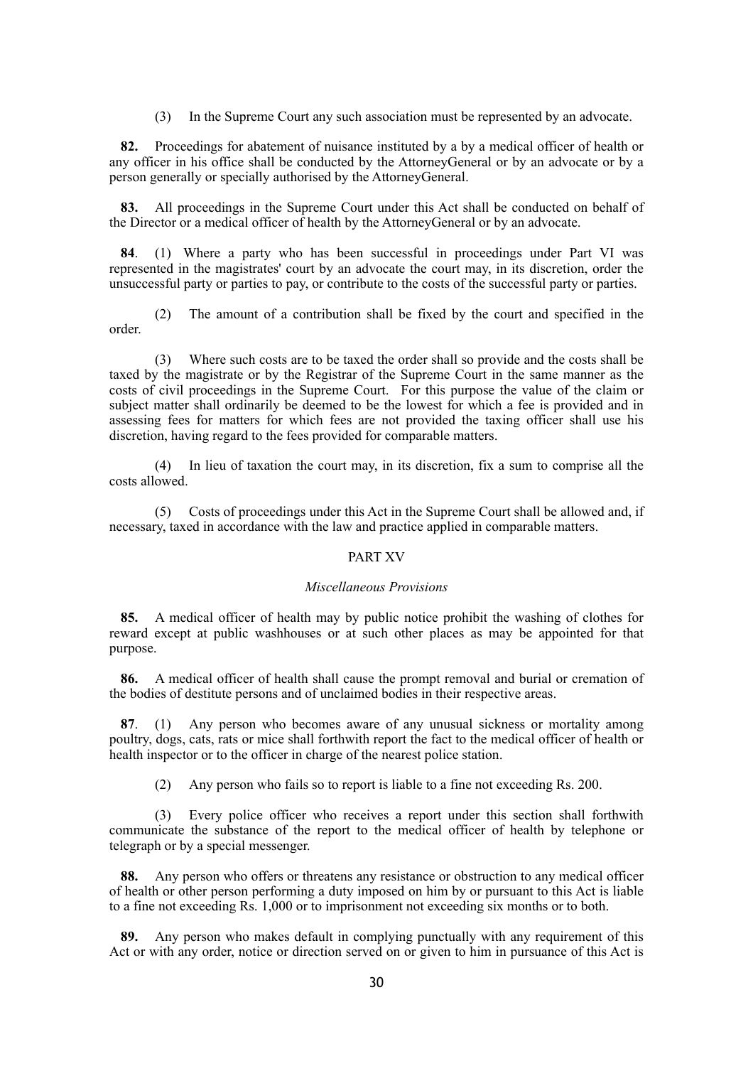(3) In the Supreme Court any such association must be represented by an advocate.

**82.** Proceedings for abatement of nuisance instituted by a by a medical officer of health or any officer in his office shall be conducted by the AttorneyGeneral or by an advocate or by a person generally or specially authorised by the AttorneyGeneral.

**83.** All proceedings in the Supreme Court under this Act shall be conducted on behalf of the Director or a medical officer of health by the AttorneyGeneral or by an advocate.

**84**. (1) Where a party who has been successful in proceedings under Part VI was represented in the magistrates' court by an advocate the court may, in its discretion, order the unsuccessful party or parties to pay, or contribute to the costs of the successful party or parties.

(2) The amount of a contribution shall be fixed by the court and specified in the order.

(3) Where such costs are to be taxed the order shall so provide and the costs shall be taxed by the magistrate or by the Registrar of the Supreme Court in the same manner as the costs of civil proceedings in the Supreme Court. For this purpose the value of the claim or subject matter shall ordinarily be deemed to be the lowest for which a fee is provided and in assessing fees for matters for which fees are not provided the taxing officer shall use his discretion, having regard to the fees provided for comparable matters.

(4) In lieu of taxation the court may, in its discretion, fix a sum to comprise all the costs allowed.

(5) Costs of proceedings under this Act in the Supreme Court shall be allowed and, if necessary, taxed in accordance with the law and practice applied in comparable matters.

## PART XV

### *Miscellaneous Provisions*

**85.** A medical officer of health may by public notice prohibit the washing of clothes for reward except at public washhouses or at such other places as may be appointed for that purpose.

**86.** A medical officer of health shall cause the prompt removal and burial or cremation of the bodies of destitute persons and of unclaimed bodies in their respective areas.

**87**. (1) Any person who becomes aware of any unusual sickness or mortality among poultry, dogs, cats, rats or mice shall forthwith report the fact to the medical officer of health or health inspector or to the officer in charge of the nearest police station.

(2) Any person who fails so to report is liable to a fine not exceeding Rs. 200.

(3) Every police officer who receives a report under this section shall forthwith communicate the substance of the report to the medical officer of health by telephone or telegraph or by a special messenger.

**88.** Any person who offers or threatens any resistance or obstruction to any medical officer of health or other person performing a duty imposed on him by or pursuant to this Act is liable to a fine not exceeding Rs. 1,000 or to imprisonment not exceeding six months or to both.

**89.** Any person who makes default in complying punctually with any requirement of this Act or with any order, notice or direction served on or given to him in pursuance of this Act is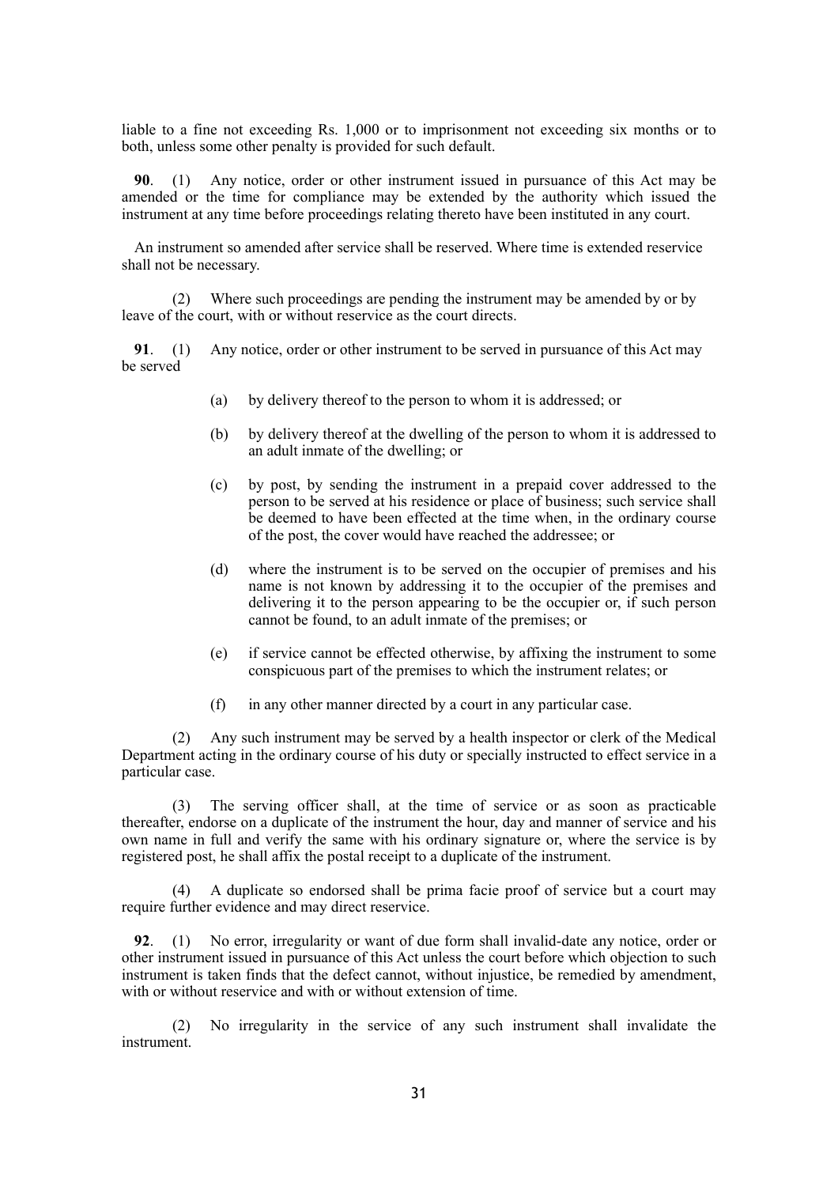liable to a fine not exceeding Rs. 1,000 or to imprisonment not exceeding six months or to both, unless some other penalty is provided for such default.

**90**. (1) Any notice, order or other instrument issued in pursuance of this Act may be amended or the time for compliance may be extended by the authority which issued the instrument at any time before proceedings relating thereto have been instituted in any court.

An instrument so amended after service shall be reserved. Where time is extended reservice shall not be necessary.

(2) Where such proceedings are pending the instrument may be amended by or by leave of the court, with or without reservice as the court directs.

**91**. (1) Any notice, order or other instrument to be served in pursuance of this Act may be served

(a) by delivery thereof to the person to whom it is addressed; or

(b) by delivery thereof at the dwelling of the person to whom it is addressed to an adult inmate of the dwelling; or

(c) by post, by sending the instrument in a prepaid cover addressed to the person to be served at his residence or place of business; such service shall be deemed to have been effected at the time when, in the ordinary course of the post, the cover would have reached the addressee; or

(d) where the instrument is to be served on the occupier of premises and his name is not known by addressing it to the occupier of the premises and delivering it to the person appearing to be the occupier or, if such person cannot be found, to an adult inmate of the premises; or

(e) if service cannot be effected otherwise, by affixing the instrument to some conspicuous part of the premises to which the instrument relates; or

(f) in any other manner directed by a court in any particular case.

(2) Any such instrument may be served by a health inspector or clerk of the Medical Department acting in the ordinary course of his duty or specially instructed to effect service in a particular case.

(3) The serving officer shall, at the time of service or as soon as practicable thereafter, endorse on a duplicate of the instrument the hour, day and manner of service and his own name in full and verify the same with his ordinary signature or, where the service is by registered post, he shall affix the postal receipt to a duplicate of the instrument.

(4) A duplicate so endorsed shall be prima facie proof of service but a court may require further evidence and may direct reservice.

**92**. (1) No error, irregularity or want of due form shall invalid-date any notice, order or other instrument issued in pursuance of this Act unless the court before which objection to such instrument is taken finds that the defect cannot, without injustice, be remedied by amendment, with or without reservice and with or without extension of time.

(2) No irregularity in the service of any such instrument shall invalidate the instrument.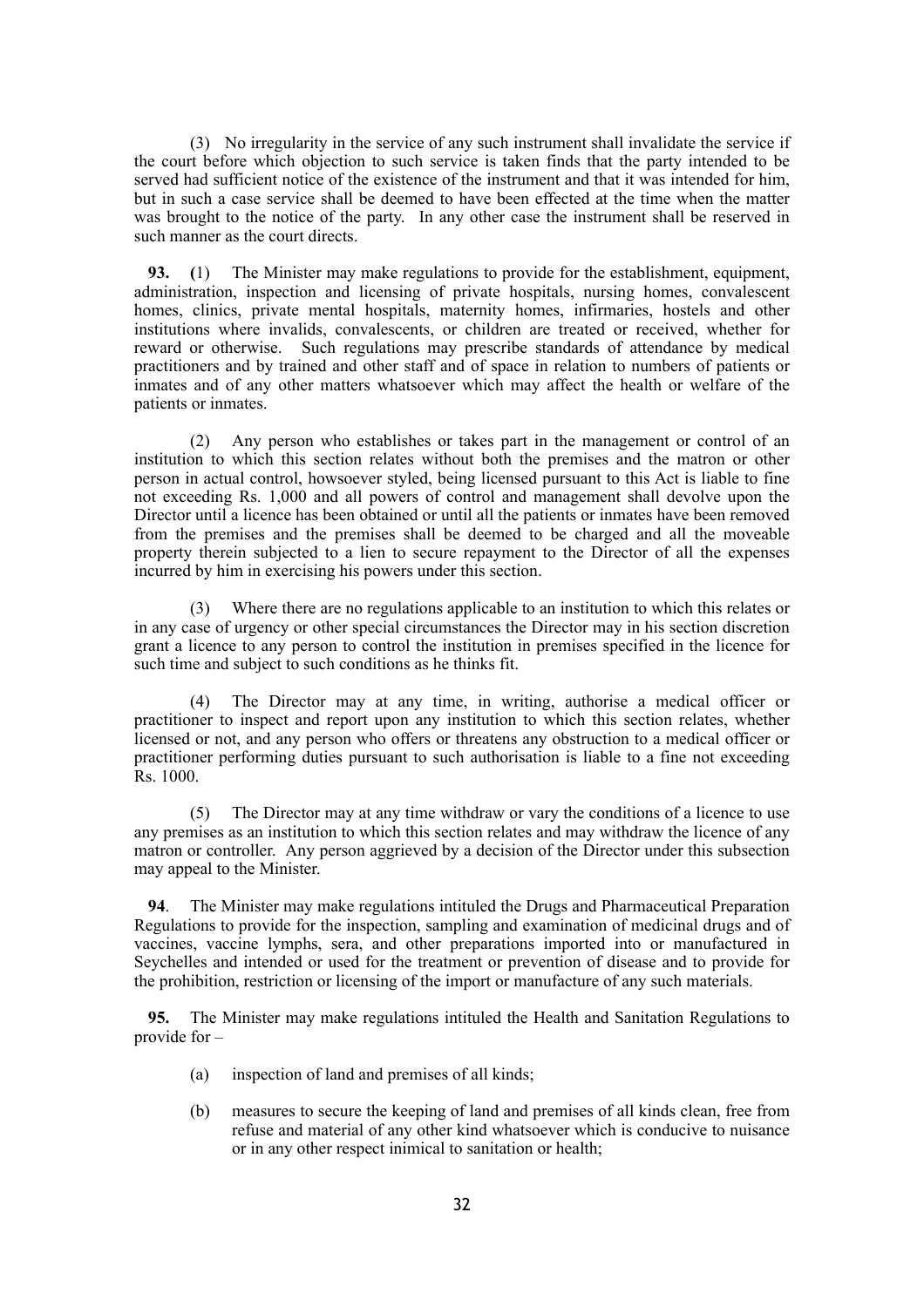(3) No irregularity in the service of any such instrument shall invalidate the service if the court before which objection to such service is taken finds that the party intended to be served had sufficient notice of the existence of the instrument and that it was intended for him, but in such a case service shall be deemed to have been effected at the time when the matter was brought to the notice of the party. In any other case the instrument shall be reserved in such manner as the court directs.

**93.** **(**1) The Minister may make regulations to provide for the establishment, equipment, administration, inspection and licensing of private hospitals, nursing homes, convalescent homes, clinics, private mental hospitals, maternity homes, infirmaries, hostels and other institutions where invalids, convalescents, or children are treated or received, whether for reward or otherwise. Such regulations may prescribe standards of attendance by medical practitioners and by trained and other staff and of space in relation to numbers of patients or inmates and of any other matters whatsoever which may affect the health or welfare of the patients or inmates.

(2) Any person who establishes or takes part in the management or control of an institution to which this section relates without both the premises and the matron or other person in actual control, howsoever styled, being licensed pursuant to this Act is liable to fine not exceeding Rs. 1,000 and all powers of control and management shall devolve upon the Director until a licence has been obtained or until all the patients or inmates have been removed from the premises and the premises shall be deemed to be charged and all the moveable property therein subjected to a lien to secure repayment to the Director of all the expenses incurred by him in exercising his powers under this section.

(3) Where there are no regulations applicable to an institution to which this relates or in any case of urgency or other special circumstances the Director may in his section discretion grant a licence to any person to control the institution in premises specified in the licence for such time and subject to such conditions as he thinks fit.

(4) The Director may at any time, in writing, authorise a medical officer or practitioner to inspect and report upon any institution to which this section relates, whether licensed or not, and any person who offers or threatens any obstruction to a medical officer or practitioner performing duties pursuant to such authorisation is liable to a fine not exceeding Rs. 1000.

(5) The Director may at any time withdraw or vary the conditions of a licence to use any premises as an institution to which this section relates and may withdraw the licence of any matron or controller. Any person aggrieved by a decision of the Director under this subsection may appeal to the Minister.

**94**. The Minister may make regulations intituled the Drugs and Pharmaceutical Preparation Regulations to provide for the inspection, sampling and examination of medicinal drugs and of vaccines, vaccine lymphs, sera, and other preparations imported into or manufactured in Seychelles and intended or used for the treatment or prevention of disease and to provide for the prohibition, restriction or licensing of the import or manufacture of any such materials.

**95.** The Minister may make regulations intituled the Health and Sanitation Regulations to provide for –

(a) inspection of land and premises of all kinds;

(b) measures to secure the keeping of land and premises of all kinds clean, free from refuse and material of any other kind whatsoever which is conducive to nuisance or in any other respect inimical to sanitation or health;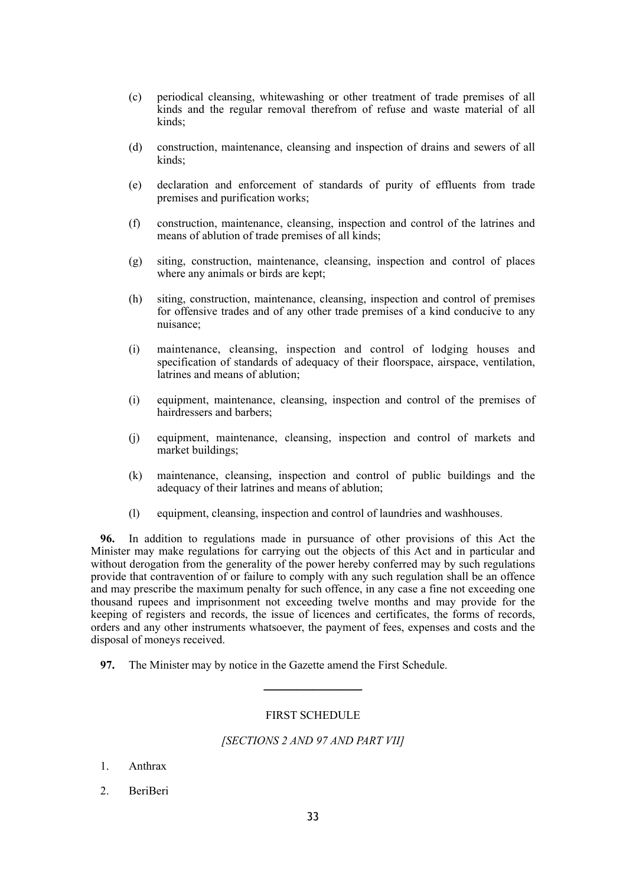(c) periodical cleansing, whitewashing or other treatment of trade premises of all kinds and the regular removal therefrom of refuse and waste material of all kinds;

(d) construction, maintenance, cleansing and inspection of drains and sewers of all kinds;

(e) declaration and enforcement of standards of purity of effluents from trade premises and purification works;

(f) construction, maintenance, cleansing, inspection and control of the latrines and means of ablution of trade premises of all kinds;

(g) siting, construction, maintenance, cleansing, inspection and control of places where any animals or birds are kept;

(h) siting, construction, maintenance, cleansing, inspection and control of premises for offensive trades and of any other trade premises of a kind conducive to any nuisance;

(i) maintenance, cleansing, inspection and control of lodging houses and specification of standards of adequacy of their floorspace, airspace, ventilation, latrines and means of ablution;

(i) equipment, maintenance, cleansing, inspection and control of the premises of hairdressers and barbers;

(j) equipment, maintenance, cleansing, inspection and control of markets and market buildings;

(k) maintenance, cleansing, inspection and control of public buildings and the adequacy of their latrines and means of ablution;

(l) equipment, cleansing, inspection and control of laundries and washhouses.

**96.** In addition to regulations made in pursuance of other provisions of this Act the Minister may make regulations for carrying out the objects of this Act and in particular and without derogation from the generality of the power hereby conferred may by such regulations provide that contravention of or failure to comply with any such regulation shall be an offence and may prescribe the maximum penalty for such offence, in any case a fine not exceeding one thousand rupees and imprisonment not exceeding twelve months and may provide for the keeping of registers and records, the issue of licences and certificates, the forms of records, orders and any other instruments whatsoever, the payment of fees, expenses and costs and the disposal of moneys received.

**97.** The Minister may by notice in the Gazette amend the First Schedule.

---

## FIRST SCHEDULE

*[SECTIONS 2 AND 97 AND PART VII]*

1. Anthrax
2. BeriBeri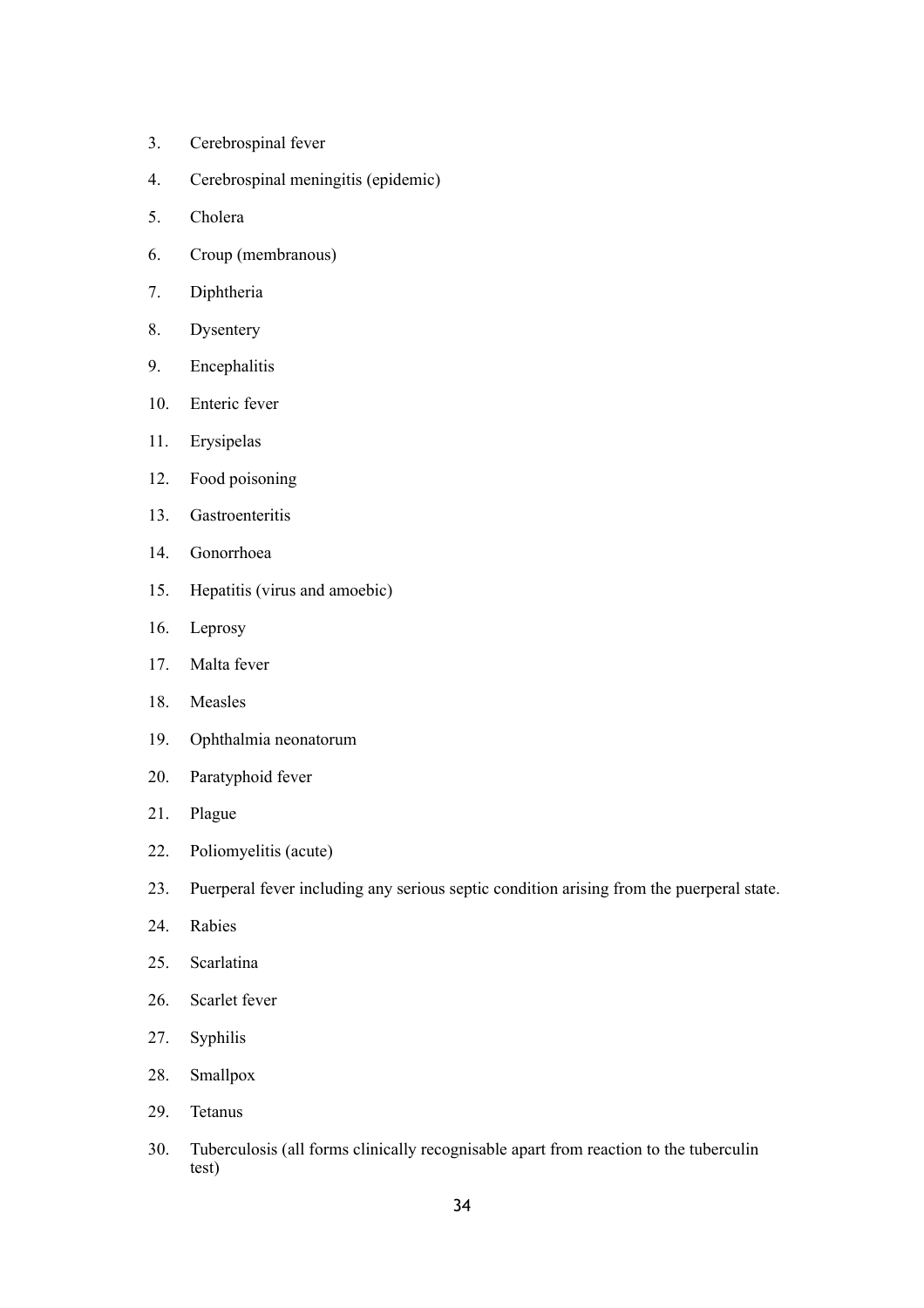3. Cerebrospinal fever
4. Cerebrospinal meningitis (epidemic)
5. Cholera
6. Croup (membranous)
7. Diphtheria
8. Dysentery
9. Encephalitis
10. Enteric fever
11. Erysipelas
12. Food poisoning
13. Gastroenteritis
14. Gonorrhoea
15. Hepatitis (virus and amoebic)
16. Leprosy
17. Malta fever
18. Measles
19. Ophthalmia neonatorum
20. Paratyphoid fever
21. Plague
22. Poliomyelitis (acute)
23. Puerperal fever including any serious septic condition arising from the puerperal state.
24. Rabies
25. Scarlatina
26. Scarlet fever
27. Syphilis
28. Smallpox
29. Tetanus
30. Tuberculosis (all forms clinically recognisable apart from reaction to the tuberculin test)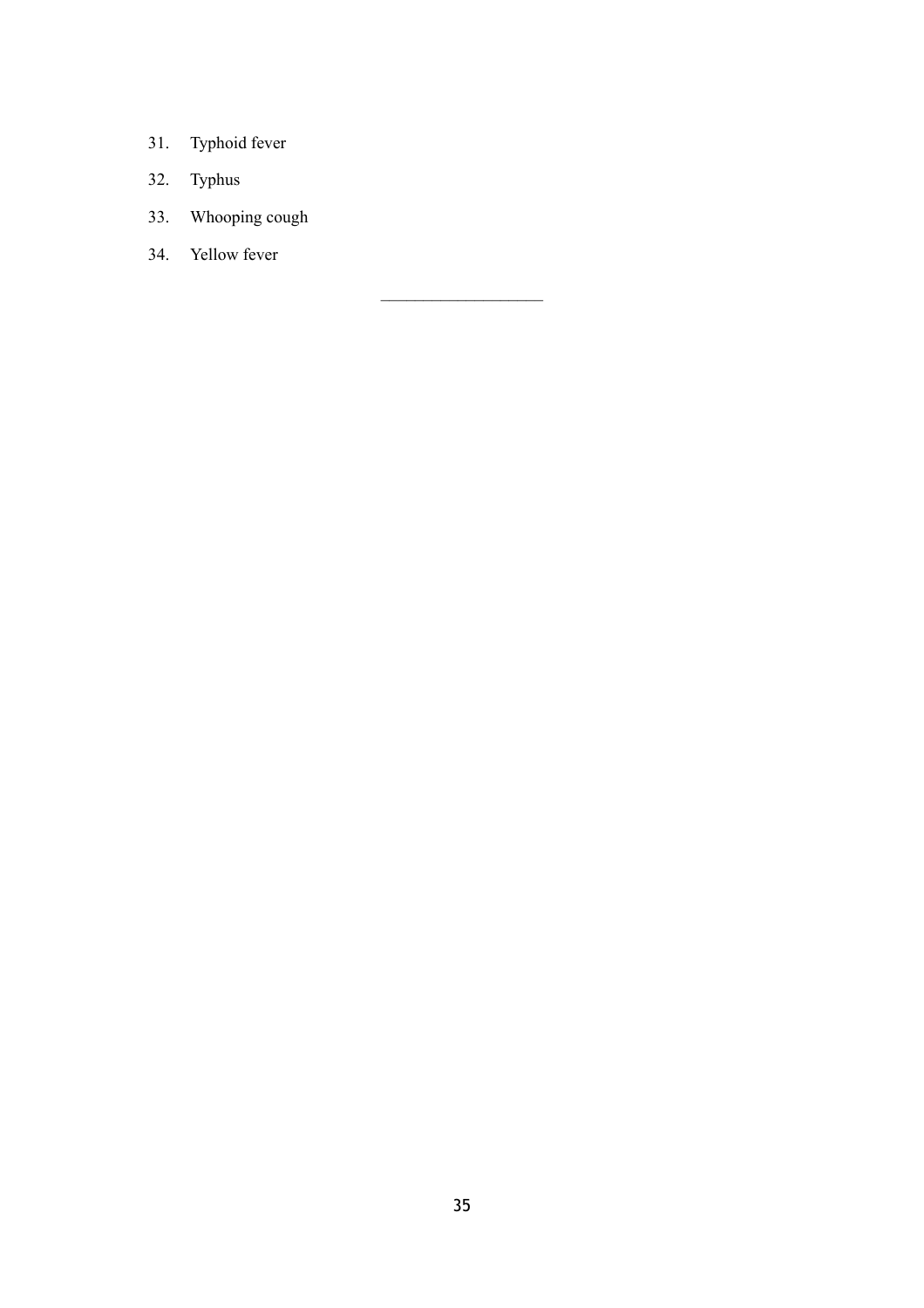31. Typhoid fever
32. Typhus
33. Whooping cough
34. Yellow fever

---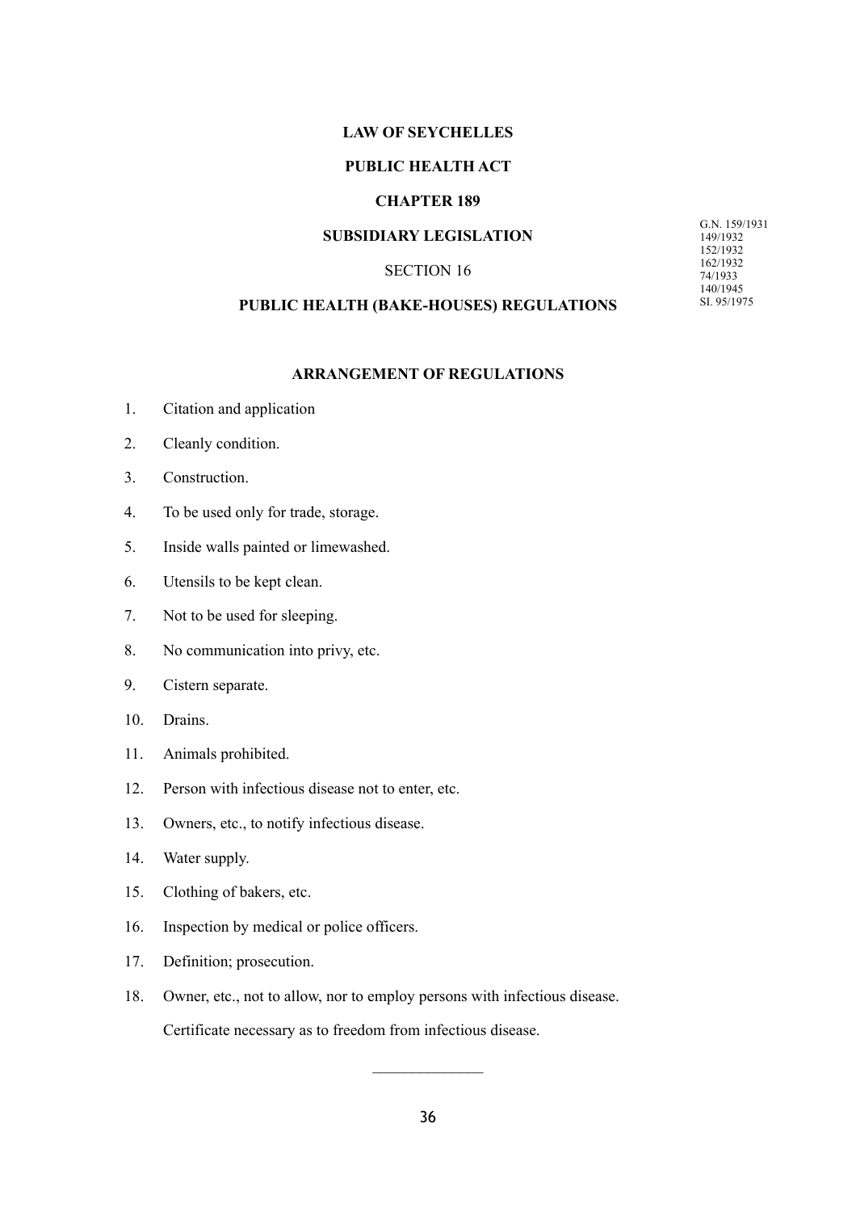**LAW OF SEYCHELLES**

**PUBLIC HEALTH ACT**

**CHAPTER 189**

**SUBSIDIARY LEGISLATION**

SECTION 16

**PUBLIC HEALTH (BAKE-HOUSES) REGULATIONS**

G.N. 159/1931
149/1932
152/1932
162/1932
74/1933
140/1945
SI. 95/1975

**ARRANGEMENT OF REGULATIONS**

1. Citation and application
2. Cleanly condition.
3. Construction.
4. To be used only for trade, storage.
5. Inside walls painted or limewashed.
6. Utensils to be kept clean.
7. Not to be used for sleeping.
8. No communication into privy, etc.
9. Cistern separate.
10. Drains.
11. Animals prohibited.
12. Person with infectious disease not to enter, etc.
13. Owners, etc., to notify infectious disease.
14. Water supply.
15. Clothing of bakers, etc.
16. Inspection by medical or police officers.
17. Definition; prosecution.
18. Owner, etc., not to allow, nor to employ persons with infectious disease.

    Certificate necessary as to freedom from infectious disease.

______________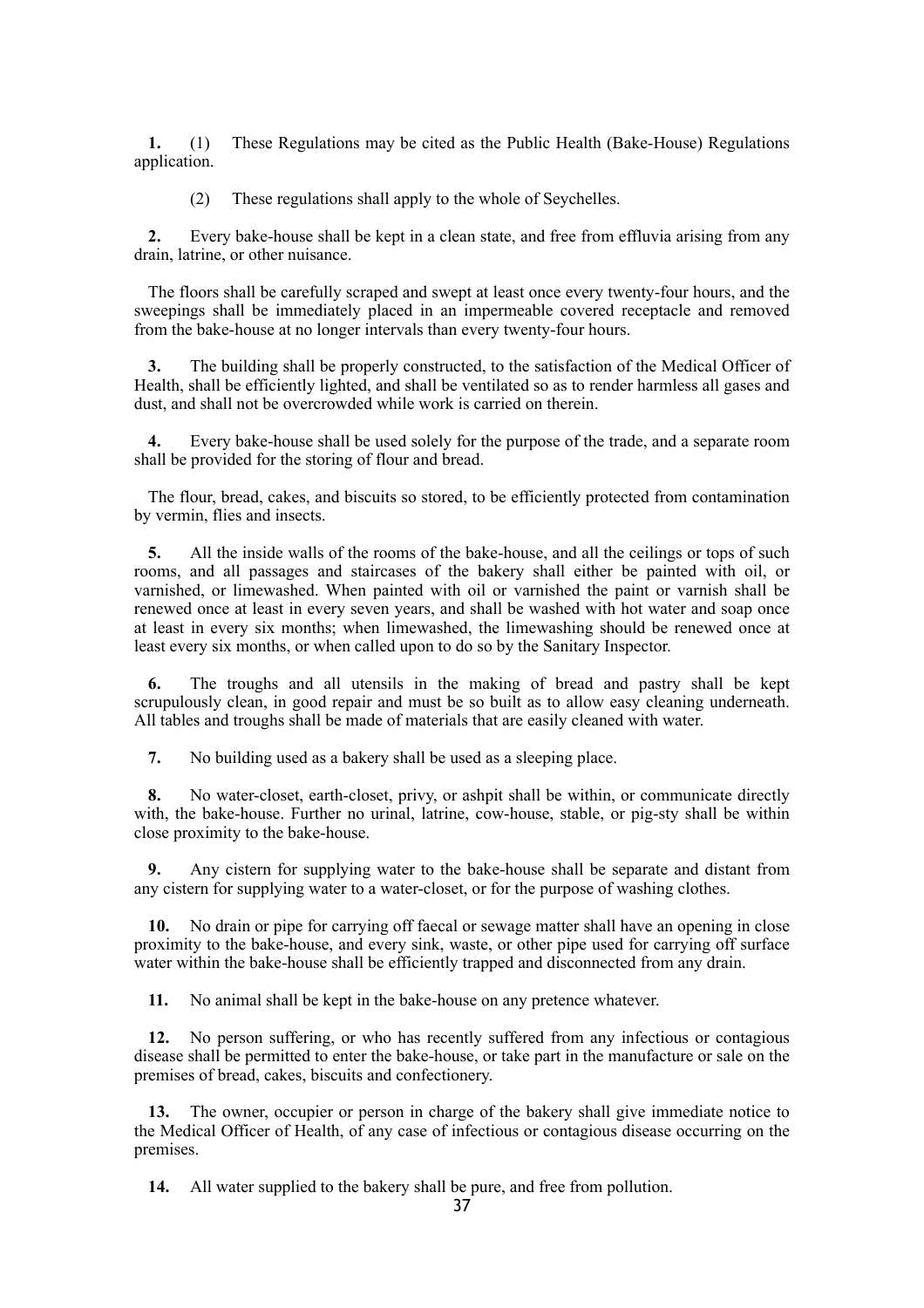**1.** (1) These Regulations may be cited as the Public Health (Bake-House) Regulations application.

(2) These regulations shall apply to the whole of Seychelles.

**2.** Every bake-house shall be kept in a clean state, and free from effluvia arising from any drain, latrine, or other nuisance.

The floors shall be carefully scraped and swept at least once every twenty-four hours, and the sweepings shall be immediately placed in an impermeable covered receptacle and removed from the bake-house at no longer intervals than every twenty-four hours.

**3.** The building shall be properly constructed, to the satisfaction of the Medical Officer of Health, shall be efficiently lighted, and shall be ventilated so as to render harmless all gases and dust, and shall not be overcrowded while work is carried on therein.

**4.** Every bake-house shall be used solely for the purpose of the trade, and a separate room shall be provided for the storing of flour and bread.

The flour, bread, cakes, and biscuits so stored, to be efficiently protected from contamination by vermin, flies and insects.

**5.** All the inside walls of the rooms of the bake-house, and all the ceilings or tops of such rooms, and all passages and staircases of the bakery shall either be painted with oil, or varnished, or limewashed. When painted with oil or varnished the paint or varnish shall be renewed once at least in every seven years, and shall be washed with hot water and soap once at least in every six months; when limewashed, the limewashing should be renewed once at least every six months, or when called upon to do so by the Sanitary Inspector.

**6.** The troughs and all utensils in the making of bread and pastry shall be kept scrupulously clean, in good repair and must be so built as to allow easy cleaning underneath. All tables and troughs shall be made of materials that are easily cleaned with water.

**7.** No building used as a bakery shall be used as a sleeping place.

**8.** No water-closet, earth-closet, privy, or ashpit shall be within, or communicate directly with, the bake-house. Further no urinal, latrine, cow-house, stable, or pig-sty shall be within close proximity to the bake-house.

**9.** Any cistern for supplying water to the bake-house shall be separate and distant from any cistern for supplying water to a water-closet, or for the purpose of washing clothes.

**10.** No drain or pipe for carrying off faecal or sewage matter shall have an opening in close proximity to the bake-house, and every sink, waste, or other pipe used for carrying off surface water within the bake-house shall be efficiently trapped and disconnected from any drain.

**11.** No animal shall be kept in the bake-house on any pretence whatever.

**12.** No person suffering, or who has recently suffered from any infectious or contagious disease shall be permitted to enter the bake-house, or take part in the manufacture or sale on the premises of bread, cakes, biscuits and confectionery.

**13.** The owner, occupier or person in charge of the bakery shall give immediate notice to the Medical Officer of Health, of any case of infectious or contagious disease occurring on the premises.

**14.** All water supplied to the bakery shall be pure, and free from pollution.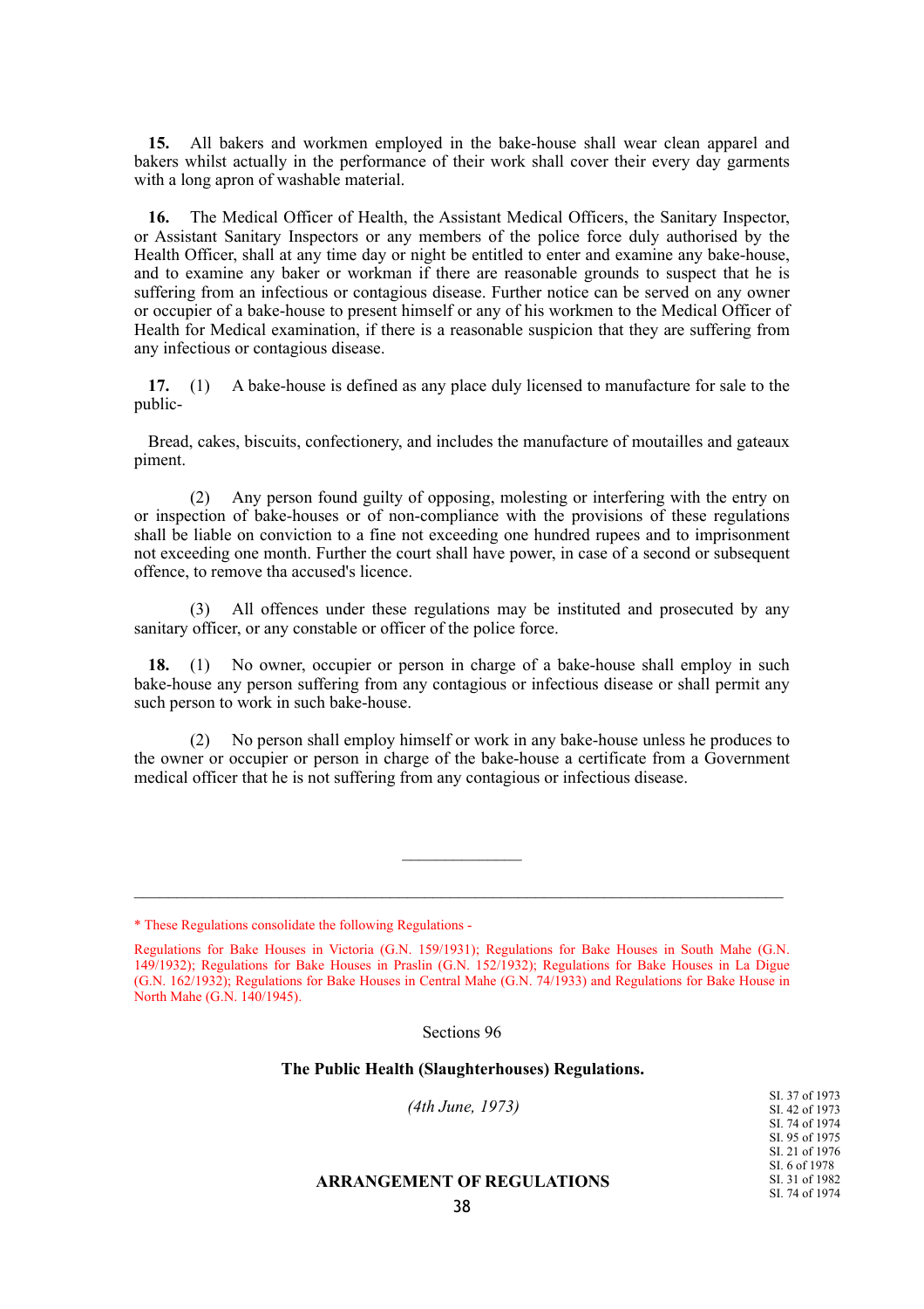**15.** All bakers and workmen employed in the bake-house shall wear clean apparel and bakers whilst actually in the performance of their work shall cover their every day garments with a long apron of washable material.

**16.** The Medical Officer of Health, the Assistant Medical Officers, the Sanitary Inspector, or Assistant Sanitary Inspectors or any members of the police force duly authorised by the Health Officer, shall at any time day or night be entitled to enter and examine any bake-house, and to examine any baker or workman if there are reasonable grounds to suspect that he is suffering from an infectious or contagious disease. Further notice can be served on any owner or occupier of a bake-house to present himself or any of his workmen to the Medical Officer of Health for Medical examination, if there is a reasonable suspicion that they are suffering from any infectious or contagious disease.

**17.** (1) A bake-house is defined as any place duly licensed to manufacture for sale to the public-

Bread, cakes, biscuits, confectionery, and includes the manufacture of moutailles and gateaux piment.

(2) Any person found guilty of opposing, molesting or interfering with the entry on or inspection of bake-houses or of non-compliance with the provisions of these regulations shall be liable on conviction to a fine not exceeding one hundred rupees and to imprisonment not exceeding one month. Further the court shall have power, in case of a second or subsequent offence, to remove tha accused's licence.

(3) All offences under these regulations may be instituted and prosecuted by any sanitary officer, or any constable or officer of the police force.

**18.** (1) No owner, occupier or person in charge of a bake-house shall employ in such bake-house any person suffering from any contagious or infectious disease or shall permit any such person to work in such bake-house.

(2) No person shall employ himself or work in any bake-house unless he produces to the owner or occupier or person in charge of the bake-house a certificate from a Government medical officer that he is not suffering from any contagious or infectious disease.

---

\* These Regulations consolidate the following Regulations -

Regulations for Bake Houses in Victoria (G.N. 159/1931); Regulations for Bake Houses in South Mahe (G.N. 149/1932); Regulations for Bake Houses in Praslin (G.N. 152/1932); Regulations for Bake Houses in La Digue (G.N. 162/1932); Regulations for Bake Houses in Central Mahe (G.N. 74/1933) and Regulations for Bake House in North Mahe (G.N. 140/1945).

Sections 96

## The Public Health (Slaughterhouses) Regulations.

*(4th June, 1973)*

SI. 37 of 1973
SI. 42 of 1973
SI. 74 of 1974
SI. 95 of 1975
SI. 21 of 1976
SI. 6 of 1978
SI. 31 of 1982
SI. 74 of 1974

### ARRANGEMENT OF REGULATIONS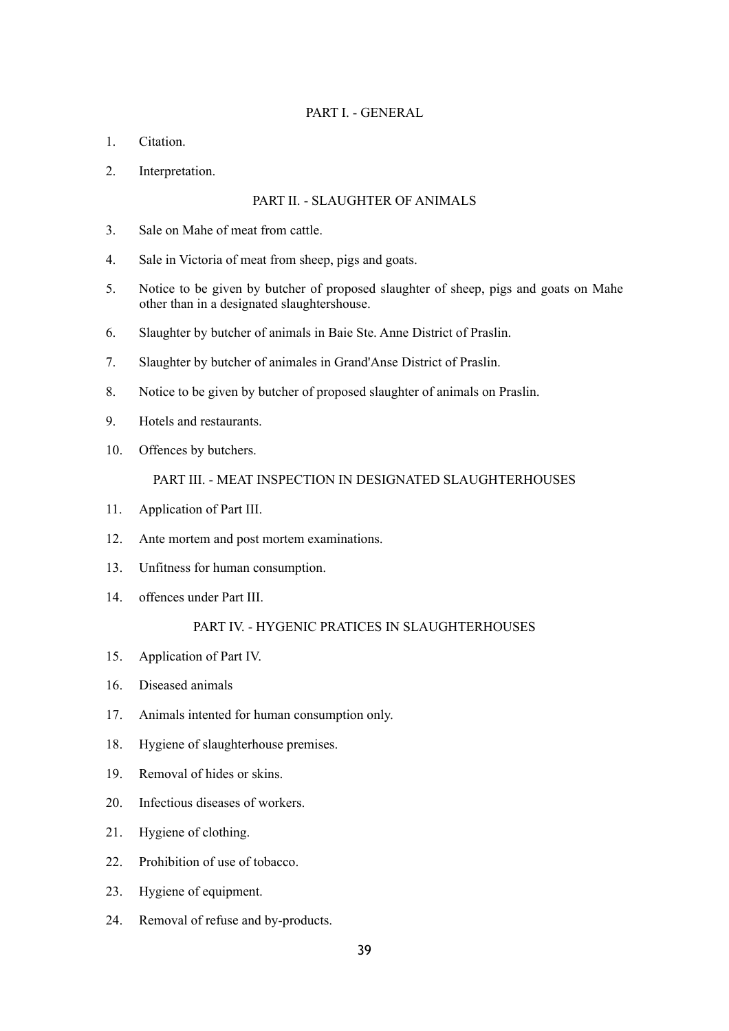## PART I. - GENERAL

1. Citation.
2. Interpretation.

## PART II. - SLAUGHTER OF ANIMALS

3. Sale on Mahe of meat from cattle.
4. Sale in Victoria of meat from sheep, pigs and goats.
5. Notice to be given by butcher of proposed slaughter of sheep, pigs and goats on Mahe other than in a designated slaughtershouse.
6. Slaughter by butcher of animals in Baie Ste. Anne District of Praslin.
7. Slaughter by butcher of animales in Grand'Anse District of Praslin.
8. Notice to be given by butcher of proposed slaughter of animals on Praslin.
9. Hotels and restaurants.
10. Offences by butchers.

## PART III. - MEAT INSPECTION IN DESIGNATED SLAUGHTERHOUSES

11. Application of Part III.
12. Ante mortem and post mortem examinations.
13. Unfitness for human consumption.
14. offences under Part III.

## PART IV. - HYGENIC PRATICES IN SLAUGHTERHOUSES

15. Application of Part IV.
16. Diseased animals
17. Animals intented for human consumption only.
18. Hygiene of slaughterhouse premises.
19. Removal of hides or skins.
20. Infectious diseases of workers.
21. Hygiene of clothing.
22. Prohibition of use of tobacco.
23. Hygiene of equipment.
24. Removal of refuse and by-products.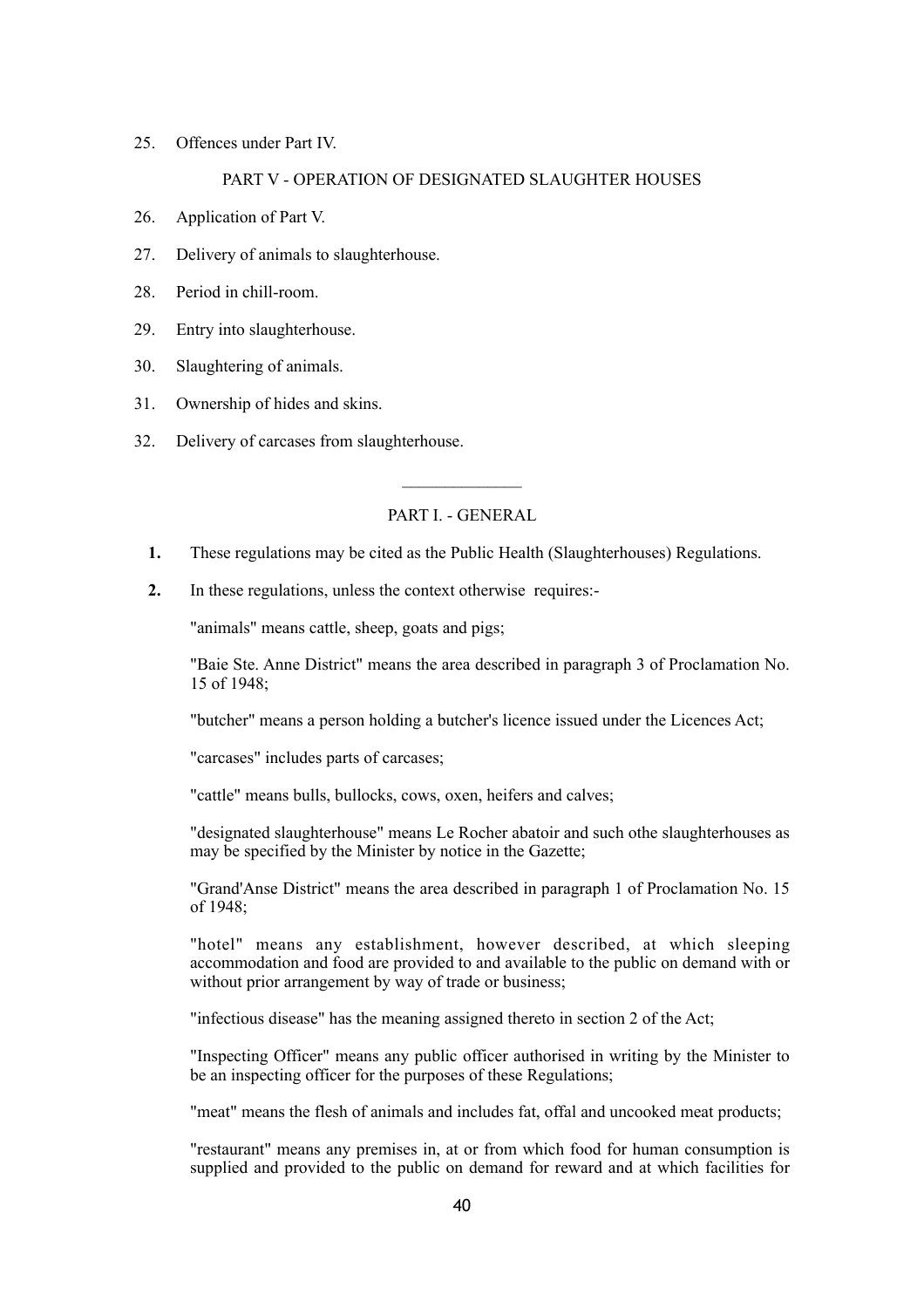25. Offences under Part IV.

PART V - OPERATION OF DESIGNATED SLAUGHTER HOUSES

26. Application of Part V.

27. Delivery of animals to slaughterhouse.

28. Period in chill-room.

29. Entry into slaughterhouse.

30. Slaughtering of animals.

31. Ownership of hides and skins.

32. Delivery of carcases from slaughterhouse.

---

PART I. - GENERAL

**1.** These regulations may be cited as the Public Health (Slaughterhouses) Regulations.

**2.** In these regulations, unless the context otherwise requires:-

"animals" means cattle, sheep, goats and pigs;

"Baie Ste. Anne District" means the area described in paragraph 3 of Proclamation No. 15 of 1948;

"butcher" means a person holding a butcher's licence issued under the Licences Act;

"carcases" includes parts of carcases;

"cattle" means bulls, bullocks, cows, oxen, heifers and calves;

"designated slaughterhouse" means Le Rocher abatoir and such othe slaughterhouses as may be specified by the Minister by notice in the Gazette;

"Grand'Anse District" means the area described in paragraph 1 of Proclamation No. 15 of 1948;

"hotel" means any establishment, however described, at which sleeping accommodation and food are provided to and available to the public on demand with or without prior arrangement by way of trade or business;

"infectious disease" has the meaning assigned thereto in section 2 of the Act;

"Inspecting Officer" means any public officer authorised in writing by the Minister to be an inspecting officer for the purposes of these Regulations;

"meat" means the flesh of animals and includes fat, offal and uncooked meat products;

"restaurant" means any premises in, at or from which food for human consumption is supplied and provided to the public on demand for reward and at which facilities for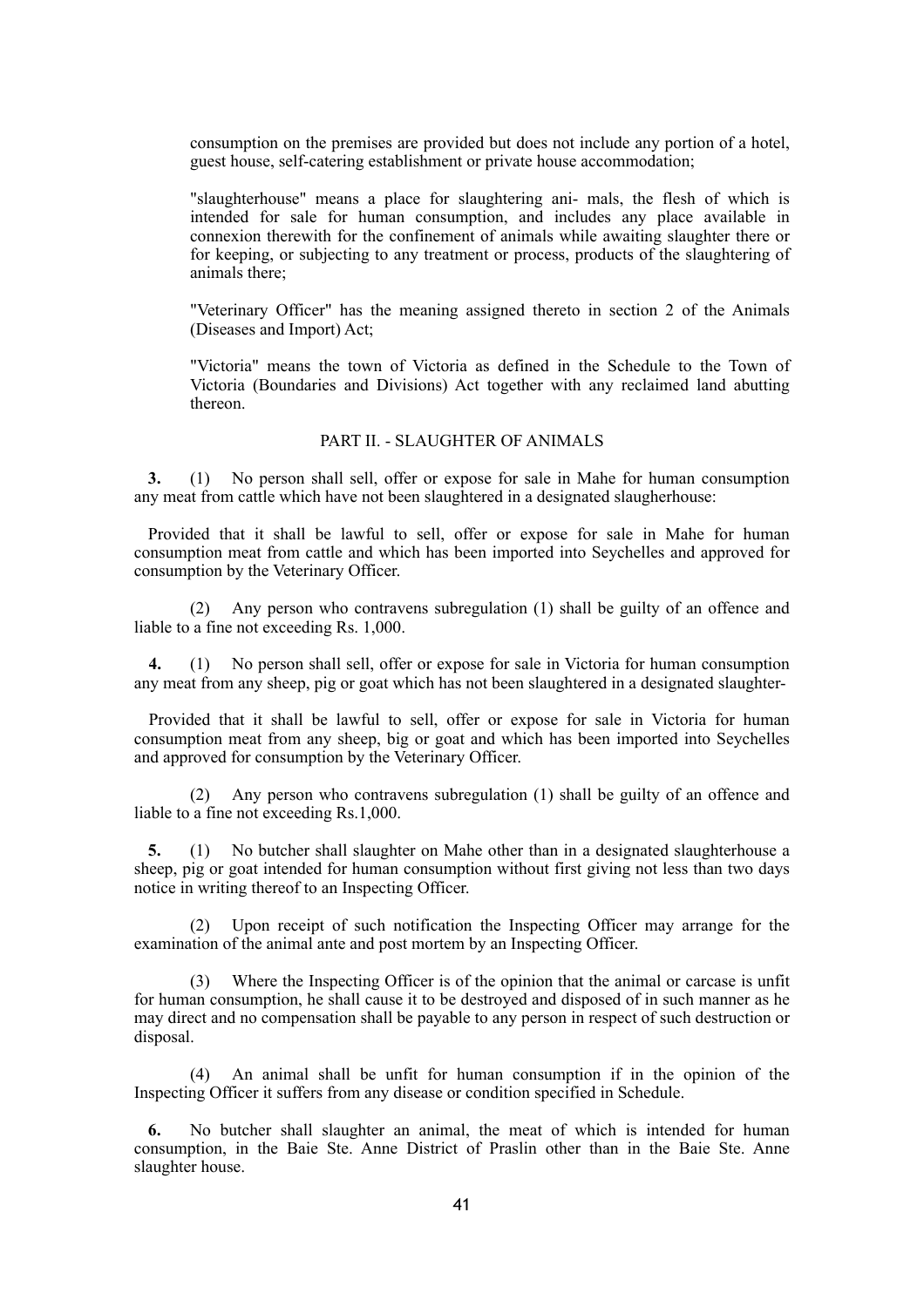consumption on the premises are provided but does not include any portion of a hotel, guest house, self-catering establishment or private house accommodation;

"slaughterhouse" means a place for slaughtering ani- mals, the flesh of which is intended for sale for human consumption, and includes any place available in connexion therewith for the confinement of animals while awaiting slaughter there or for keeping, or subjecting to any treatment or process, products of the slaughtering of animals there;

"Veterinary Officer" has the meaning assigned thereto in section 2 of the Animals (Diseases and Import) Act;

"Victoria" means the town of Victoria as defined in the Schedule to the Town of Victoria (Boundaries and Divisions) Act together with any reclaimed land abutting thereon.

## PART II. - SLAUGHTER OF ANIMALS

**3.** (1) No person shall sell, offer or expose for sale in Mahe for human consumption any meat from cattle which have not been slaughtered in a designated slaugherhouse:

Provided that it shall be lawful to sell, offer or expose for sale in Mahe for human consumption meat from cattle and which has been imported into Seychelles and approved for consumption by the Veterinary Officer.

(2) Any person who contravens subregulation (1) shall be guilty of an offence and liable to a fine not exceeding Rs. 1,000.

**4.** (1) No person shall sell, offer or expose for sale in Victoria for human consumption any meat from any sheep, pig or goat which has not been slaughtered in a designated slaughter-

Provided that it shall be lawful to sell, offer or expose for sale in Victoria for human consumption meat from any sheep, big or goat and which has been imported into Seychelles and approved for consumption by the Veterinary Officer.

(2) Any person who contravens subregulation (1) shall be guilty of an offence and liable to a fine not exceeding Rs.1,000.

**5.** (1) No butcher shall slaughter on Mahe other than in a designated slaughterhouse a sheep, pig or goat intended for human consumption without first giving not less than two days notice in writing thereof to an Inspecting Officer.

(2) Upon receipt of such notification the Inspecting Officer may arrange for the examination of the animal ante and post mortem by an Inspecting Officer.

(3) Where the Inspecting Officer is of the opinion that the animal or carcase is unfit for human consumption, he shall cause it to be destroyed and disposed of in such manner as he may direct and no compensation shall be payable to any person in respect of such destruction or disposal.

(4) An animal shall be unfit for human consumption if in the opinion of the Inspecting Officer it suffers from any disease or condition specified in Schedule.

**6.** No butcher shall slaughter an animal, the meat of which is intended for human consumption, in the Baie Ste. Anne District of Praslin other than in the Baie Ste. Anne slaughter house.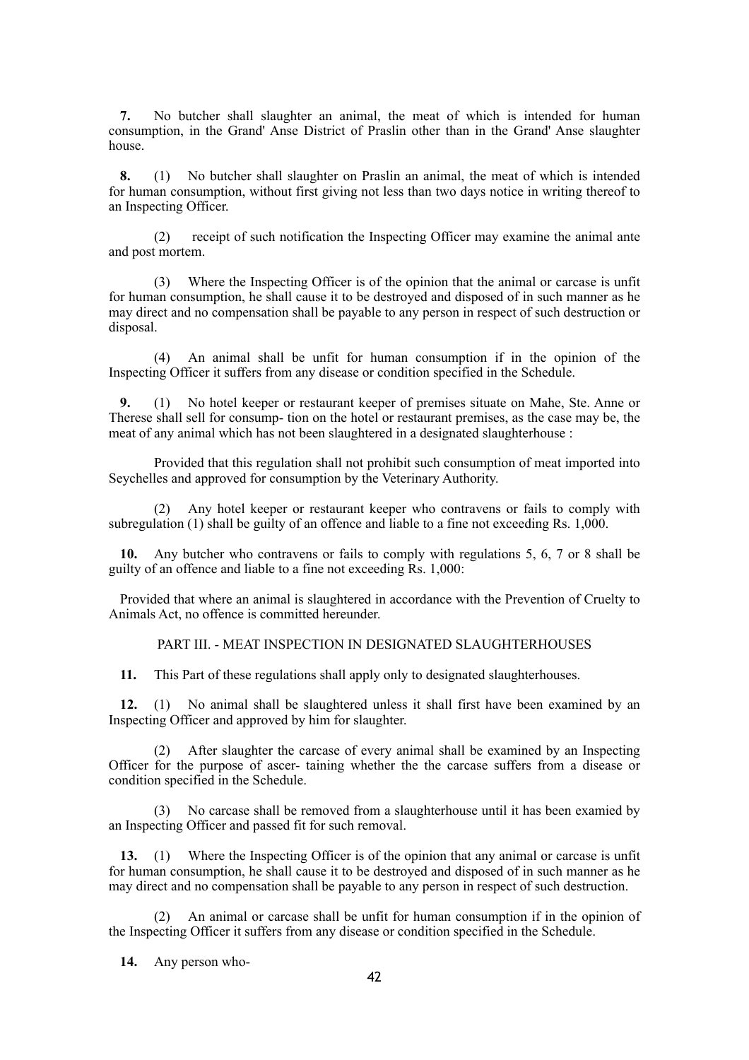**7.** No butcher shall slaughter an animal, the meat of which is intended for human consumption, in the Grand' Anse District of Praslin other than in the Grand' Anse slaughter house.

**8.** (1) No butcher shall slaughter on Praslin an animal, the meat of which is intended for human consumption, without first giving not less than two days notice in writing thereof to an Inspecting Officer.

(2) receipt of such notification the Inspecting Officer may examine the animal ante and post mortem.

(3) Where the Inspecting Officer is of the opinion that the animal or carcase is unfit for human consumption, he shall cause it to be destroyed and disposed of in such manner as he may direct and no compensation shall be payable to any person in respect of such destruction or disposal.

(4) An animal shall be unfit for human consumption if in the opinion of the Inspecting Officer it suffers from any disease or condition specified in the Schedule.

**9.** (1) No hotel keeper or restaurant keeper of premises situate on Mahe, Ste. Anne or Therese shall sell for consump- tion on the hotel or restaurant premises, as the case may be, the meat of any animal which has not been slaughtered in a designated slaughterhouse :

Provided that this regulation shall not prohibit such consumption of meat imported into Seychelles and approved for consumption by the Veterinary Authority.

(2) Any hotel keeper or restaurant keeper who contravens or fails to comply with subregulation (1) shall be guilty of an offence and liable to a fine not exceeding Rs. 1,000.

**10.** Any butcher who contravens or fails to comply with regulations 5, 6, 7 or 8 shall be guilty of an offence and liable to a fine not exceeding Rs. 1,000:

Provided that where an animal is slaughtered in accordance with the Prevention of Cruelty to Animals Act, no offence is committed hereunder.

PART III. - MEAT INSPECTION IN DESIGNATED SLAUGHTERHOUSES

**11.** This Part of these regulations shall apply only to designated slaughterhouses.

**12.** (1) No animal shall be slaughtered unless it shall first have been examined by an Inspecting Officer and approved by him for slaughter.

(2) After slaughter the carcase of every animal shall be examined by an Inspecting Officer for the purpose of ascer- taining whether the the carcase suffers from a disease or condition specified in the Schedule.

(3) No carcase shall be removed from a slaughterhouse until it has been examied by an Inspecting Officer and passed fit for such removal.

**13.** (1) Where the Inspecting Officer is of the opinion that any animal or carcase is unfit for human consumption, he shall cause it to be destroyed and disposed of in such manner as he may direct and no compensation shall be payable to any person in respect of such destruction.

(2) An animal or carcase shall be unfit for human consumption if in the opinion of the Inspecting Officer it suffers from any disease or condition specified in the Schedule.

**14.** Any person who-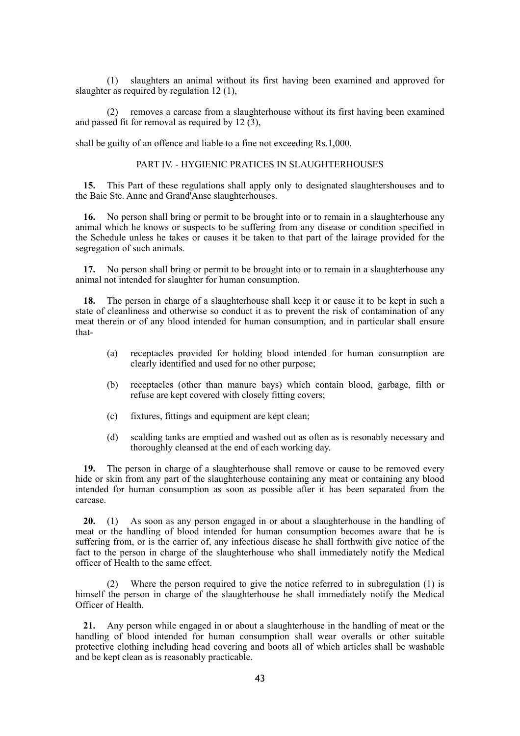(1) slaughters an animal without its first having been examined and approved for slaughter as required by regulation 12 (1),

(2) removes a carcase from a slaughterhouse without its first having been examined and passed fit for removal as required by 12 (3),

shall be guilty of an offence and liable to a fine not exceeding Rs.1,000.

## PART IV. - HYGIENIC PRATICES IN SLAUGHTERHOUSES

**15.** This Part of these regulations shall apply only to designated slaughtershouses and to the Baie Ste. Anne and Grand'Anse slaughterhouses.

**16.** No person shall bring or permit to be brought into or to remain in a slaughterhouse any animal which he knows or suspects to be suffering from any disease or condition specified in the Schedule unless he takes or causes it be taken to that part of the lairage provided for the segregation of such animals.

**17.** No person shall bring or permit to be brought into or to remain in a slaughterhouse any animal not intended for slaughter for human consumption.

**18.** The person in charge of a slaughterhouse shall keep it or cause it to be kept in such a state of cleanliness and otherwise so conduct it as to prevent the risk of contamination of any meat therein or of any blood intended for human consumption, and in particular shall ensure that-

(a) receptacles provided for holding blood intended for human consumption are clearly identified and used for no other purpose;

(b) receptacles (other than manure bays) which contain blood, garbage, filth or refuse are kept covered with closely fitting covers;

(c) fixtures, fittings and equipment are kept clean;

(d) scalding tanks are emptied and washed out as often as is resonably necessary and thoroughly cleansed at the end of each working day.

**19.** The person in charge of a slaughterhouse shall remove or cause to be removed every hide or skin from any part of the slaughterhouse containing any meat or containing any blood intended for human consumption as soon as possible after it has been separated from the carcase.

**20.** (1) As soon as any person engaged in or about a slaughterhouse in the handling of meat or the handling of blood intended for human consumption becomes aware that he is suffering from, or is the carrier of, any infectious disease he shall forthwith give notice of the fact to the person in charge of the slaughterhouse who shall immediately notify the Medical officer of Health to the same effect.

(2) Where the person required to give the notice referred to in subregulation (1) is himself the person in charge of the slaughterhouse he shall immediately notify the Medical Officer of Health.

**21.** Any person while engaged in or about a slaughterhouse in the handling of meat or the handling of blood intended for human consumption shall wear overalls or other suitable protective clothing including head covering and boots all of which articles shall be washable and be kept clean as is reasonably practicable.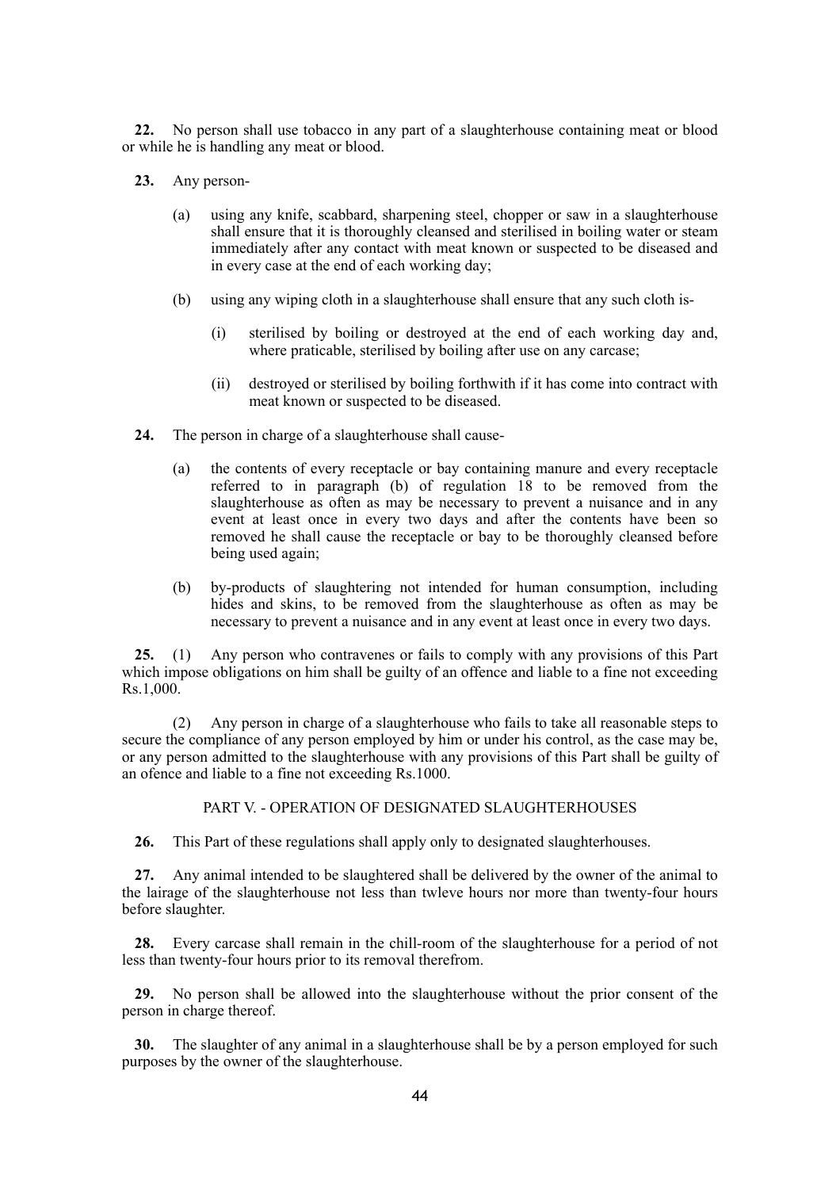**22.** No person shall use tobacco in any part of a slaughterhouse containing meat or blood or while he is handling any meat or blood.

**23.** Any person-

(a) using any knife, scabbard, sharpening steel, chopper or saw in a slaughterhouse shall ensure that it is thoroughly cleansed and sterilised in boiling water or steam immediately after any contact with meat known or suspected to be diseased and in every case at the end of each working day;

(b) using any wiping cloth in a slaughterhouse shall ensure that any such cloth is-

(i) sterilised by boiling or destroyed at the end of each working day and, where praticable, sterilised by boiling after use on any carcase;

(ii) destroyed or sterilised by boiling forthwith if it has come into contract with meat known or suspected to be diseased.

**24.** The person in charge of a slaughterhouse shall cause-

(a) the contents of every receptacle or bay containing manure and every receptacle referred to in paragraph (b) of regulation 18 to be removed from the slaughterhouse as often as may be necessary to prevent a nuisance and in any event at least once in every two days and after the contents have been so removed he shall cause the receptacle or bay to be thoroughly cleansed before being used again;

(b) by-products of slaughtering not intended for human consumption, including hides and skins, to be removed from the slaughterhouse as often as may be necessary to prevent a nuisance and in any event at least once in every two days.

**25.** (1) Any person who contravenes or fails to comply with any provisions of this Part which impose obligations on him shall be guilty of an offence and liable to a fine not exceeding Rs.1,000.

(2) Any person in charge of a slaughterhouse who fails to take all reasonable steps to secure the compliance of any person employed by him or under his control, as the case may be, or any person admitted to the slaughterhouse with any provisions of this Part shall be guilty of an ofence and liable to a fine not exceeding Rs.1000.

## PART V. - OPERATION OF DESIGNATED SLAUGHTERHOUSES

**26.** This Part of these regulations shall apply only to designated slaughterhouses.

**27.** Any animal intended to be slaughtered shall be delivered by the owner of the animal to the lairage of the slaughterhouse not less than twleve hours nor more than twenty-four hours before slaughter.

**28.** Every carcase shall remain in the chill-room of the slaughterhouse for a period of not less than twenty-four hours prior to its removal therefrom.

**29.** No person shall be allowed into the slaughterhouse without the prior consent of the person in charge thereof.

**30.** The slaughter of any animal in a slaughterhouse shall be by a person employed for such purposes by the owner of the slaughterhouse.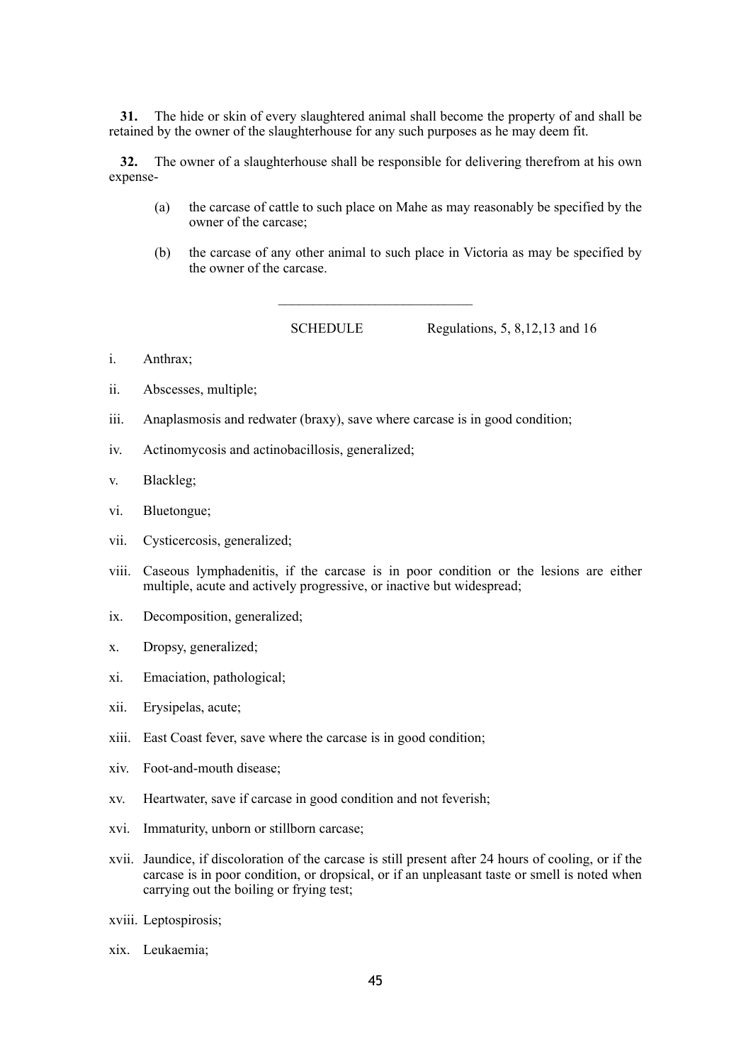**31.** The hide or skin of every slaughtered animal shall become the property of and shall be retained by the owner of the slaughterhouse for any such purposes as he may deem fit.

**32.** The owner of a slaughterhouse shall be responsible for delivering therefrom at his own expense-

(a) the carcase of cattle to such place on Mahe as may reasonably be specified by the owner of the carcase;

(b) the carcase of any other animal to such place in Victoria as may be specified by the owner of the carcase.

---

SCHEDULE Regulations, 5, 8,12,13 and 16

i. Anthrax;

ii. Abscesses, multiple;

iii. Anaplasmosis and redwater (braxy), save where carcase is in good condition;

iv. Actinomycosis and actinobacillosis, generalized;

v. Blackleg;

vi. Bluetongue;

vii. Cysticercosis, generalized;

viii. Caseous lymphadenitis, if the carcase is in poor condition or the lesions are either multiple, acute and actively progressive, or inactive but widespread;

ix. Decomposition, generalized;

x. Dropsy, generalized;

xi. Emaciation, pathological;

xii. Erysipelas, acute;

xiii. East Coast fever, save where the carcase is in good condition;

xiv. Foot-and-mouth disease;

xv. Heartwater, save if carcase in good condition and not feverish;

xvi. Immaturity, unborn or stillborn carcase;

xvii. Jaundice, if discoloration of the carcase is still present after 24 hours of cooling, or if the carcase is in poor condition, or dropsical, or if an unpleasant taste or smell is noted when carrying out the boiling or frying test;

xviii. Leptospirosis;

xix. Leukaemia;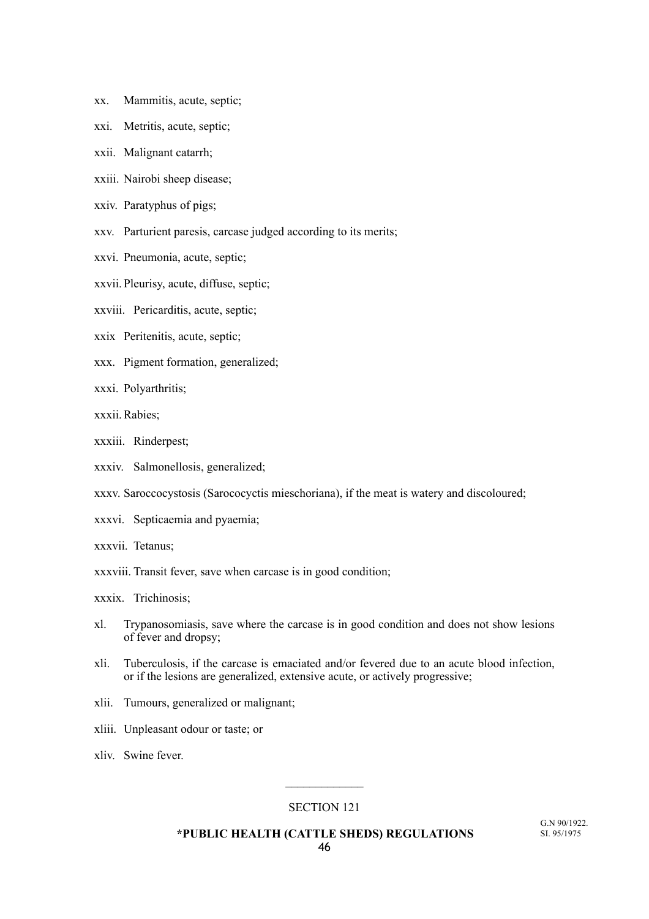xx. Mammitis, acute, septic;

xxi. Metritis, acute, septic;

xxii. Malignant catarrh;

xxiii. Nairobi sheep disease;

xxiv. Paratyphus of pigs;

xxv. Parturient paresis, carcase judged according to its merits;

xxvi. Pneumonia, acute, septic;

xxvii. Pleurisy, acute, diffuse, septic;

xxviii. Pericarditis, acute, septic;

xxix Peritenitis, acute, septic;

xxx. Pigment formation, generalized;

xxxi. Polyarthritis;

xxxii. Rabies;

xxxiii. Rinderpest;

xxxiv. Salmonellosis, generalized;

xxxv. Saroccocystosis (Sarococyctis mieschoriana), if the meat is watery and discoloured;

xxxvi. Septicaemia and pyaemia;

xxxvii. Tetanus;

xxxviii. Transit fever, save when carcase is in good condition;

xxxix. Trichinosis;

xl. Trypanosomiasis, save where the carcase is in good condition and does not show lesions of fever and dropsy;

xli. Tuberculosis, if the carcase is emaciated and/or fevered due to an acute blood infection, or if the lesions are generalized, extensive acute, or actively progressive;

xlii. Tumours, generalized or malignant;

xliii. Unpleasant odour or taste; or

xliv. Swine fever.

---

SECTION 121

## *PUBLIC HEALTH (CATTLE SHEDS) REGULATIONS

G.N 90/1922.
SI. 95/1975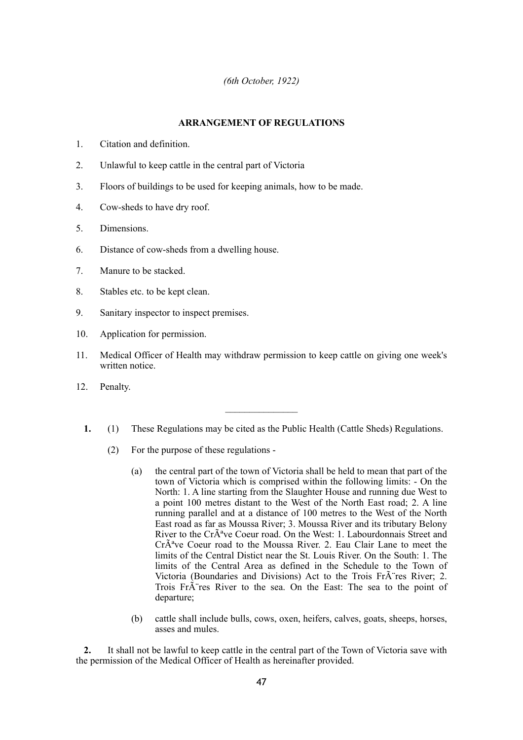*(6th October, 1922)*

**ARRANGEMENT OF REGULATIONS**

1. Citation and definition.
2. Unlawful to keep cattle in the central part of Victoria
3. Floors of buildings to be used for keeping animals, how to be made.
4. Cow-sheds to have dry roof.
5. Dimensions.
6. Distance of cow-sheds from a dwelling house.
7. Manure to be stacked.
8. Stables etc. to be kept clean.
9. Sanitary inspector to inspect premises.
10. Application for permission.
11. Medical Officer of Health may withdraw permission to keep cattle on giving one week's written notice.
12. Penalty.

________________

**1.** (1) These Regulations may be cited as the Public Health (Cattle Sheds) Regulations.

(2) For the purpose of these regulations -

(a) the central part of the town of Victoria shall be held to mean that part of the town of Victoria which is comprised within the following limits: - On the North: 1. A line starting from the Slaughter House and running due West to a point 100 metres distant to the West of the North East road; 2. A line running parallel and at a distance of 100 metres to the West of the North East road as far as Moussa River; 3. Moussa River and its tributary Belony River to the CrÃªve Coeur road. On the West: 1. Labourdonnais Street and CrÃªve Coeur road to the Moussa River. 2. Eau Clair Lane to meet the limits of the Central Distict near the St. Louis River. On the South: 1. The limits of the Central Area as defined in the Schedule to the Town of Victoria (Boundaries and Divisions) Act to the Trois FrÃ¨res River; 2. Trois FrÃ¨res River to the sea. On the East: The sea to the point of departure;

(b) cattle shall include bulls, cows, oxen, heifers, calves, goats, sheeps, horses, asses and mules.

**2.** It shall not be lawful to keep cattle in the central part of the Town of Victoria save with the permission of the Medical Officer of Health as hereinafter provided.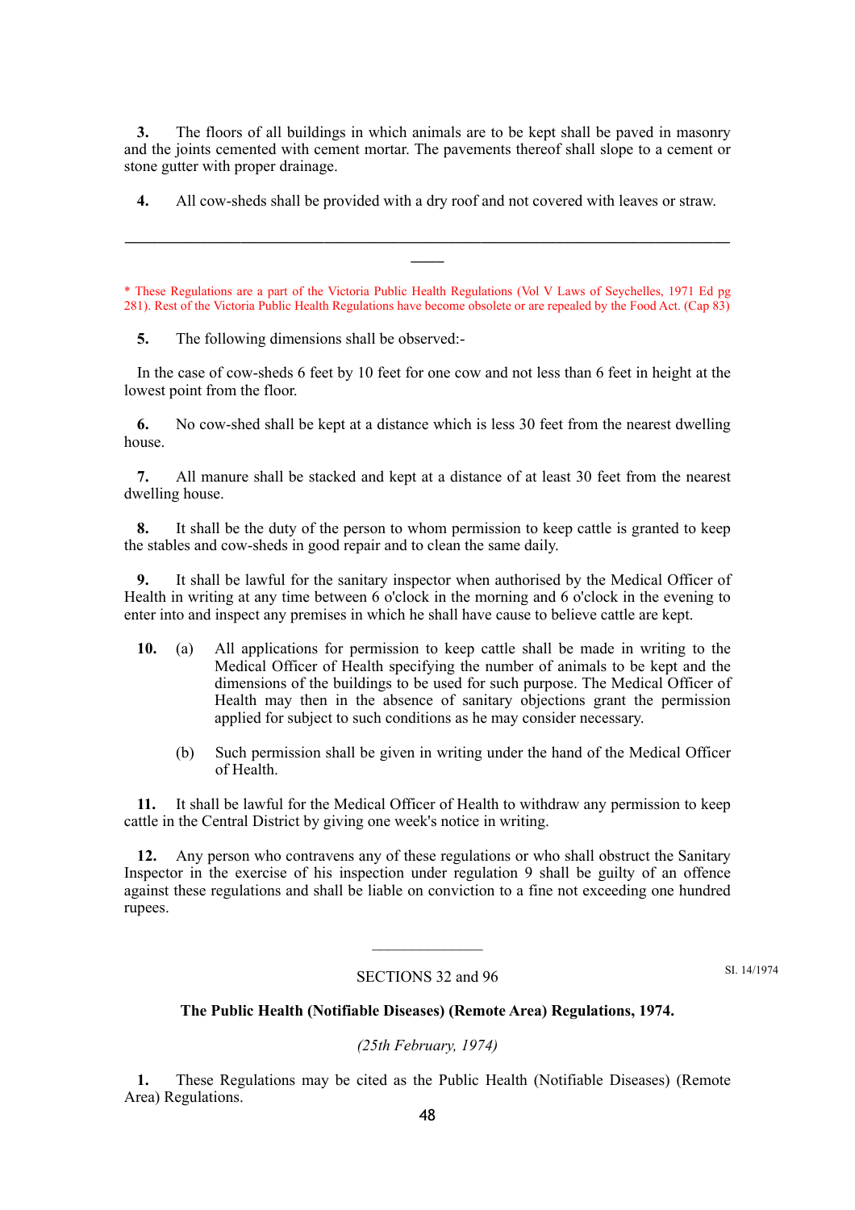**3.** The floors of all buildings in which animals are to be kept shall be paved in masonry and the joints cemented with cement mortar. The pavements thereof shall slope to a cement or stone gutter with proper drainage.

**4.** All cow-sheds shall be provided with a dry roof and not covered with leaves or straw.

---

* These Regulations are a part of the Victoria Public Health Regulations (Vol V Laws of Seychelles, 1971 Ed pg 281). Rest of the Victoria Public Health Regulations have become obsolete or are repealed by the Food Act. (Cap 83)

**5.** The following dimensions shall be observed:-

In the case of cow-sheds 6 feet by 10 feet for one cow and not less than 6 feet in height at the lowest point from the floor.

**6.** No cow-shed shall be kept at a distance which is less 30 feet from the nearest dwelling house.

**7.** All manure shall be stacked and kept at a distance of at least 30 feet from the nearest dwelling house.

**8.** It shall be the duty of the person to whom permission to keep cattle is granted to keep the stables and cow-sheds in good repair and to clean the same daily.

**9.** It shall be lawful for the sanitary inspector when authorised by the Medical Officer of Health in writing at any time between 6 o'clock in the morning and 6 o'clock in the evening to enter into and inspect any premises in which he shall have cause to believe cattle are kept.

**10.** (a) All applications for permission to keep cattle shall be made in writing to the Medical Officer of Health specifying the number of animals to be kept and the dimensions of the buildings to be used for such purpose. The Medical Officer of Health may then in the absence of sanitary objections grant the permission applied for subject to such conditions as he may consider necessary.

(b) Such permission shall be given in writing under the hand of the Medical Officer of Health.

**11.** It shall be lawful for the Medical Officer of Health to withdraw any permission to keep cattle in the Central District by giving one week's notice in writing.

**12.** Any person who contravens any of these regulations or who shall obstruct the Sanitary Inspector in the exercise of his inspection under regulation 9 shall be guilty of an offence against these regulations and shall be liable on conviction to a fine not exceeding one hundred rupees.

---

SECTIONS 32 and 96

SI. 14/1974

**The Public Health (Notifiable Diseases) (Remote Area) Regulations, 1974.**

*(25th February, 1974)*

**1.** These Regulations may be cited as the Public Health (Notifiable Diseases) (Remote Area) Regulations.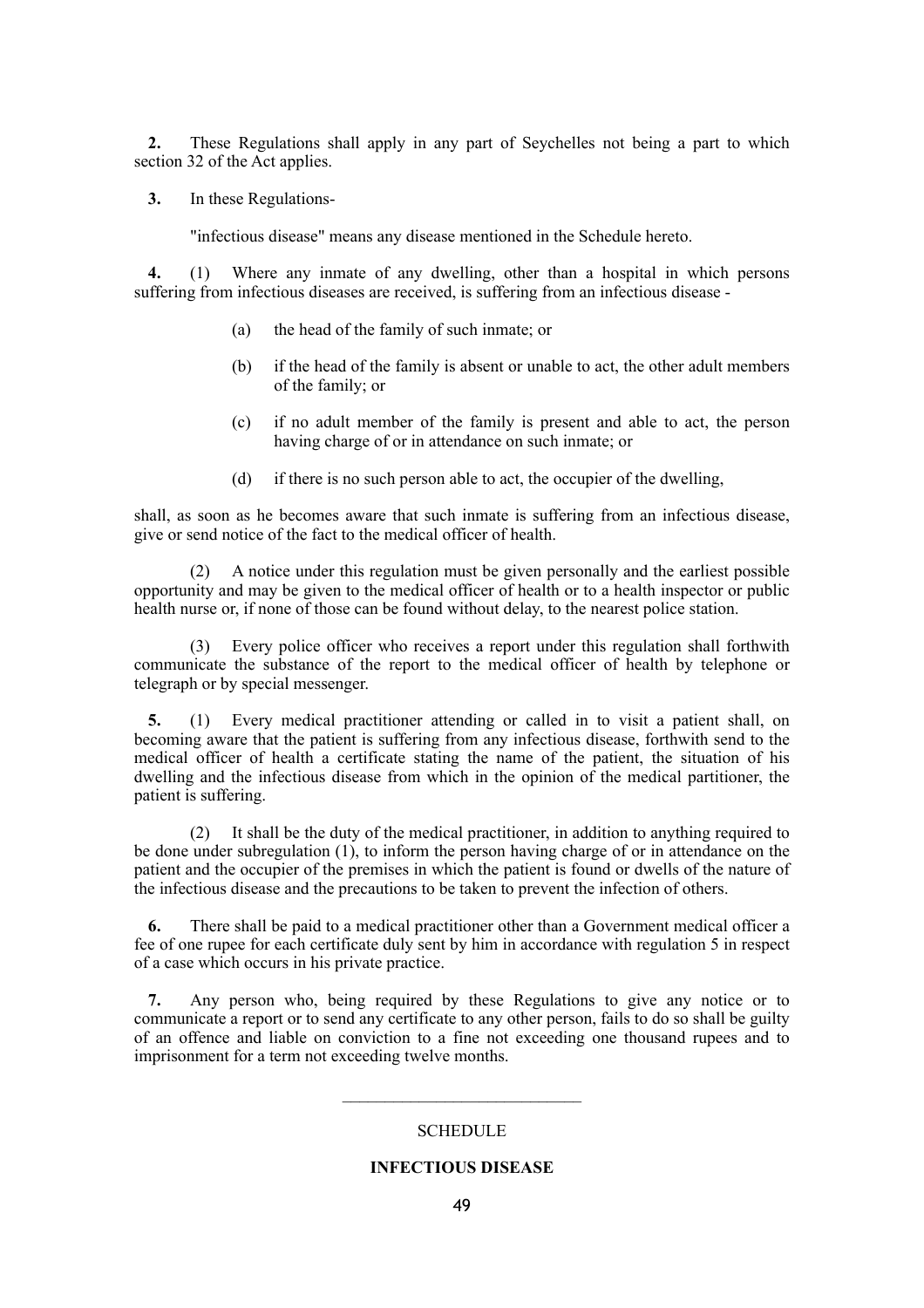**2.** These Regulations shall apply in any part of Seychelles not being a part to which section 32 of the Act applies.

**3.** In these Regulations-

"infectious disease" means any disease mentioned in the Schedule hereto.

**4.** (1) Where any inmate of any dwelling, other than a hospital in which persons suffering from infectious diseases are received, is suffering from an infectious disease -

(a) the head of the family of such inmate; or

(b) if the head of the family is absent or unable to act, the other adult members of the family; or

(c) if no adult member of the family is present and able to act, the person having charge of or in attendance on such inmate; or

(d) if there is no such person able to act, the occupier of the dwelling,

shall, as soon as he becomes aware that such inmate is suffering from an infectious disease, give or send notice of the fact to the medical officer of health.

(2) A notice under this regulation must be given personally and the earliest possible opportunity and may be given to the medical officer of health or to a health inspector or public health nurse or, if none of those can be found without delay, to the nearest police station.

(3) Every police officer who receives a report under this regulation shall forthwith communicate the substance of the report to the medical officer of health by telephone or telegraph or by special messenger.

**5.** (1) Every medical practitioner attending or called in to visit a patient shall, on becoming aware that the patient is suffering from any infectious disease, forthwith send to the medical officer of health a certificate stating the name of the patient, the situation of his dwelling and the infectious disease from which in the opinion of the medical partitioner, the patient is suffering.

(2) It shall be the duty of the medical practitioner, in addition to anything required to be done under subregulation (1), to inform the person having charge of or in attendance on the patient and the occupier of the premises in which the patient is found or dwells of the nature of the infectious disease and the precautions to be taken to prevent the infection of others.

**6.** There shall be paid to a medical practitioner other than a Government medical officer a fee of one rupee for each certificate duly sent by him in accordance with regulation 5 in respect of a case which occurs in his private practice.

**7.** Any person who, being required by these Regulations to give any notice or to communicate a report or to send any certificate to any other person, fails to do so shall be guilty of an offence and liable on conviction to a fine not exceeding one thousand rupees and to imprisonment for a term not exceeding twelve months.

---

SCHEDULE

**INFECTIOUS DISEASE**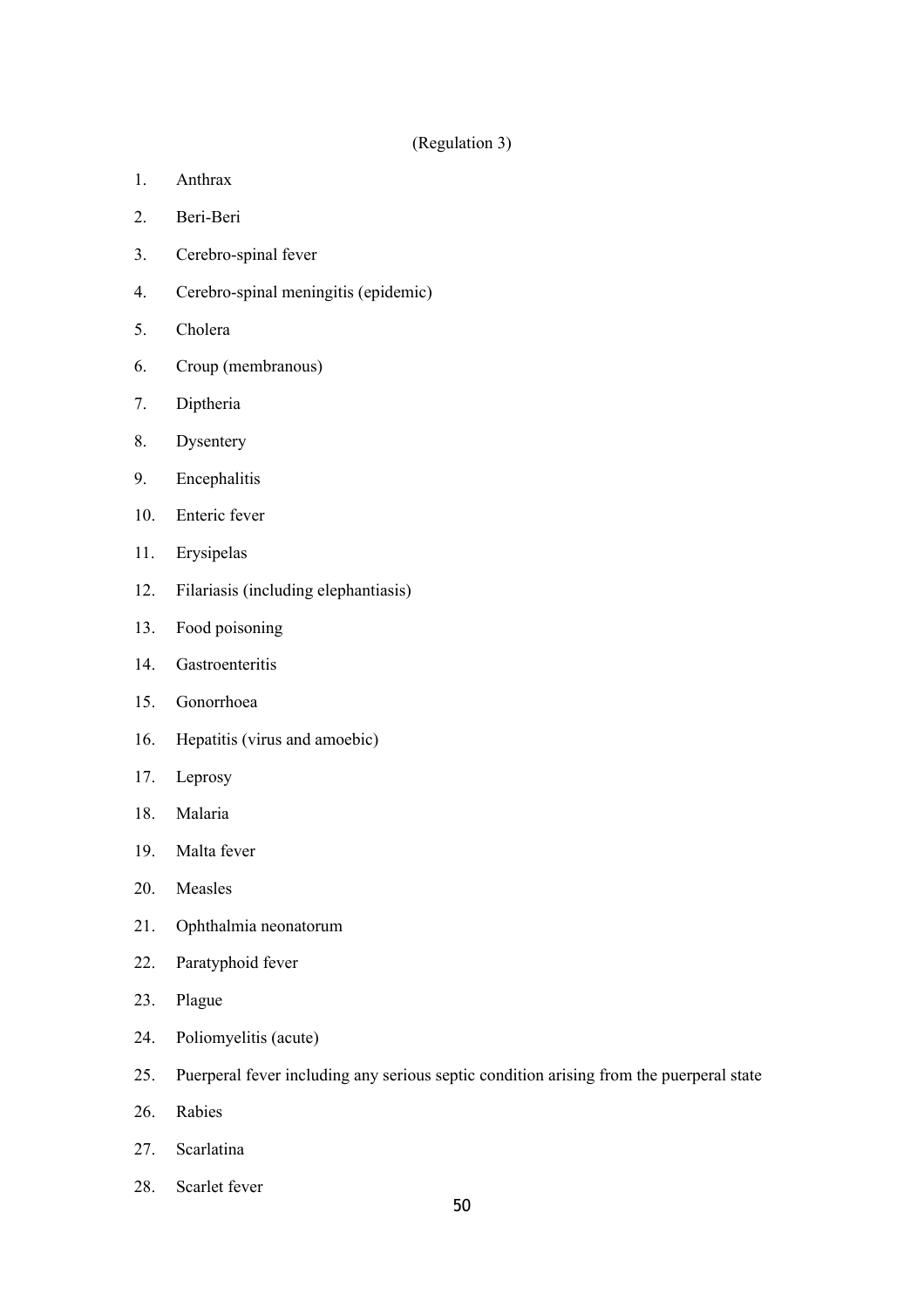(Regulation 3)

1. Anthrax
2. Beri-Beri
3. Cerebro-spinal fever
4. Cerebro-spinal meningitis (epidemic)
5. Cholera
6. Croup (membranous)
7. Diptheria
8. Dysentery
9. Encephalitis
10. Enteric fever
11. Erysipelas
12. Filariasis (including elephantiasis)
13. Food poisoning
14. Gastroenteritis
15. Gonorrhoea
16. Hepatitis (virus and amoebic)
17. Leprosy
18. Malaria
19. Malta fever
20. Measles
21. Ophthalmia neonatorum
22. Paratyphoid fever
23. Plague
24. Poliomyelitis (acute)
25. Puerperal fever including any serious septic condition arising from the puerperal state
26. Rabies
27. Scarlatina
28. Scarlet fever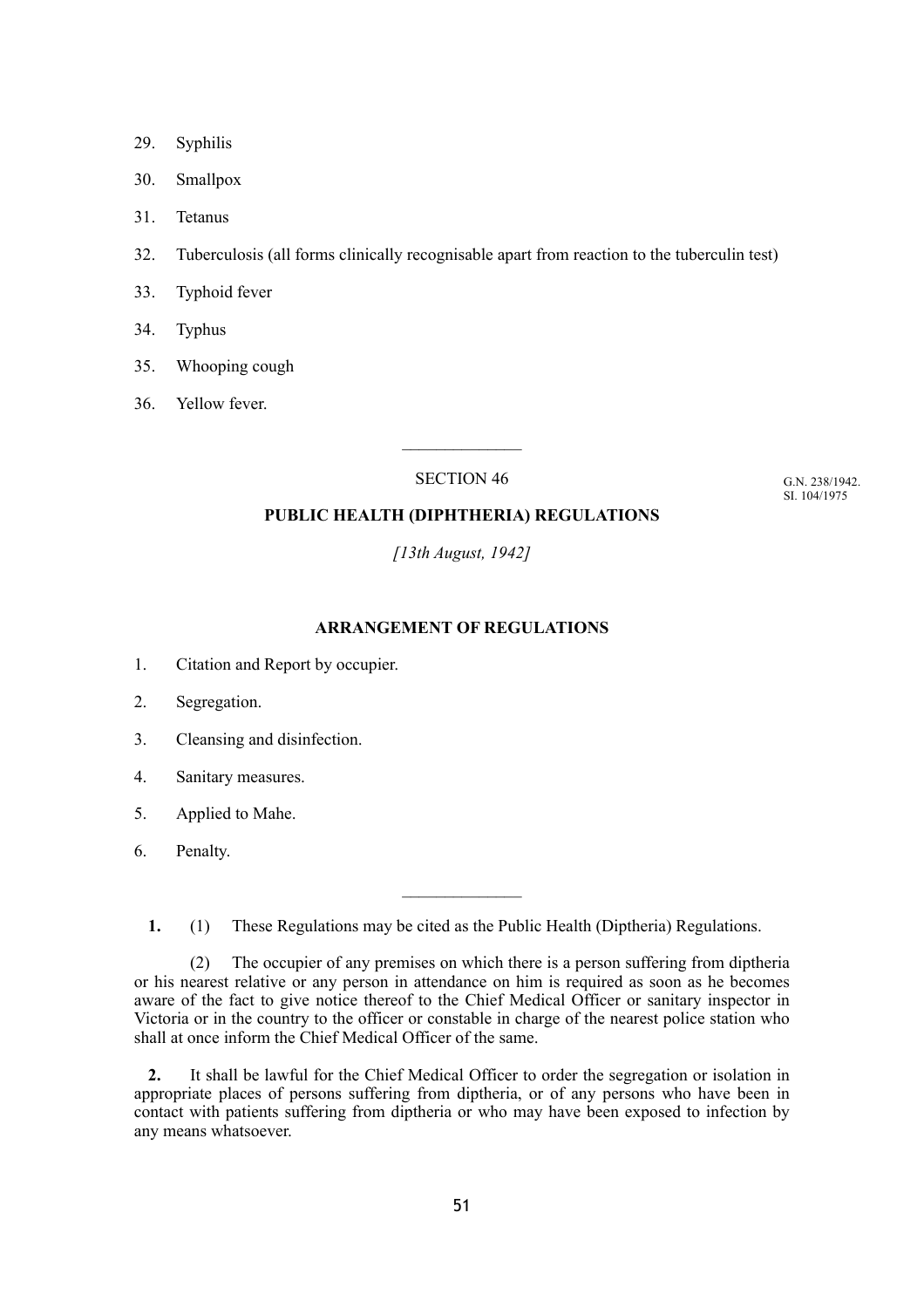29. Syphilis

30. Smallpox

31. Tetanus

32. Tuberculosis (all forms clinically recognisable apart from reaction to the tuberculin test)

33. Typhoid fever

34. Typhus

35. Whooping cough

36. Yellow fever.

---

SECTION 46

G.N. 238/1942.
SI. 104/1975

**PUBLIC HEALTH (DIPHTHERIA) REGULATIONS**

*[13th August, 1942]*

**ARRANGEMENT OF REGULATIONS**

1. Citation and Report by occupier.
2. Segregation.
3. Cleansing and disinfection.
4. Sanitary measures.
5. Applied to Mahe.
6. Penalty.

---

**1.** (1) These Regulations may be cited as the Public Health (Diptheria) Regulations.

(2) The occupier of any premises on which there is a person suffering from diptheria or his nearest relative or any person in attendance on him is required as soon as he becomes aware of the fact to give notice thereof to the Chief Medical Officer or sanitary inspector in Victoria or in the country to the officer or constable in charge of the nearest police station who shall at once inform the Chief Medical Officer of the same.

**2.** It shall be lawful for the Chief Medical Officer to order the segregation or isolation in appropriate places of persons suffering from diptheria, or of any persons who have been in contact with patients suffering from diptheria or who may have been exposed to infection by any means whatsoever.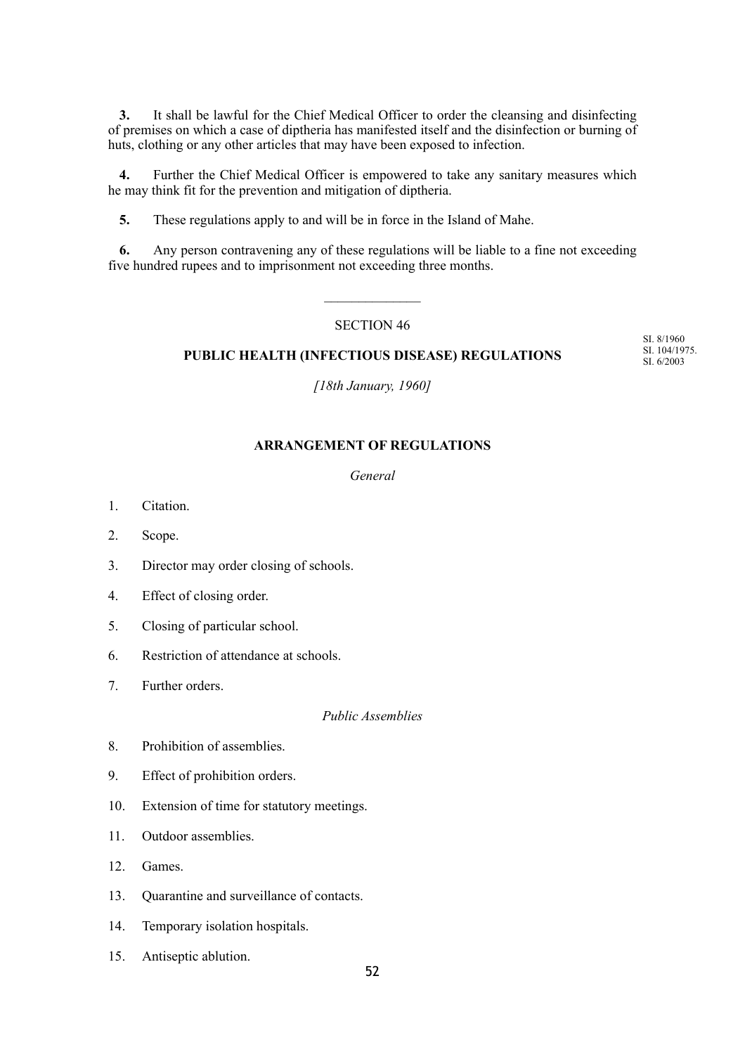**3.** It shall be lawful for the Chief Medical Officer to order the cleansing and disinfecting of premises on which a case of diptheria has manifested itself and the disinfection or burning of huts, clothing or any other articles that may have been exposed to infection.

**4.** Further the Chief Medical Officer is empowered to take any sanitary measures which he may think fit for the prevention and mitigation of diptheria.

**5.** These regulations apply to and will be in force in the Island of Mahe.

**6.** Any person contravening any of these regulations will be liable to a fine not exceeding five hundred rupees and to imprisonment not exceeding three months.

---

SECTION 46

SI. 8/1960
SI. 104/1975.
SI. 6/2003

## PUBLIC HEALTH (INFECTIOUS DISEASE) REGULATIONS

*[18th January, 1960]*

### ARRANGEMENT OF REGULATIONS

*General*

1. Citation.
2. Scope.
3. Director may order closing of schools.
4. Effect of closing order.
5. Closing of particular school.
6. Restriction of attendance at schools.
7. Further orders.

*Public Assemblies*

8. Prohibition of assemblies.
9. Effect of prohibition orders.
10. Extension of time for statutory meetings.
11. Outdoor assemblies.
12. Games.
13. Quarantine and surveillance of contacts.
14. Temporary isolation hospitals.
15. Antiseptic ablution.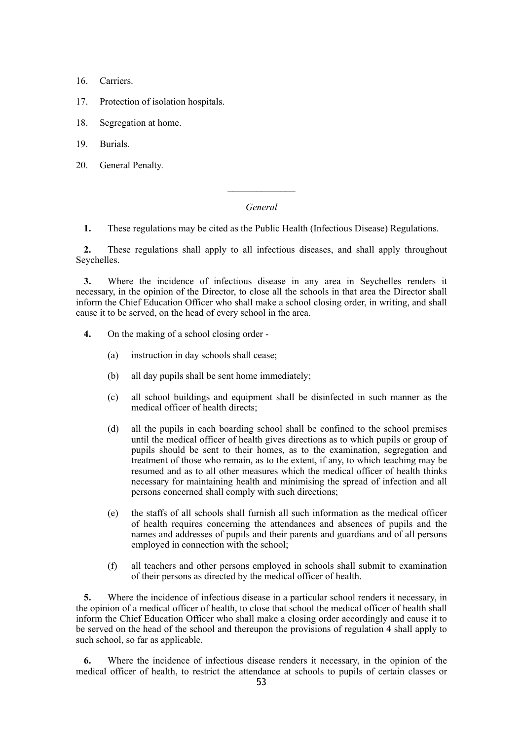16. Carriers.

17. Protection of isolation hospitals.

18. Segregation at home.

19. Burials.

20. General Penalty.

---

*General*

**1.** These regulations may be cited as the Public Health (Infectious Disease) Regulations.

**2.** These regulations shall apply to all infectious diseases, and shall apply throughout Seychelles.

**3.** Where the incidence of infectious disease in any area in Seychelles renders it necessary, in the opinion of the Director, to close all the schools in that area the Director shall inform the Chief Education Officer who shall make a school closing order, in writing, and shall cause it to be served, on the head of every school in the area.

**4.** On the making of a school closing order -

(a) instruction in day schools shall cease;

(b) all day pupils shall be sent home immediately;

(c) all school buildings and equipment shall be disinfected in such manner as the medical officer of health directs;

(d) all the pupils in each boarding school shall be confined to the school premises until the medical officer of health gives directions as to which pupils or group of pupils should be sent to their homes, as to the examination, segregation and treatment of those who remain, as to the extent, if any, to which teaching may be resumed and as to all other measures which the medical officer of health thinks necessary for maintaining health and minimising the spread of infection and all persons concerned shall comply with such directions;

(e) the staffs of all schools shall furnish all such information as the medical officer of health requires concerning the attendances and absences of pupils and the names and addresses of pupils and their parents and guardians and of all persons employed in connection with the school;

(f) all teachers and other persons employed in schools shall submit to examination of their persons as directed by the medical officer of health.

**5.** Where the incidence of infectious disease in a particular school renders it necessary, in the opinion of a medical officer of health, to close that school the medical officer of health shall inform the Chief Education Officer who shall make a closing order accordingly and cause it to be served on the head of the school and thereupon the provisions of regulation 4 shall apply to such school, so far as applicable.

**6.** Where the incidence of infectious disease renders it necessary, in the opinion of the medical officer of health, to restrict the attendance at schools to pupils of certain classes or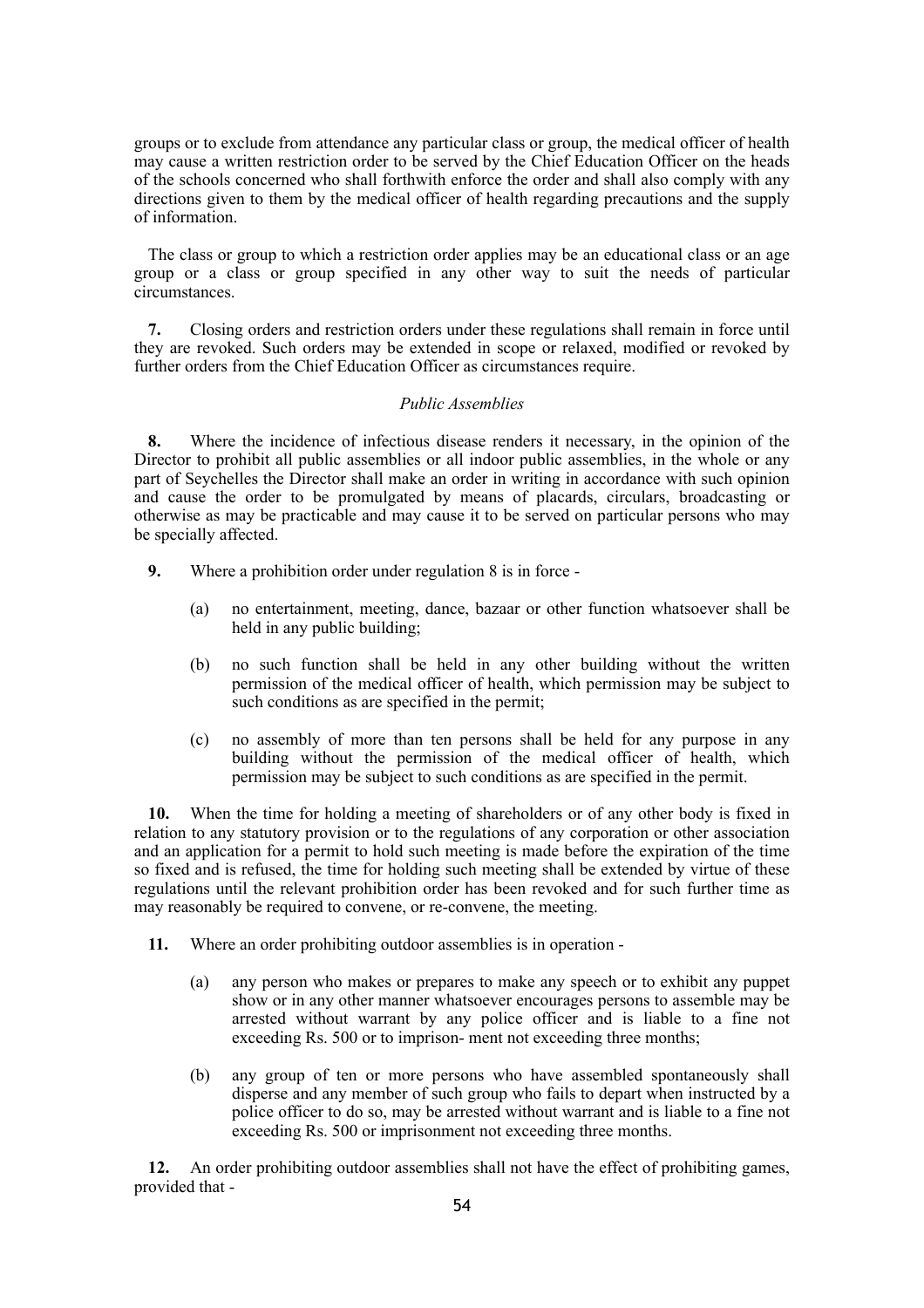groups or to exclude from attendance any particular class or group, the medical officer of health may cause a written restriction order to be served by the Chief Education Officer on the heads of the schools concerned who shall forthwith enforce the order and shall also comply with any directions given to them by the medical officer of health regarding precautions and the supply of information.

The class or group to which a restriction order applies may be an educational class or an age group or a class or group specified in any other way to suit the needs of particular circumstances.

**7.** Closing orders and restriction orders under these regulations shall remain in force until they are revoked. Such orders may be extended in scope or relaxed, modified or revoked by further orders from the Chief Education Officer as circumstances require.

*Public Assemblies*

**8.** Where the incidence of infectious disease renders it necessary, in the opinion of the Director to prohibit all public assemblies or all indoor public assemblies, in the whole or any part of Seychelles the Director shall make an order in writing in accordance with such opinion and cause the order to be promulgated by means of placards, circulars, broadcasting or otherwise as may be practicable and may cause it to be served on particular persons who may be specially affected.

**9.** Where a prohibition order under regulation 8 is in force -

(a) no entertainment, meeting, dance, bazaar or other function whatsoever shall be held in any public building;

(b) no such function shall be held in any other building without the written permission of the medical officer of health, which permission may be subject to such conditions as are specified in the permit;

(c) no assembly of more than ten persons shall be held for any purpose in any building without the permission of the medical officer of health, which permission may be subject to such conditions as are specified in the permit.

**10.** When the time for holding a meeting of shareholders or of any other body is fixed in relation to any statutory provision or to the regulations of any corporation or other association and an application for a permit to hold such meeting is made before the expiration of the time so fixed and is refused, the time for holding such meeting shall be extended by virtue of these regulations until the relevant prohibition order has been revoked and for such further time as may reasonably be required to convene, or re-convene, the meeting.

**11.** Where an order prohibiting outdoor assemblies is in operation -

(a) any person who makes or prepares to make any speech or to exhibit any puppet show or in any other manner whatsoever encourages persons to assemble may be arrested without warrant by any police officer and is liable to a fine not exceeding Rs. 500 or to imprison- ment not exceeding three months;

(b) any group of ten or more persons who have assembled spontaneously shall disperse and any member of such group who fails to depart when instructed by a police officer to do so, may be arrested without warrant and is liable to a fine not exceeding Rs. 500 or imprisonment not exceeding three months.

**12.** An order prohibiting outdoor assemblies shall not have the effect of prohibiting games, provided that -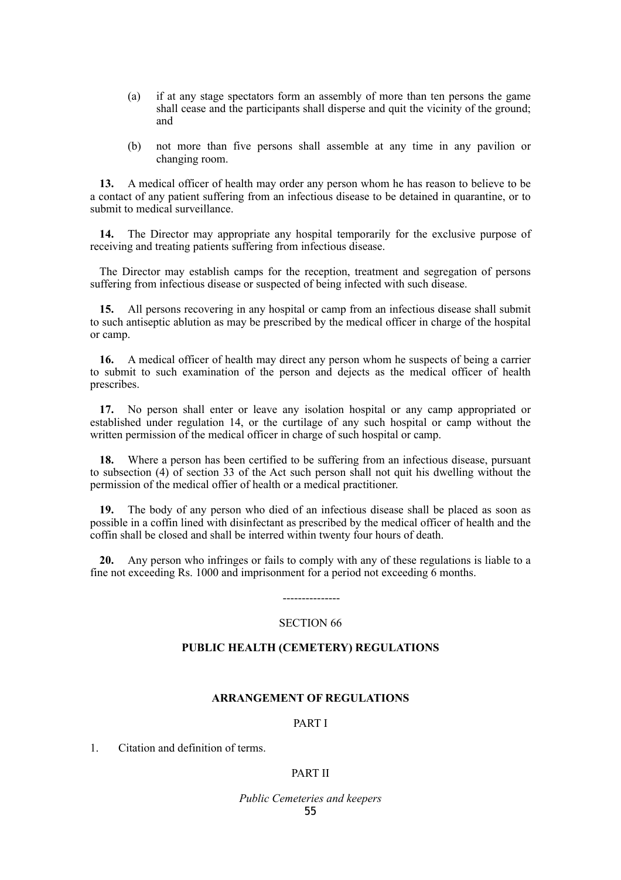(a) if at any stage spectators form an assembly of more than ten persons the game shall cease and the participants shall disperse and quit the vicinity of the ground; and

(b) not more than five persons shall assemble at any time in any pavilion or changing room.

**13.** A medical officer of health may order any person whom he has reason to believe to be a contact of any patient suffering from an infectious disease to be detained in quarantine, or to submit to medical surveillance.

**14.** The Director may appropriate any hospital temporarily for the exclusive purpose of receiving and treating patients suffering from infectious disease.

The Director may establish camps for the reception, treatment and segregation of persons suffering from infectious disease or suspected of being infected with such disease.

**15.** All persons recovering in any hospital or camp from an infectious disease shall submit to such antiseptic ablution as may be prescribed by the medical officer in charge of the hospital or camp.

**16.** A medical officer of health may direct any person whom he suspects of being a carrier to submit to such examination of the person and dejects as the medical officer of health prescribes.

**17.** No person shall enter or leave any isolation hospital or any camp appropriated or established under regulation 14, or the curtilage of any such hospital or camp without the written permission of the medical officer in charge of such hospital or camp.

**18.** Where a person has been certified to be suffering from an infectious disease, pursuant to subsection (4) of section 33 of the Act such person shall not quit his dwelling without the permission of the medical offier of health or a medical practitioner.

**19.** The body of any person who died of an infectious disease shall be placed as soon as possible in a coffin lined with disinfectant as prescribed by the medical officer of health and the coffin shall be closed and shall be interred within twenty four hours of death.

**20.** Any person who infringes or fails to comply with any of these regulations is liable to a fine not exceeding Rs. 1000 and imprisonment for a period not exceeding 6 months.

---------------

SECTION 66

## PUBLIC HEALTH (CEMETERY) REGULATIONS

### ARRANGEMENT OF REGULATIONS

PART I

1. Citation and definition of terms.

PART II

*Public Cemeteries and keepers*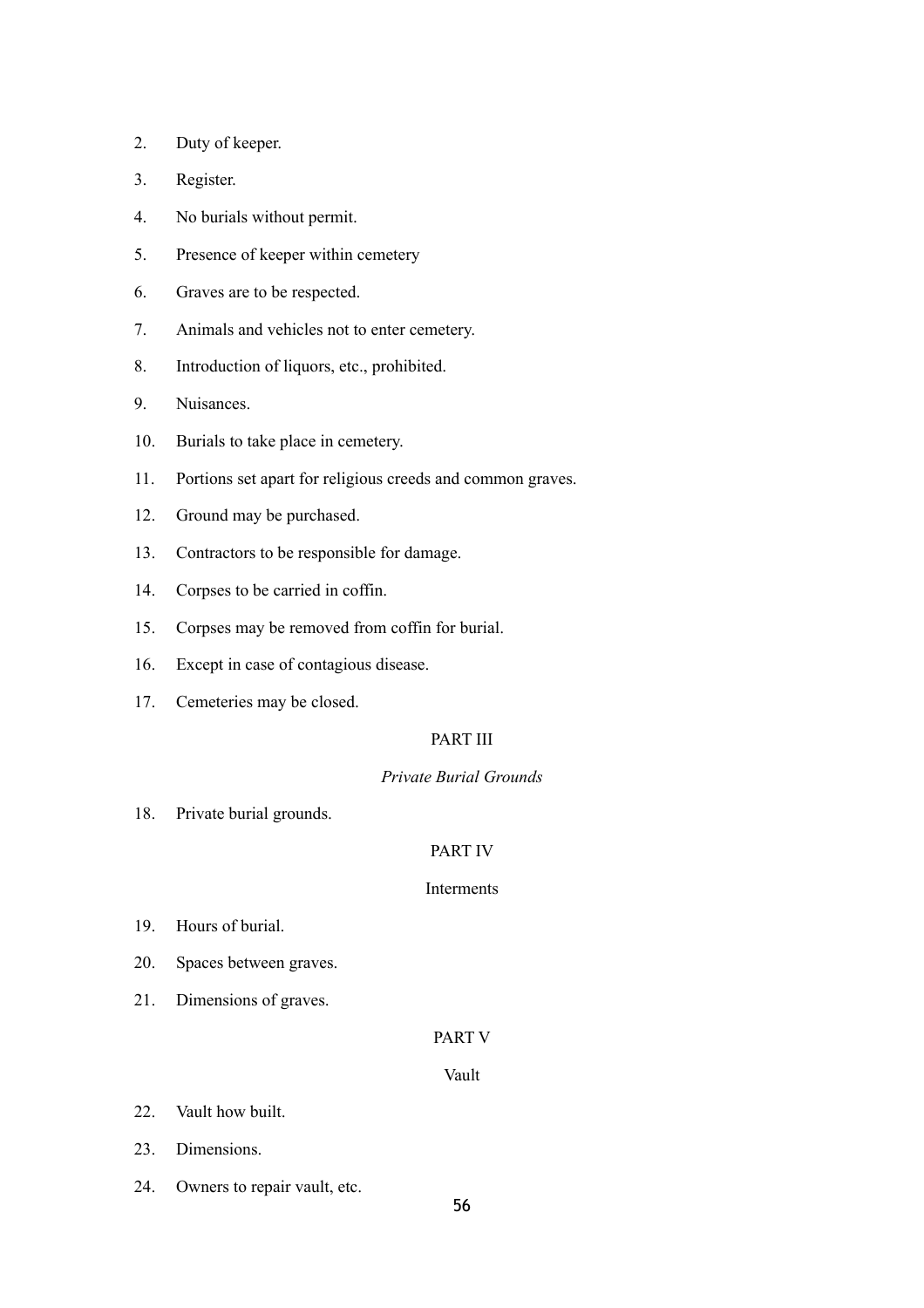2. Duty of keeper.
3. Register.
4. No burials without permit.
5. Presence of keeper within cemetery
6. Graves are to be respected.
7. Animals and vehicles not to enter cemetery.
8. Introduction of liquors, etc., prohibited.
9. Nuisances.
10. Burials to take place in cemetery.
11. Portions set apart for religious creeds and common graves.
12. Ground may be purchased.
13. Contractors to be responsible for damage.
14. Corpses to be carried in coffin.
15. Corpses may be removed from coffin for burial.
16. Except in case of contagious disease.
17. Cemeteries may be closed.

PART III

*Private Burial Grounds*

18. Private burial grounds.

PART IV

Interments

19. Hours of burial.
20. Spaces between graves.
21. Dimensions of graves.

PART V

Vault

22. Vault how built.
23. Dimensions.
24. Owners to repair vault, etc.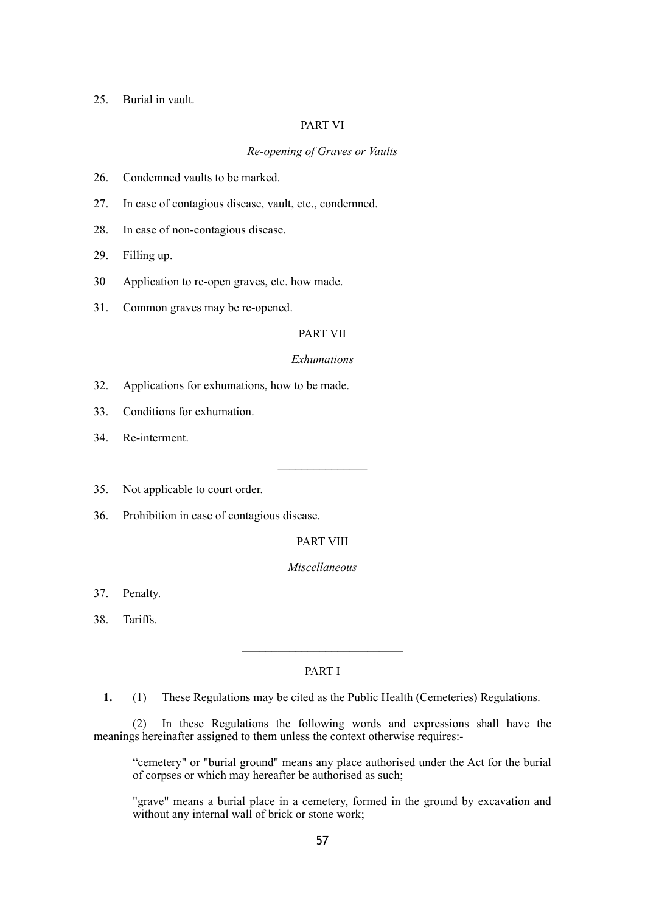25. Burial in vault.

PART VI

*Re-opening of Graves or Vaults*

26. Condemned vaults to be marked.

27. In case of contagious disease, vault, etc., condemned.

28. In case of non-contagious disease.

29. Filling up.

30 Application to re-open graves, etc. how made.

31. Common graves may be re-opened.

PART VII

*Exhumations*

32. Applications for exhumations, how to be made.

33. Conditions for exhumation.

34. Re-interment.

---

35. Not applicable to court order.

36. Prohibition in case of contagious disease.

PART VIII

*Miscellaneous*

37. Penalty.

38. Tariffs.

---

PART I

**1.** (1) These Regulations may be cited as the Public Health (Cemeteries) Regulations.

(2) In these Regulations the following words and expressions shall have the meanings hereinafter assigned to them unless the context otherwise requires:-

> “cemetery" or "burial ground" means any place authorised under the Act for the burial of corpses or which may hereafter be authorised as such;
>
> "grave" means a burial place in a cemetery, formed in the ground by excavation and without any internal wall of brick or stone work;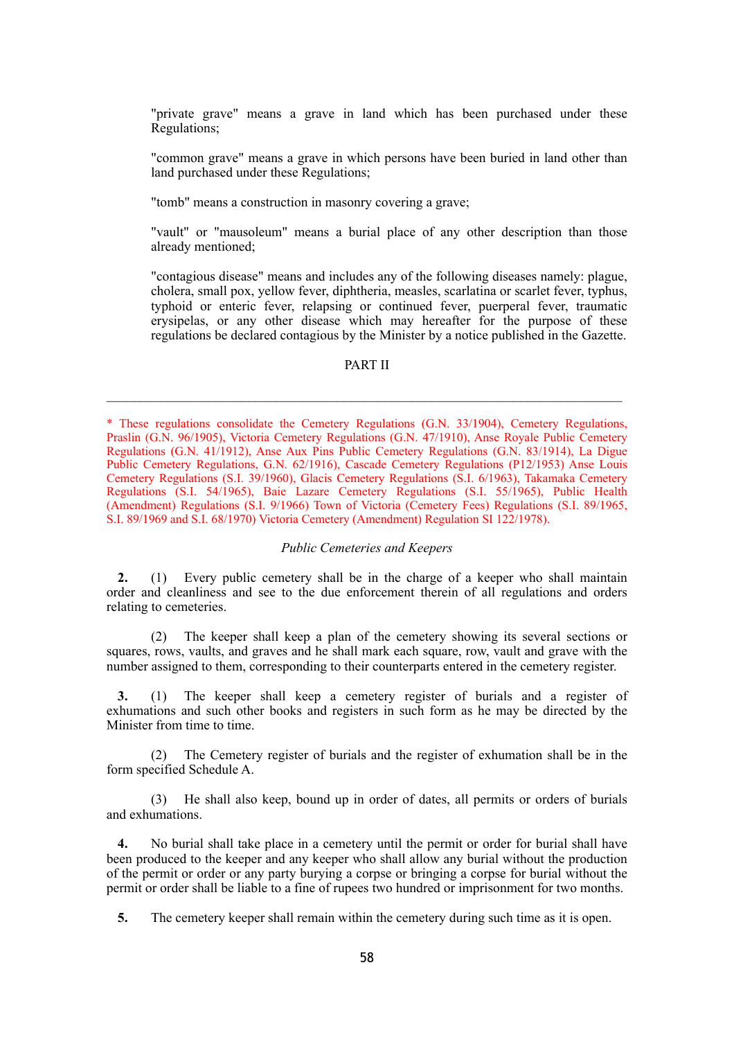"private grave" means a grave in land which has been purchased under these Regulations;

"common grave" means a grave in which persons have been buried in land other than land purchased under these Regulations;

"tomb" means a construction in masonry covering a grave;

"vault" or "mausoleum" means a burial place of any other description than those already mentioned;

"contagious disease" means and includes any of the following diseases namely: plague, cholera, small pox, yellow fever, diphtheria, measles, scarlatina or scarlet fever, typhus, typhoid or enteric fever, relapsing or continued fever, puerperal fever, traumatic erysipelas, or any other disease which may hereafter for the purpose of these regulations be declared contagious by the Minister by a notice published in the Gazette.

PART II

---

* These regulations consolidate the Cemetery Regulations (G.N. 33/1904), Cemetery Regulations, Praslin (G.N. 96/1905), Victoria Cemetery Regulations (G.N. 47/1910), Anse Royale Public Cemetery Regulations (G.N. 41/1912), Anse Aux Pins Public Cemetery Regulations (G.N. 83/1914), La Digue Public Cemetery Regulations, G.N. 62/1916), Cascade Cemetery Regulations (P12/1953) Anse Louis Cemetery Regulations (S.I. 39/1960), Glacis Cemetery Regulations (S.I. 6/1963), Takamaka Cemetery Regulations (S.I. 54/1965), Baie Lazare Cemetery Regulations (S.I. 55/1965), Public Health (Amendment) Regulations (S.I. 9/1966) Town of Victoria (Cemetery Fees) Regulations (S.I. 89/1965, S.I. 89/1969 and S.I. 68/1970) Victoria Cemetery (Amendment) Regulation SI 122/1978).

*Public Cemeteries and Keepers*

**2.** (1) Every public cemetery shall be in the charge of a keeper who shall maintain order and cleanliness and see to the due enforcement therein of all regulations and orders relating to cemeteries.

(2) The keeper shall keep a plan of the cemetery showing its several sections or squares, rows, vaults, and graves and he shall mark each square, row, vault and grave with the number assigned to them, corresponding to their counterparts entered in the cemetery register.

**3.** (1) The keeper shall keep a cemetery register of burials and a register of exhumations and such other books and registers in such form as he may be directed by the Minister from time to time.

(2) The Cemetery register of burials and the register of exhumation shall be in the form specified Schedule A.

(3) He shall also keep, bound up in order of dates, all permits or orders of burials and exhumations.

**4.** No burial shall take place in a cemetery until the permit or order for burial shall have been produced to the keeper and any keeper who shall allow any burial without the production of the permit or order or any party burying a corpse or bringing a corpse for burial without the permit or order shall be liable to a fine of rupees two hundred or imprisonment for two months.

**5.** The cemetery keeper shall remain within the cemetery during such time as it is open.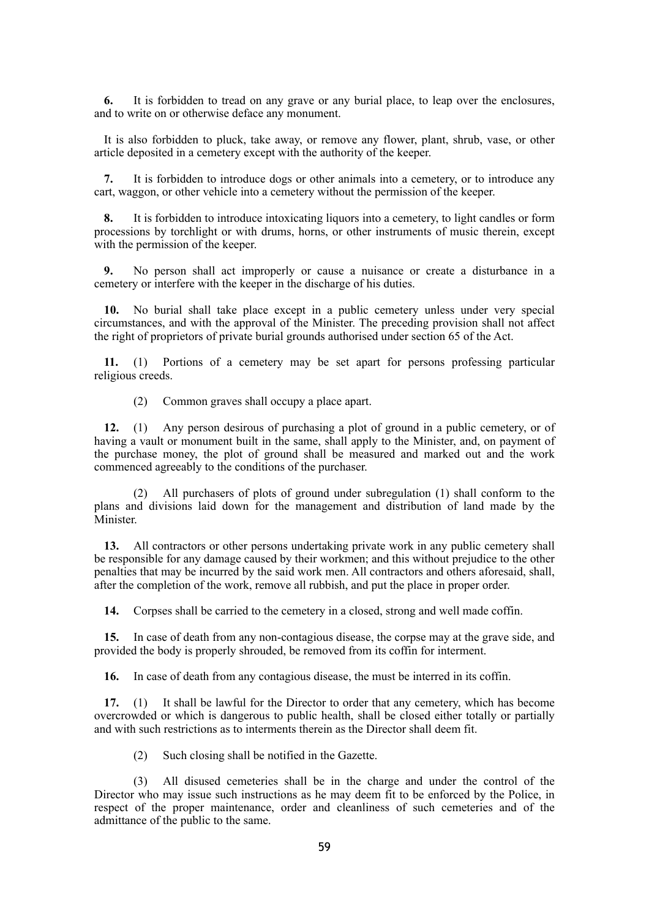**6.** It is forbidden to tread on any grave or any burial place, to leap over the enclosures, and to write on or otherwise deface any monument.

It is also forbidden to pluck, take away, or remove any flower, plant, shrub, vase, or other article deposited in a cemetery except with the authority of the keeper.

**7.** It is forbidden to introduce dogs or other animals into a cemetery, or to introduce any cart, waggon, or other vehicle into a cemetery without the permission of the keeper.

**8.** It is forbidden to introduce intoxicating liquors into a cemetery, to light candles or form processions by torchlight or with drums, horns, or other instruments of music therein, except with the permission of the keeper.

**9.** No person shall act improperly or cause a nuisance or create a disturbance in a cemetery or interfere with the keeper in the discharge of his duties.

**10.** No burial shall take place except in a public cemetery unless under very special circumstances, and with the approval of the Minister. The preceding provision shall not affect the right of proprietors of private burial grounds authorised under section 65 of the Act.

**11.** (1) Portions of a cemetery may be set apart for persons professing particular religious creeds.

(2) Common graves shall occupy a place apart.

**12.** (1) Any person desirous of purchasing a plot of ground in a public cemetery, or of having a vault or monument built in the same, shall apply to the Minister, and, on payment of the purchase money, the plot of ground shall be measured and marked out and the work commenced agreeably to the conditions of the purchaser.

(2) All purchasers of plots of ground under subregulation (1) shall conform to the plans and divisions laid down for the management and distribution of land made by the Minister.

**13.** All contractors or other persons undertaking private work in any public cemetery shall be responsible for any damage caused by their workmen; and this without prejudice to the other penalties that may be incurred by the said work men. All contractors and others aforesaid, shall, after the completion of the work, remove all rubbish, and put the place in proper order.

**14.** Corpses shall be carried to the cemetery in a closed, strong and well made coffin.

**15.** In case of death from any non-contagious disease, the corpse may at the grave side, and provided the body is properly shrouded, be removed from its coffin for interment.

**16.** In case of death from any contagious disease, the must be interred in its coffin.

**17.** (1) It shall be lawful for the Director to order that any cemetery, which has become overcrowded or which is dangerous to public health, shall be closed either totally or partially and with such restrictions as to interments therein as the Director shall deem fit.

(2) Such closing shall be notified in the Gazette.

(3) All disused cemeteries shall be in the charge and under the control of the Director who may issue such instructions as he may deem fit to be enforced by the Police, in respect of the proper maintenance, order and cleanliness of such cemeteries and of the admittance of the public to the same.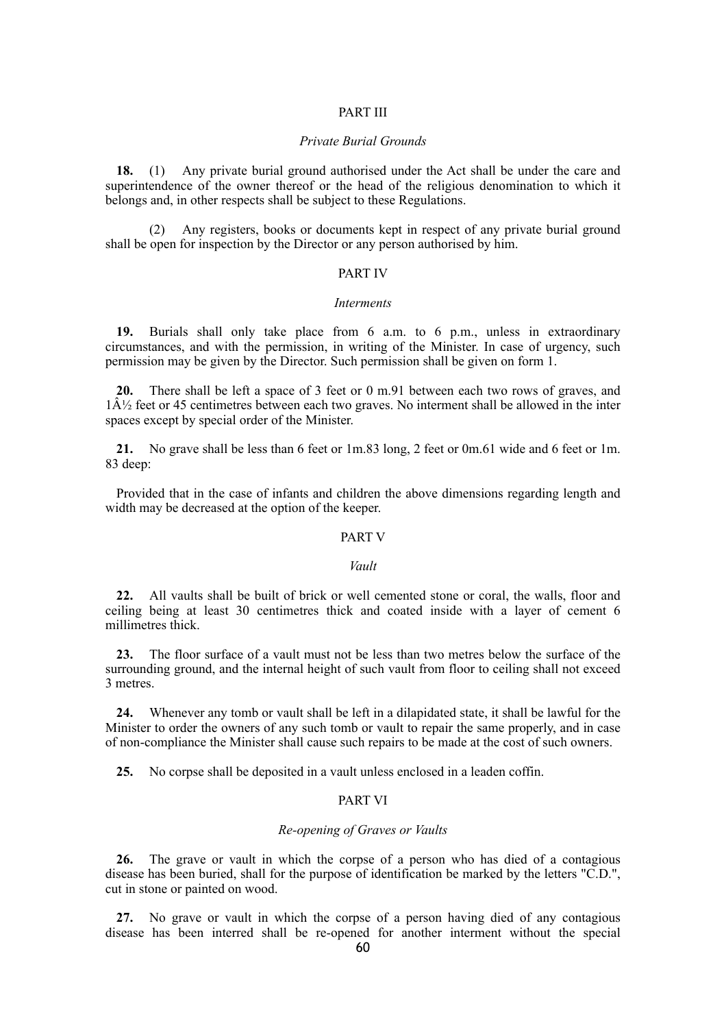## PART III

### *Private Burial Grounds*

**18.** (1) Any private burial ground authorised under the Act shall be under the care and superintendence of the owner thereof or the head of the religious denomination to which it belongs and, in other respects shall be subject to these Regulations.

(2) Any registers, books or documents kept in respect of any private burial ground shall be open for inspection by the Director or any person authorised by him.

## PART IV

### *Interments*

**19.** Burials shall only take place from 6 a.m. to 6 p.m., unless in extraordinary circumstances, and with the permission, in writing of the Minister. In case of urgency, such permission may be given by the Director. Such permission shall be given on form 1.

**20.** There shall be left a space of 3 feet or 0 m.91 between each two rows of graves, and 1Â½ feet or 45 centimetres between each two graves. No interment shall be allowed in the inter spaces except by special order of the Minister.

**21.** No grave shall be less than 6 feet or 1m.83 long, 2 feet or 0m.61 wide and 6 feet or 1m. 83 deep:

Provided that in the case of infants and children the above dimensions regarding length and width may be decreased at the option of the keeper.

## PART V

### *Vault*

**22.** All vaults shall be built of brick or well cemented stone or coral, the walls, floor and ceiling being at least 30 centimetres thick and coated inside with a layer of cement 6 millimetres thick.

**23.** The floor surface of a vault must not be less than two metres below the surface of the surrounding ground, and the internal height of such vault from floor to ceiling shall not exceed 3 metres.

**24.** Whenever any tomb or vault shall be left in a dilapidated state, it shall be lawful for the Minister to order the owners of any such tomb or vault to repair the same properly, and in case of non-compliance the Minister shall cause such repairs to be made at the cost of such owners.

**25.** No corpse shall be deposited in a vault unless enclosed in a leaden coffin.

## PART VI

### *Re-opening of Graves or Vaults*

**26.** The grave or vault in which the corpse of a person who has died of a contagious disease has been buried, shall for the purpose of identification be marked by the letters "C.D.", cut in stone or painted on wood.

**27.** No grave or vault in which the corpse of a person having died of any contagious disease has been interred shall be re-opened for another interment without the special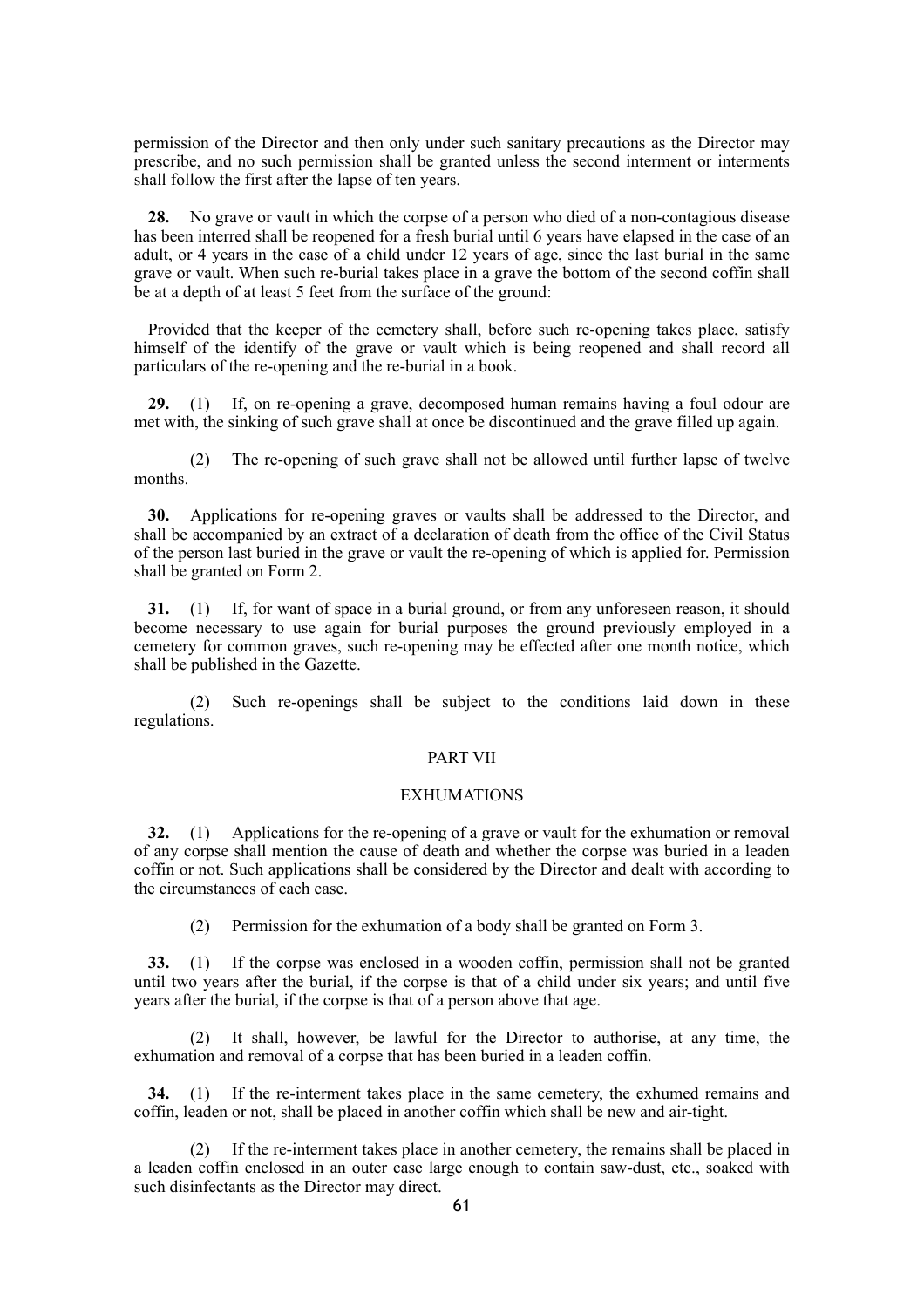permission of the Director and then only under such sanitary precautions as the Director may prescribe, and no such permission shall be granted unless the second interment or interments shall follow the first after the lapse of ten years.

**28.** No grave or vault in which the corpse of a person who died of a non-contagious disease has been interred shall be reopened for a fresh burial until 6 years have elapsed in the case of an adult, or 4 years in the case of a child under 12 years of age, since the last burial in the same grave or vault. When such re-burial takes place in a grave the bottom of the second coffin shall be at a depth of at least 5 feet from the surface of the ground:

Provided that the keeper of the cemetery shall, before such re-opening takes place, satisfy himself of the identify of the grave or vault which is being reopened and shall record all particulars of the re-opening and the re-burial in a book.

**29.** (1) If, on re-opening a grave, decomposed human remains having a foul odour are met with, the sinking of such grave shall at once be discontinued and the grave filled up again.

(2) The re-opening of such grave shall not be allowed until further lapse of twelve months.

**30.** Applications for re-opening graves or vaults shall be addressed to the Director, and shall be accompanied by an extract of a declaration of death from the office of the Civil Status of the person last buried in the grave or vault the re-opening of which is applied for. Permission shall be granted on Form 2.

**31.** (1) If, for want of space in a burial ground, or from any unforeseen reason, it should become necessary to use again for burial purposes the ground previously employed in a cemetery for common graves, such re-opening may be effected after one month notice, which shall be published in the Gazette.

(2) Such re-openings shall be subject to the conditions laid down in these regulations.

## PART VII

## EXHUMATIONS

**32.** (1) Applications for the re-opening of a grave or vault for the exhumation or removal of any corpse shall mention the cause of death and whether the corpse was buried in a leaden coffin or not. Such applications shall be considered by the Director and dealt with according to the circumstances of each case.

(2) Permission for the exhumation of a body shall be granted on Form 3.

**33.** (1) If the corpse was enclosed in a wooden coffin, permission shall not be granted until two years after the burial, if the corpse is that of a child under six years; and until five years after the burial, if the corpse is that of a person above that age.

(2) It shall, however, be lawful for the Director to authorise, at any time, the exhumation and removal of a corpse that has been buried in a leaden coffin.

**34.** (1) If the re-interment takes place in the same cemetery, the exhumed remains and coffin, leaden or not, shall be placed in another coffin which shall be new and air-tight.

(2) If the re-interment takes place in another cemetery, the remains shall be placed in a leaden coffin enclosed in an outer case large enough to contain saw-dust, etc., soaked with such disinfectants as the Director may direct.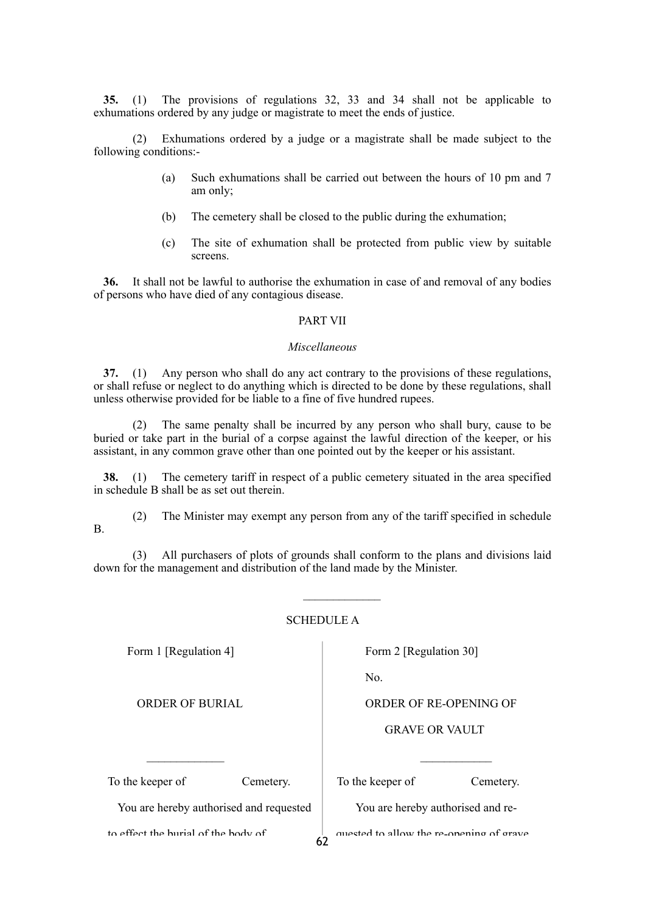**35.** (1) The provisions of regulations 32, 33 and 34 shall not be applicable to exhumations ordered by any judge or magistrate to meet the ends of justice.

(2) Exhumations ordered by a judge or a magistrate shall be made subject to the following conditions:-

(a) Such exhumations shall be carried out between the hours of 10 pm and 7 am only;

(b) The cemetery shall be closed to the public during the exhumation;

(c) The site of exhumation shall be protected from public view by suitable screens.

**36.** It shall not be lawful to authorise the exhumation in case of and removal of any bodies of persons who have died of any contagious disease.

PART VII

*Miscellaneous*

**37.** (1) Any person who shall do any act contrary to the provisions of these regulations, or shall refuse or neglect to do anything which is directed to be done by these regulations, shall unless otherwise provided for be liable to a fine of five hundred rupees.

(2) The same penalty shall be incurred by any person who shall bury, cause to be buried or take part in the burial of a corpse against the lawful direction of the keeper, or his assistant, in any common grave other than one pointed out by the keeper or his assistant.

**38.** (1) The cemetery tariff in respect of a public cemetery situated in the area specified in schedule B shall be as set out therein.

(2) The Minister may exempt any person from any of the tariff specified in schedule B.

(3) All purchasers of plots of grounds shall conform to the plans and divisions laid down for the management and distribution of the land made by the Minister.

---

SCHEDULE A

Form 1 [Regulation 4]

ORDER OF BURIAL

---

To the keeper of                Cemetery.

You are hereby authorised and requested to effect the burial of the body of

Form 2 [Regulation 30]

No.

ORDER OF RE-OPENING OF GRAVE OR VAULT

---

To the keeper of                Cemetery.

You are hereby authorised and requested to allow the re-opening of grave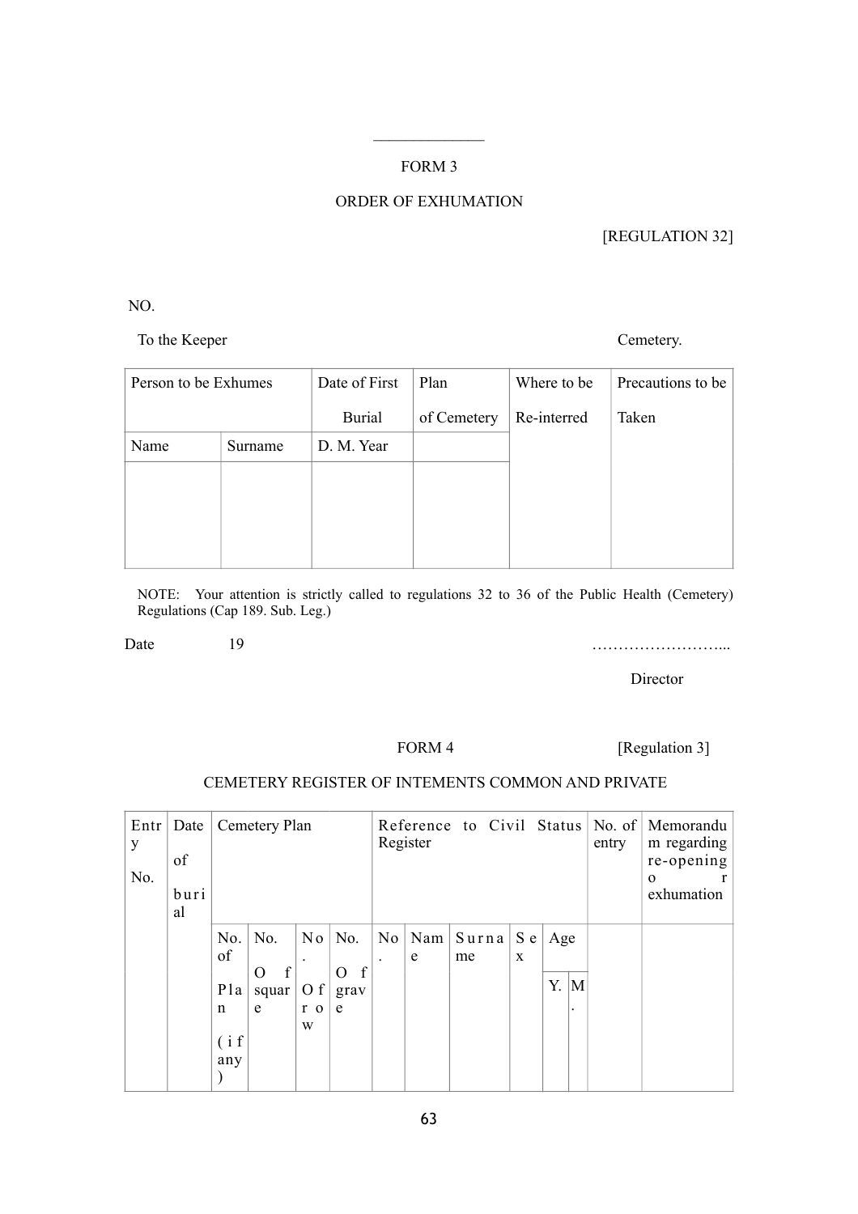---

FORM 3

ORDER OF EXHUMATION

[REGULATION 32]

NO.

To the Keeper Cemetery.

| Person to be Exhumes | | Date of First Burial | Plan of Cemetery | Where to be Re-interred | Precautions to be Taken |
|---|---|---|---|---|---|
| Name | Surname | D. M. Year | | | |
| | | | | | |

NOTE: Your attention is strictly called to regulations 32 to 36 of the Public Health (Cemetery) Regulations (Cap 189. Sub. Leg.)

Date 19 ……………………...

Director

FORM 4 [Regulation 3]

CEMETERY REGISTER OF INTEMENTS COMMON AND PRIVATE

| Entry No. | Date of burial | Cemetery Plan | | | | Reference to Civil Status Register | | | | | | No. of entry | Memorandum regarding re-opening or exhumation |
|---|---|---|---|---|---|---|---|---|---|---|---|---|---|
| | | No. of Plan (if any) | No. Of square | No. Of row | No. Of grave | No. | Name | Surname | Sex | Age | | | |
| | | | | | | | | | | Y. | M. | | |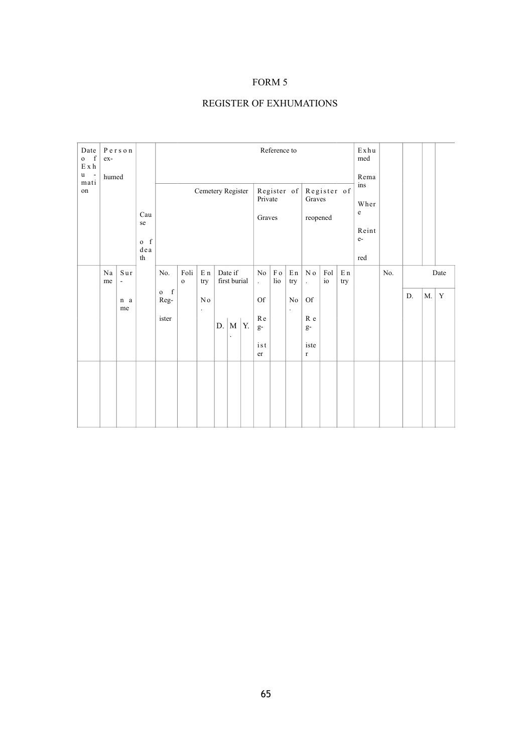# FORM 5

## REGISTER OF EXHUMATIONS

| Date of Exhumation | Person exhumed | | Cause of death | Reference to | | | | | | | | | | | | | Exhumed Remains Where Reinterred | | | | |
|---|---|---|---|---|---|---|---|---|---|---|---|---|---|---|---|---|---|---|---|---|---|
| | | | | Cemetery Register | | | | | | Register of Private Graves | | | Register of Graves reopened | | | | | | | | |
| | Name | Surname | | No. of Register | Folio | Entry No. | Date if first burial | | | No. Of Register | Folio | Entry No. | No. Of Register | Folio | Entry | | No. | Date | | |
| | | | | | | | D. | M. | Y. | | | | | | | | | D. | M. | Y |
| | | | | | | | | | | | | | | | | | | | | |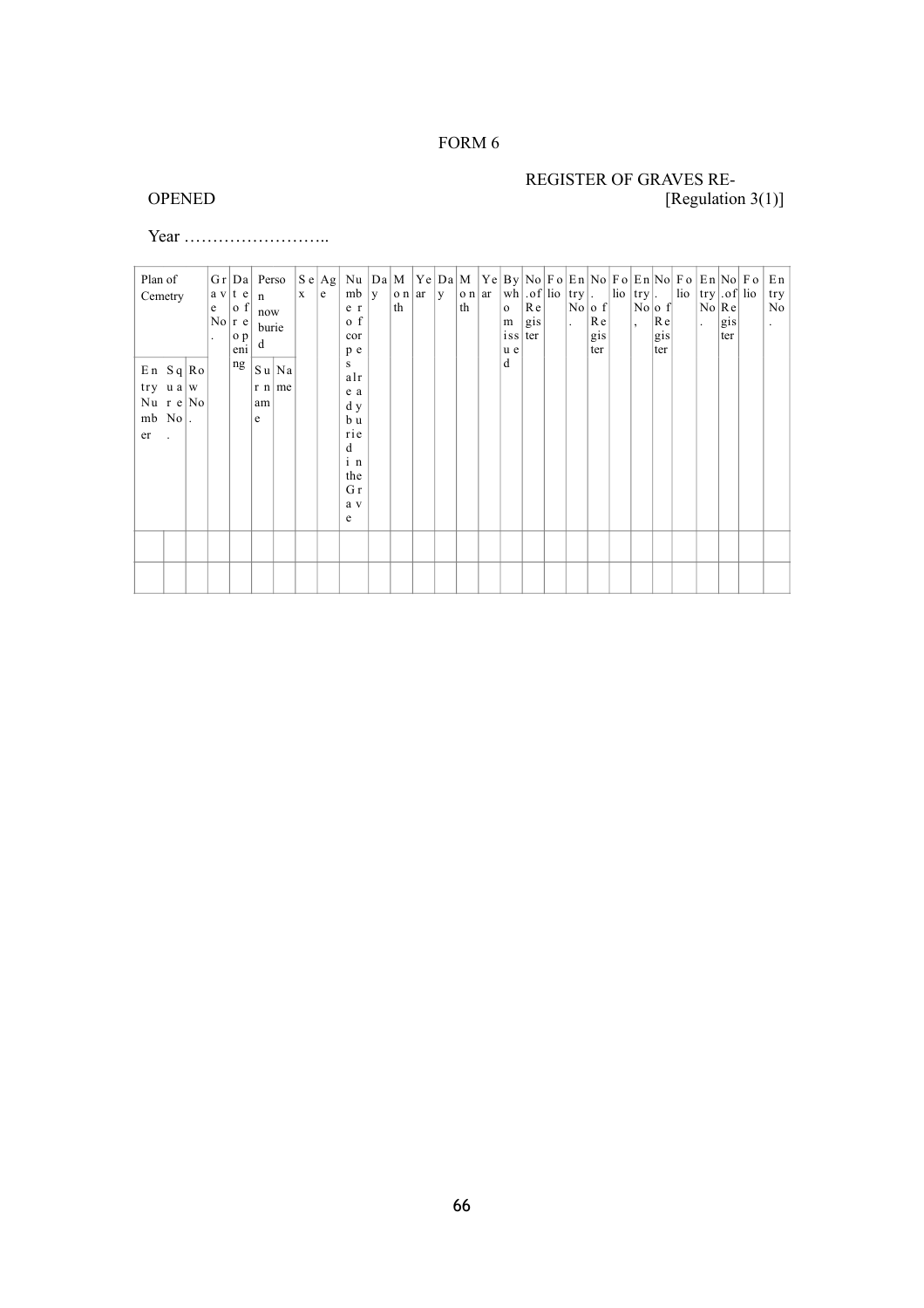FORM 6

REGISTER OF GRAVES RE-OPENED

[Regulation 3(1)]

Year ……………………..

| Plan of Cemetry | | | Grave No. | Date of reopening | Person now buried | | Sex | Age | Number of corpes already buried in the Grave | Day | Month | Year | Day | Month | Year | By whom issued | No.of Register | Folio | Entry No. | No. of Register | Folio | Entry No, | No. of Register | Folio | Entry No. | No.of Register | Folio | Entry No. |
|---|---|---|---|---|---|---|---|---|---|---|---|---|---|---|---|---|---|---|---|---|---|---|---|---|---|---|---|---|
| Entry Number | Square No. | Row No. | | | Surname | Name | | | | | | | | | | | | | | | | | | | | | | |
| | | | | | | | | | | | | | | | | | | | | | | | | | | | | |
| | | | | | | | | | | | | | | | | | | | | | | | | | | | | |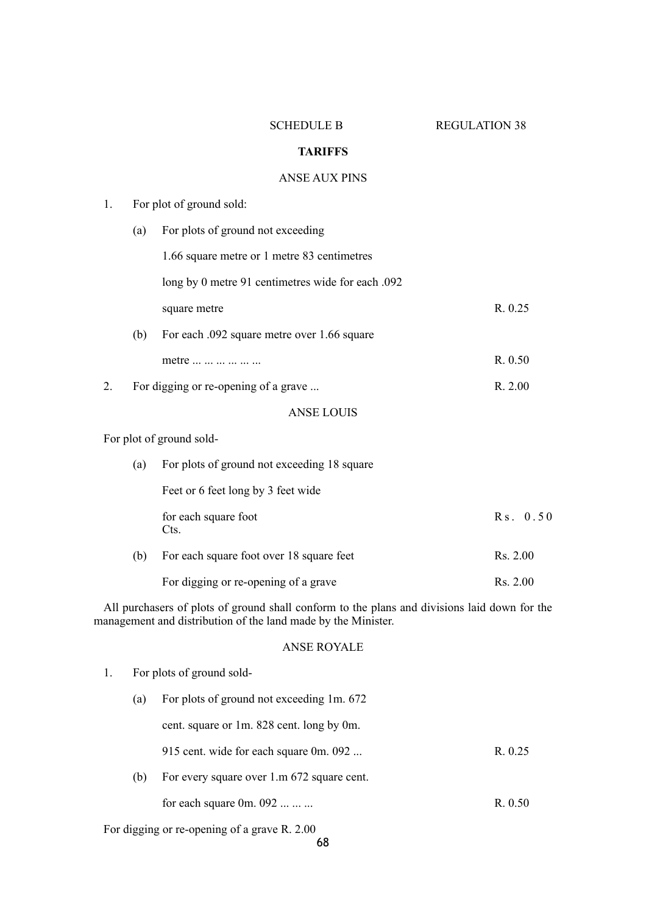SCHEDULE B REGULATION 38

**TARIFFS**

ANSE AUX PINS

1. For plot of ground sold:

   (a) For plots of ground not exceeding 1.66 square metre or 1 metre 83 centimetres long by 0 metre 91 centimetres wide for each .092 square metre R. 0.25

   (b) For each .092 square metre over 1.66 square metre ... ... ... ... ... ... R. 0.50

2. For digging or re-opening of a grave ... R. 2.00

ANSE LOUIS

For plot of ground sold-

   (a) For plots of ground not exceeding 18 square Feet or 6 feet long by 3 feet wide for each square foot Cts. Rs. 0.50

   (b) For each square foot over 18 square feet Rs. 2.00

   For digging or re-opening of a grave Rs. 2.00

All purchasers of plots of ground shall conform to the plans and divisions laid down for the management and distribution of the land made by the Minister.

ANSE ROYALE

1. For plots of ground sold-

   (a) For plots of ground not exceeding 1m. 672 cent. square or 1m. 828 cent. long by 0m. 915 cent. wide for each square 0m. 092 ... R. 0.25

   (b) For every square over 1.m 672 square cent. for each square 0m. 092 ... ... ... R. 0.50

For digging or re-opening of a grave R. 2.00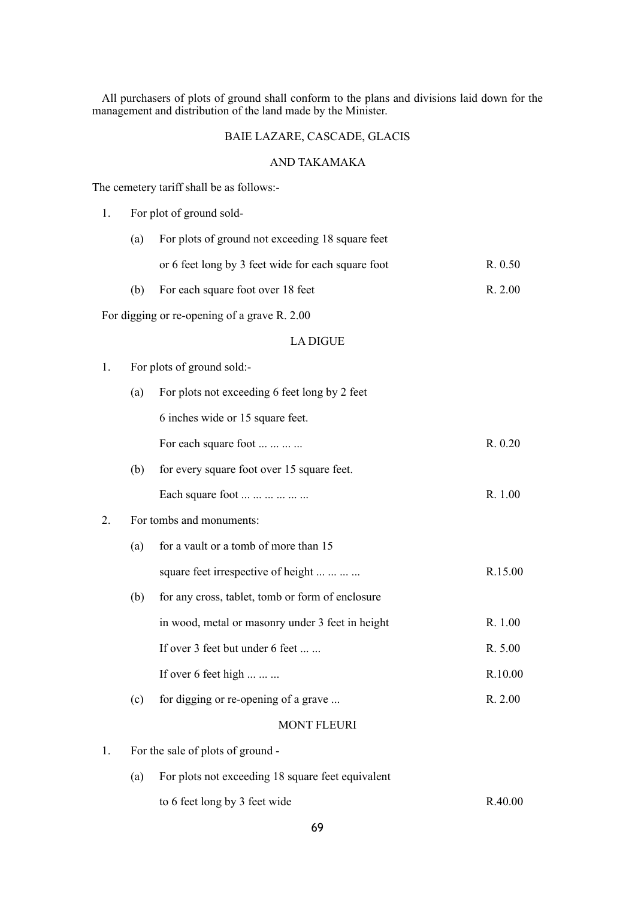All purchasers of plots of ground shall conform to the plans and divisions laid down for the management and distribution of the land made by the Minister.

## BAIE LAZARE, CASCADE, GLACIS AND TAKAMAKA

The cemetery tariff shall be as follows:-

1. For plot of ground sold-

| | | |
|---|---|---|
| (a) | For plots of ground not exceeding 18 square feet or 6 feet long by 3 feet wide for each square foot | R. 0.50 |
| (b) | For each square foot over 18 feet | R. 2.00 |

For digging or re-opening of a grave R. 2.00

## LA DIGUE

| | | | |
|---|---|---|---|
| 1. | | For plots of ground sold:- | |
| | (a) | For plots not exceeding 6 feet long by 2 feet 6 inches wide or 15 square feet. For each square foot ... ... ... ... | R. 0.20 |
| | (b) | for every square foot over 15 square feet. Each square foot ... ... ... ... ... ... | R. 1.00 |
| 2. | | For tombs and monuments: | |
| | (a) | for a vault or a tomb of more than 15 square feet irrespective of height ... ... ... ... | R.15.00 |
| | (b) | for any cross, tablet, tomb or form of enclosure in wood, metal or masonry under 3 feet in height | R. 1.00 |
| | | If over 3 feet but under 6 feet ... ... | R. 5.00 |
| | | If over 6 feet high ... ... ... | R.10.00 |
| | (c) | for digging or re-opening of a grave ... | R. 2.00 |

## MONT FLEURI

1. For the sale of plots of ground -

| | | |
|---|---|---|
| (a) | For plots not exceeding 18 square feet equivalent to 6 feet long by 3 feet wide | R.40.00 |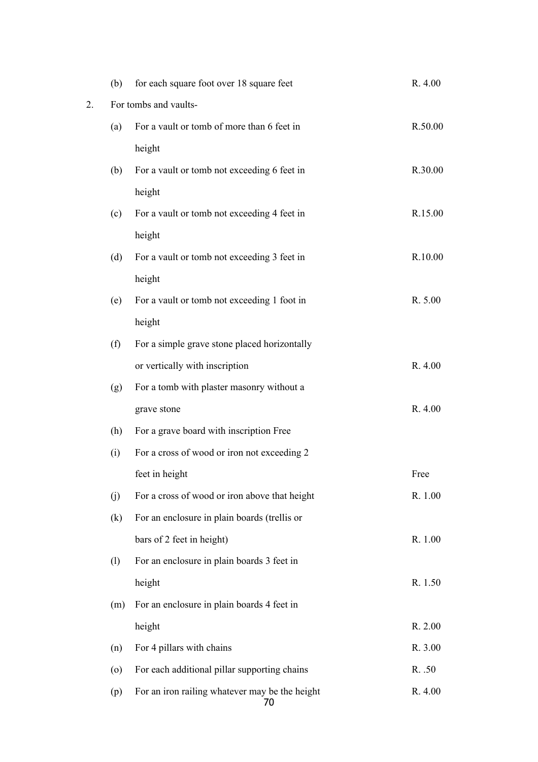| | | | |
|---|---|---|---|
| | (b) | for each square foot over 18 square feet | R. 4.00 |
| 2. | For tombs and vaults- | | |
| | (a) | For a vault or tomb of more than 6 feet in height | R.50.00 |
| | (b) | For a vault or tomb not exceeding 6 feet in height | R.30.00 |
| | (c) | For a vault or tomb not exceeding 4 feet in height | R.15.00 |
| | (d) | For a vault or tomb not exceeding 3 feet in height | R.10.00 |
| | (e) | For a vault or tomb not exceeding 1 foot in height | R. 5.00 |
| | (f) | For a simple grave stone placed horizontally or vertically with inscription | R. 4.00 |
| | (g) | For a tomb with plaster masonry without a grave stone | R. 4.00 |
| | (h) | For a grave board with inscription Free | |
| | (i) | For a cross of wood or iron not exceeding 2 feet in height | Free |
| | (j) | For a cross of wood or iron above that height | R. 1.00 |
| | (k) | For an enclosure in plain boards (trellis or bars of 2 feet in height) | R. 1.00 |
| | (l) | For an enclosure in plain boards 3 feet in height | R. 1.50 |
| | (m) | For an enclosure in plain boards 4 feet in height | R. 2.00 |
| | (n) | For 4 pillars with chains | R. 3.00 |
| | (o) | For each additional pillar supporting chains | R. .50 |
| | (p) | For an iron railing whatever may be the height | R. 4.00 |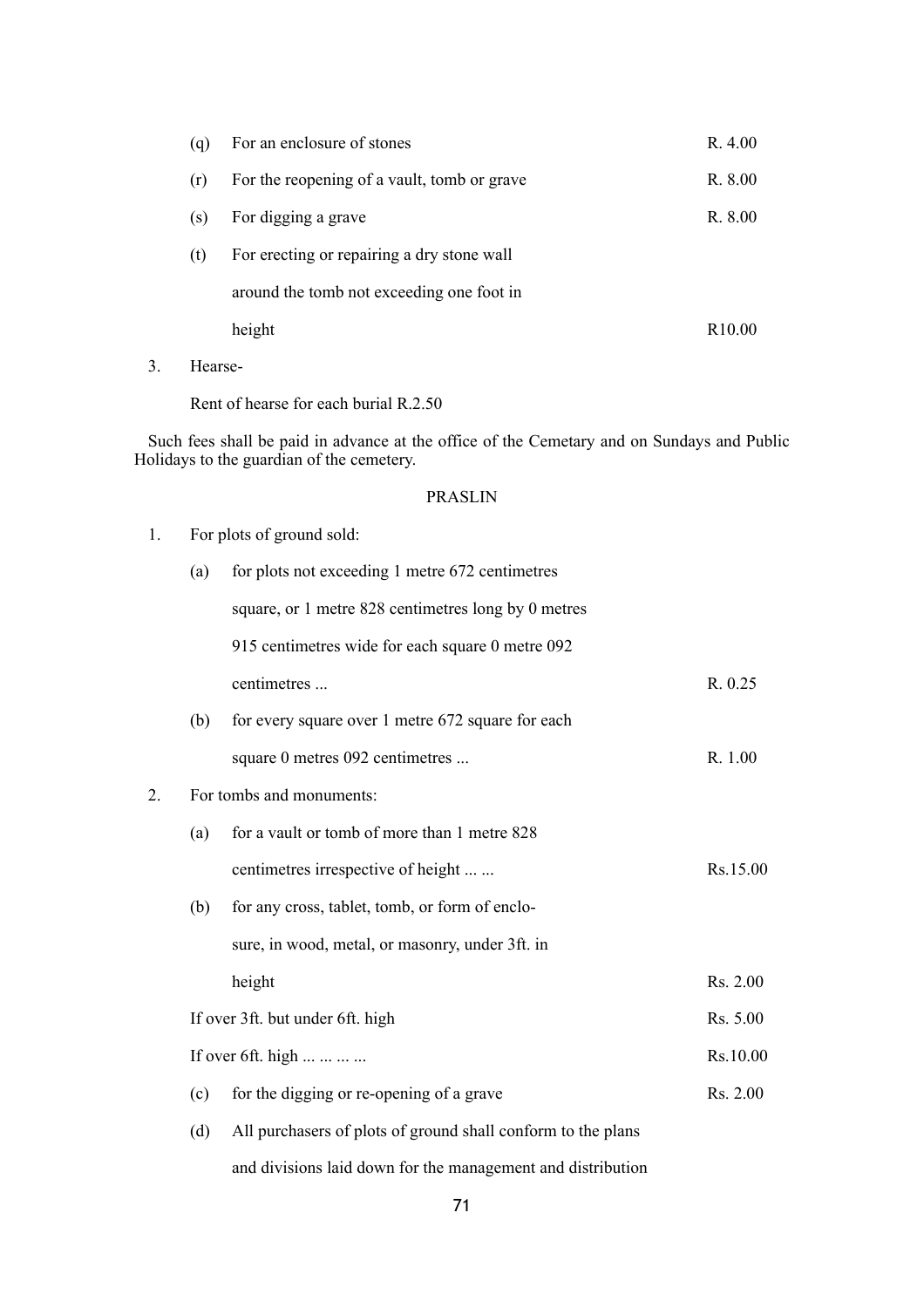(q) For an enclosure of stones R. 4.00

(r) For the reopening of a vault, tomb or grave R. 8.00

(s) For digging a grave R. 8.00

(t) For erecting or repairing a dry stone wall around the tomb not exceeding one foot in height R10.00

3. Hearse-

Rent of hearse for each burial R.2.50

Such fees shall be paid in advance at the office of the Cemetary and on Sundays and Public Holidays to the guardian of the cemetery.

PRASLIN

1. For plots of ground sold:

(a) for plots not exceeding 1 metre 672 centimetres square, or 1 metre 828 centimetres long by 0 metres 915 centimetres wide for each square 0 metre 092 centimetres ... R. 0.25

(b) for every square over 1 metre 672 square for each square 0 metres 092 centimetres ... R. 1.00

2. For tombs and monuments:

(a) for a vault or tomb of more than 1 metre 828 centimetres irrespective of height ... ... Rs.15.00

(b) for any cross, tablet, tomb, or form of enclosure, in wood, metal, or masonry, under 3ft. in height Rs. 2.00

If over 3ft. but under 6ft. high Rs. 5.00

If over 6ft. high ... ... ... ... Rs.10.00

(c) for the digging or re-opening of a grave Rs. 2.00

(d) All purchasers of plots of ground shall conform to the plans and divisions laid down for the management and distribution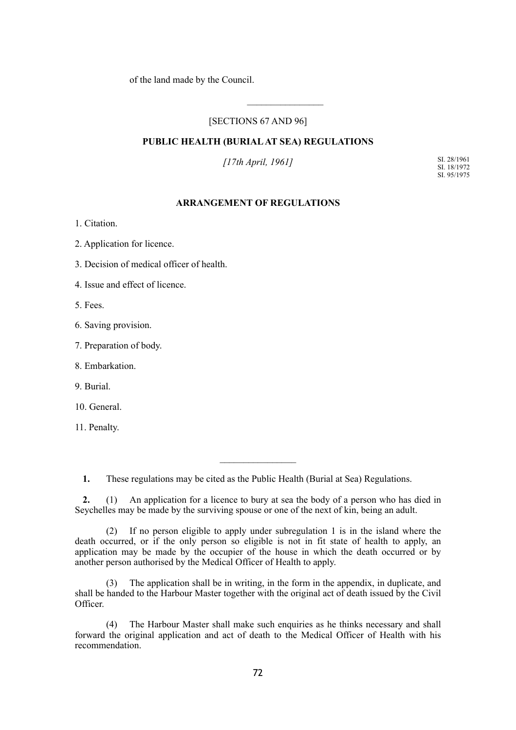of the land made by the Council.

---

[SECTIONS 67 AND 96]

## PUBLIC HEALTH (BURIAL AT SEA) REGULATIONS

*[17th April, 1961]*

SI. 28/1961
SI. 18/1972
SI. 95/1975

### ARRANGEMENT OF REGULATIONS

1. Citation.

2. Application for licence.

3. Decision of medical officer of health.

4. Issue and effect of licence.

5. Fees.

6. Saving provision.

7. Preparation of body.

8. Embarkation.

9. Burial.

10. General.

11. Penalty.

---

**1.** These regulations may be cited as the Public Health (Burial at Sea) Regulations.

**2.** (1) An application for a licence to bury at sea the body of a person who has died in Seychelles may be made by the surviving spouse or one of the next of kin, being an adult.

(2) If no person eligible to apply under subregulation 1 is in the island where the death occurred, or if the only person so eligible is not in fit state of health to apply, an application may be made by the occupier of the house in which the death occurred or by another person authorised by the Medical Officer of Health to apply.

(3) The application shall be in writing, in the form in the appendix, in duplicate, and shall be handed to the Harbour Master together with the original act of death issued by the Civil Officer.

(4) The Harbour Master shall make such enquiries as he thinks necessary and shall forward the original application and act of death to the Medical Officer of Health with his recommendation.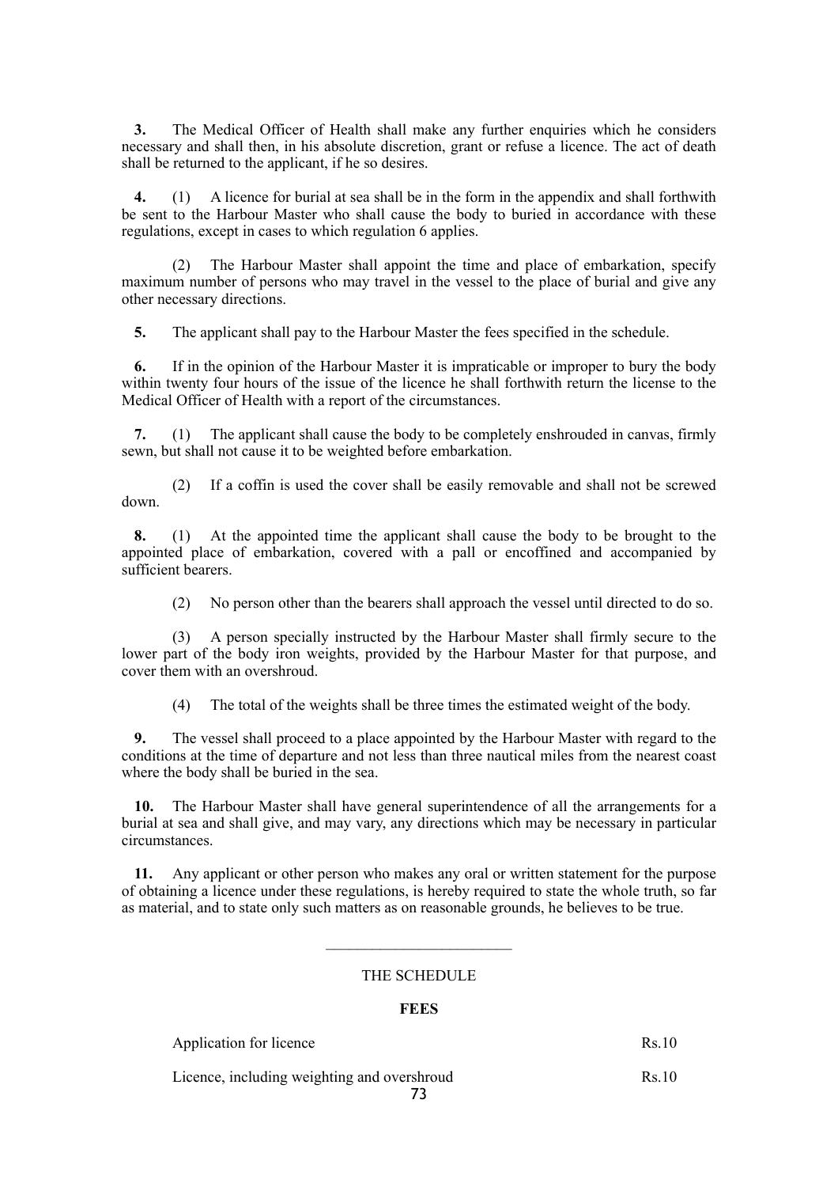**3.** The Medical Officer of Health shall make any further enquiries which he considers necessary and shall then, in his absolute discretion, grant or refuse a licence. The act of death shall be returned to the applicant, if he so desires.

**4.** (1) A licence for burial at sea shall be in the form in the appendix and shall forthwith be sent to the Harbour Master who shall cause the body to buried in accordance with these regulations, except in cases to which regulation 6 applies.

(2) The Harbour Master shall appoint the time and place of embarkation, specify maximum number of persons who may travel in the vessel to the place of burial and give any other necessary directions.

**5.** The applicant shall pay to the Harbour Master the fees specified in the schedule.

**6.** If in the opinion of the Harbour Master it is impraticable or improper to bury the body within twenty four hours of the issue of the licence he shall forthwith return the license to the Medical Officer of Health with a report of the circumstances.

**7.** (1) The applicant shall cause the body to be completely enshrouded in canvas, firmly sewn, but shall not cause it to be weighted before embarkation.

(2) If a coffin is used the cover shall be easily removable and shall not be screwed down.

**8.** (1) At the appointed time the applicant shall cause the body to be brought to the appointed place of embarkation, covered with a pall or encoffined and accompanied by sufficient bearers.

(2) No person other than the bearers shall approach the vessel until directed to do so.

(3) A person specially instructed by the Harbour Master shall firmly secure to the lower part of the body iron weights, provided by the Harbour Master for that purpose, and cover them with an overshroud.

(4) The total of the weights shall be three times the estimated weight of the body.

**9.** The vessel shall proceed to a place appointed by the Harbour Master with regard to the conditions at the time of departure and not less than three nautical miles from the nearest coast where the body shall be buried in the sea.

**10.** The Harbour Master shall have general superintendence of all the arrangements for a burial at sea and shall give, and may vary, any directions which may be necessary in particular circumstances.

**11.** Any applicant or other person who makes any oral or written statement for the purpose of obtaining a licence under these regulations, is hereby required to state the whole truth, so far as material, and to state only such matters as on reasonable grounds, he believes to be true.

---

THE SCHEDULE

**FEES**

| | |
|---|---|
| Application for licence | Rs.10 |
| Licence, including weighting and overshroud | Rs.10 |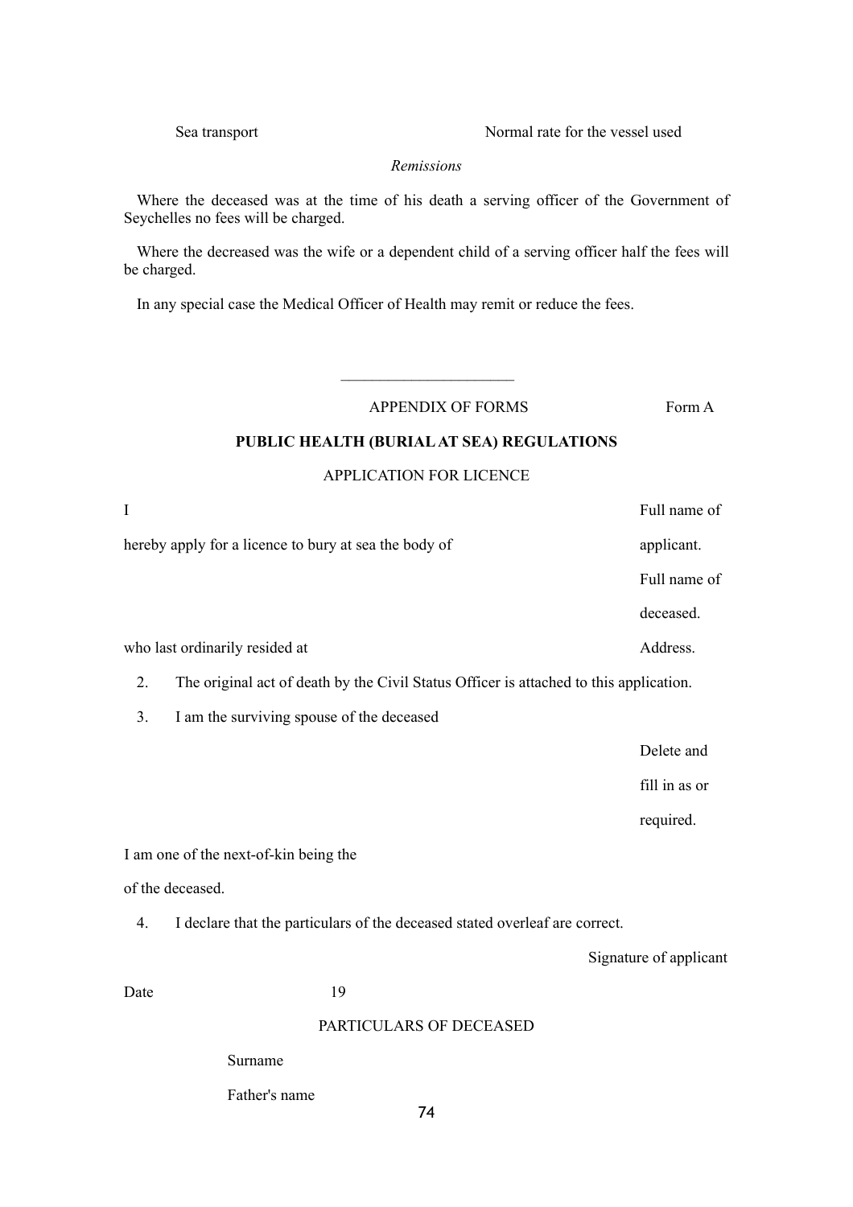| Sea transport | Normal rate for the vessel used |
|---|---|

*Remissions*

Where the deceased was at the time of his death a serving officer of the Government of Seychelles no fees will be charged.

Where the decreased was the wife or a dependent child of a serving officer half the fees will be charged.

In any special case the Medical Officer of Health may remit or reduce the fees.

______________________

APPENDIX OF FORMS Form A

**PUBLIC HEALTH (BURIAL AT SEA) REGULATIONS**

APPLICATION FOR LICENCE

I Full name of applicant.

hereby apply for a licence to bury at sea the body of Full name of deceased.

who last ordinarily resided at Address.

2. The original act of death by the Civil Status Officer is attached to this application.

3. I am the surviving spouse of the deceased

Delete and fill in as or required.

I am one of the next-of-kin being the

of the deceased.

4. I declare that the particulars of the deceased stated overleaf are correct.

Signature of applicant

Date 19

PARTICULARS OF DECEASED

Surname

Father's name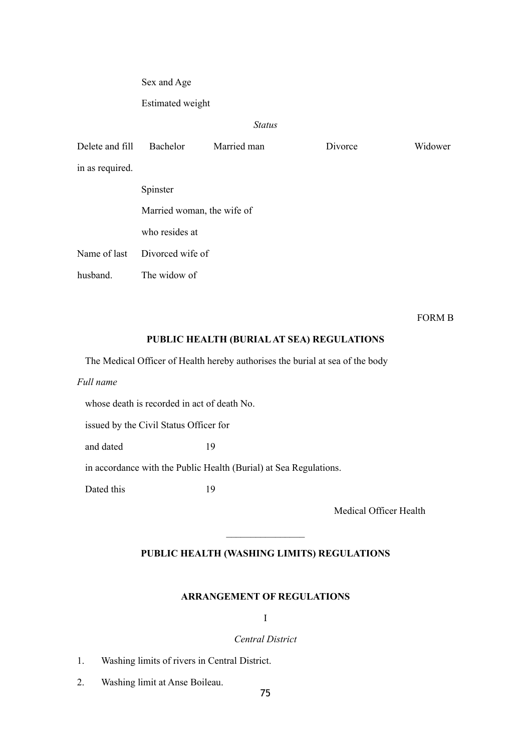Sex and Age

Estimated weight

*Status*

Delete and fill in as required. Bachelor Married man Divorce Widower

Spinster

Married woman, the wife of

who resides at

Name of last husband. Divorced wife of

The widow of

FORM B

**PUBLIC HEALTH (BURIAL AT SEA) REGULATIONS**

The Medical Officer of Health hereby authorises the burial at sea of the body

*Full name*

whose death is recorded in act of death No.

issued by the Civil Status Officer for

and dated 19

in accordance with the Public Health (Burial) at Sea Regulations.

Dated this 19

Medical Officer Health

---

## PUBLIC HEALTH (WASHING LIMITS) REGULATIONS

### ARRANGEMENT OF REGULATIONS

I

*Central District*

1. Washing limits of rivers in Central District.
2. Washing limit at Anse Boileau.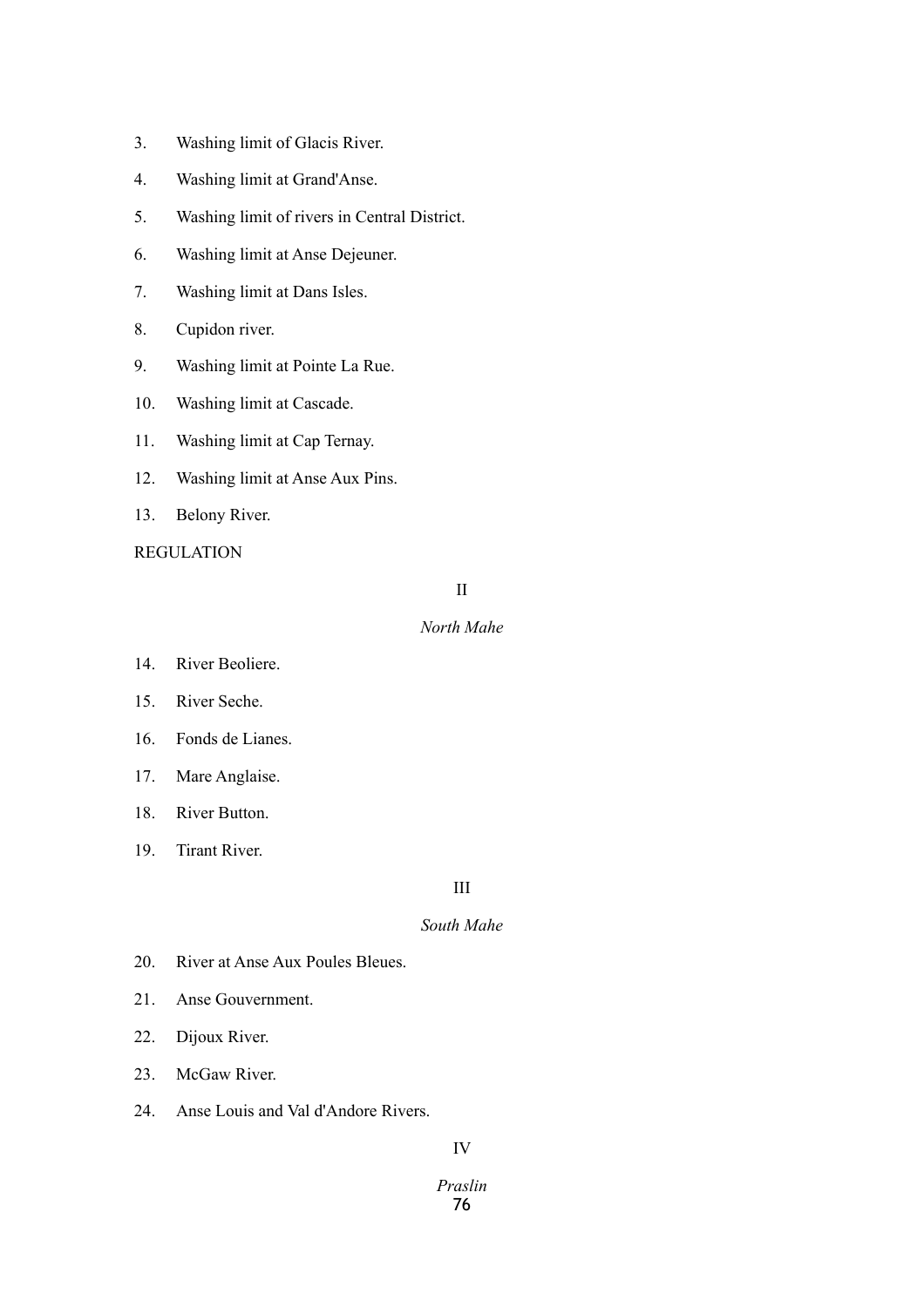3. Washing limit of Glacis River.

4. Washing limit at Grand'Anse.

5. Washing limit of rivers in Central District.

6. Washing limit at Anse Dejeuner.

7. Washing limit at Dans Isles.

8. Cupidon river.

9. Washing limit at Pointe La Rue.

10. Washing limit at Cascade.

11. Washing limit at Cap Ternay.

12. Washing limit at Anse Aux Pins.

13. Belony River.

REGULATION

II

*North Mahe*

14. River Beoliere.

15. River Seche.

16. Fonds de Lianes.

17. Mare Anglaise.

18. River Button.

19. Tirant River.

III

*South Mahe*

20. River at Anse Aux Poules Bleues.

21. Anse Gouvernment.

22. Dijoux River.

23. McGaw River.

24. Anse Louis and Val d'Andore Rivers.

IV

*Praslin*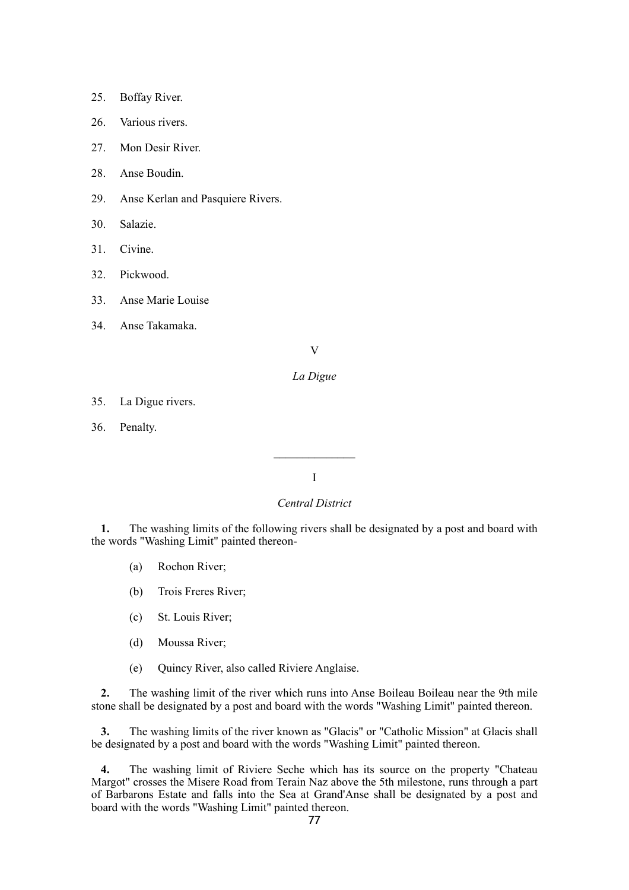25. Boffay River.

26. Various rivers.

27. Mon Desir River.

28. Anse Boudin.

29. Anse Kerlan and Pasquiere Rivers.

30. Salazie.

31. Civine.

32. Pickwood.

33. Anse Marie Louise

34. Anse Takamaka.

V

*La Digue*

35. La Digue rivers.

36. Penalty.

______________

I

*Central District*

**1.** The washing limits of the following rivers shall be designated by a post and board with the words "Washing Limit" painted thereon-

(a) Rochon River;

(b) Trois Freres River;

(c) St. Louis River;

(d) Moussa River;

(e) Quincy River, also called Riviere Anglaise.

**2.** The washing limit of the river which runs into Anse Boileau Boileau near the 9th mile stone shall be designated by a post and board with the words "Washing Limit" painted thereon.

**3.** The washing limits of the river known as "Glacis" or "Catholic Mission" at Glacis shall be designated by a post and board with the words "Washing Limit" painted thereon.

**4.** The washing limit of Riviere Seche which has its source on the property "Chateau Margot" crosses the Misere Road from Terain Naz above the 5th milestone, runs through a part of Barbarons Estate and falls into the Sea at Grand'Anse shall be designated by a post and board with the words "Washing Limit" painted thereon.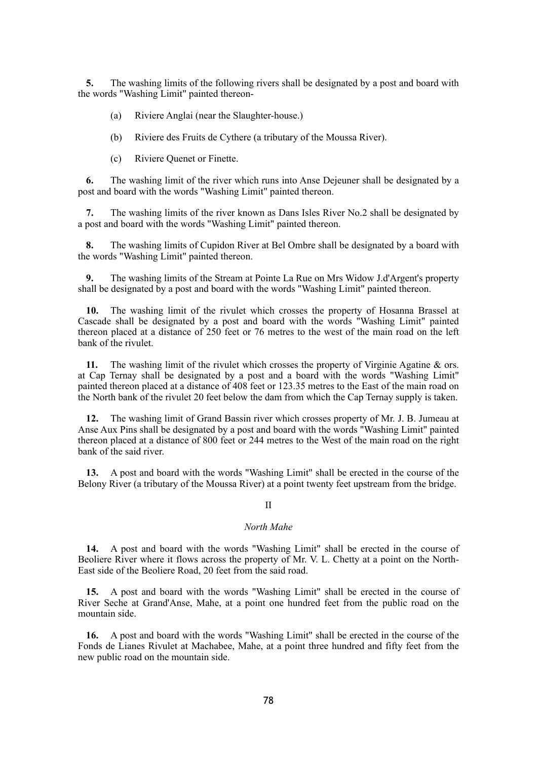**5.** The washing limits of the following rivers shall be designated by a post and board with the words "Washing Limit" painted thereon-

(a) Riviere Anglai (near the Slaughter-house.)

(b) Riviere des Fruits de Cythere (a tributary of the Moussa River).

(c) Riviere Quenet or Finette.

**6.** The washing limit of the river which runs into Anse Dejeuner shall be designated by a post and board with the words "Washing Limit" painted thereon.

**7.** The washing limits of the river known as Dans Isles River No.2 shall be designated by a post and board with the words "Washing Limit" painted thereon.

**8.** The washing limits of Cupidon River at Bel Ombre shall be designated by a board with the words "Washing Limit" painted thereon.

**9.** The washing limits of the Stream at Pointe La Rue on Mrs Widow J.d'Argent's property shall be designated by a post and board with the words "Washing Limit" painted thereon.

**10.** The washing limit of the rivulet which crosses the property of Hosanna Brassel at Cascade shall be designated by a post and board with the words "Washing Limit" painted thereon placed at a distance of 250 feet or 76 metres to the west of the main road on the left bank of the rivulet.

**11.** The washing limit of the rivulet which crosses the property of Virginie Agatine & ors. at Cap Ternay shall be designated by a post and a board with the words "Washing Limit" painted thereon placed at a distance of 408 feet or 123.35 metres to the East of the main road on the North bank of the rivulet 20 feet below the dam from which the Cap Ternay supply is taken.

**12.** The washing limit of Grand Bassin river which crosses property of Mr. J. B. Jumeau at Anse Aux Pins shall be designated by a post and board with the words "Washing Limit" painted thereon placed at a distance of 800 feet or 244 metres to the West of the main road on the right bank of the said river.

**13.** A post and board with the words "Washing Limit" shall be erected in the course of the Belony River (a tributary of the Moussa River) at a point twenty feet upstream from the bridge.

II

*North Mahe*

**14.** A post and board with the words "Washing Limit" shall be erected in the course of Beoliere River where it flows across the property of Mr. V. L. Chetty at a point on the North-East side of the Beoliere Road, 20 feet from the said road.

**15.** A post and board with the words "Washing Limit" shall be erected in the course of River Seche at Grand'Anse, Mahe, at a point one hundred feet from the public road on the mountain side.

**16.** A post and board with the words "Washing Limit" shall be erected in the course of the Fonds de Lianes Rivulet at Machabee, Mahe, at a point three hundred and fifty feet from the new public road on the mountain side.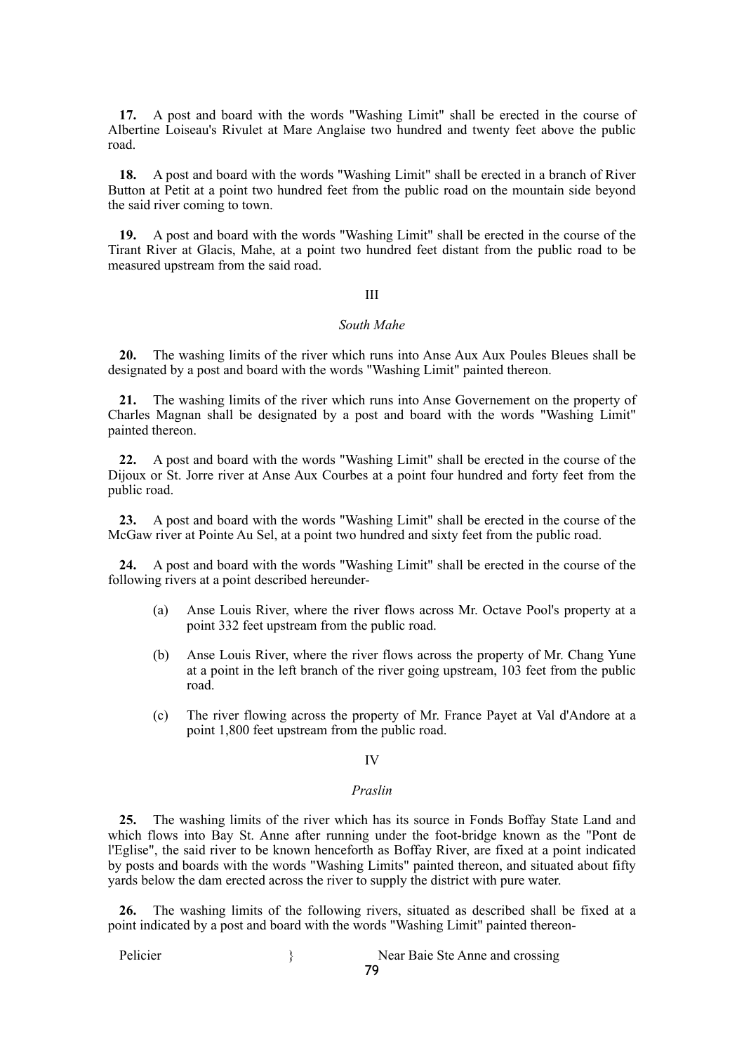**17.** A post and board with the words "Washing Limit" shall be erected in the course of Albertine Loiseau's Rivulet at Mare Anglaise two hundred and twenty feet above the public road.

**18.** A post and board with the words "Washing Limit" shall be erected in a branch of River Button at Petit at a point two hundred feet from the public road on the mountain side beyond the said river coming to town.

**19.** A post and board with the words "Washing Limit" shall be erected in the course of the Tirant River at Glacis, Mahe, at a point two hundred feet distant from the public road to be measured upstream from the said road.

III

*South Mahe*

**20.** The washing limits of the river which runs into Anse Aux Aux Poules Bleues shall be designated by a post and board with the words "Washing Limit" painted thereon.

**21.** The washing limits of the river which runs into Anse Governement on the property of Charles Magnan shall be designated by a post and board with the words "Washing Limit" painted thereon.

**22.** A post and board with the words "Washing Limit" shall be erected in the course of the Dijoux or St. Jorre river at Anse Aux Courbes at a point four hundred and forty feet from the public road.

**23.** A post and board with the words "Washing Limit" shall be erected in the course of the McGaw river at Pointe Au Sel, at a point two hundred and sixty feet from the public road.

**24.** A post and board with the words "Washing Limit" shall be erected in the course of the following rivers at a point described hereunder-

(a) Anse Louis River, where the river flows across Mr. Octave Pool's property at a point 332 feet upstream from the public road.

(b) Anse Louis River, where the river flows across the property of Mr. Chang Yune at a point in the left branch of the river going upstream, 103 feet from the public road.

(c) The river flowing across the property of Mr. France Payet at Val d'Andore at a point 1,800 feet upstream from the public road.

IV

*Praslin*

**25.** The washing limits of the river which has its source in Fonds Boffay State Land and which flows into Bay St. Anne after running under the foot-bridge known as the "Pont de l'Eglise", the said river to be known henceforth as Boffay River, are fixed at a point indicated by posts and boards with the words "Washing Limits" painted thereon, and situated about fifty yards below the dam erected across the river to supply the district with pure water.

**26.** The washing limits of the following rivers, situated as described shall be fixed at a point indicated by a post and board with the words "Washing Limit" painted thereon-

Pelicier } Near Baie Ste Anne and crossing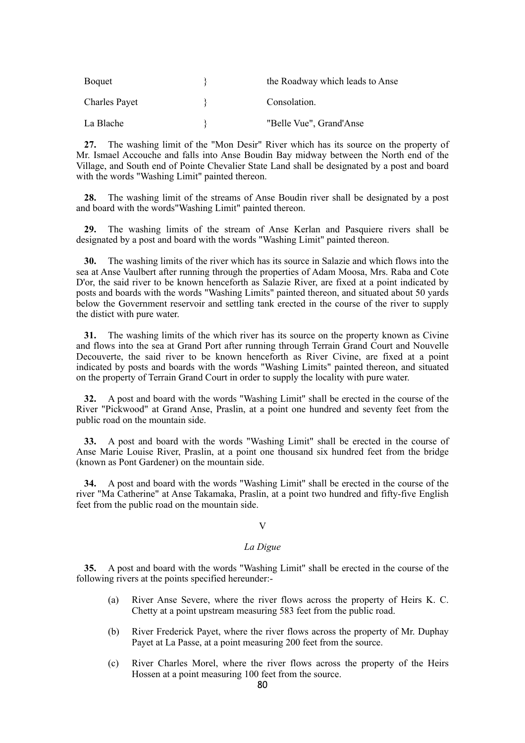| Boquet | } | the Roadway which leads to Anse |
|---|---|---|
| Charles Payet | } | Consolation. |
| La Blache | } | "Belle Vue", Grand'Anse |

**27.** The washing limit of the "Mon Desir" River which has its source on the property of Mr. Ismael Accouche and falls into Anse Boudin Bay midway between the North end of the Village, and South end of Pointe Chevalier State Land shall be designated by a post and board with the words "Washing Limit" painted thereon.

**28.** The washing limit of the streams of Anse Boudin river shall be designated by a post and board with the words"Washing Limit" painted thereon.

**29.** The washing limits of the stream of Anse Kerlan and Pasquiere rivers shall be designated by a post and board with the words "Washing Limit" painted thereon.

**30.** The washing limits of the river which has its source in Salazie and which flows into the sea at Anse Vaulbert after running through the properties of Adam Moosa, Mrs. Raba and Cote D'or, the said river to be known henceforth as Salazie River, are fixed at a point indicated by posts and boards with the words "Washing Limits" painted thereon, and situated about 50 yards below the Government reservoir and settling tank erected in the course of the river to supply the distict with pure water.

**31.** The washing limits of the which river has its source on the property known as Civine and flows into the sea at Grand Port after running through Terrain Grand Court and Nouvelle Decouverte, the said river to be known henceforth as River Civine, are fixed at a point indicated by posts and boards with the words "Washing Limits" painted thereon, and situated on the property of Terrain Grand Court in order to supply the locality with pure water.

**32.** A post and board with the words "Washing Limit" shall be erected in the course of the River "Pickwood" at Grand Anse, Praslin, at a point one hundred and seventy feet from the public road on the mountain side.

**33.** A post and board with the words "Washing Limit" shall be erected in the course of Anse Marie Louise River, Praslin, at a point one thousand six hundred feet from the bridge (known as Pont Gardener) on the mountain side.

**34.** A post and board with the words "Washing Limit" shall be erected in the course of the river "Ma Catherine" at Anse Takamaka, Praslin, at a point two hundred and fifty-five English feet from the public road on the mountain side.

## V

### *La Digue*

**35.** A post and board with the words "Washing Limit" shall be erected in the course of the following rivers at the points specified hereunder:-

(a) River Anse Severe, where the river flows across the property of Heirs K. C. Chetty at a point upstream measuring 583 feet from the public road.

(b) River Frederick Payet, where the river flows across the property of Mr. Duphay Payet at La Passe, at a point measuring 200 feet from the source.

(c) River Charles Morel, where the river flows across the property of the Heirs Hossen at a point measuring 100 feet from the source.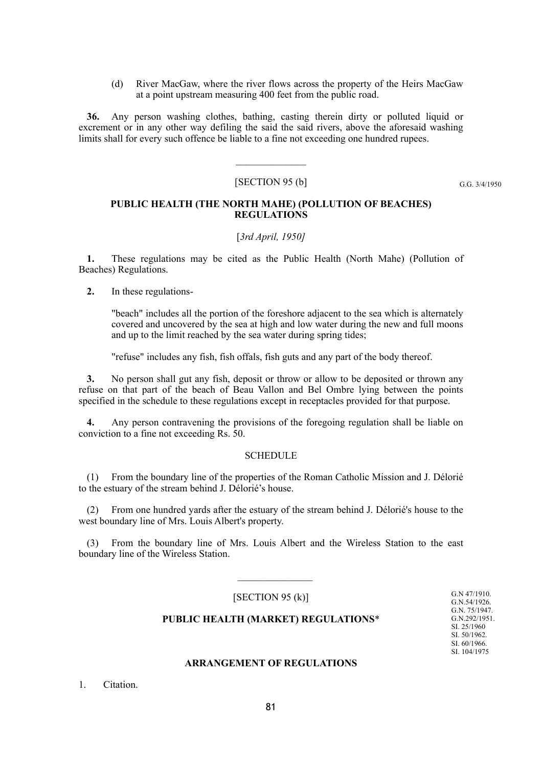(d) River MacGaw, where the river flows across the property of the Heirs MacGaw at a point upstream measuring 400 feet from the public road.

**36.** Any person washing clothes, bathing, casting therein dirty or polluted liquid or excrement or in any other way defiling the said the said rivers, above the aforesaid washing limits shall for every such offence be liable to a fine not exceeding one hundred rupees.

---

[SECTION 95 (b]

G.G. 3/4/1950

## PUBLIC HEALTH (THE NORTH MAHE) (POLLUTION OF BEACHES) REGULATIONS

[*3rd April, 1950]*

**1.** These regulations may be cited as the Public Health (North Mahe) (Pollution of Beaches) Regulations.

**2.** In these regulations-

"beach" includes all the portion of the foreshore adjacent to the sea which is alternately covered and uncovered by the sea at high and low water during the new and full moons and up to the limit reached by the sea water during spring tides;

"refuse" includes any fish, fish offals, fish guts and any part of the body thereof.

**3.** No person shall gut any fish, deposit or throw or allow to be deposited or thrown any refuse on that part of the beach of Beau Vallon and Bel Ombre lying between the points specified in the schedule to these regulations except in receptacles provided for that purpose.

**4.** Any person contravening the provisions of the foregoing regulation shall be liable on conviction to a fine not exceeding Rs. 50.

SCHEDULE

(1) From the boundary line of the properties of the Roman Catholic Mission and J. Délorié to the estuary of the stream behind J. Délorié's house.

(2) From one hundred yards after the estuary of the stream behind J. Délorié's house to the west boundary line of Mrs. Louis Albert's property.

(3) From the boundary line of Mrs. Louis Albert and the Wireless Station to the east boundary line of the Wireless Station.

---

[SECTION 95 (k)]

G.N 47/1910.
G.N.54/1926.
G.N. 75/1947.
G.N.292/1951.
SI. 25/1960
SI. 50/1962.
SI. 60/1966.
SI. 104/1975

## PUBLIC HEALTH (MARKET) REGULATIONS*

### ARRANGEMENT OF REGULATIONS

1. Citation.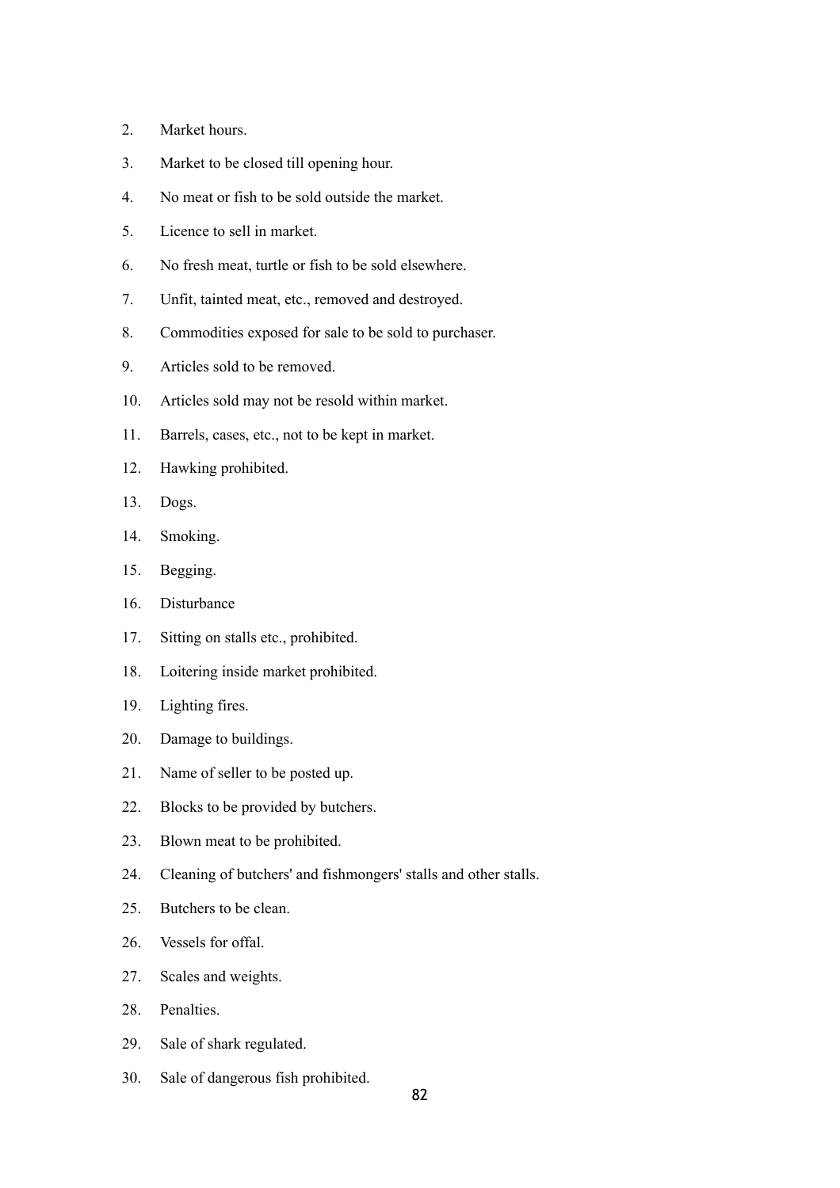2. Market hours.
3. Market to be closed till opening hour.
4. No meat or fish to be sold outside the market.
5. Licence to sell in market.
6. No fresh meat, turtle or fish to be sold elsewhere.
7. Unfit, tainted meat, etc., removed and destroyed.
8. Commodities exposed for sale to be sold to purchaser.
9. Articles sold to be removed.
10. Articles sold may not be resold within market.
11. Barrels, cases, etc., not to be kept in market.
12. Hawking prohibited.
13. Dogs.
14. Smoking.
15. Begging.
16. Disturbance
17. Sitting on stalls etc., prohibited.
18. Loitering inside market prohibited.
19. Lighting fires.
20. Damage to buildings.
21. Name of seller to be posted up.
22. Blocks to be provided by butchers.
23. Blown meat to be prohibited.
24. Cleaning of butchers' and fishmongers' stalls and other stalls.
25. Butchers to be clean.
26. Vessels for offal.
27. Scales and weights.
28. Penalties.
29. Sale of shark regulated.
30. Sale of dangerous fish prohibited.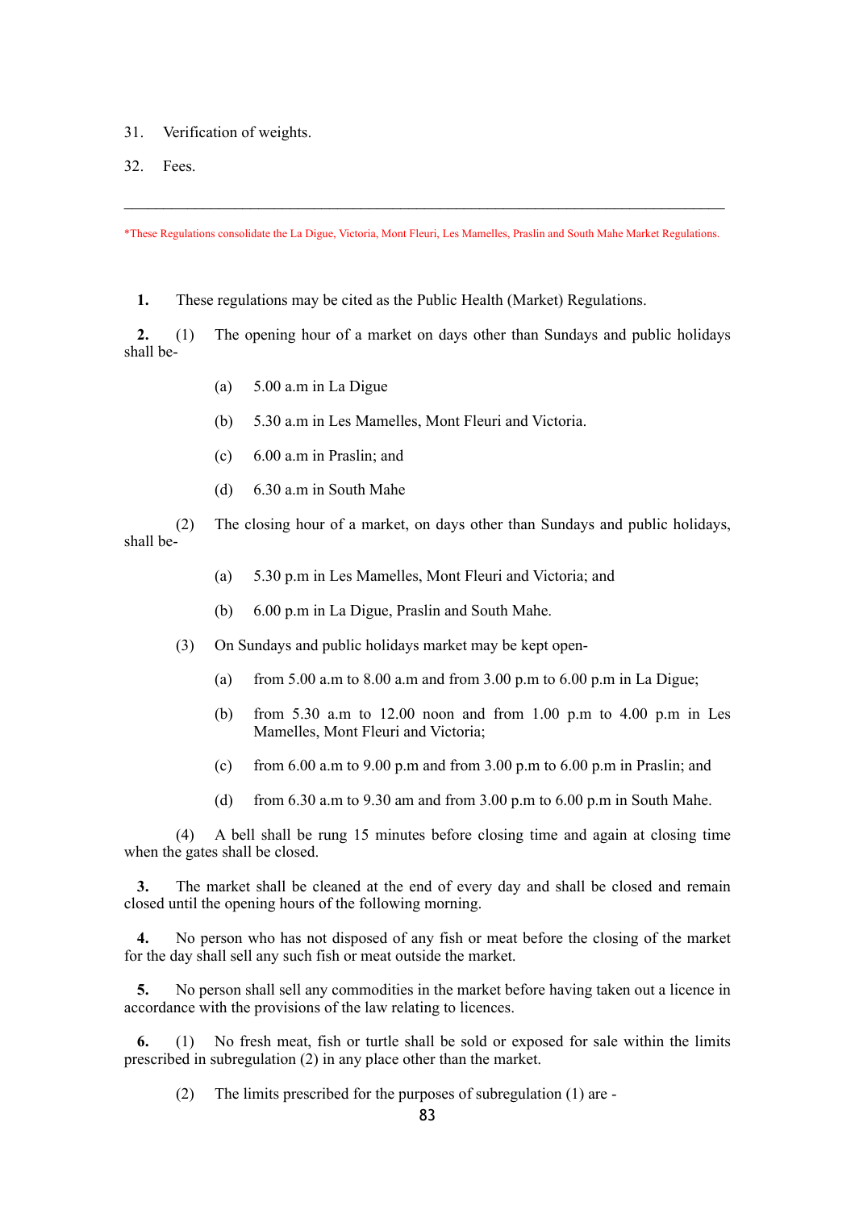31. Verification of weights.

32. Fees.

---

*These Regulations consolidate the La Digue, Victoria, Mont Fleuri, Les Mamelles, Praslin and South Mahe Market Regulations.

**1.** These regulations may be cited as the Public Health (Market) Regulations.

**2.** (1) The opening hour of a market on days other than Sundays and public holidays shall be-

(a) 5.00 a.m in La Digue

(b) 5.30 a.m in Les Mamelles, Mont Fleuri and Victoria.

(c) 6.00 a.m in Praslin; and

(d) 6.30 a.m in South Mahe

(2) The closing hour of a market, on days other than Sundays and public holidays, shall be-

(a) 5.30 p.m in Les Mamelles, Mont Fleuri and Victoria; and

(b) 6.00 p.m in La Digue, Praslin and South Mahe.

(3) On Sundays and public holidays market may be kept open-

(a) from 5.00 a.m to 8.00 a.m and from 3.00 p.m to 6.00 p.m in La Digue;

(b) from 5.30 a.m to 12.00 noon and from 1.00 p.m to 4.00 p.m in Les Mamelles, Mont Fleuri and Victoria;

(c) from 6.00 a.m to 9.00 p.m and from 3.00 p.m to 6.00 p.m in Praslin; and

(d) from 6.30 a.m to 9.30 am and from 3.00 p.m to 6.00 p.m in South Mahe.

(4) A bell shall be rung 15 minutes before closing time and again at closing time when the gates shall be closed.

**3.** The market shall be cleaned at the end of every day and shall be closed and remain closed until the opening hours of the following morning.

**4.** No person who has not disposed of any fish or meat before the closing of the market for the day shall sell any such fish or meat outside the market.

**5.** No person shall sell any commodities in the market before having taken out a licence in accordance with the provisions of the law relating to licences.

**6.** (1) No fresh meat, fish or turtle shall be sold or exposed for sale within the limits prescribed in subregulation (2) in any place other than the market.

(2) The limits prescribed for the purposes of subregulation (1) are -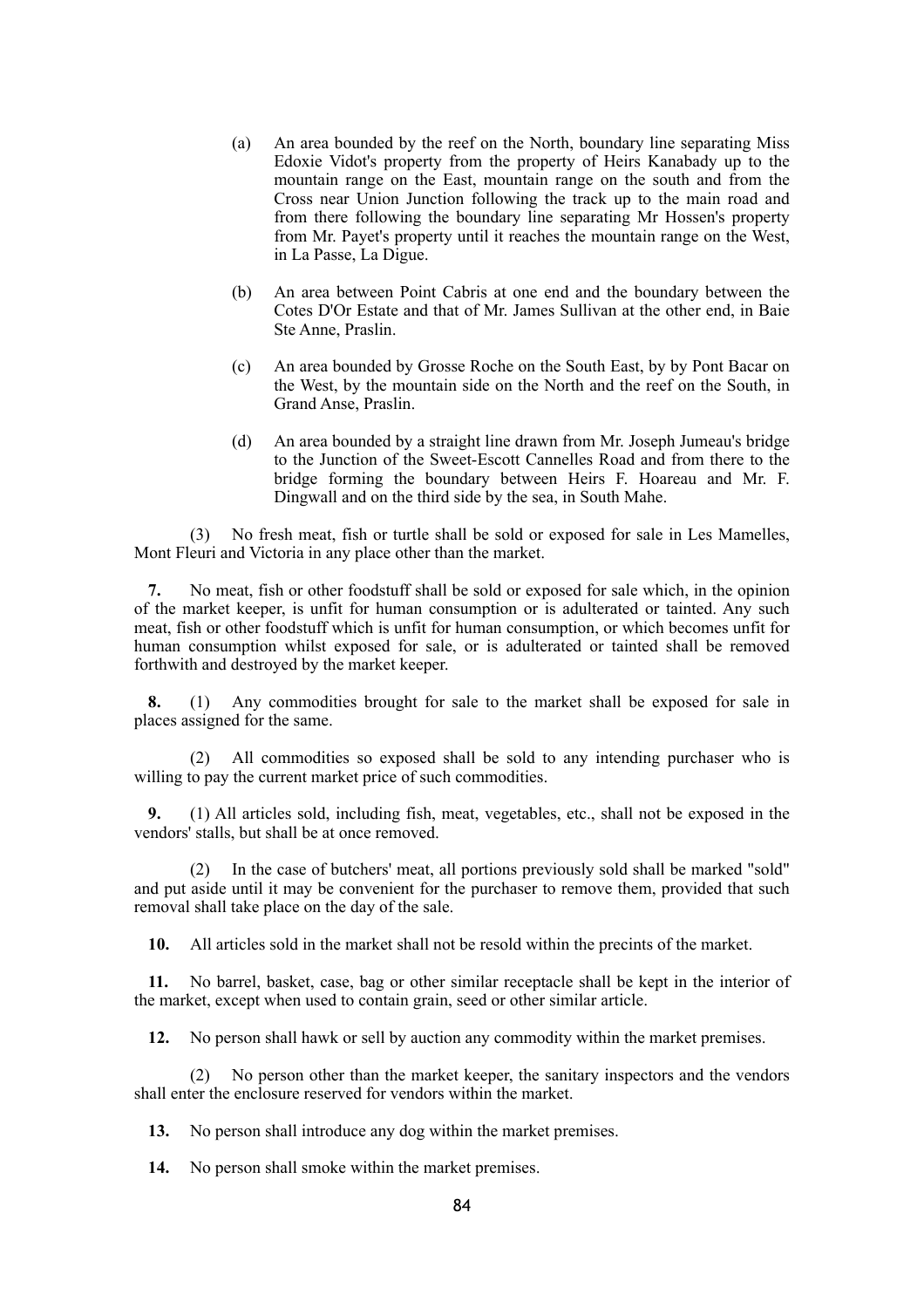(a) An area bounded by the reef on the North, boundary line separating Miss Edoxie Vidot's property from the property of Heirs Kanabady up to the mountain range on the East, mountain range on the south and from the Cross near Union Junction following the track up to the main road and from there following the boundary line separating Mr Hossen's property from Mr. Payet's property until it reaches the mountain range on the West, in La Passe, La Digue.

(b) An area between Point Cabris at one end and the boundary between the Cotes D'Or Estate and that of Mr. James Sullivan at the other end, in Baie Ste Anne, Praslin.

(c) An area bounded by Grosse Roche on the South East, by by Pont Bacar on the West, by the mountain side on the North and the reef on the South, in Grand Anse, Praslin.

(d) An area bounded by a straight line drawn from Mr. Joseph Jumeau's bridge to the Junction of the Sweet-Escott Cannelles Road and from there to the bridge forming the boundary between Heirs F. Hoareau and Mr. F. Dingwall and on the third side by the sea, in South Mahe.

(3) No fresh meat, fish or turtle shall be sold or exposed for sale in Les Mamelles, Mont Fleuri and Victoria in any place other than the market.

**7.** No meat, fish or other foodstuff shall be sold or exposed for sale which, in the opinion of the market keeper, is unfit for human consumption or is adulterated or tainted. Any such meat, fish or other foodstuff which is unfit for human consumption, or which becomes unfit for human consumption whilst exposed for sale, or is adulterated or tainted shall be removed forthwith and destroyed by the market keeper.

**8.** (1) Any commodities brought for sale to the market shall be exposed for sale in places assigned for the same.

(2) All commodities so exposed shall be sold to any intending purchaser who is willing to pay the current market price of such commodities.

**9.** (1) All articles sold, including fish, meat, vegetables, etc., shall not be exposed in the vendors' stalls, but shall be at once removed.

(2) In the case of butchers' meat, all portions previously sold shall be marked "sold" and put aside until it may be convenient for the purchaser to remove them, provided that such removal shall take place on the day of the sale.

**10.** All articles sold in the market shall not be resold within the precints of the market.

**11.** No barrel, basket, case, bag or other similar receptacle shall be kept in the interior of the market, except when used to contain grain, seed or other similar article.

**12.** No person shall hawk or sell by auction any commodity within the market premises.

(2) No person other than the market keeper, the sanitary inspectors and the vendors shall enter the enclosure reserved for vendors within the market.

**13.** No person shall introduce any dog within the market premises.

**14.** No person shall smoke within the market premises.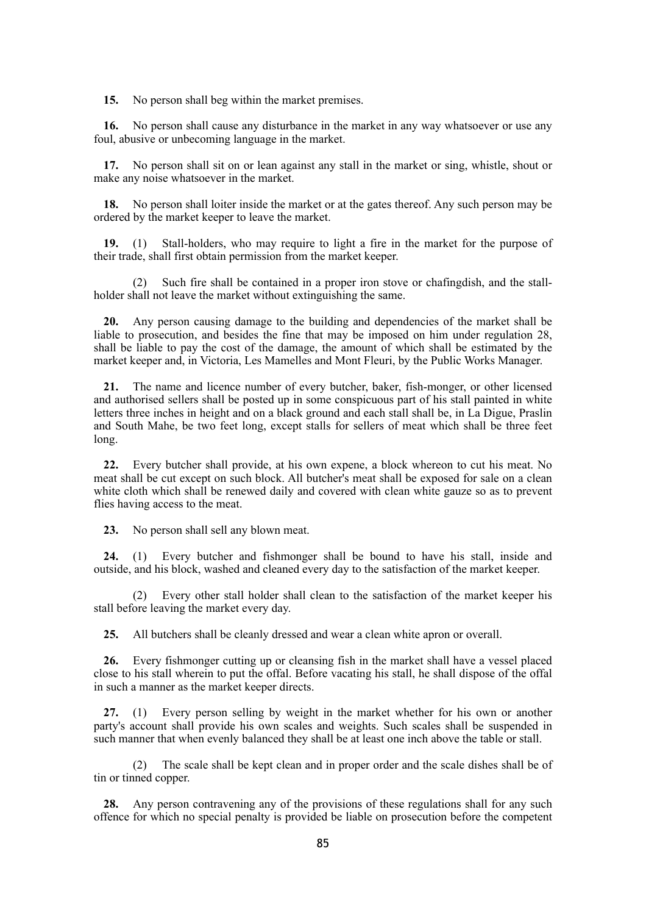**15.** No person shall beg within the market premises.

**16.** No person shall cause any disturbance in the market in any way whatsoever or use any foul, abusive or unbecoming language in the market.

**17.** No person shall sit on or lean against any stall in the market or sing, whistle, shout or make any noise whatsoever in the market.

**18.** No person shall loiter inside the market or at the gates thereof. Any such person may be ordered by the market keeper to leave the market.

**19.** (1) Stall-holders, who may require to light a fire in the market for the purpose of their trade, shall first obtain permission from the market keeper.

(2) Such fire shall be contained in a proper iron stove or chafingdish, and the stall-holder shall not leave the market without extinguishing the same.

**20.** Any person causing damage to the building and dependencies of the market shall be liable to prosecution, and besides the fine that may be imposed on him under regulation 28, shall be liable to pay the cost of the damage, the amount of which shall be estimated by the market keeper and, in Victoria, Les Mamelles and Mont Fleuri, by the Public Works Manager.

**21.** The name and licence number of every butcher, baker, fish-monger, or other licensed and authorised sellers shall be posted up in some conspicuous part of his stall painted in white letters three inches in height and on a black ground and each stall shall be, in La Digue, Praslin and South Mahe, be two feet long, except stalls for sellers of meat which shall be three feet long.

**22.** Every butcher shall provide, at his own expene, a block whereon to cut his meat. No meat shall be cut except on such block. All butcher's meat shall be exposed for sale on a clean white cloth which shall be renewed daily and covered with clean white gauze so as to prevent flies having access to the meat.

**23.** No person shall sell any blown meat.

**24.** (1) Every butcher and fishmonger shall be bound to have his stall, inside and outside, and his block, washed and cleaned every day to the satisfaction of the market keeper.

(2) Every other stall holder shall clean to the satisfaction of the market keeper his stall before leaving the market every day.

**25.** All butchers shall be cleanly dressed and wear a clean white apron or overall.

**26.** Every fishmonger cutting up or cleansing fish in the market shall have a vessel placed close to his stall wherein to put the offal. Before vacating his stall, he shall dispose of the offal in such a manner as the market keeper directs.

**27.** (1) Every person selling by weight in the market whether for his own or another party's account shall provide his own scales and weights. Such scales shall be suspended in such manner that when evenly balanced they shall be at least one inch above the table or stall.

(2) The scale shall be kept clean and in proper order and the scale dishes shall be of tin or tinned copper.

**28.** Any person contravening any of the provisions of these regulations shall for any such offence for which no special penalty is provided be liable on prosecution before the competent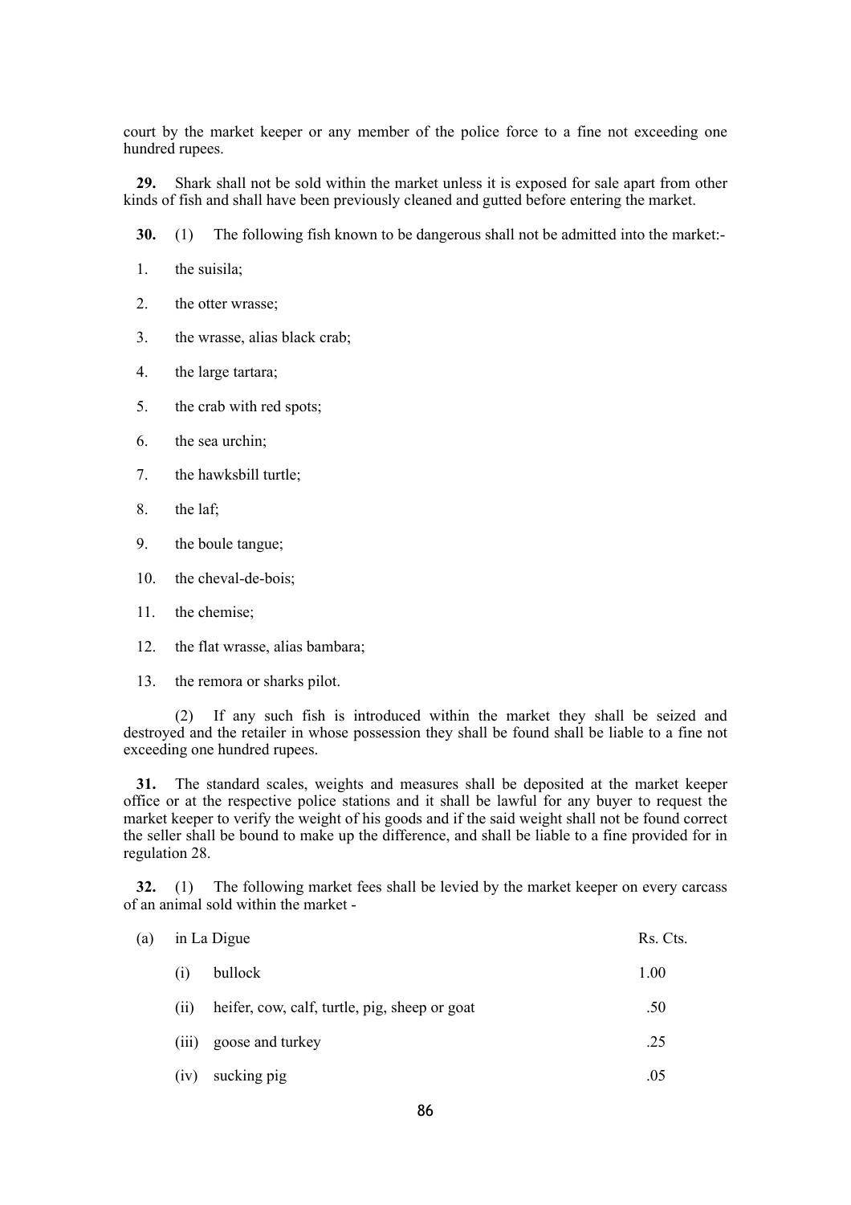court by the market keeper or any member of the police force to a fine not exceeding one hundred rupees.

**29.** Shark shall not be sold within the market unless it is exposed for sale apart from other kinds of fish and shall have been previously cleaned and gutted before entering the market.

**30.** (1) The following fish known to be dangerous shall not be admitted into the market:-

1. the suisila;
2. the otter wrasse;
3. the wrasse, alias black crab;
4. the large tartara;
5. the crab with red spots;
6. the sea urchin;
7. the hawksbill turtle;
8. the laf;
9. the boule tangue;
10. the cheval-de-bois;
11. the chemise;
12. the flat wrasse, alias bambara;
13. the remora or sharks pilot.

(2) If any such fish is introduced within the market they shall be seized and destroyed and the retailer in whose possession they shall be found shall be liable to a fine not exceeding one hundred rupees.

**31.** The standard scales, weights and measures shall be deposited at the market keeper office or at the respective police stations and it shall be lawful for any buyer to request the market keeper to verify the weight of his goods and if the said weight shall not be found correct the seller shall be bound to make up the difference, and shall be liable to a fine provided for in regulation 28.

**32.** (1) The following market fees shall be levied by the market keeper on every carcass of an animal sold within the market -

| | | | Rs. Cts. |
|---|---|---|---|
| (a) | in La Digue | | |
| | (i) | bullock | 1.00 |
| | (ii) | heifer, cow, calf, turtle, pig, sheep or goat | .50 |
| | (iii) | goose and turkey | .25 |
| | (iv) | sucking pig | .05 |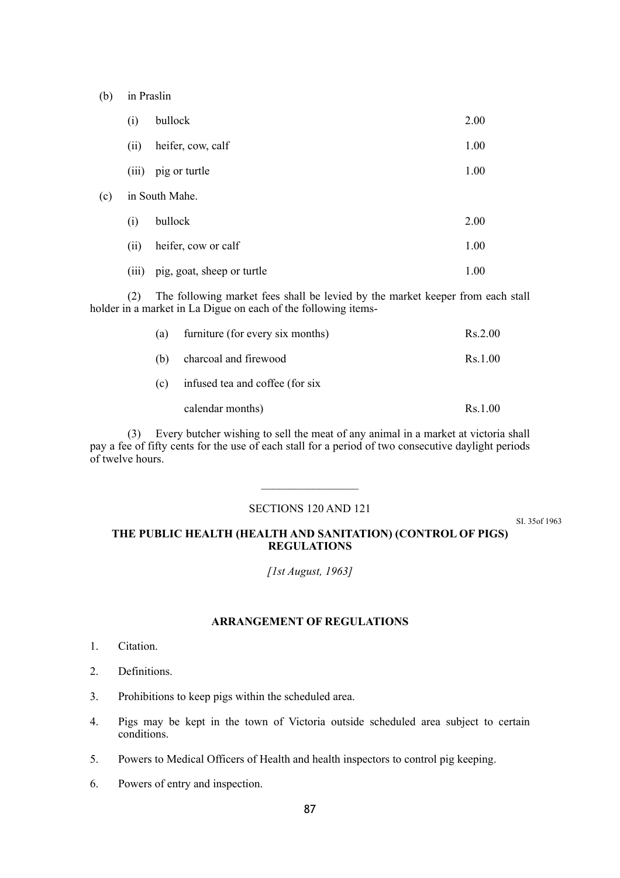(b) in Praslin

| | | |
|---|---|---|
| (i) | bullock | 2.00 |
| (ii) | heifer, cow, calf | 1.00 |
| (iii) | pig or turtle | 1.00 |

(c) in South Mahe.

| | | |
|---|---|---|
| (i) | bullock | 2.00 |
| (ii) | heifer, cow or calf | 1.00 |
| (iii) | pig, goat, sheep or turtle | 1.00 |

(2) The following market fees shall be levied by the market keeper from each stall holder in a market in La Digue on each of the following items-

| | | |
|---|---|---|
| (a) | furniture (for every six months) | Rs.2.00 |
| (b) | charcoal and firewood | Rs.1.00 |
| (c) | infused tea and coffee (for six calendar months) | Rs.1.00 |

(3) Every butcher wishing to sell the meat of any animal in a market at victoria shall pay a fee of fifty cents for the use of each stall for a period of two consecutive daylight periods of twelve hours.

---

SECTIONS 120 AND 121

SI. 35of 1963

**THE PUBLIC HEALTH (HEALTH AND SANITATION) (CONTROL OF PIGS) REGULATIONS**

*[1st August, 1963]*

**ARRANGEMENT OF REGULATIONS**

1. Citation.
2. Definitions.
3. Prohibitions to keep pigs within the scheduled area.
4. Pigs may be kept in the town of Victoria outside scheduled area subject to certain conditions.
5. Powers to Medical Officers of Health and health inspectors to control pig keeping.
6. Powers of entry and inspection.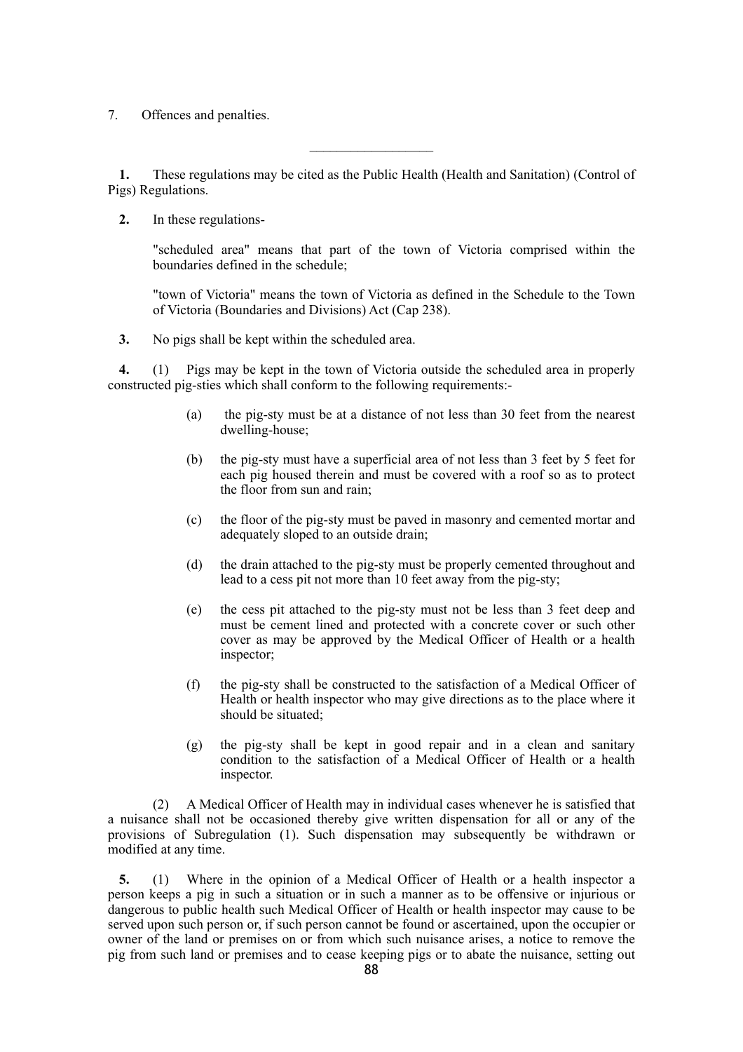7. Offences and penalties.

---

**1.** These regulations may be cited as the Public Health (Health and Sanitation) (Control of Pigs) Regulations.

**2.** In these regulations-

"scheduled area" means that part of the town of Victoria comprised within the boundaries defined in the schedule;

"town of Victoria" means the town of Victoria as defined in the Schedule to the Town of Victoria (Boundaries and Divisions) Act (Cap 238).

**3.** No pigs shall be kept within the scheduled area.

**4.** (1) Pigs may be kept in the town of Victoria outside the scheduled area in properly constructed pig-sties which shall conform to the following requirements:-

(a) the pig-sty must be at a distance of not less than 30 feet from the nearest dwelling-house;

(b) the pig-sty must have a superficial area of not less than 3 feet by 5 feet for each pig housed therein and must be covered with a roof so as to protect the floor from sun and rain;

(c) the floor of the pig-sty must be paved in masonry and cemented mortar and adequately sloped to an outside drain;

(d) the drain attached to the pig-sty must be properly cemented throughout and lead to a cess pit not more than 10 feet away from the pig-sty;

(e) the cess pit attached to the pig-sty must not be less than 3 feet deep and must be cement lined and protected with a concrete cover or such other cover as may be approved by the Medical Officer of Health or a health inspector;

(f) the pig-sty shall be constructed to the satisfaction of a Medical Officer of Health or health inspector who may give directions as to the place where it should be situated;

(g) the pig-sty shall be kept in good repair and in a clean and sanitary condition to the satisfaction of a Medical Officer of Health or a health inspector.

(2) A Medical Officer of Health may in individual cases whenever he is satisfied that a nuisance shall not be occasioned thereby give written dispensation for all or any of the provisions of Subregulation (1). Such dispensation may subsequently be withdrawn or modified at any time.

**5.** (1) Where in the opinion of a Medical Officer of Health or a health inspector a person keeps a pig in such a situation or in such a manner as to be offensive or injurious or dangerous to public health such Medical Officer of Health or health inspector may cause to be served upon such person or, if such person cannot be found or ascertained, upon the occupier or owner of the land or premises on or from which such nuisance arises, a notice to remove the pig from such land or premises and to cease keeping pigs or to abate the nuisance, setting out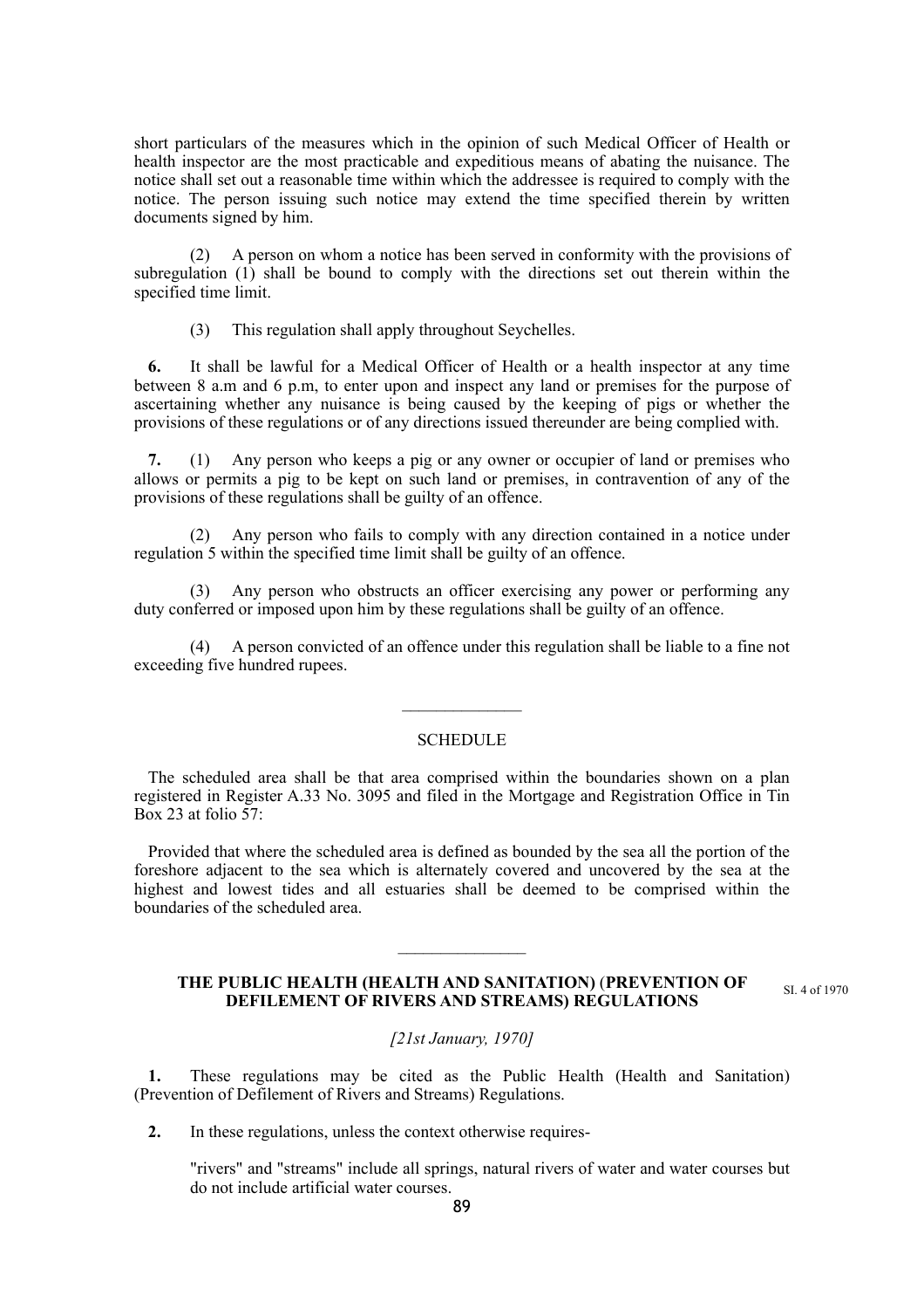short particulars of the measures which in the opinion of such Medical Officer of Health or health inspector are the most practicable and expeditious means of abating the nuisance. The notice shall set out a reasonable time within which the addressee is required to comply with the notice. The person issuing such notice may extend the time specified therein by written documents signed by him.

(2) A person on whom a notice has been served in conformity with the provisions of subregulation (1) shall be bound to comply with the directions set out therein within the specified time limit.

(3) This regulation shall apply throughout Seychelles.

**6.** It shall be lawful for a Medical Officer of Health or a health inspector at any time between 8 a.m and 6 p.m, to enter upon and inspect any land or premises for the purpose of ascertaining whether any nuisance is being caused by the keeping of pigs or whether the provisions of these regulations or of any directions issued thereunder are being complied with.

**7.** (1) Any person who keeps a pig or any owner or occupier of land or premises who allows or permits a pig to be kept on such land or premises, in contravention of any of the provisions of these regulations shall be guilty of an offence.

(2) Any person who fails to comply with any direction contained in a notice under regulation 5 within the specified time limit shall be guilty of an offence.

(3) Any person who obstructs an officer exercising any power or performing any duty conferred or imposed upon him by these regulations shall be guilty of an offence.

(4) A person convicted of an offence under this regulation shall be liable to a fine not exceeding five hundred rupees.

---

SCHEDULE

The scheduled area shall be that area comprised within the boundaries shown on a plan registered in Register A.33 No. 3095 and filed in the Mortgage and Registration Office in Tin Box 23 at folio 57:

Provided that where the scheduled area is defined as bounded by the sea all the portion of the foreshore adjacent to the sea which is alternately covered and uncovered by the sea at the highest and lowest tides and all estuaries shall be deemed to be comprised within the boundaries of the scheduled area.

---

## THE PUBLIC HEALTH (HEALTH AND SANITATION) (PREVENTION OF DEFILEMENT OF RIVERS AND STREAMS) REGULATIONS

SI. 4 of 1970

*[21st January, 1970]*

**1.** These regulations may be cited as the Public Health (Health and Sanitation) (Prevention of Defilement of Rivers and Streams) Regulations.

**2.** In these regulations, unless the context otherwise requires-

"rivers" and "streams" include all springs, natural rivers of water and water courses but do not include artificial water courses.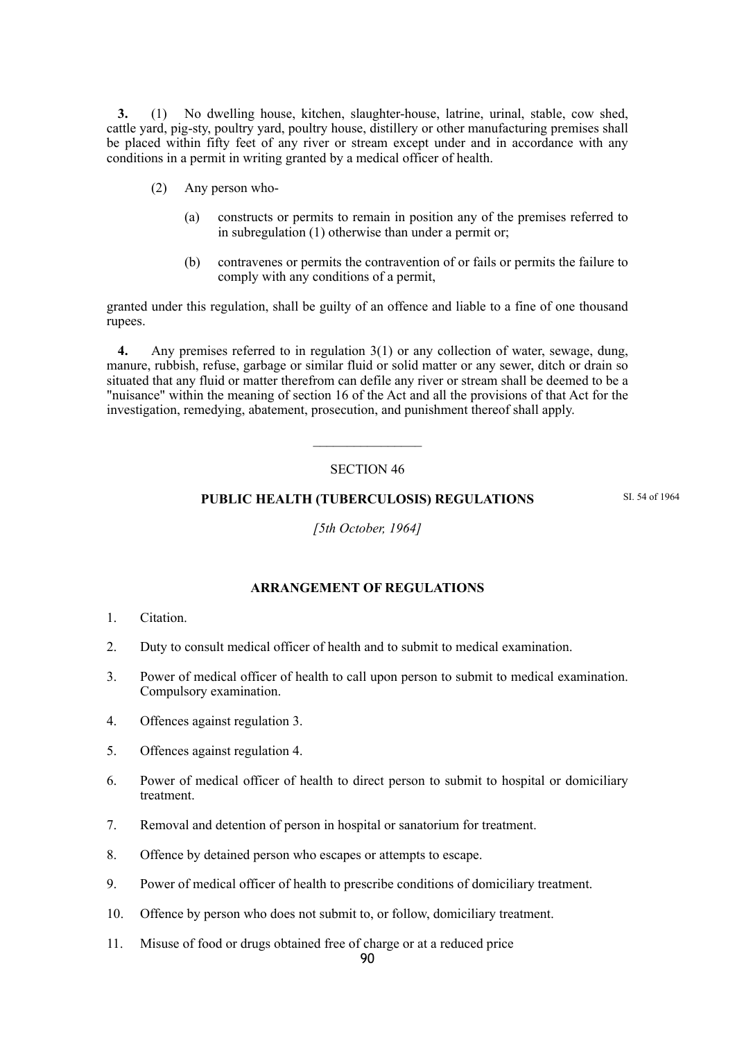**3.** (1) No dwelling house, kitchen, slaughter-house, latrine, urinal, stable, cow shed, cattle yard, pig-sty, poultry yard, poultry house, distillery or other manufacturing premises shall be placed within fifty feet of any river or stream except under and in accordance with any conditions in a permit in writing granted by a medical officer of health.

(2) Any person who-

(a) constructs or permits to remain in position any of the premises referred to in subregulation (1) otherwise than under a permit or;

(b) contravenes or permits the contravention of or fails or permits the failure to comply with any conditions of a permit,

granted under this regulation, shall be guilty of an offence and liable to a fine of one thousand rupees.

**4.** Any premises referred to in regulation 3(1) or any collection of water, sewage, dung, manure, rubbish, refuse, garbage or similar fluid or solid matter or any sewer, ditch or drain so situated that any fluid or matter therefrom can defile any river or stream shall be deemed to be a "nuisance" within the meaning of section 16 of the Act and all the provisions of that Act for the investigation, remedying, abatement, prosecution, and punishment thereof shall apply.

---

SECTION 46

## PUBLIC HEALTH (TUBERCULOSIS) REGULATIONS

SI. 54 of 1964

*[5th October, 1964]*

### ARRANGEMENT OF REGULATIONS

1. Citation.
2. Duty to consult medical officer of health and to submit to medical examination.
3. Power of medical officer of health to call upon person to submit to medical examination. Compulsory examination.
4. Offences against regulation 3.
5. Offences against regulation 4.
6. Power of medical officer of health to direct person to submit to hospital or domiciliary treatment.
7. Removal and detention of person in hospital or sanatorium for treatment.
8. Offence by detained person who escapes or attempts to escape.
9. Power of medical officer of health to prescribe conditions of domiciliary treatment.
10. Offence by person who does not submit to, or follow, domiciliary treatment.
11. Misuse of food or drugs obtained free of charge or at a reduced price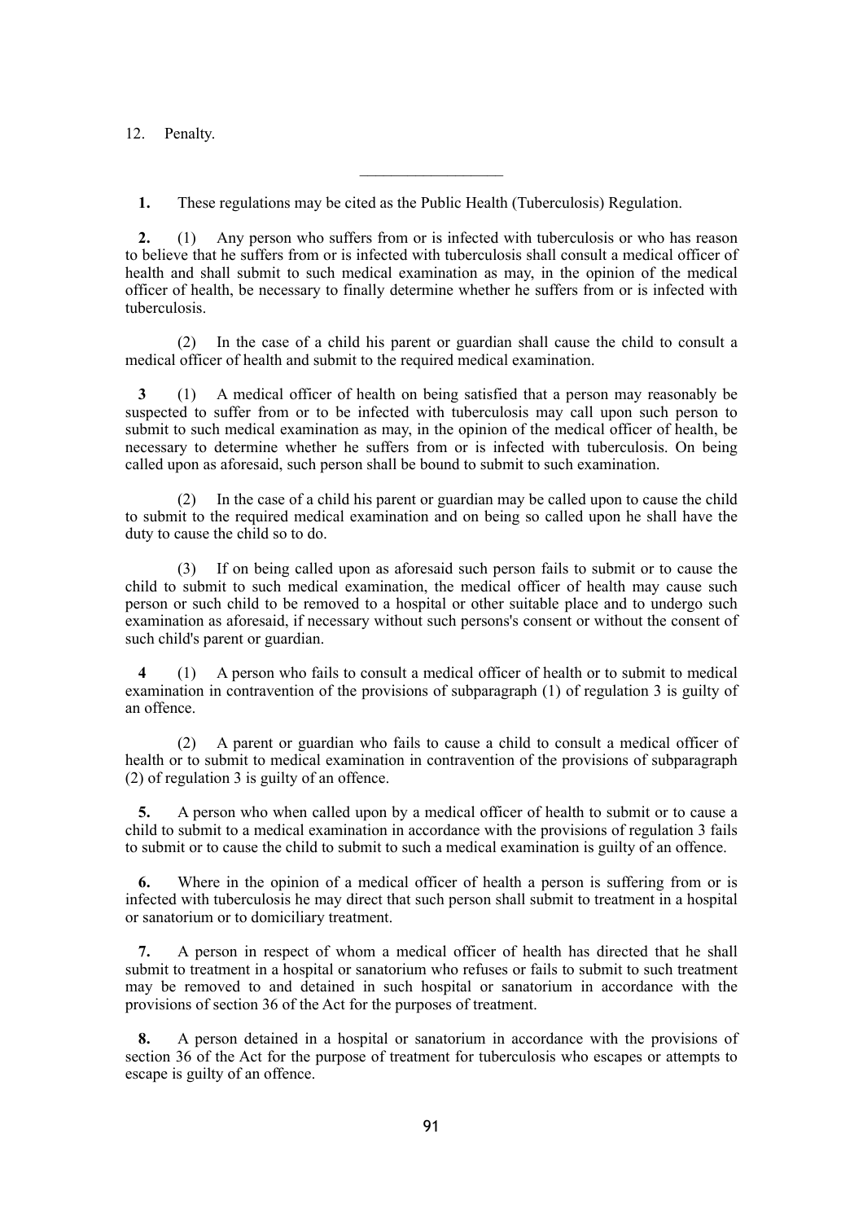12. Penalty.

---

**1.** These regulations may be cited as the Public Health (Tuberculosis) Regulation.

**2.** (1) Any person who suffers from or is infected with tuberculosis or who has reason to believe that he suffers from or is infected with tuberculosis shall consult a medical officer of health and shall submit to such medical examination as may, in the opinion of the medical officer of health, be necessary to finally determine whether he suffers from or is infected with tuberculosis.

(2) In the case of a child his parent or guardian shall cause the child to consult a medical officer of health and submit to the required medical examination.

**3** (1) A medical officer of health on being satisfied that a person may reasonably be suspected to suffer from or to be infected with tuberculosis may call upon such person to submit to such medical examination as may, in the opinion of the medical officer of health, be necessary to determine whether he suffers from or is infected with tuberculosis. On being called upon as aforesaid, such person shall be bound to submit to such examination.

(2) In the case of a child his parent or guardian may be called upon to cause the child to submit to the required medical examination and on being so called upon he shall have the duty to cause the child so to do.

(3) If on being called upon as aforesaid such person fails to submit or to cause the child to submit to such medical examination, the medical officer of health may cause such person or such child to be removed to a hospital or other suitable place and to undergo such examination as aforesaid, if necessary without such persons's consent or without the consent of such child's parent or guardian.

**4** (1) A person who fails to consult a medical officer of health or to submit to medical examination in contravention of the provisions of subparagraph (1) of regulation 3 is guilty of an offence.

(2) A parent or guardian who fails to cause a child to consult a medical officer of health or to submit to medical examination in contravention of the provisions of subparagraph (2) of regulation 3 is guilty of an offence.

**5.** A person who when called upon by a medical officer of health to submit or to cause a child to submit to a medical examination in accordance with the provisions of regulation 3 fails to submit or to cause the child to submit to such a medical examination is guilty of an offence.

**6.** Where in the opinion of a medical officer of health a person is suffering from or is infected with tuberculosis he may direct that such person shall submit to treatment in a hospital or sanatorium or to domiciliary treatment.

**7.** A person in respect of whom a medical officer of health has directed that he shall submit to treatment in a hospital or sanatorium who refuses or fails to submit to such treatment may be removed to and detained in such hospital or sanatorium in accordance with the provisions of section 36 of the Act for the purposes of treatment.

**8.** A person detained in a hospital or sanatorium in accordance with the provisions of section 36 of the Act for the purpose of treatment for tuberculosis who escapes or attempts to escape is guilty of an offence.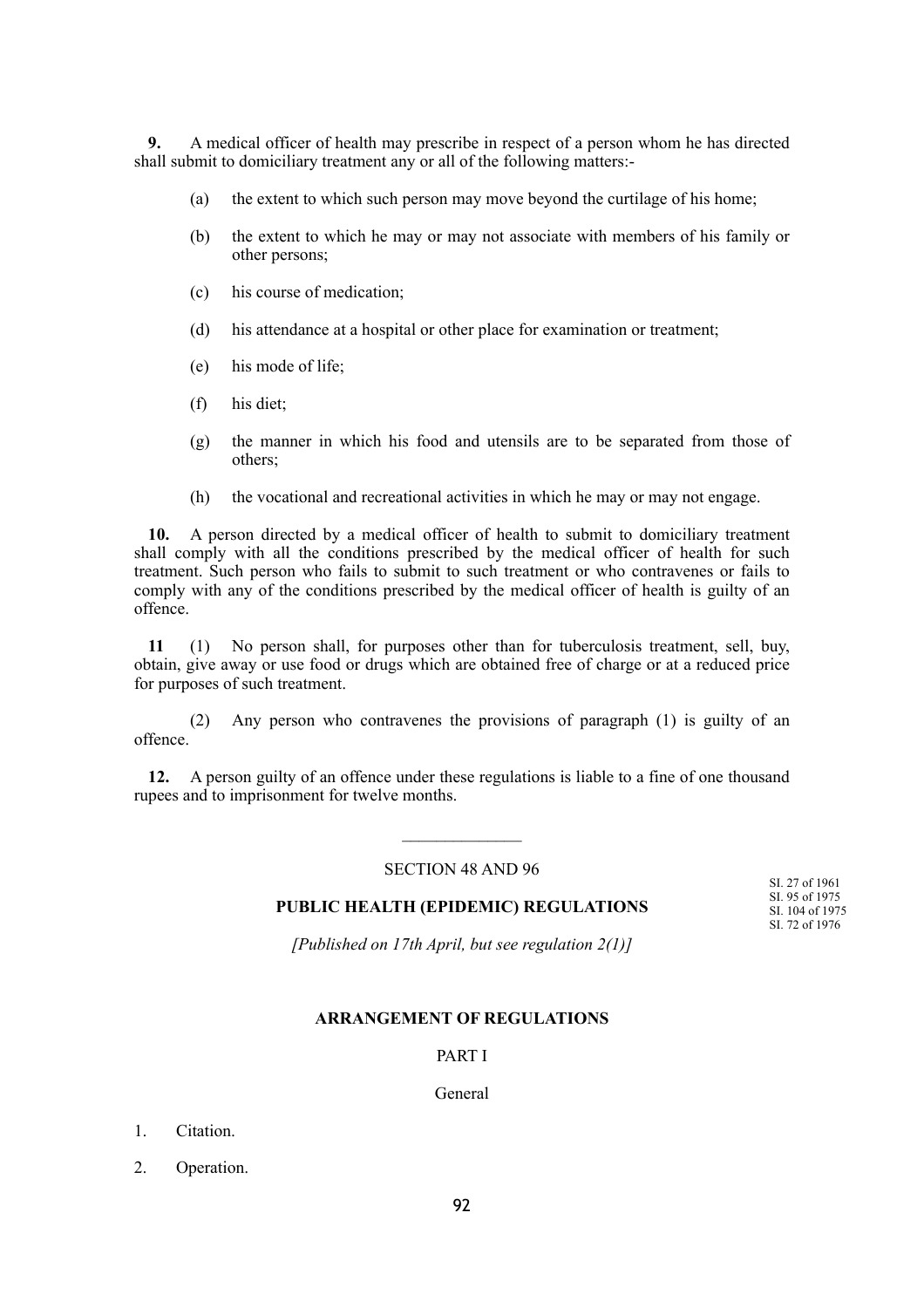**9.** A medical officer of health may prescribe in respect of a person whom he has directed shall submit to domiciliary treatment any or all of the following matters:-

(a) the extent to which such person may move beyond the curtilage of his home;

(b) the extent to which he may or may not associate with members of his family or other persons;

(c) his course of medication;

(d) his attendance at a hospital or other place for examination or treatment;

(e) his mode of life;

(f) his diet;

(g) the manner in which his food and utensils are to be separated from those of others;

(h) the vocational and recreational activities in which he may or may not engage.

**10.** A person directed by a medical officer of health to submit to domiciliary treatment shall comply with all the conditions prescribed by the medical officer of health for such treatment. Such person who fails to submit to such treatment or who contravenes or fails to comply with any of the conditions prescribed by the medical officer of health is guilty of an offence.

**11** (1) No person shall, for purposes other than for tuberculosis treatment, sell, buy, obtain, give away or use food or drugs which are obtained free of charge or at a reduced price for purposes of such treatment.

(2) Any person who contravenes the provisions of paragraph (1) is guilty of an offence.

**12.** A person guilty of an offence under these regulations is liable to a fine of one thousand rupees and to imprisonment for twelve months.

---

SECTION 48 AND 96

SI. 27 of 1961
SI. 95 of 1975
SI. 104 of 1975
SI. 72 of 1976

## PUBLIC HEALTH (EPIDEMIC) REGULATIONS

*[Published on 17th April, but see regulation 2(1)]*

### ARRANGEMENT OF REGULATIONS

PART I

General

1. Citation.

2. Operation.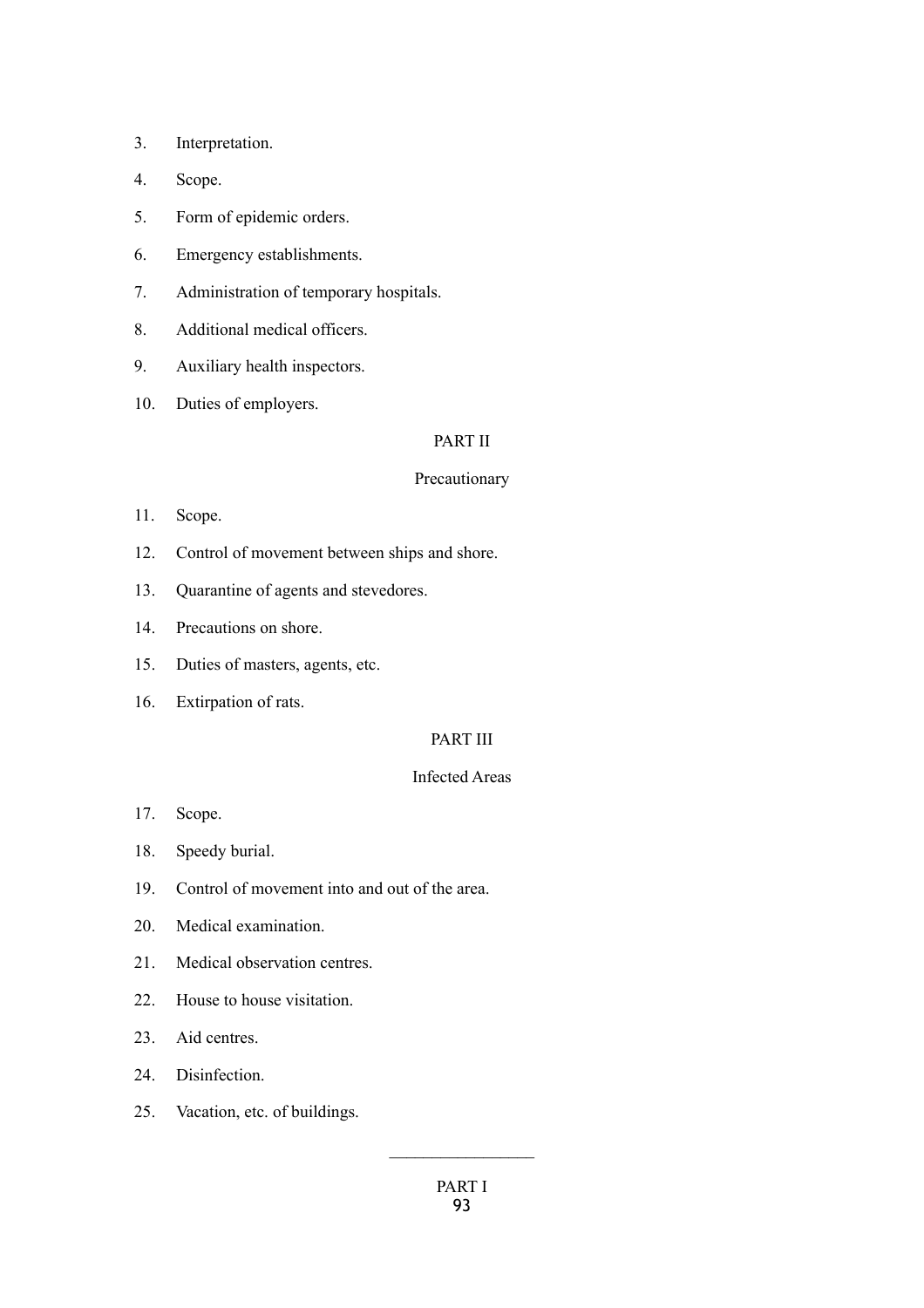3. Interpretation.

4. Scope.

5. Form of epidemic orders.

6. Emergency establishments.

7. Administration of temporary hospitals.

8. Additional medical officers.

9. Auxiliary health inspectors.

10. Duties of employers.

PART II

Precautionary

11. Scope.

12. Control of movement between ships and shore.

13. Quarantine of agents and stevedores.

14. Precautions on shore.

15. Duties of masters, agents, etc.

16. Extirpation of rats.

PART III

Infected Areas

17. Scope.

18. Speedy burial.

19. Control of movement into and out of the area.

20. Medical examination.

21. Medical observation centres.

22. House to house visitation.

23. Aid centres.

24. Disinfection.

25. Vacation, etc. of buildings.

---

PART I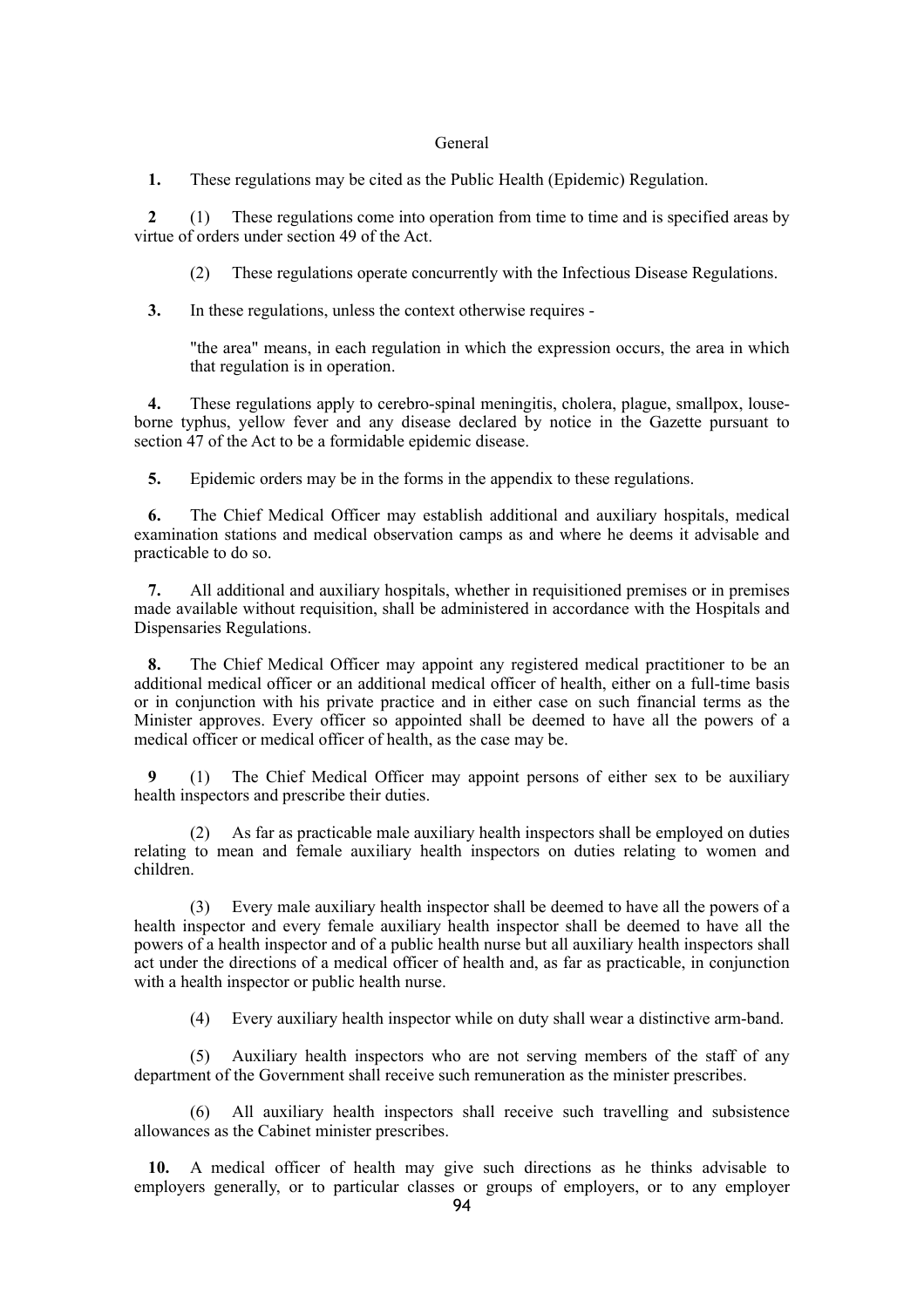## General

**1.** These regulations may be cited as the Public Health (Epidemic) Regulation.

**2** (1) These regulations come into operation from time to time and is specified areas by virtue of orders under section 49 of the Act.

(2) These regulations operate concurrently with the Infectious Disease Regulations.

**3.** In these regulations, unless the context otherwise requires -

"the area" means, in each regulation in which the expression occurs, the area in which that regulation is in operation.

**4.** These regulations apply to cerebro-spinal meningitis, cholera, plague, smallpox, louse-borne typhus, yellow fever and any disease declared by notice in the Gazette pursuant to section 47 of the Act to be a formidable epidemic disease.

**5.** Epidemic orders may be in the forms in the appendix to these regulations.

**6.** The Chief Medical Officer may establish additional and auxiliary hospitals, medical examination stations and medical observation camps as and where he deems it advisable and practicable to do so.

**7.** All additional and auxiliary hospitals, whether in requisitioned premises or in premises made available without requisition, shall be administered in accordance with the Hospitals and Dispensaries Regulations.

**8.** The Chief Medical Officer may appoint any registered medical practitioner to be an additional medical officer or an additional medical officer of health, either on a full-time basis or in conjunction with his private practice and in either case on such financial terms as the Minister approves. Every officer so appointed shall be deemed to have all the powers of a medical officer or medical officer of health, as the case may be.

**9** (1) The Chief Medical Officer may appoint persons of either sex to be auxiliary health inspectors and prescribe their duties.

(2) As far as practicable male auxiliary health inspectors shall be employed on duties relating to mean and female auxiliary health inspectors on duties relating to women and children.

(3) Every male auxiliary health inspector shall be deemed to have all the powers of a health inspector and every female auxiliary health inspector shall be deemed to have all the powers of a health inspector and of a public health nurse but all auxiliary health inspectors shall act under the directions of a medical officer of health and, as far as practicable, in conjunction with a health inspector or public health nurse.

(4) Every auxiliary health inspector while on duty shall wear a distinctive arm-band.

(5) Auxiliary health inspectors who are not serving members of the staff of any department of the Government shall receive such remuneration as the minister prescribes.

(6) All auxiliary health inspectors shall receive such travelling and subsistence allowances as the Cabinet minister prescribes.

**10.** A medical officer of health may give such directions as he thinks advisable to employers generally, or to particular classes or groups of employers, or to any employer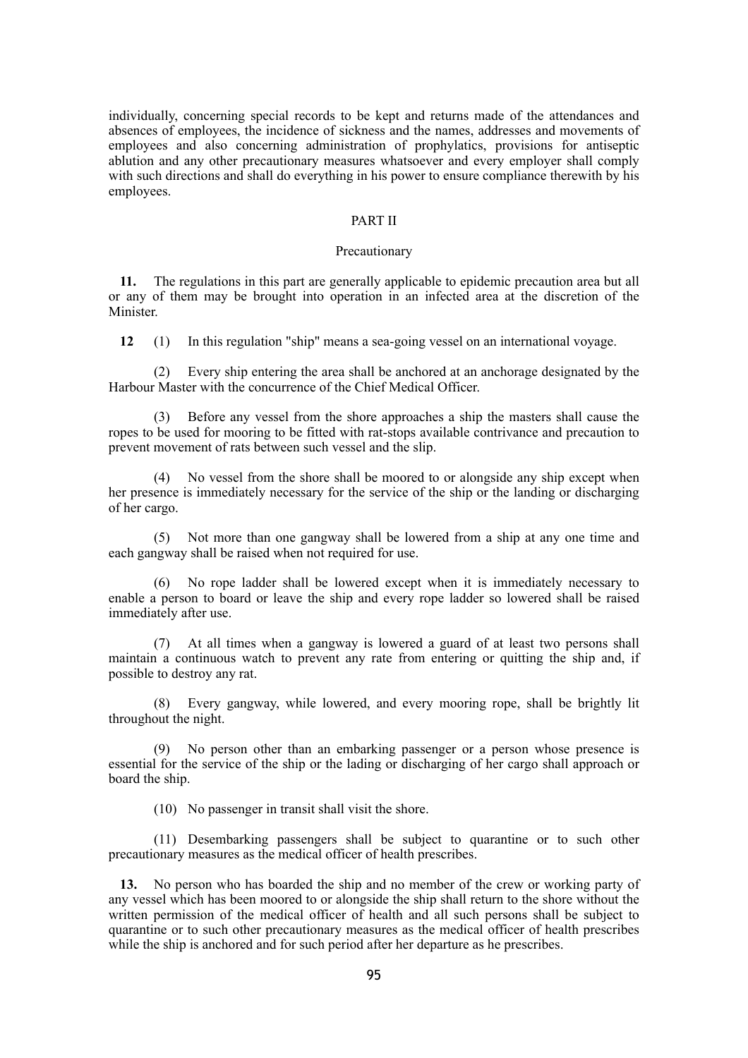individually, concerning special records to be kept and returns made of the attendances and absences of employees, the incidence of sickness and the names, addresses and movements of employees and also concerning administration of prophylatics, provisions for antiseptic ablution and any other precautionary measures whatsoever and every employer shall comply with such directions and shall do everything in his power to ensure compliance therewith by his employees.

PART II

Precautionary

**11.** The regulations in this part are generally applicable to epidemic precaution area but all or any of them may be brought into operation in an infected area at the discretion of the Minister.

**12** (1) In this regulation "ship" means a sea-going vessel on an international voyage.

(2) Every ship entering the area shall be anchored at an anchorage designated by the Harbour Master with the concurrence of the Chief Medical Officer.

(3) Before any vessel from the shore approaches a ship the masters shall cause the ropes to be used for mooring to be fitted with rat-stops available contrivance and precaution to prevent movement of rats between such vessel and the slip.

(4) No vessel from the shore shall be moored to or alongside any ship except when her presence is immediately necessary for the service of the ship or the landing or discharging of her cargo.

(5) Not more than one gangway shall be lowered from a ship at any one time and each gangway shall be raised when not required for use.

(6) No rope ladder shall be lowered except when it is immediately necessary to enable a person to board or leave the ship and every rope ladder so lowered shall be raised immediately after use.

(7) At all times when a gangway is lowered a guard of at least two persons shall maintain a continuous watch to prevent any rate from entering or quitting the ship and, if possible to destroy any rat.

(8) Every gangway, while lowered, and every mooring rope, shall be brightly lit throughout the night.

(9) No person other than an embarking passenger or a person whose presence is essential for the service of the ship or the lading or discharging of her cargo shall approach or board the ship.

(10) No passenger in transit shall visit the shore.

(11) Desembarking passengers shall be subject to quarantine or to such other precautionary measures as the medical officer of health prescribes.

**13.** No person who has boarded the ship and no member of the crew or working party of any vessel which has been moored to or alongside the ship shall return to the shore without the written permission of the medical officer of health and all such persons shall be subject to quarantine or to such other precautionary measures as the medical officer of health prescribes while the ship is anchored and for such period after her departure as he prescribes.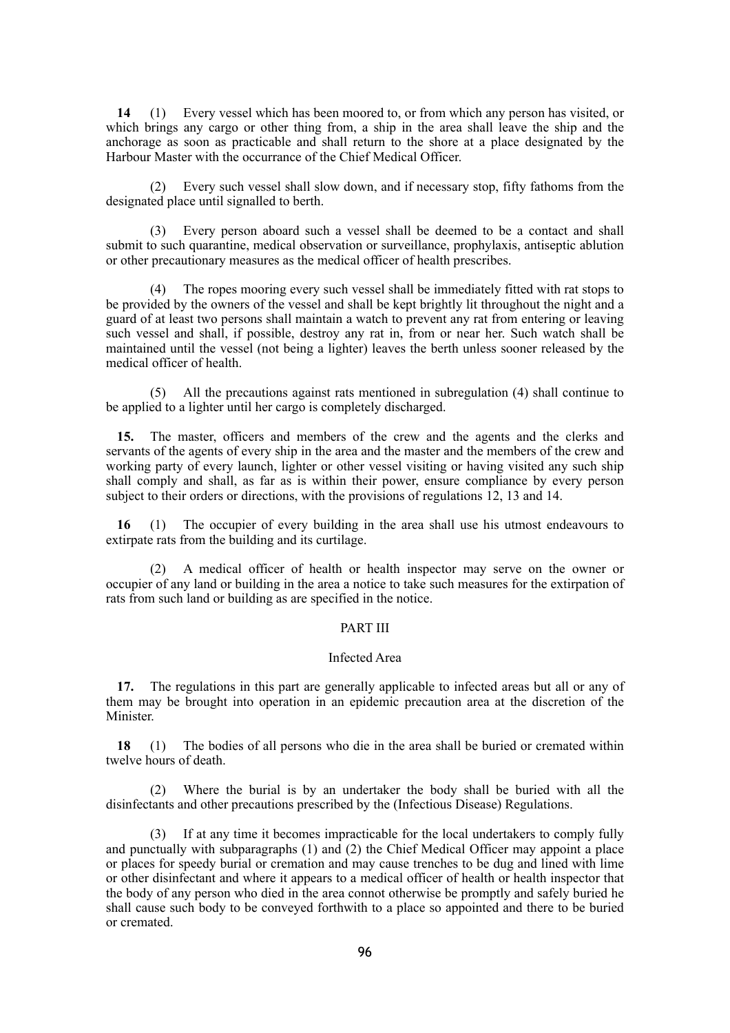**14** (1) Every vessel which has been moored to, or from which any person has visited, or which brings any cargo or other thing from, a ship in the area shall leave the ship and the anchorage as soon as practicable and shall return to the shore at a place designated by the Harbour Master with the occurrance of the Chief Medical Officer.

(2) Every such vessel shall slow down, and if necessary stop, fifty fathoms from the designated place until signalled to berth.

(3) Every person aboard such a vessel shall be deemed to be a contact and shall submit to such quarantine, medical observation or surveillance, prophylaxis, antiseptic ablution or other precautionary measures as the medical officer of health prescribes.

(4) The ropes mooring every such vessel shall be immediately fitted with rat stops to be provided by the owners of the vessel and shall be kept brightly lit throughout the night and a guard of at least two persons shall maintain a watch to prevent any rat from entering or leaving such vessel and shall, if possible, destroy any rat in, from or near her. Such watch shall be maintained until the vessel (not being a lighter) leaves the berth unless sooner released by the medical officer of health.

(5) All the precautions against rats mentioned in subregulation (4) shall continue to be applied to a lighter until her cargo is completely discharged.

**15.** The master, officers and members of the crew and the agents and the clerks and servants of the agents of every ship in the area and the master and the members of the crew and working party of every launch, lighter or other vessel visiting or having visited any such ship shall comply and shall, as far as is within their power, ensure compliance by every person subject to their orders or directions, with the provisions of regulations 12, 13 and 14.

**16** (1) The occupier of every building in the area shall use his utmost endeavours to extirpate rats from the building and its curtilage.

(2) A medical officer of health or health inspector may serve on the owner or occupier of any land or building in the area a notice to take such measures for the extirpation of rats from such land or building as are specified in the notice.

## PART III

### Infected Area

**17.** The regulations in this part are generally applicable to infected areas but all or any of them may be brought into operation in an epidemic precaution area at the discretion of the Minister.

**18** (1) The bodies of all persons who die in the area shall be buried or cremated within twelve hours of death.

(2) Where the burial is by an undertaker the body shall be buried with all the disinfectants and other precautions prescribed by the (Infectious Disease) Regulations.

(3) If at any time it becomes impracticable for the local undertakers to comply fully and punctually with subparagraphs (1) and (2) the Chief Medical Officer may appoint a place or places for speedy burial or cremation and may cause trenches to be dug and lined with lime or other disinfectant and where it appears to a medical officer of health or health inspector that the body of any person who died in the area connot otherwise be promptly and safely buried he shall cause such body to be conveyed forthwith to a place so appointed and there to be buried or cremated.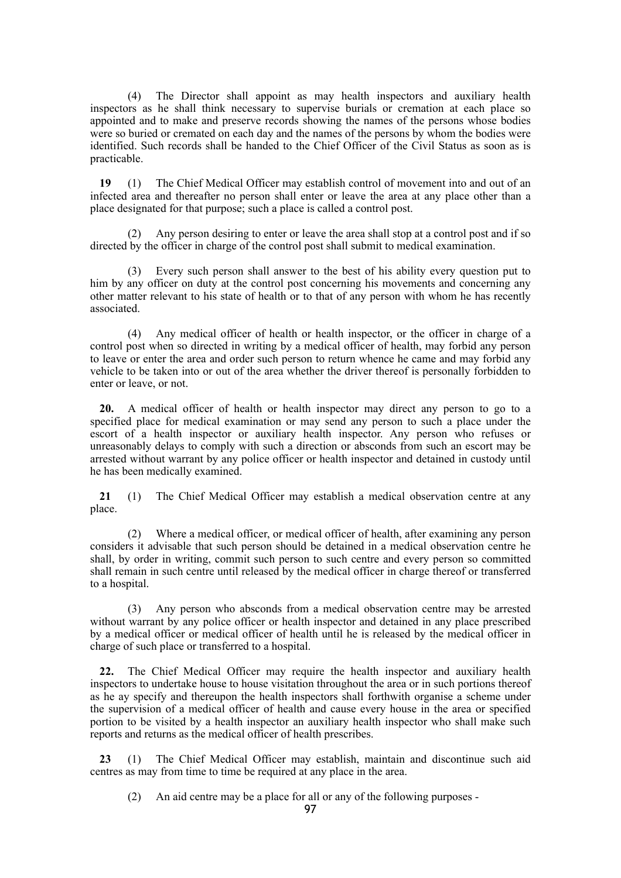(4) The Director shall appoint as may health inspectors and auxiliary health inspectors as he shall think necessary to supervise burials or cremation at each place so appointed and to make and preserve records showing the names of the persons whose bodies were so buried or cremated on each day and the names of the persons by whom the bodies were identified. Such records shall be handed to the Chief Officer of the Civil Status as soon as is practicable.

**19** (1) The Chief Medical Officer may establish control of movement into and out of an infected area and thereafter no person shall enter or leave the area at any place other than a place designated for that purpose; such a place is called a control post.

(2) Any person desiring to enter or leave the area shall stop at a control post and if so directed by the officer in charge of the control post shall submit to medical examination.

(3) Every such person shall answer to the best of his ability every question put to him by any officer on duty at the control post concerning his movements and concerning any other matter relevant to his state of health or to that of any person with whom he has recently associated.

(4) Any medical officer of health or health inspector, or the officer in charge of a control post when so directed in writing by a medical officer of health, may forbid any person to leave or enter the area and order such person to return whence he came and may forbid any vehicle to be taken into or out of the area whether the driver thereof is personally forbidden to enter or leave, or not.

**20.** A medical officer of health or health inspector may direct any person to go to a specified place for medical examination or may send any person to such a place under the escort of a health inspector or auxiliary health inspector. Any person who refuses or unreasonably delays to comply with such a direction or absconds from such an escort may be arrested without warrant by any police officer or health inspector and detained in custody until he has been medically examined.

**21** (1) The Chief Medical Officer may establish a medical observation centre at any place.

(2) Where a medical officer, or medical officer of health, after examining any person considers it advisable that such person should be detained in a medical observation centre he shall, by order in writing, commit such person to such centre and every person so committed shall remain in such centre until released by the medical officer in charge thereof or transferred to a hospital.

(3) Any person who absconds from a medical observation centre may be arrested without warrant by any police officer or health inspector and detained in any place prescribed by a medical officer or medical officer of health until he is released by the medical officer in charge of such place or transferred to a hospital.

**22.** The Chief Medical Officer may require the health inspector and auxiliary health inspectors to undertake house to house visitation throughout the area or in such portions thereof as he ay specify and thereupon the health inspectors shall forthwith organise a scheme under the supervision of a medical officer of health and cause every house in the area or specified portion to be visited by a health inspector an auxiliary health inspector who shall make such reports and returns as the medical officer of health prescribes.

**23** (1) The Chief Medical Officer may establish, maintain and discontinue such aid centres as may from time to time be required at any place in the area.

(2) An aid centre may be a place for all or any of the following purposes -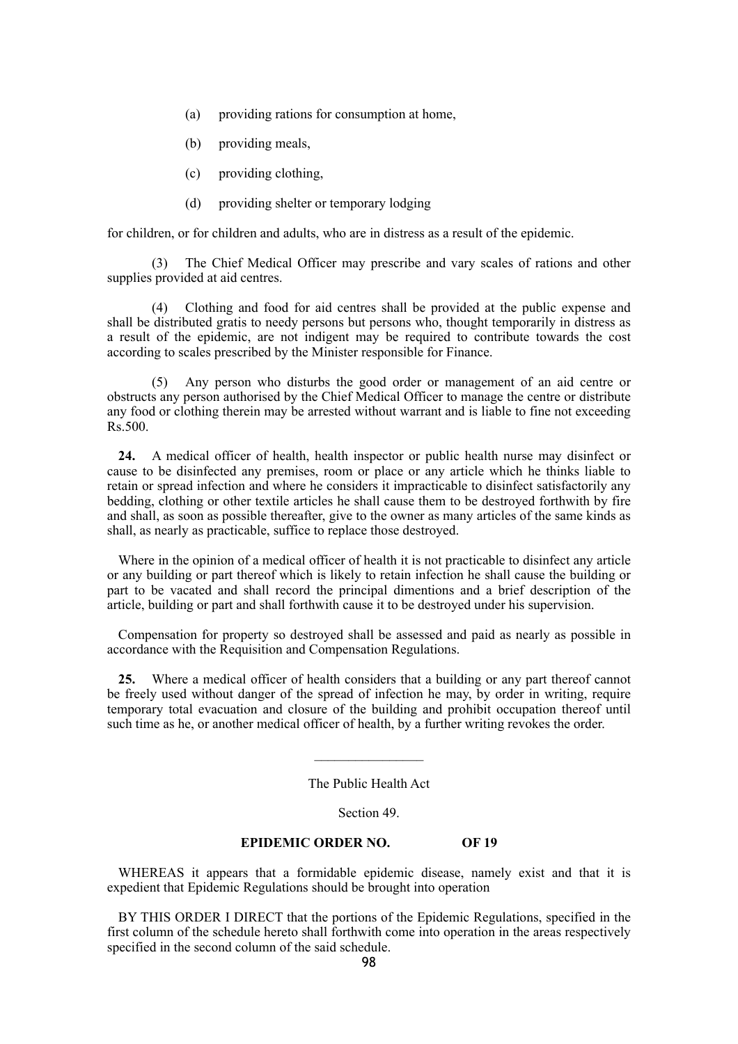(a) providing rations for consumption at home,

(b) providing meals,

(c) providing clothing,

(d) providing shelter or temporary lodging

for children, or for children and adults, who are in distress as a result of the epidemic.

(3) The Chief Medical Officer may prescribe and vary scales of rations and other supplies provided at aid centres.

(4) Clothing and food for aid centres shall be provided at the public expense and shall be distributed gratis to needy persons but persons who, thought temporarily in distress as a result of the epidemic, are not indigent may be required to contribute towards the cost according to scales prescribed by the Minister responsible for Finance.

(5) Any person who disturbs the good order or management of an aid centre or obstructs any person authorised by the Chief Medical Officer to manage the centre or distribute any food or clothing therein may be arrested without warrant and is liable to fine not exceeding Rs.500.

**24.** A medical officer of health, health inspector or public health nurse may disinfect or cause to be disinfected any premises, room or place or any article which he thinks liable to retain or spread infection and where he considers it impracticable to disinfect satisfactorily any bedding, clothing or other textile articles he shall cause them to be destroyed forthwith by fire and shall, as soon as possible thereafter, give to the owner as many articles of the same kinds as shall, as nearly as practicable, suffice to replace those destroyed.

Where in the opinion of a medical officer of health it is not practicable to disinfect any article or any building or part thereof which is likely to retain infection he shall cause the building or part to be vacated and shall record the principal dimentions and a brief description of the article, building or part and shall forthwith cause it to be destroyed under his supervision.

Compensation for property so destroyed shall be assessed and paid as nearly as possible in accordance with the Requisition and Compensation Regulations.

**25.** Where a medical officer of health considers that a building or any part thereof cannot be freely used without danger of the spread of infection he may, by order in writing, require temporary total evacuation and closure of the building and prohibit occupation thereof until such time as he, or another medical officer of health, by a further writing revokes the order.

---

The Public Health Act

Section 49.

**EPIDEMIC ORDER NO. OF 19**

WHEREAS it appears that a formidable epidemic disease, namely exist and that it is expedient that Epidemic Regulations should be brought into operation

BY THIS ORDER I DIRECT that the portions of the Epidemic Regulations, specified in the first column of the schedule hereto shall forthwith come into operation in the areas respectively specified in the second column of the said schedule.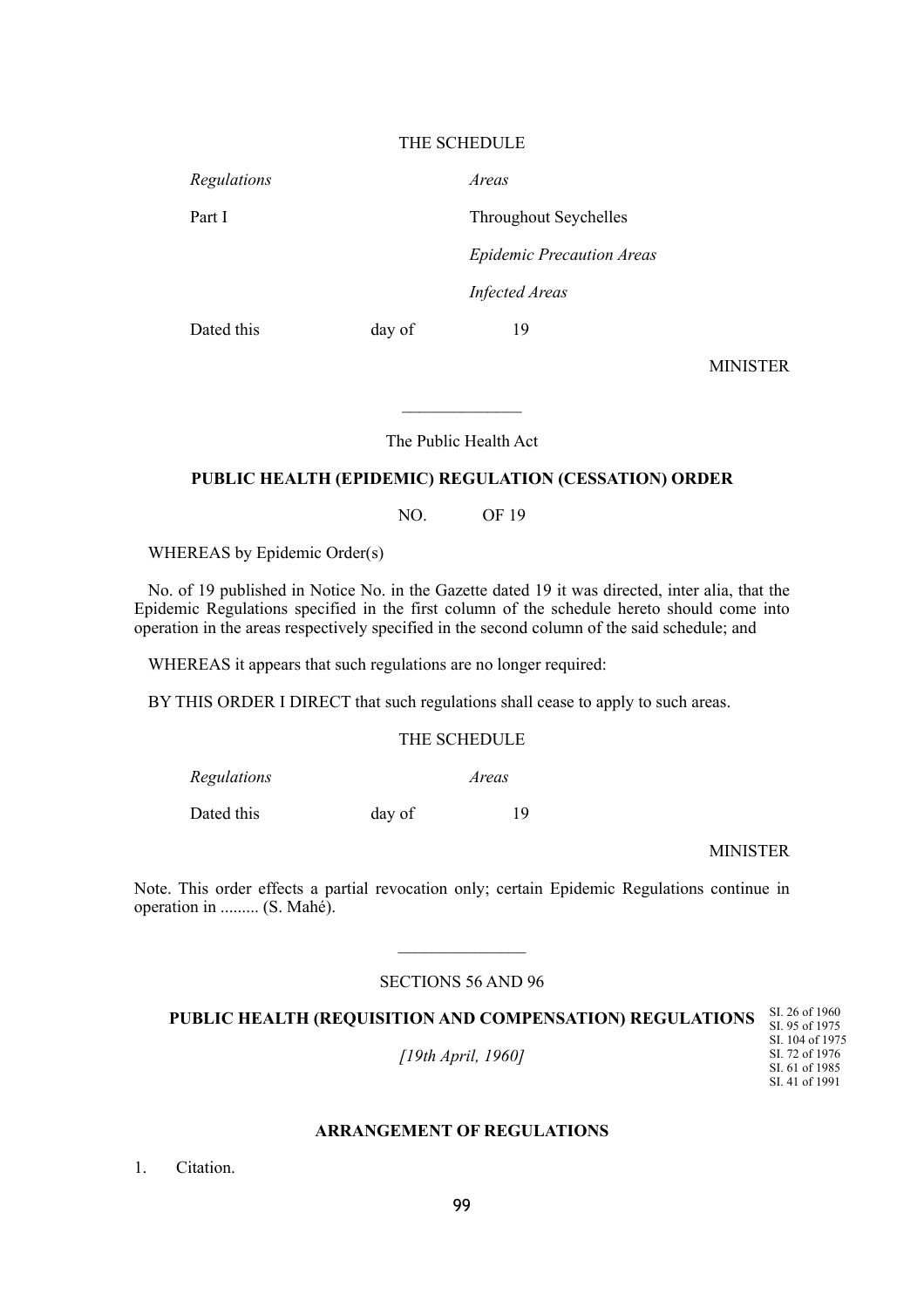THE SCHEDULE

| *Regulations* | *Areas* |
|---|---|
| Part I | Throughout Seychelles |
| | *Epidemic Precaution Areas* |
| | *Infected Areas* |

Dated this day of 19

MINISTER

---

The Public Health Act

**PUBLIC HEALTH (EPIDEMIC) REGULATION (CESSATION) ORDER**

NO. OF 19

WHEREAS by Epidemic Order(s)

No. of 19 published in Notice No. in the Gazette dated 19 it was directed, inter alia, that the Epidemic Regulations specified in the first column of the schedule hereto should come into operation in the areas respectively specified in the second column of the said schedule; and

WHEREAS it appears that such regulations are no longer required:

BY THIS ORDER I DIRECT that such regulations shall cease to apply to such areas.

THE SCHEDULE

| *Regulations* | *Areas* |
|---|---|

Dated this day of 19

MINISTER

Note. This order effects a partial revocation only; certain Epidemic Regulations continue in operation in ......... (S. Mahé).

---

SECTIONS 56 AND 96

**PUBLIC HEALTH (REQUISITION AND COMPENSATION) REGULATIONS**

SI. 26 of 1960
SI. 95 of 1975
SI. 104 of 1975
SI. 72 of 1976
SI. 61 of 1985
SI. 41 of 1991

*[19th April, 1960]*

**ARRANGEMENT OF REGULATIONS**

1. Citation.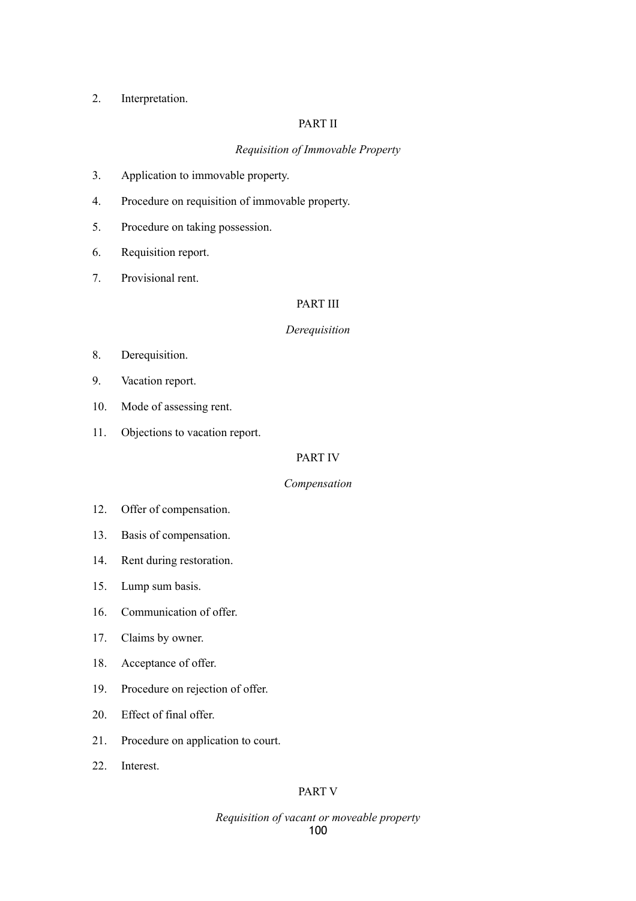2. Interpretation.

PART II

*Requisition of Immovable Property*

3. Application to immovable property.

4. Procedure on requisition of immovable property.

5. Procedure on taking possession.

6. Requisition report.

7. Provisional rent.

PART III

*Derequisition*

8. Derequisition.

9. Vacation report.

10. Mode of assessing rent.

11. Objections to vacation report.

PART IV

*Compensation*

12. Offer of compensation.

13. Basis of compensation.

14. Rent during restoration.

15. Lump sum basis.

16. Communication of offer.

17. Claims by owner.

18. Acceptance of offer.

19. Procedure on rejection of offer.

20. Effect of final offer.

21. Procedure on application to court.

22. Interest.

PART V

*Requisition of vacant or moveable property*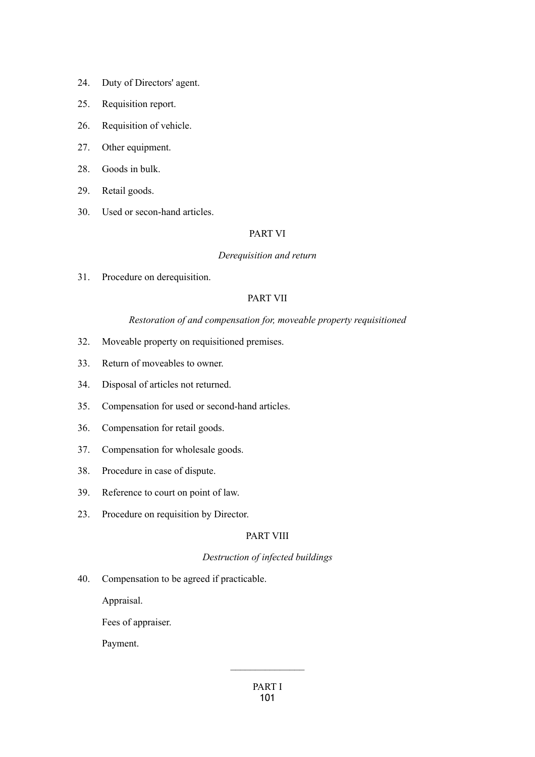24. Duty of Directors' agent.

25. Requisition report.

26. Requisition of vehicle.

27. Other equipment.

28. Goods in bulk.

29. Retail goods.

30. Used or secon-hand articles.

PART VI

*Derequisition and return*

31. Procedure on derequisition.

PART VII

*Restoration of and compensation for, moveable property requisitioned*

32. Moveable property on requisitioned premises.

33. Return of moveables to owner.

34. Disposal of articles not returned.

35. Compensation for used or second-hand articles.

36. Compensation for retail goods.

37. Compensation for wholesale goods.

38. Procedure in case of dispute.

39. Reference to court on point of law.

23. Procedure on requisition by Director.

PART VIII

*Destruction of infected buildings*

40. Compensation to be agreed if practicable.

    Appraisal.

    Fees of appraiser.

    Payment.

---

PART I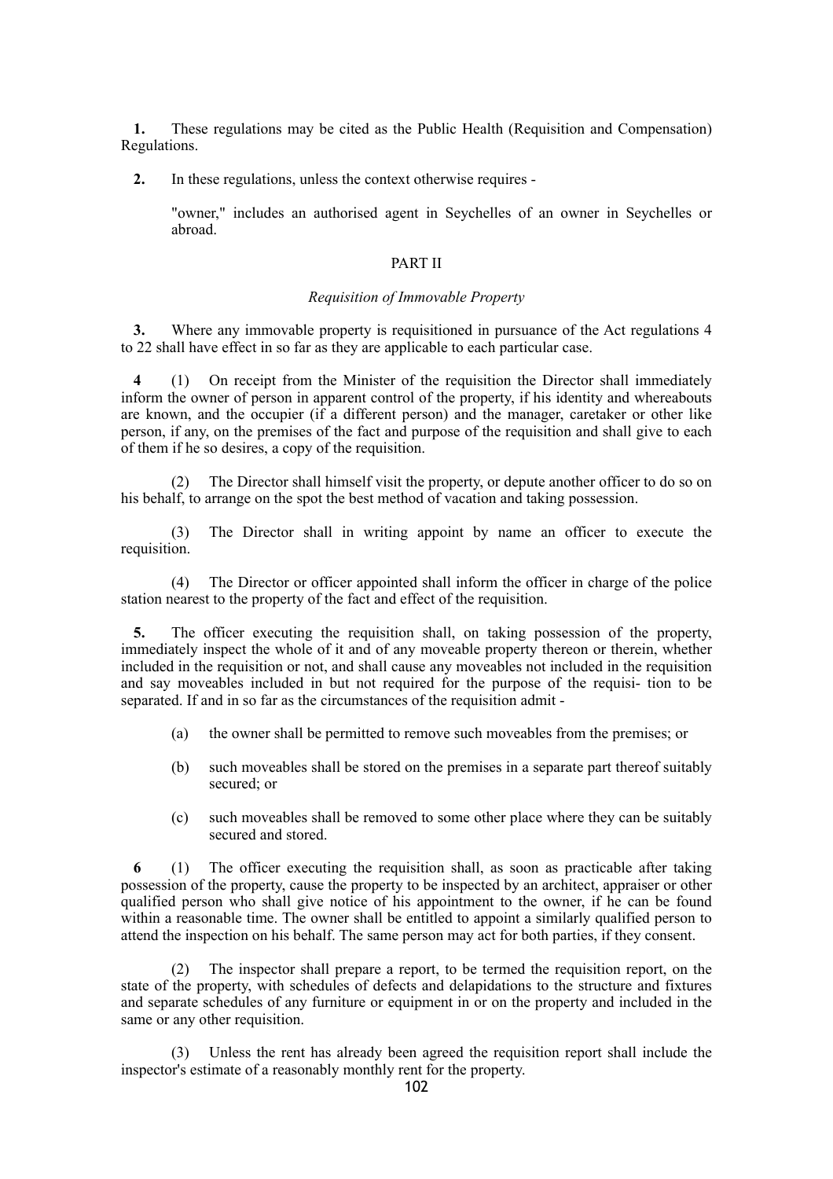**1.** These regulations may be cited as the Public Health (Requisition and Compensation) Regulations.

**2.** In these regulations, unless the context otherwise requires -

"owner," includes an authorised agent in Seychelles of an owner in Seychelles or abroad.

PART II

*Requisition of Immovable Property*

**3.** Where any immovable property is requisitioned in pursuance of the Act regulations 4 to 22 shall have effect in so far as they are applicable to each particular case.

**4** (1) On receipt from the Minister of the requisition the Director shall immediately inform the owner of person in apparent control of the property, if his identity and whereabouts are known, and the occupier (if a different person) and the manager, caretaker or other like person, if any, on the premises of the fact and purpose of the requisition and shall give to each of them if he so desires, a copy of the requisition.

(2) The Director shall himself visit the property, or depute another officer to do so on his behalf, to arrange on the spot the best method of vacation and taking possession.

(3) The Director shall in writing appoint by name an officer to execute the requisition.

(4) The Director or officer appointed shall inform the officer in charge of the police station nearest to the property of the fact and effect of the requisition.

**5.** The officer executing the requisition shall, on taking possession of the property, immediately inspect the whole of it and of any moveable property thereon or therein, whether included in the requisition or not, and shall cause any moveables not included in the requisition and say moveables included in but not required for the purpose of the requisi- tion to be separated. If and in so far as the circumstances of the requisition admit -

(a) the owner shall be permitted to remove such moveables from the premises; or

(b) such moveables shall be stored on the premises in a separate part thereof suitably secured; or

(c) such moveables shall be removed to some other place where they can be suitably secured and stored.

**6** (1) The officer executing the requisition shall, as soon as practicable after taking possession of the property, cause the property to be inspected by an architect, appraiser or other qualified person who shall give notice of his appointment to the owner, if he can be found within a reasonable time. The owner shall be entitled to appoint a similarly qualified person to attend the inspection on his behalf. The same person may act for both parties, if they consent.

(2) The inspector shall prepare a report, to be termed the requisition report, on the state of the property, with schedules of defects and delapidations to the structure and fixtures and separate schedules of any furniture or equipment in or on the property and included in the same or any other requisition.

(3) Unless the rent has already been agreed the requisition report shall include the inspector's estimate of a reasonably monthly rent for the property.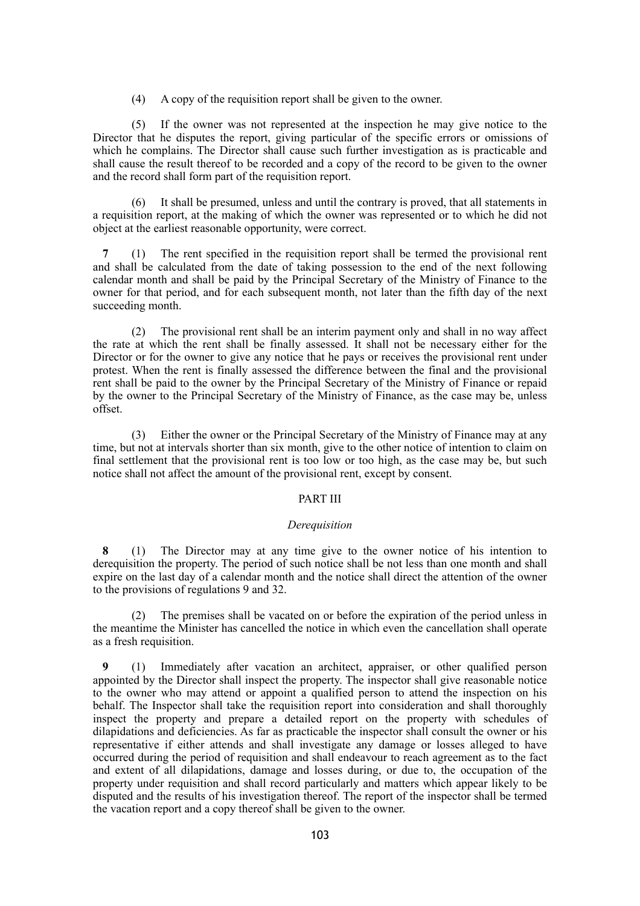(4) A copy of the requisition report shall be given to the owner.

(5) If the owner was not represented at the inspection he may give notice to the Director that he disputes the report, giving particular of the specific errors or omissions of which he complains. The Director shall cause such further investigation as is practicable and shall cause the result thereof to be recorded and a copy of the record to be given to the owner and the record shall form part of the requisition report.

(6) It shall be presumed, unless and until the contrary is proved, that all statements in a requisition report, at the making of which the owner was represented or to which he did not object at the earliest reasonable opportunity, were correct.

**7** (1) The rent specified in the requisition report shall be termed the provisional rent and shall be calculated from the date of taking possession to the end of the next following calendar month and shall be paid by the Principal Secretary of the Ministry of Finance to the owner for that period, and for each subsequent month, not later than the fifth day of the next succeeding month.

(2) The provisional rent shall be an interim payment only and shall in no way affect the rate at which the rent shall be finally assessed. It shall not be necessary either for the Director or for the owner to give any notice that he pays or receives the provisional rent under protest. When the rent is finally assessed the difference between the final and the provisional rent shall be paid to the owner by the Principal Secretary of the Ministry of Finance or repaid by the owner to the Principal Secretary of the Ministry of Finance, as the case may be, unless offset.

(3) Either the owner or the Principal Secretary of the Ministry of Finance may at any time, but not at intervals shorter than six month, give to the other notice of intention to claim on final settlement that the provisional rent is too low or too high, as the case may be, but such notice shall not affect the amount of the provisional rent, except by consent.

## PART III

### *Derequisition*

**8** (1) The Director may at any time give to the owner notice of his intention to derequisition the property. The period of such notice shall be not less than one month and shall expire on the last day of a calendar month and the notice shall direct the attention of the owner to the provisions of regulations 9 and 32.

(2) The premises shall be vacated on or before the expiration of the period unless in the meantime the Minister has cancelled the notice in which even the cancellation shall operate as a fresh requisition.

**9** (1) Immediately after vacation an architect, appraiser, or other qualified person appointed by the Director shall inspect the property. The inspector shall give reasonable notice to the owner who may attend or appoint a qualified person to attend the inspection on his behalf. The Inspector shall take the requisition report into consideration and shall thoroughly inspect the property and prepare a detailed report on the property with schedules of dilapidations and deficiencies. As far as practicable the inspector shall consult the owner or his representative if either attends and shall investigate any damage or losses alleged to have occurred during the period of requisition and shall endeavour to reach agreement as to the fact and extent of all dilapidations, damage and losses during, or due to, the occupation of the property under requisition and shall record particularly and matters which appear likely to be disputed and the results of his investigation thereof. The report of the inspector shall be termed the vacation report and a copy thereof shall be given to the owner.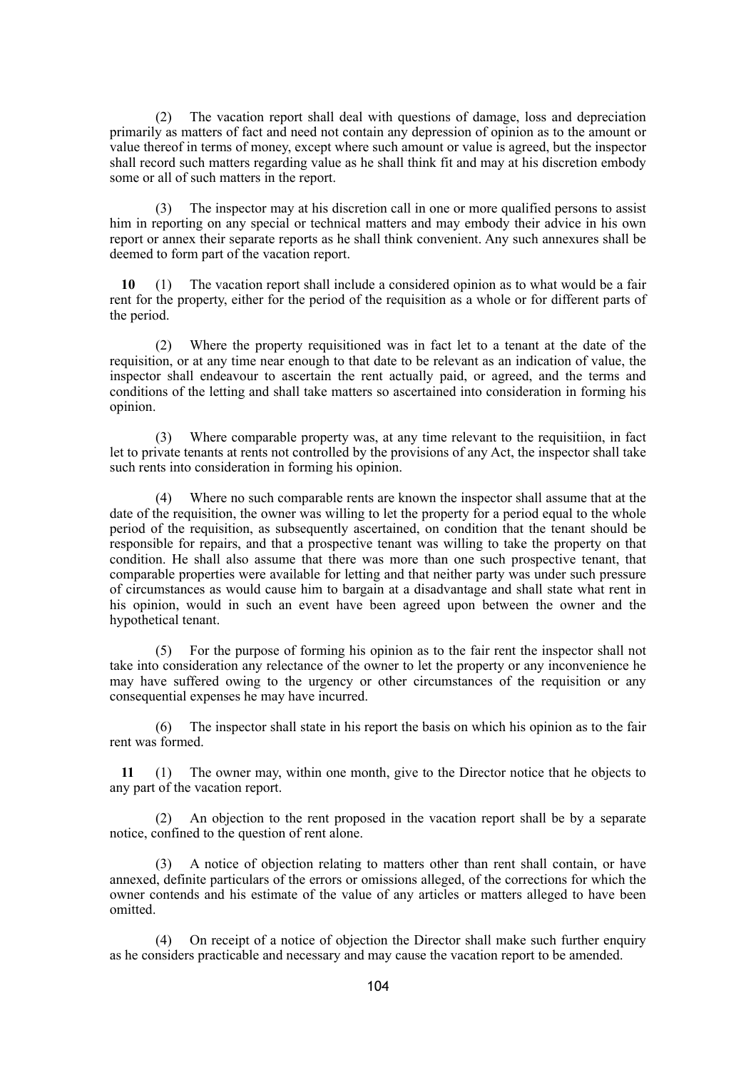(2) The vacation report shall deal with questions of damage, loss and depreciation primarily as matters of fact and need not contain any depression of opinion as to the amount or value thereof in terms of money, except where such amount or value is agreed, but the inspector shall record such matters regarding value as he shall think fit and may at his discretion embody some or all of such matters in the report.

(3) The inspector may at his discretion call in one or more qualified persons to assist him in reporting on any special or technical matters and may embody their advice in his own report or annex their separate reports as he shall think convenient. Any such annexures shall be deemed to form part of the vacation report.

**10** (1) The vacation report shall include a considered opinion as to what would be a fair rent for the property, either for the period of the requisition as a whole or for different parts of the period.

(2) Where the property requisitioned was in fact let to a tenant at the date of the requisition, or at any time near enough to that date to be relevant as an indication of value, the inspector shall endeavour to ascertain the rent actually paid, or agreed, and the terms and conditions of the letting and shall take matters so ascertained into consideration in forming his opinion.

(3) Where comparable property was, at any time relevant to the requisitiion, in fact let to private tenants at rents not controlled by the provisions of any Act, the inspector shall take such rents into consideration in forming his opinion.

(4) Where no such comparable rents are known the inspector shall assume that at the date of the requisition, the owner was willing to let the property for a period equal to the whole period of the requisition, as subsequently ascertained, on condition that the tenant should be responsible for repairs, and that a prospective tenant was willing to take the property on that condition. He shall also assume that there was more than one such prospective tenant, that comparable properties were available for letting and that neither party was under such pressure of circumstances as would cause him to bargain at a disadvantage and shall state what rent in his opinion, would in such an event have been agreed upon between the owner and the hypothetical tenant.

(5) For the purpose of forming his opinion as to the fair rent the inspector shall not take into consideration any relectance of the owner to let the property or any inconvenience he may have suffered owing to the urgency or other circumstances of the requisition or any consequential expenses he may have incurred.

(6) The inspector shall state in his report the basis on which his opinion as to the fair rent was formed.

**11** (1) The owner may, within one month, give to the Director notice that he objects to any part of the vacation report.

(2) An objection to the rent proposed in the vacation report shall be by a separate notice, confined to the question of rent alone.

(3) A notice of objection relating to matters other than rent shall contain, or have annexed, definite particulars of the errors or omissions alleged, of the corrections for which the owner contends and his estimate of the value of any articles or matters alleged to have been omitted.

(4) On receipt of a notice of objection the Director shall make such further enquiry as he considers practicable and necessary and may cause the vacation report to be amended.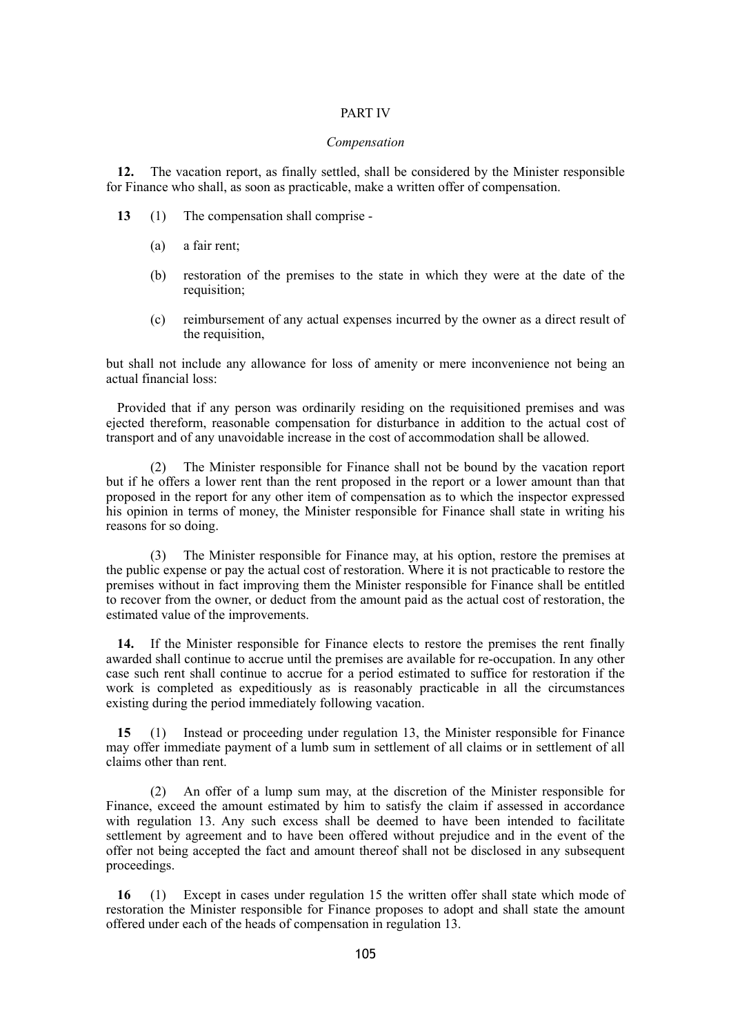## PART IV

### *Compensation*

**12.** The vacation report, as finally settled, shall be considered by the Minister responsible for Finance who shall, as soon as practicable, make a written offer of compensation.

**13** (1) The compensation shall comprise -

(a) a fair rent;

(b) restoration of the premises to the state in which they were at the date of the requisition;

(c) reimbursement of any actual expenses incurred by the owner as a direct result of the requisition,

but shall not include any allowance for loss of amenity or mere inconvenience not being an actual financial loss:

Provided that if any person was ordinarily residing on the requisitioned premises and was ejected thereform, reasonable compensation for disturbance in addition to the actual cost of transport and of any unavoidable increase in the cost of accommodation shall be allowed.

(2) The Minister responsible for Finance shall not be bound by the vacation report but if he offers a lower rent than the rent proposed in the report or a lower amount than that proposed in the report for any other item of compensation as to which the inspector expressed his opinion in terms of money, the Minister responsible for Finance shall state in writing his reasons for so doing.

(3) The Minister responsible for Finance may, at his option, restore the premises at the public expense or pay the actual cost of restoration. Where it is not practicable to restore the premises without in fact improving them the Minister responsible for Finance shall be entitled to recover from the owner, or deduct from the amount paid as the actual cost of restoration, the estimated value of the improvements.

**14.** If the Minister responsible for Finance elects to restore the premises the rent finally awarded shall continue to accrue until the premises are available for re-occupation. In any other case such rent shall continue to accrue for a period estimated to suffice for restoration if the work is completed as expeditiously as is reasonably practicable in all the circumstances existing during the period immediately following vacation.

**15** (1) Instead or proceeding under regulation 13, the Minister responsible for Finance may offer immediate payment of a lumb sum in settlement of all claims or in settlement of all claims other than rent.

(2) An offer of a lump sum may, at the discretion of the Minister responsible for Finance, exceed the amount estimated by him to satisfy the claim if assessed in accordance with regulation 13. Any such excess shall be deemed to have been intended to facilitate settlement by agreement and to have been offered without prejudice and in the event of the offer not being accepted the fact and amount thereof shall not be disclosed in any subsequent proceedings.

**16** (1) Except in cases under regulation 15 the written offer shall state which mode of restoration the Minister responsible for Finance proposes to adopt and shall state the amount offered under each of the heads of compensation in regulation 13.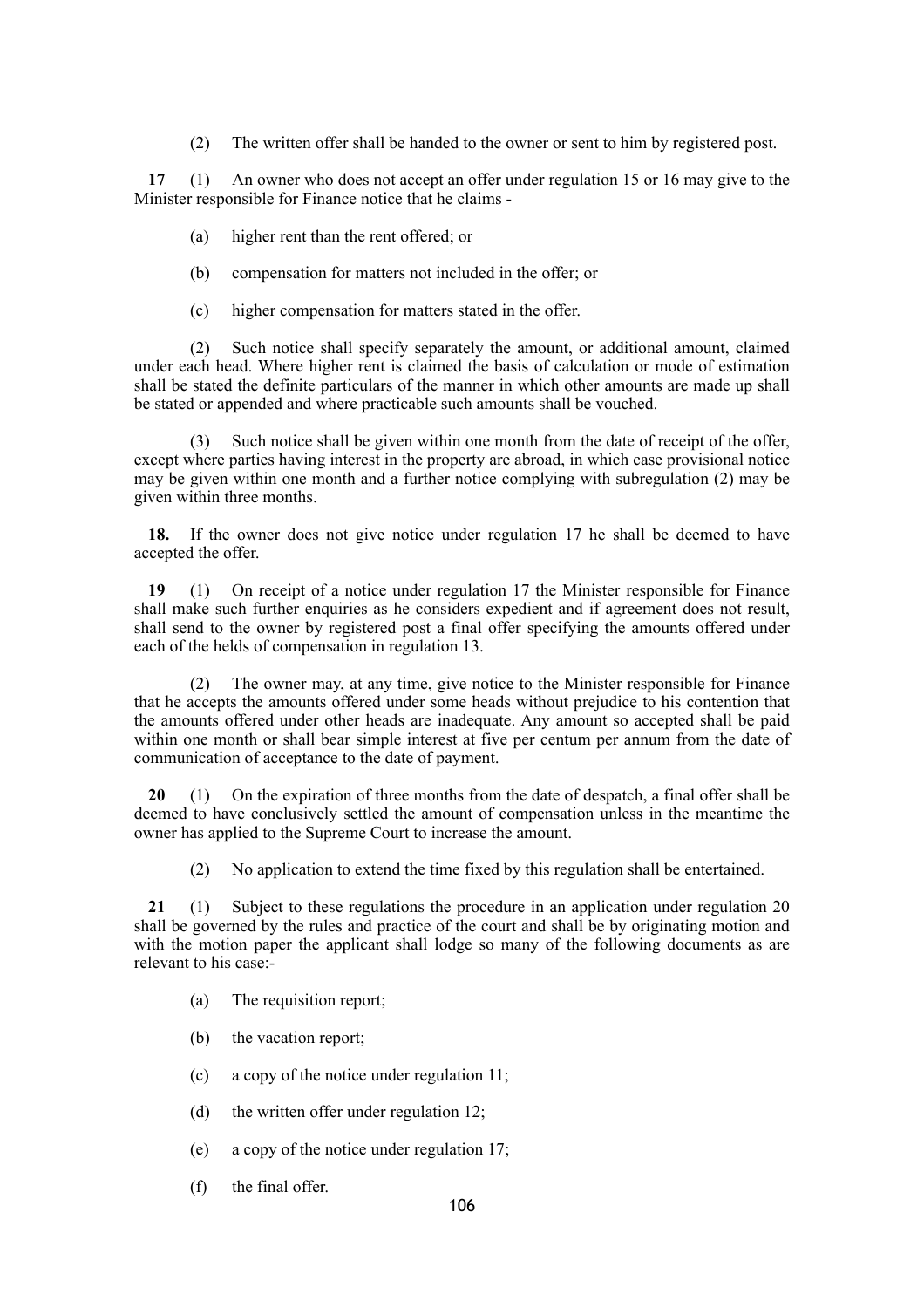(2) The written offer shall be handed to the owner or sent to him by registered post.

**17** (1) An owner who does not accept an offer under regulation 15 or 16 may give to the Minister responsible for Finance notice that he claims -

(a) higher rent than the rent offered; or

(b) compensation for matters not included in the offer; or

(c) higher compensation for matters stated in the offer.

(2) Such notice shall specify separately the amount, or additional amount, claimed under each head. Where higher rent is claimed the basis of calculation or mode of estimation shall be stated the definite particulars of the manner in which other amounts are made up shall be stated or appended and where practicable such amounts shall be vouched.

(3) Such notice shall be given within one month from the date of receipt of the offer, except where parties having interest in the property are abroad, in which case provisional notice may be given within one month and a further notice complying with subregulation (2) may be given within three months.

**18.** If the owner does not give notice under regulation 17 he shall be deemed to have accepted the offer.

**19** (1) On receipt of a notice under regulation 17 the Minister responsible for Finance shall make such further enquiries as he considers expedient and if agreement does not result, shall send to the owner by registered post a final offer specifying the amounts offered under each of the helds of compensation in regulation 13.

(2) The owner may, at any time, give notice to the Minister responsible for Finance that he accepts the amounts offered under some heads without prejudice to his contention that the amounts offered under other heads are inadequate. Any amount so accepted shall be paid within one month or shall bear simple interest at five per centum per annum from the date of communication of acceptance to the date of payment.

**20** (1) On the expiration of three months from the date of despatch, a final offer shall be deemed to have conclusively settled the amount of compensation unless in the meantime the owner has applied to the Supreme Court to increase the amount.

(2) No application to extend the time fixed by this regulation shall be entertained.

**21** (1) Subject to these regulations the procedure in an application under regulation 20 shall be governed by the rules and practice of the court and shall be by originating motion and with the motion paper the applicant shall lodge so many of the following documents as are relevant to his case:-

(a) The requisition report;

(b) the vacation report;

(c) a copy of the notice under regulation 11;

(d) the written offer under regulation 12;

(e) a copy of the notice under regulation 17;

(f) the final offer.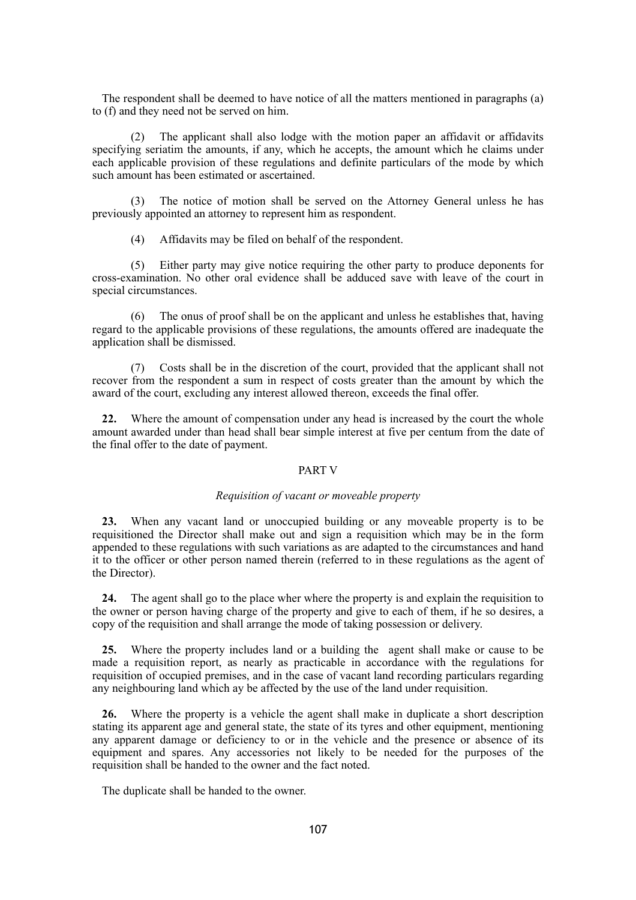The respondent shall be deemed to have notice of all the matters mentioned in paragraphs (a) to (f) and they need not be served on him.

(2) The applicant shall also lodge with the motion paper an affidavit or affidavits specifying seriatim the amounts, if any, which he accepts, the amount which he claims under each applicable provision of these regulations and definite particulars of the mode by which such amount has been estimated or ascertained.

(3) The notice of motion shall be served on the Attorney General unless he has previously appointed an attorney to represent him as respondent.

(4) Affidavits may be filed on behalf of the respondent.

(5) Either party may give notice requiring the other party to produce deponents for cross-examination. No other oral evidence shall be adduced save with leave of the court in special circumstances.

(6) The onus of proof shall be on the applicant and unless he establishes that, having regard to the applicable provisions of these regulations, the amounts offered are inadequate the application shall be dismissed.

(7) Costs shall be in the discretion of the court, provided that the applicant shall not recover from the respondent a sum in respect of costs greater than the amount by which the award of the court, excluding any interest allowed thereon, exceeds the final offer.

**22.** Where the amount of compensation under any head is increased by the court the whole amount awarded under than head shall bear simple interest at five per centum from the date of the final offer to the date of payment.

## PART V

*Requisition of vacant or moveable property*

**23.** When any vacant land or unoccupied building or any moveable property is to be requisitioned the Director shall make out and sign a requisition which may be in the form appended to these regulations with such variations as are adapted to the circumstances and hand it to the officer or other person named therein (referred to in these regulations as the agent of the Director).

**24.** The agent shall go to the place wher where the property is and explain the requisition to the owner or person having charge of the property and give to each of them, if he so desires, a copy of the requisition and shall arrange the mode of taking possession or delivery.

**25.** Where the property includes land or a building the agent shall make or cause to be made a requisition report, as nearly as practicable in accordance with the regulations for requisition of occupied premises, and in the case of vacant land recording particulars regarding any neighbouring land which ay be affected by the use of the land under requisition.

**26.** Where the property is a vehicle the agent shall make in duplicate a short description stating its apparent age and general state, the state of its tyres and other equipment, mentioning any apparent damage or deficiency to or in the vehicle and the presence or absence of its equipment and spares. Any accessories not likely to be needed for the purposes of the requisition shall be handed to the owner and the fact noted.

The duplicate shall be handed to the owner.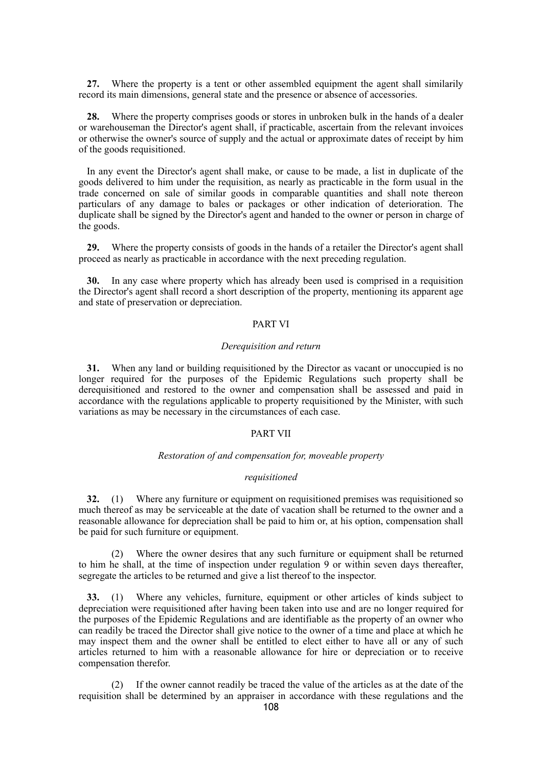**27.** Where the property is a tent or other assembled equipment the agent shall similarily record its main dimensions, general state and the presence or absence of accessories.

**28.** Where the property comprises goods or stores in unbroken bulk in the hands of a dealer or warehouseman the Director's agent shall, if practicable, ascertain from the relevant invoices or otherwise the owner's source of supply and the actual or approximate dates of receipt by him of the goods requisitioned.

In any event the Director's agent shall make, or cause to be made, a list in duplicate of the goods delivered to him under the requisition, as nearly as practicable in the form usual in the trade concerned on sale of similar goods in comparable quantities and shall note thereon particulars of any damage to bales or packages or other indication of deterioration. The duplicate shall be signed by the Director's agent and handed to the owner or person in charge of the goods.

**29.** Where the property consists of goods in the hands of a retailer the Director's agent shall proceed as nearly as practicable in accordance with the next preceding regulation.

**30.** In any case where property which has already been used is comprised in a requisition the Director's agent shall record a short description of the property, mentioning its apparent age and state of preservation or depreciation.

## PART VI

### *Derequisition and return*

**31.** When any land or building requisitioned by the Director as vacant or unoccupied is no longer required for the purposes of the Epidemic Regulations such property shall be derequisitioned and restored to the owner and compensation shall be assessed and paid in accordance with the regulations applicable to property requisitioned by the Minister, with such variations as may be necessary in the circumstances of each case.

## PART VII

### *Restoration of and compensation for, moveable property requisitioned*

**32.** (1) Where any furniture or equipment on requisitioned premises was requisitioned so much thereof as may be serviceable at the date of vacation shall be returned to the owner and a reasonable allowance for depreciation shall be paid to him or, at his option, compensation shall be paid for such furniture or equipment.

(2) Where the owner desires that any such furniture or equipment shall be returned to him he shall, at the time of inspection under regulation 9 or within seven days thereafter, segregate the articles to be returned and give a list thereof to the inspector.

**33.** (1) Where any vehicles, furniture, equipment or other articles of kinds subject to depreciation were requisitioned after having been taken into use and are no longer required for the purposes of the Epidemic Regulations and are identifiable as the property of an owner who can readily be traced the Director shall give notice to the owner of a time and place at which he may inspect them and the owner shall be entitled to elect either to have all or any of such articles returned to him with a reasonable allowance for hire or depreciation or to receive compensation therefor.

(2) If the owner cannot readily be traced the value of the articles as at the date of the requisition shall be determined by an appraiser in accordance with these regulations and the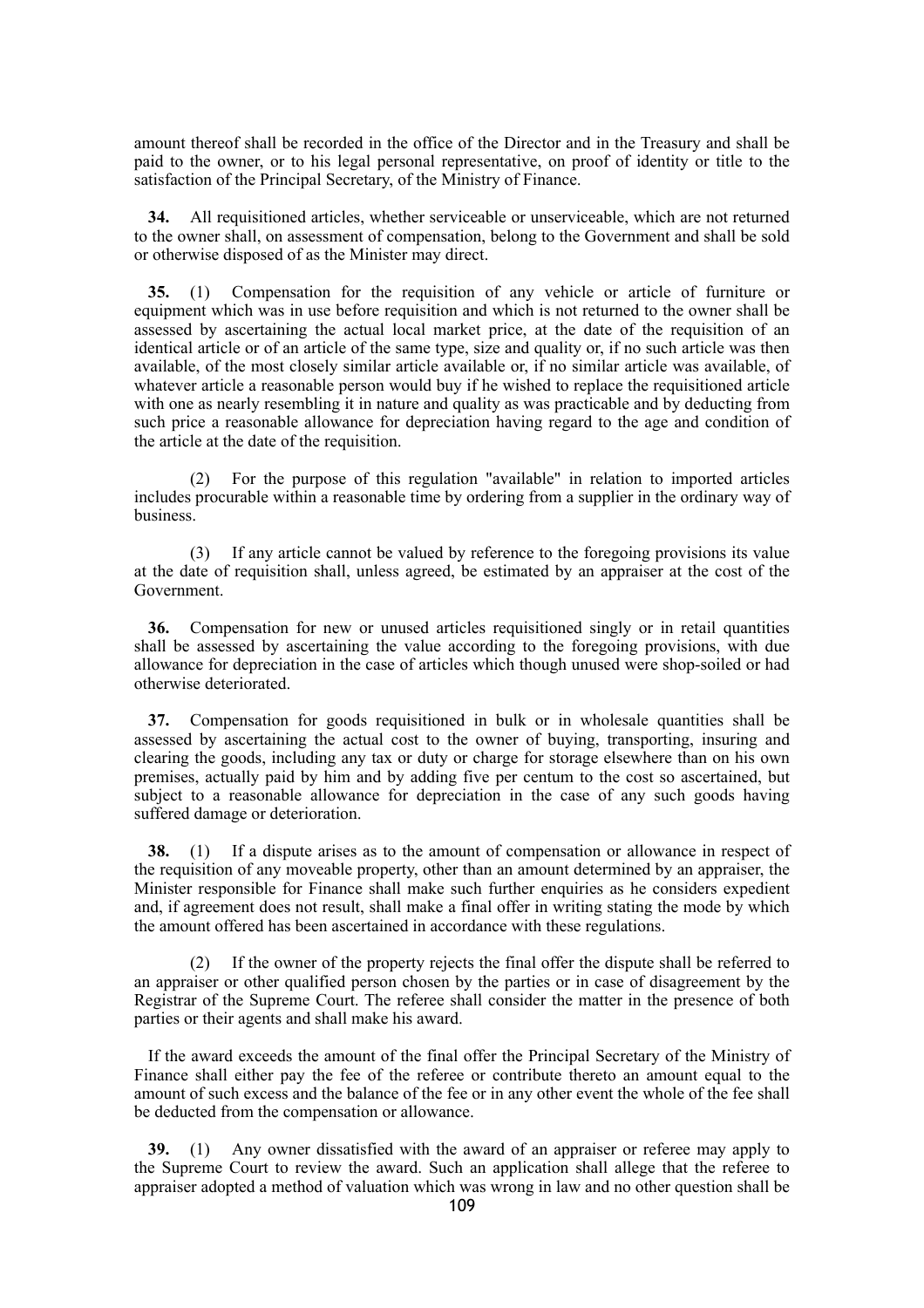amount thereof shall be recorded in the office of the Director and in the Treasury and shall be paid to the owner, or to his legal personal representative, on proof of identity or title to the satisfaction of the Principal Secretary, of the Ministry of Finance.

**34.** All requisitioned articles, whether serviceable or unserviceable, which are not returned to the owner shall, on assessment of compensation, belong to the Government and shall be sold or otherwise disposed of as the Minister may direct.

**35.** (1) Compensation for the requisition of any vehicle or article of furniture or equipment which was in use before requisition and which is not returned to the owner shall be assessed by ascertaining the actual local market price, at the date of the requisition of an identical article or of an article of the same type, size and quality or, if no such article was then available, of the most closely similar article available or, if no similar article was available, of whatever article a reasonable person would buy if he wished to replace the requisitioned article with one as nearly resembling it in nature and quality as was practicable and by deducting from such price a reasonable allowance for depreciation having regard to the age and condition of the article at the date of the requisition.

(2) For the purpose of this regulation "available" in relation to imported articles includes procurable within a reasonable time by ordering from a supplier in the ordinary way of business.

(3) If any article cannot be valued by reference to the foregoing provisions its value at the date of requisition shall, unless agreed, be estimated by an appraiser at the cost of the Government.

**36.** Compensation for new or unused articles requisitioned singly or in retail quantities shall be assessed by ascertaining the value according to the foregoing provisions, with due allowance for depreciation in the case of articles which though unused were shop-soiled or had otherwise deteriorated.

**37.** Compensation for goods requisitioned in bulk or in wholesale quantities shall be assessed by ascertaining the actual cost to the owner of buying, transporting, insuring and clearing the goods, including any tax or duty or charge for storage elsewhere than on his own premises, actually paid by him and by adding five per centum to the cost so ascertained, but subject to a reasonable allowance for depreciation in the case of any such goods having suffered damage or deterioration.

**38.** (1) If a dispute arises as to the amount of compensation or allowance in respect of the requisition of any moveable property, other than an amount determined by an appraiser, the Minister responsible for Finance shall make such further enquiries as he considers expedient and, if agreement does not result, shall make a final offer in writing stating the mode by which the amount offered has been ascertained in accordance with these regulations.

(2) If the owner of the property rejects the final offer the dispute shall be referred to an appraiser or other qualified person chosen by the parties or in case of disagreement by the Registrar of the Supreme Court. The referee shall consider the matter in the presence of both parties or their agents and shall make his award.

If the award exceeds the amount of the final offer the Principal Secretary of the Ministry of Finance shall either pay the fee of the referee or contribute thereto an amount equal to the amount of such excess and the balance of the fee or in any other event the whole of the fee shall be deducted from the compensation or allowance.

**39.** (1) Any owner dissatisfied with the award of an appraiser or referee may apply to the Supreme Court to review the award. Such an application shall allege that the referee to appraiser adopted a method of valuation which was wrong in law and no other question shall be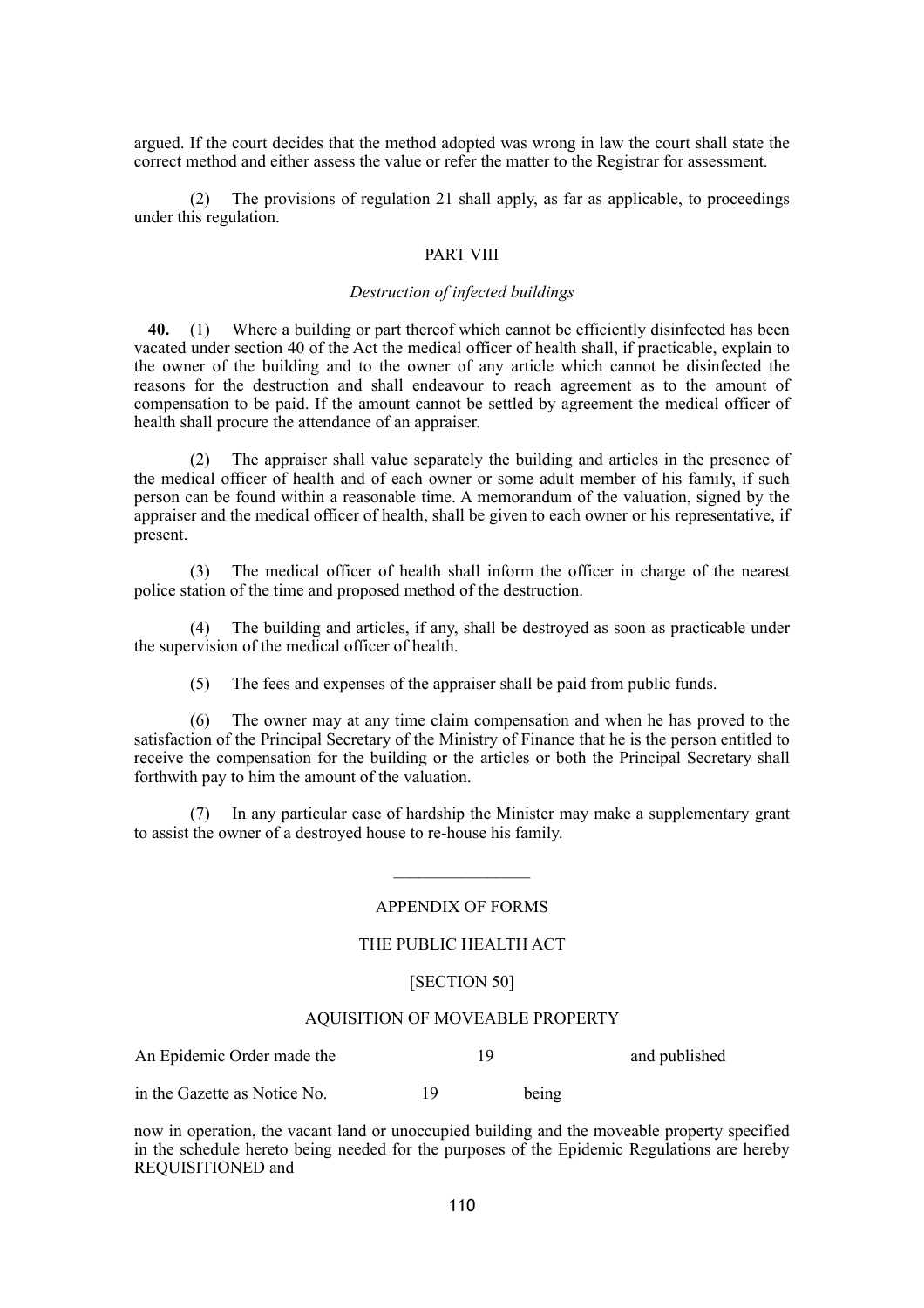argued. If the court decides that the method adopted was wrong in law the court shall state the correct method and either assess the value or refer the matter to the Registrar for assessment.

(2) The provisions of regulation 21 shall apply, as far as applicable, to proceedings under this regulation.

PART VIII

*Destruction of infected buildings*

**40.** (1) Where a building or part thereof which cannot be efficiently disinfected has been vacated under section 40 of the Act the medical officer of health shall, if practicable, explain to the owner of the building and to the owner of any article which cannot be disinfected the reasons for the destruction and shall endeavour to reach agreement as to the amount of compensation to be paid. If the amount cannot be settled by agreement the medical officer of health shall procure the attendance of an appraiser.

(2) The appraiser shall value separately the building and articles in the presence of the medical officer of health and of each owner or some adult member of his family, if such person can be found within a reasonable time. A memorandum of the valuation, signed by the appraiser and the medical officer of health, shall be given to each owner or his representative, if present.

(3) The medical officer of health shall inform the officer in charge of the nearest police station of the time and proposed method of the destruction.

(4) The building and articles, if any, shall be destroyed as soon as practicable under the supervision of the medical officer of health.

(5) The fees and expenses of the appraiser shall be paid from public funds.

(6) The owner may at any time claim compensation and when he has proved to the satisfaction of the Principal Secretary of the Ministry of Finance that he is the person entitled to receive the compensation for the building or the articles or both the Principal Secretary shall forthwith pay to him the amount of the valuation.

(7) In any particular case of hardship the Minister may make a supplementary grant to assist the owner of a destroyed house to re-house his family.

---

APPENDIX OF FORMS

THE PUBLIC HEALTH ACT

[SECTION 50]

AQUISITION OF MOVEABLE PROPERTY

An Epidemic Order made the 19 and published

in the Gazette as Notice No. 19 being

now in operation, the vacant land or unoccupied building and the moveable property specified in the schedule hereto being needed for the purposes of the Epidemic Regulations are hereby REQUISITIONED and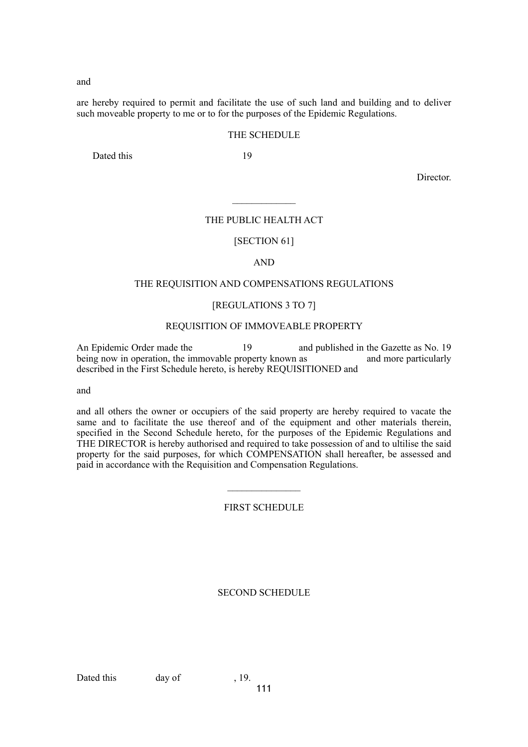and

are hereby required to permit and facilitate the use of such land and building and to deliver such moveable property to me or to for the purposes of the Epidemic Regulations.

THE SCHEDULE

Dated this 19

Director.

---

THE PUBLIC HEALTH ACT

[SECTION 61]

AND

THE REQUISITION AND COMPENSATIONS REGULATIONS

[REGULATIONS 3 TO 7]

REQUISITION OF IMMOVEABLE PROPERTY

An Epidemic Order made the 19 and published in the Gazette as No. 19 being now in operation, the immovable property known as and more particularly described in the First Schedule hereto, is hereby REQUISITIONED and

and

and all others the owner or occupiers of the said property are hereby required to vacate the same and to facilitate the use thereof and of the equipment and other materials therein, specified in the Second Schedule hereto, for the purposes of the Epidemic Regulations and THE DIRECTOR is hereby authorised and required to take possession of and to ultilise the said property for the said purposes, for which COMPENSATION shall hereafter, be assessed and paid in accordance with the Requisition and Compensation Regulations.

---

FIRST SCHEDULE

SECOND SCHEDULE

Dated this day of , 19.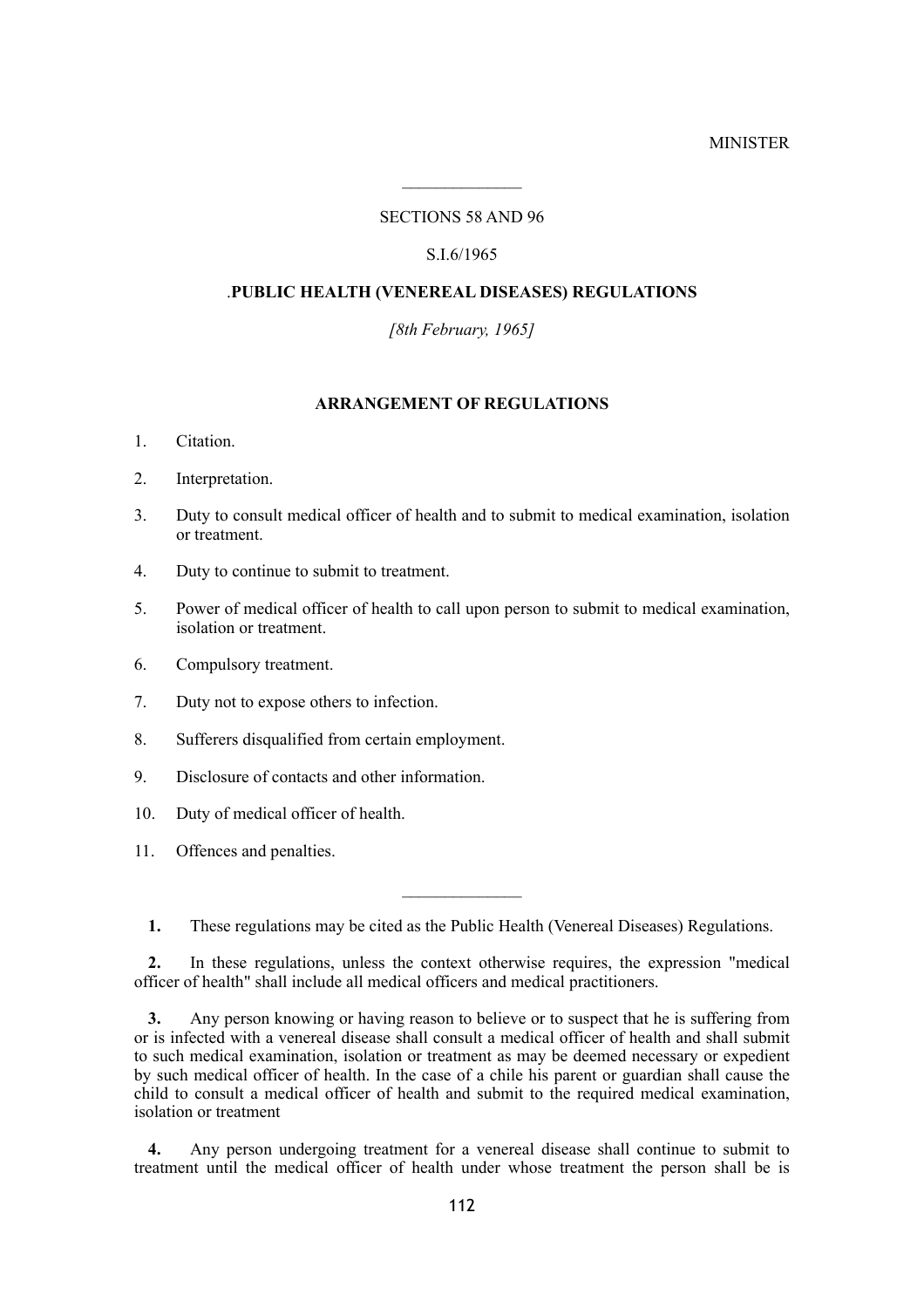MINISTER

______________

SECTIONS 58 AND 96

S.I.6/1965

## .PUBLIC HEALTH (VENEREAL DISEASES) REGULATIONS

*[8th February, 1965]*

### ARRANGEMENT OF REGULATIONS

1. Citation.
2. Interpretation.
3. Duty to consult medical officer of health and to submit to medical examination, isolation or treatment.
4. Duty to continue to submit to treatment.
5. Power of medical officer of health to call upon person to submit to medical examination, isolation or treatment.
6. Compulsory treatment.
7. Duty not to expose others to infection.
8. Sufferers disqualified from certain employment.
9. Disclosure of contacts and other information.
10. Duty of medical officer of health.
11. Offences and penalties.

______________

**1.** These regulations may be cited as the Public Health (Venereal Diseases) Regulations.

**2.** In these regulations, unless the context otherwise requires, the expression "medical officer of health" shall include all medical officers and medical practitioners.

**3.** Any person knowing or having reason to believe or to suspect that he is suffering from or is infected with a venereal disease shall consult a medical officer of health and shall submit to such medical examination, isolation or treatment as may be deemed necessary or expedient by such medical officer of health. In the case of a chile his parent or guardian shall cause the child to consult a medical officer of health and submit to the required medical examination, isolation or treatment

**4.** Any person undergoing treatment for a venereal disease shall continue to submit to treatment until the medical officer of health under whose treatment the person shall be is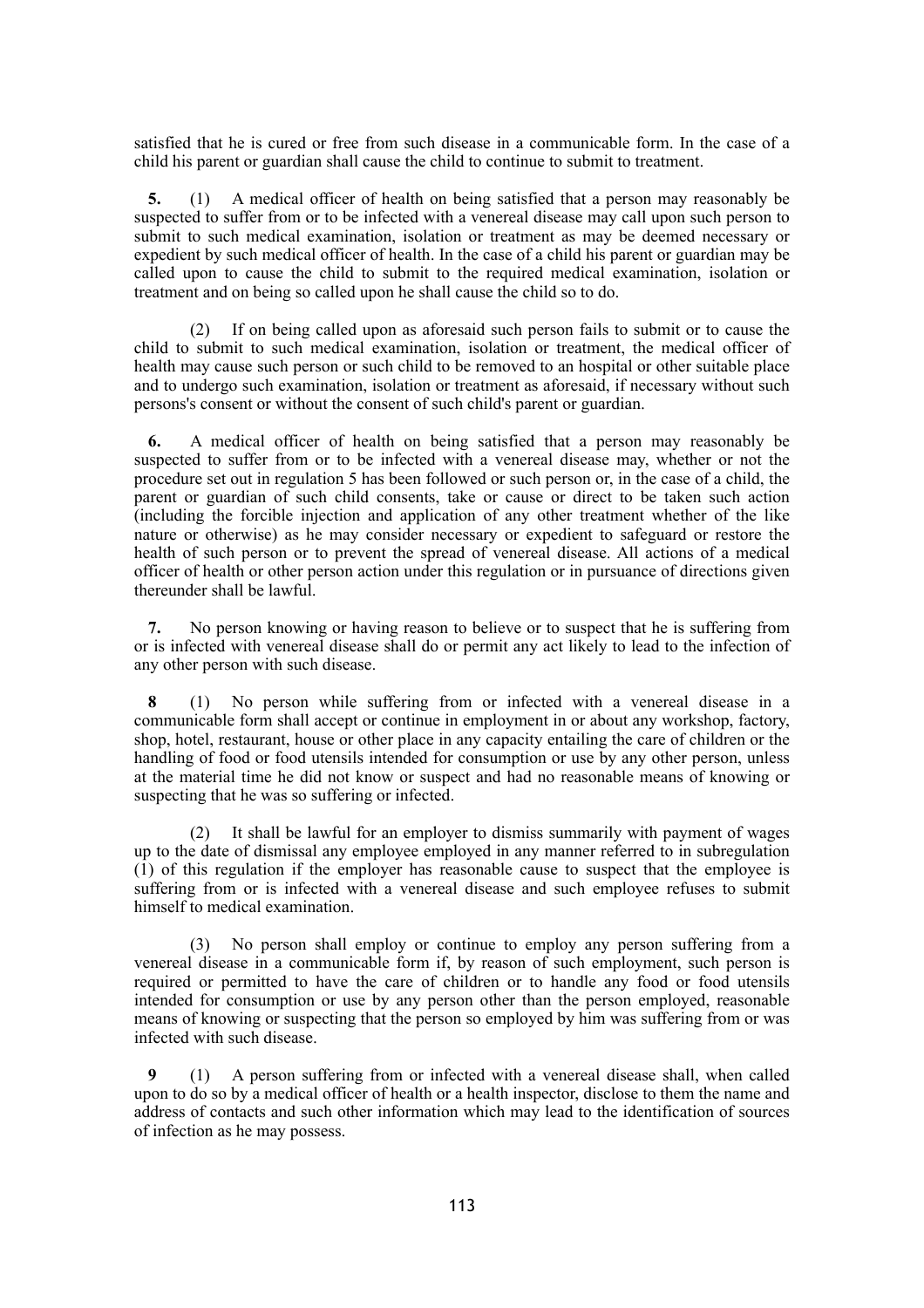satisfied that he is cured or free from such disease in a communicable form. In the case of a child his parent or guardian shall cause the child to continue to submit to treatment.

**5.** (1) A medical officer of health on being satisfied that a person may reasonably be suspected to suffer from or to be infected with a venereal disease may call upon such person to submit to such medical examination, isolation or treatment as may be deemed necessary or expedient by such medical officer of health. In the case of a child his parent or guardian may be called upon to cause the child to submit to the required medical examination, isolation or treatment and on being so called upon he shall cause the child so to do.

(2) If on being called upon as aforesaid such person fails to submit or to cause the child to submit to such medical examination, isolation or treatment, the medical officer of health may cause such person or such child to be removed to an hospital or other suitable place and to undergo such examination, isolation or treatment as aforesaid, if necessary without such persons's consent or without the consent of such child's parent or guardian.

**6.** A medical officer of health on being satisfied that a person may reasonably be suspected to suffer from or to be infected with a venereal disease may, whether or not the procedure set out in regulation 5 has been followed or such person or, in the case of a child, the parent or guardian of such child consents, take or cause or direct to be taken such action (including the forcible injection and application of any other treatment whether of the like nature or otherwise) as he may consider necessary or expedient to safeguard or restore the health of such person or to prevent the spread of venereal disease. All actions of a medical officer of health or other person action under this regulation or in pursuance of directions given thereunder shall be lawful.

**7.** No person knowing or having reason to believe or to suspect that he is suffering from or is infected with venereal disease shall do or permit any act likely to lead to the infection of any other person with such disease.

**8** (1) No person while suffering from or infected with a venereal disease in a communicable form shall accept or continue in employment in or about any workshop, factory, shop, hotel, restaurant, house or other place in any capacity entailing the care of children or the handling of food or food utensils intended for consumption or use by any other person, unless at the material time he did not know or suspect and had no reasonable means of knowing or suspecting that he was so suffering or infected.

(2) It shall be lawful for an employer to dismiss summarily with payment of wages up to the date of dismissal any employee employed in any manner referred to in subregulation (1) of this regulation if the employer has reasonable cause to suspect that the employee is suffering from or is infected with a venereal disease and such employee refuses to submit himself to medical examination.

(3) No person shall employ or continue to employ any person suffering from a venereal disease in a communicable form if, by reason of such employment, such person is required or permitted to have the care of children or to handle any food or food utensils intended for consumption or use by any person other than the person employed, reasonable means of knowing or suspecting that the person so employed by him was suffering from or was infected with such disease.

**9** (1) A person suffering from or infected with a venereal disease shall, when called upon to do so by a medical officer of health or a health inspector, disclose to them the name and address of contacts and such other information which may lead to the identification of sources of infection as he may possess.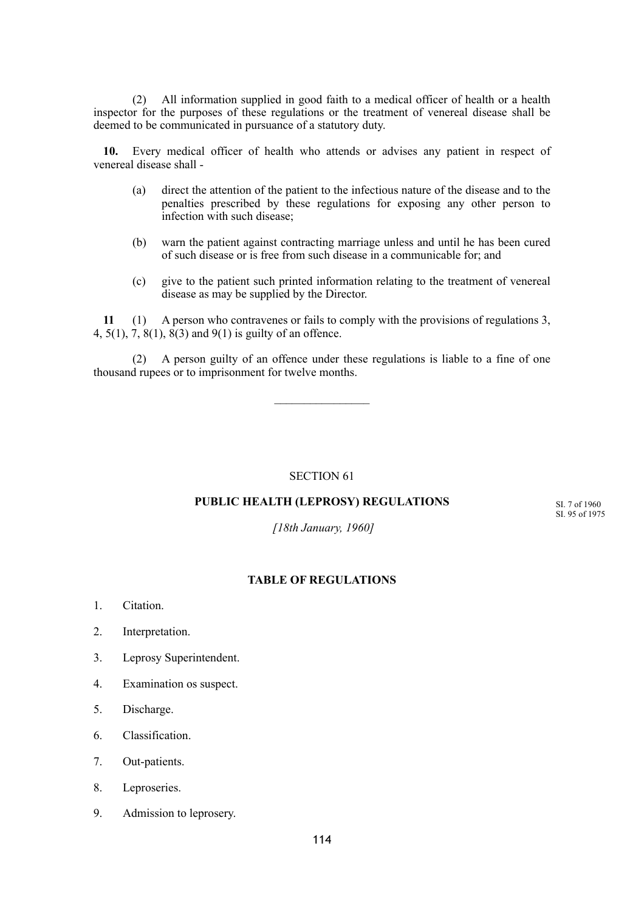(2) All information supplied in good faith to a medical officer of health or a health inspector for the purposes of these regulations or the treatment of venereal disease shall be deemed to be communicated in pursuance of a statutory duty.

**10.** Every medical officer of health who attends or advises any patient in respect of venereal disease shall -

(a) direct the attention of the patient to the infectious nature of the disease and to the penalties prescribed by these regulations for exposing any other person to infection with such disease;

(b) warn the patient against contracting marriage unless and until he has been cured of such disease or is free from such disease in a communicable for; and

(c) give to the patient such printed information relating to the treatment of venereal disease as may be supplied by the Director.

**11** (1) A person who contravenes or fails to comply with the provisions of regulations 3, 4, 5(1), 7, 8(1), 8(3) and 9(1) is guilty of an offence.

(2) A person guilty of an offence under these regulations is liable to a fine of one thousand rupees or to imprisonment for twelve months.

________________

SECTION 61

**PUBLIC HEALTH (LEPROSY) REGULATIONS**

SI. 7 of 1960
SI. 95 of 1975

*[18th January, 1960]*

**TABLE OF REGULATIONS**

1. Citation.
2. Interpretation.
3. Leprosy Superintendent.
4. Examination os suspect.
5. Discharge.
6. Classification.
7. Out-patients.
8. Leproseries.
9. Admission to leprosery.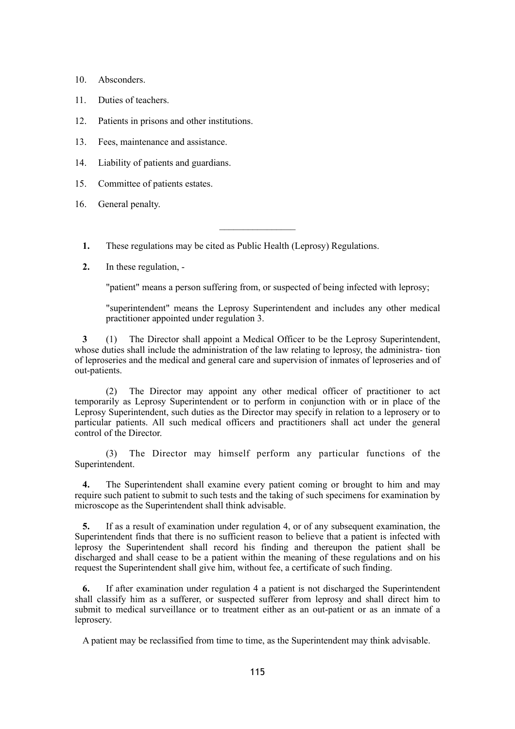10. Absconders.

11. Duties of teachers.

12. Patients in prisons and other institutions.

13. Fees, maintenance and assistance.

14. Liability of patients and guardians.

15. Committee of patients estates.

16. General penalty.

---

**1.** These regulations may be cited as Public Health (Leprosy) Regulations.

**2.** In these regulation, -

"patient" means a person suffering from, or suspected of being infected with leprosy;

"superintendent" means the Leprosy Superintendent and includes any other medical practitioner appointed under regulation 3.

**3** (1) The Director shall appoint a Medical Officer to be the Leprosy Superintendent, whose duties shall include the administration of the law relating to leprosy, the administra- tion of leproseries and the medical and general care and supervision of inmates of leproseries and of out-patients.

(2) The Director may appoint any other medical officer of practitioner to act temporarily as Leprosy Superintendent or to perform in conjunction with or in place of the Leprosy Superintendent, such duties as the Director may specify in relation to a leprosery or to particular patients. All such medical officers and practitioners shall act under the general control of the Director.

(3) The Director may himself perform any particular functions of the Superintendent.

**4.** The Superintendent shall examine every patient coming or brought to him and may require such patient to submit to such tests and the taking of such specimens for examination by microscope as the Superintendent shall think advisable.

**5.** If as a result of examination under regulation 4, or of any subsequent examination, the Superintendent finds that there is no sufficient reason to believe that a patient is infected with leprosy the Superintendent shall record his finding and thereupon the patient shall be discharged and shall cease to be a patient within the meaning of these regulations and on his request the Superintendent shall give him, without fee, a certificate of such finding.

**6.** If after examination under regulation 4 a patient is not discharged the Superintendent shall classify him as a sufferer, or suspected sufferer from leprosy and shall direct him to submit to medical surveillance or to treatment either as an out-patient or as an inmate of a leprosery.

A patient may be reclassified from time to time, as the Superintendent may think advisable.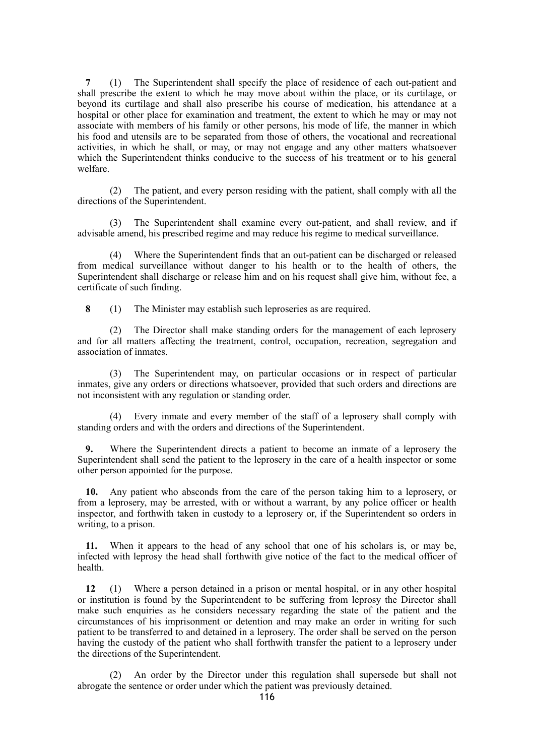**7** (1) The Superintendent shall specify the place of residence of each out-patient and shall prescribe the extent to which he may move about within the place, or its curtilage, or beyond its curtilage and shall also prescribe his course of medication, his attendance at a hospital or other place for examination and treatment, the extent to which he may or may not associate with members of his family or other persons, his mode of life, the manner in which his food and utensils are to be separated from those of others, the vocational and recreational activities, in which he shall, or may, or may not engage and any other matters whatsoever which the Superintendent thinks conducive to the success of his treatment or to his general welfare.

(2) The patient, and every person residing with the patient, shall comply with all the directions of the Superintendent.

(3) The Superintendent shall examine every out-patient, and shall review, and if advisable amend, his prescribed regime and may reduce his regime to medical surveillance.

(4) Where the Superintendent finds that an out-patient can be discharged or released from medical surveillance without danger to his health or to the health of others, the Superintendent shall discharge or release him and on his request shall give him, without fee, a certificate of such finding.

**8** (1) The Minister may establish such leproseries as are required.

(2) The Director shall make standing orders for the management of each leprosery and for all matters affecting the treatment, control, occupation, recreation, segregation and association of inmates.

(3) The Superintendent may, on particular occasions or in respect of particular inmates, give any orders or directions whatsoever, provided that such orders and directions are not inconsistent with any regulation or standing order.

(4) Every inmate and every member of the staff of a leprosery shall comply with standing orders and with the orders and directions of the Superintendent.

**9.** Where the Superintendent directs a patient to become an inmate of a leprosery the Superintendent shall send the patient to the leprosery in the care of a health inspector or some other person appointed for the purpose.

**10.** Any patient who absconds from the care of the person taking him to a leprosery, or from a leprosery, may be arrested, with or without a warrant, by any police officer or health inspector, and forthwith taken in custody to a leprosery or, if the Superintendent so orders in writing, to a prison.

**11.** When it appears to the head of any school that one of his scholars is, or may be, infected with leprosy the head shall forthwith give notice of the fact to the medical officer of health.

**12** (1) Where a person detained in a prison or mental hospital, or in any other hospital or institution is found by the Superintendent to be suffering from leprosy the Director shall make such enquiries as he considers necessary regarding the state of the patient and the circumstances of his imprisonment or detention and may make an order in writing for such patient to be transferred to and detained in a leprosery. The order shall be served on the person having the custody of the patient who shall forthwith transfer the patient to a leprosery under the directions of the Superintendent.

(2) An order by the Director under this regulation shall supersede but shall not abrogate the sentence or order under which the patient was previously detained.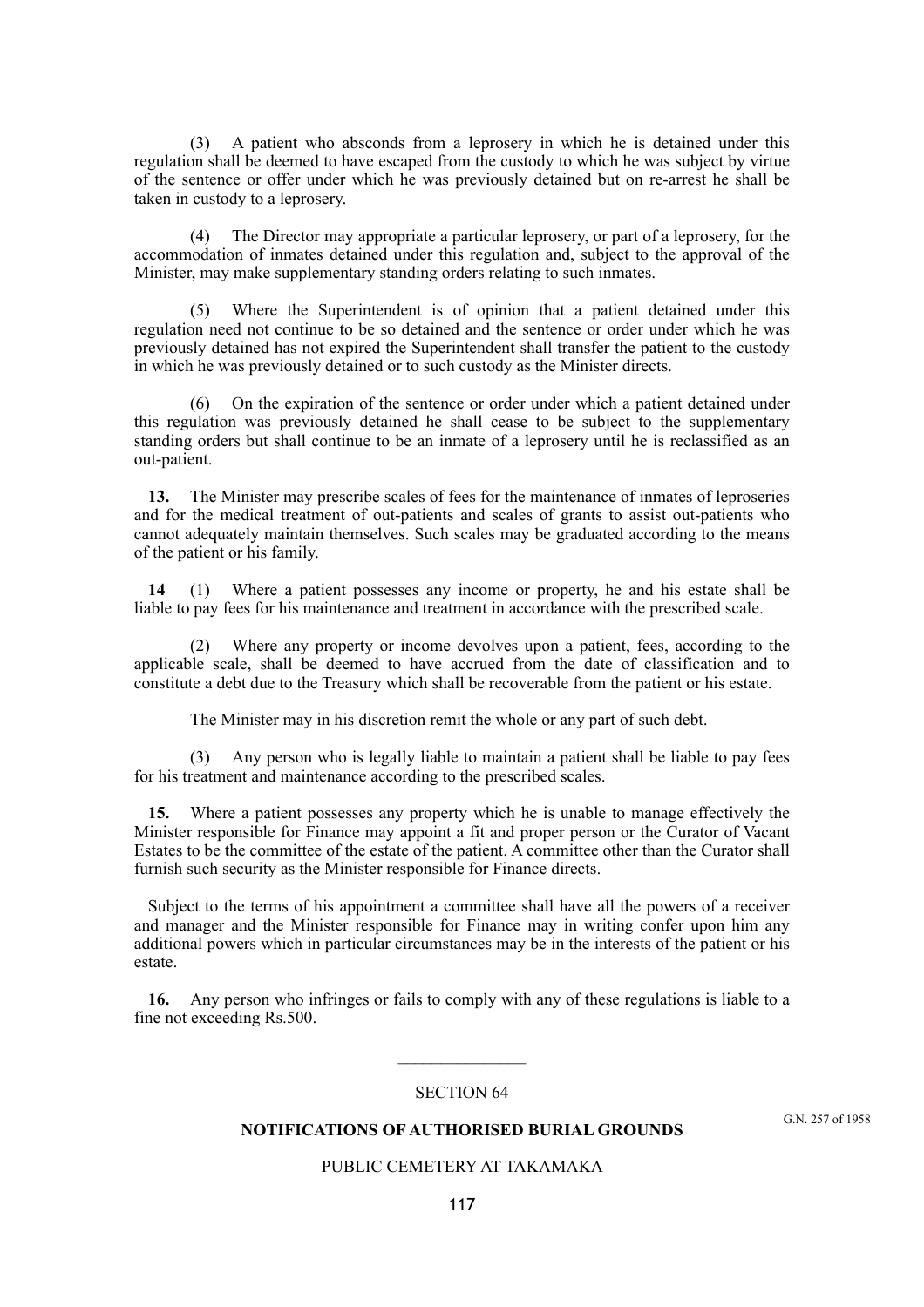(3) A patient who absconds from a leprosery in which he is detained under this regulation shall be deemed to have escaped from the custody to which he was subject by virtue of the sentence or offer under which he was previously detained but on re-arrest he shall be taken in custody to a leprosery.

(4) The Director may appropriate a particular leprosery, or part of a leprosery, for the accommodation of inmates detained under this regulation and, subject to the approval of the Minister, may make supplementary standing orders relating to such inmates.

(5) Where the Superintendent is of opinion that a patient detained under this regulation need not continue to be so detained and the sentence or order under which he was previously detained has not expired the Superintendent shall transfer the patient to the custody in which he was previously detained or to such custody as the Minister directs.

(6) On the expiration of the sentence or order under which a patient detained under this regulation was previously detained he shall cease to be subject to the supplementary standing orders but shall continue to be an inmate of a leprosery until he is reclassified as an out-patient.

**13.** The Minister may prescribe scales of fees for the maintenance of inmates of leproseries and for the medical treatment of out-patients and scales of grants to assist out-patients who cannot adequately maintain themselves. Such scales may be graduated according to the means of the patient or his family.

**14** (1) Where a patient possesses any income or property, he and his estate shall be liable to pay fees for his maintenance and treatment in accordance with the prescribed scale.

(2) Where any property or income devolves upon a patient, fees, according to the applicable scale, shall be deemed to have accrued from the date of classification and to constitute a debt due to the Treasury which shall be recoverable from the patient or his estate.

The Minister may in his discretion remit the whole or any part of such debt.

(3) Any person who is legally liable to maintain a patient shall be liable to pay fees for his treatment and maintenance according to the prescribed scales.

**15.** Where a patient possesses any property which he is unable to manage effectively the Minister responsible for Finance may appoint a fit and proper person or the Curator of Vacant Estates to be the committee of the estate of the patient. A committee other than the Curator shall furnish such security as the Minister responsible for Finance directs.

Subject to the terms of his appointment a committee shall have all the powers of a receiver and manager and the Minister responsible for Finance may in writing confer upon him any additional powers which in particular circumstances may be in the interests of the patient or his estate.

**16.** Any person who infringes or fails to comply with any of these regulations is liable to a fine not exceeding Rs.500.

---

SECTION 64

G.N. 257 of 1958

**NOTIFICATIONS OF AUTHORISED BURIAL GROUNDS**

PUBLIC CEMETERY AT TAKAMAKA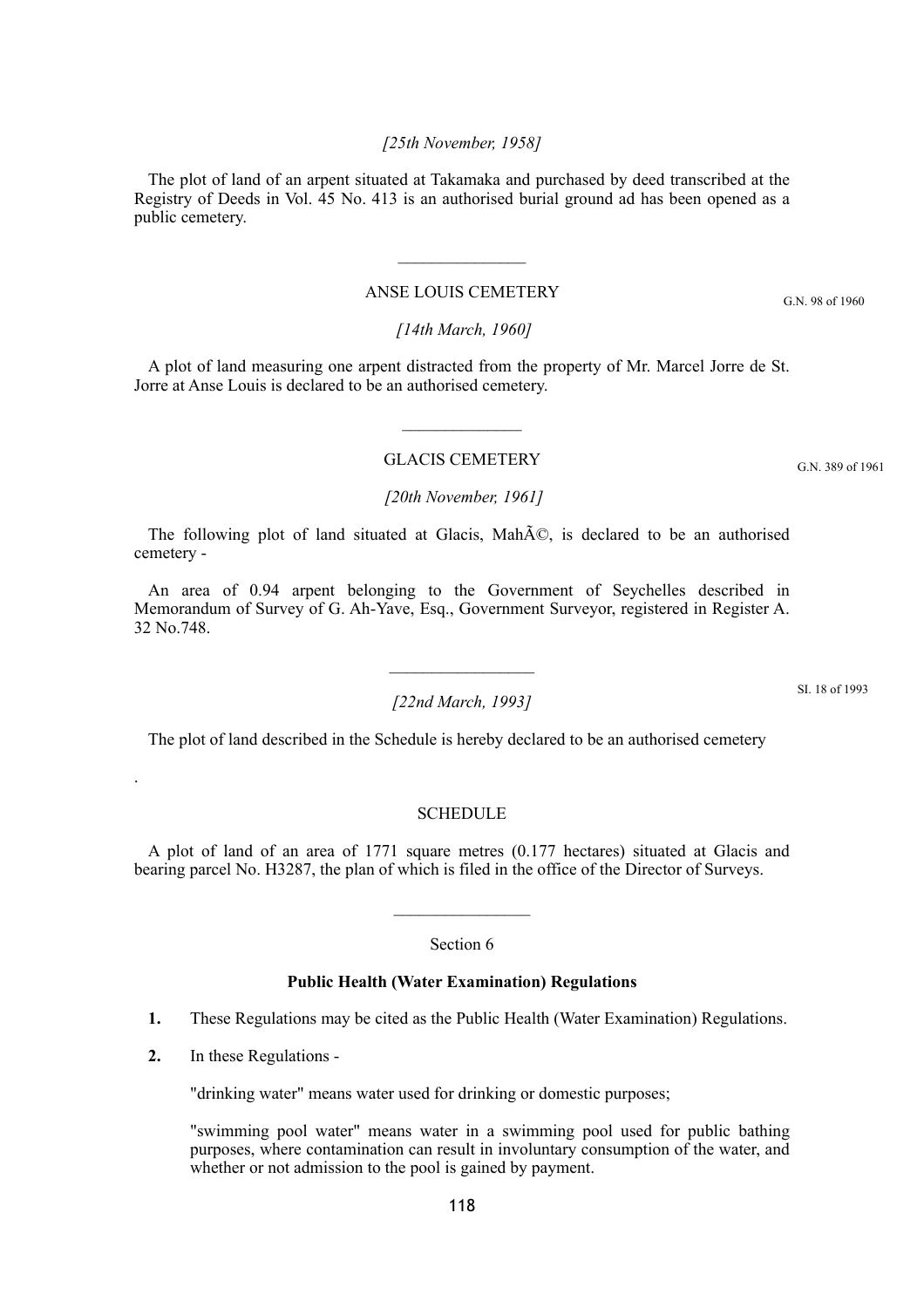*[25th November, 1958]*

The plot of land of an arpent situated at Takamaka and purchased by deed transcribed at the Registry of Deeds in Vol. 45 No. 413 is an authorised burial ground ad has been opened as a public cemetery.

---

ANSE LOUIS CEMETERY

G.N. 98 of 1960

*[14th March, 1960]*

A plot of land measuring one arpent distracted from the property of Mr. Marcel Jorre de St. Jorre at Anse Louis is declared to be an authorised cemetery.

---

GLACIS CEMETERY

G.N. 389 of 1961

*[20th November, 1961]*

The following plot of land situated at Glacis, MahÃ©, is declared to be an authorised cemetery -

An area of 0.94 arpent belonging to the Government of Seychelles described in Memorandum of Survey of G. Ah-Yave, Esq., Government Surveyor, registered in Register A. 32 No.748.

---

SI. 18 of 1993

*[22nd March, 1993]*

The plot of land described in the Schedule is hereby declared to be an authorised cemetery

.

SCHEDULE

A plot of land of an area of 1771 square metres (0.177 hectares) situated at Glacis and bearing parcel No. H3287, the plan of which is filed in the office of the Director of Surveys.

---

Section 6

**Public Health (Water Examination) Regulations**

**1.** These Regulations may be cited as the Public Health (Water Examination) Regulations.

**2.** In these Regulations -

"drinking water" means water used for drinking or domestic purposes;

"swimming pool water" means water in a swimming pool used for public bathing purposes, where contamination can result in involuntary consumption of the water, and whether or not admission to the pool is gained by payment.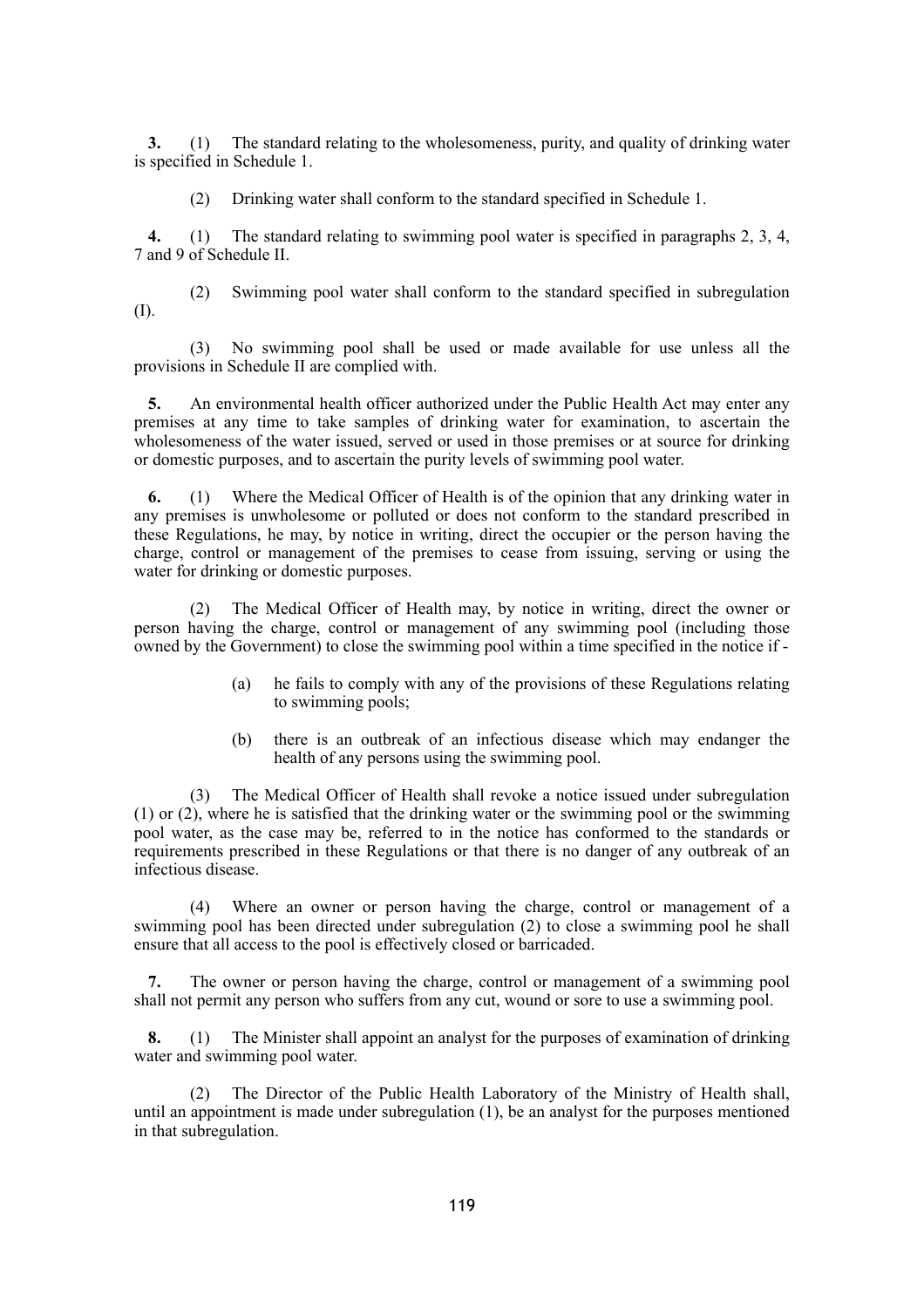**3.** (1) The standard relating to the wholesomeness, purity, and quality of drinking water is specified in Schedule 1.

(2) Drinking water shall conform to the standard specified in Schedule 1.

**4.** (1) The standard relating to swimming pool water is specified in paragraphs 2, 3, 4, 7 and 9 of Schedule II.

(2) Swimming pool water shall conform to the standard specified in subregulation (I).

(3) No swimming pool shall be used or made available for use unless all the provisions in Schedule II are complied with.

**5.** An environmental health officer authorized under the Public Health Act may enter any premises at any time to take samples of drinking water for examination, to ascertain the wholesomeness of the water issued, served or used in those premises or at source for drinking or domestic purposes, and to ascertain the purity levels of swimming pool water.

**6.** (1) Where the Medical Officer of Health is of the opinion that any drinking water in any premises is unwholesome or polluted or does not conform to the standard prescribed in these Regulations, he may, by notice in writing, direct the occupier or the person having the charge, control or management of the premises to cease from issuing, serving or using the water for drinking or domestic purposes.

(2) The Medical Officer of Health may, by notice in writing, direct the owner or person having the charge, control or management of any swimming pool (including those owned by the Government) to close the swimming pool within a time specified in the notice if -

(a) he fails to comply with any of the provisions of these Regulations relating to swimming pools;

(b) there is an outbreak of an infectious disease which may endanger the health of any persons using the swimming pool.

(3) The Medical Officer of Health shall revoke a notice issued under subregulation (1) or (2), where he is satisfied that the drinking water or the swimming pool or the swimming pool water, as the case may be, referred to in the notice has conformed to the standards or requirements prescribed in these Regulations or that there is no danger of any outbreak of an infectious disease.

(4) Where an owner or person having the charge, control or management of a swimming pool has been directed under subregulation (2) to close a swimming pool he shall ensure that all access to the pool is effectively closed or barricaded.

**7.** The owner or person having the charge, control or management of a swimming pool shall not permit any person who suffers from any cut, wound or sore to use a swimming pool.

**8.** (1) The Minister shall appoint an analyst for the purposes of examination of drinking water and swimming pool water.

(2) The Director of the Public Health Laboratory of the Ministry of Health shall, until an appointment is made under subregulation (1), be an analyst for the purposes mentioned in that subregulation.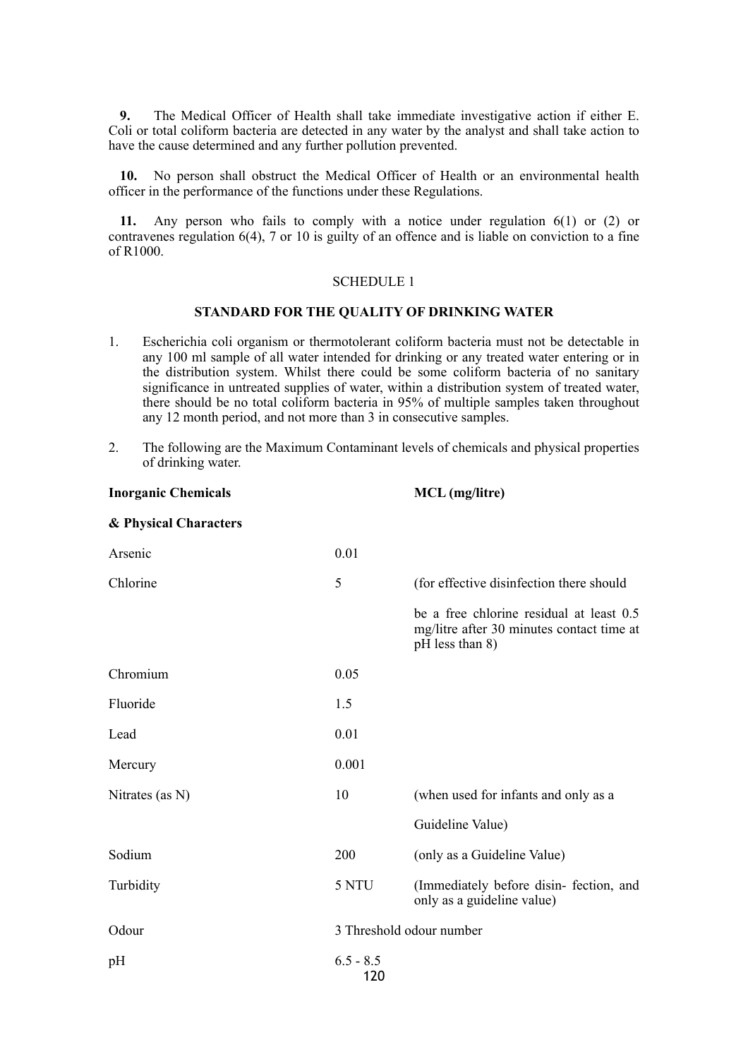**9.** The Medical Officer of Health shall take immediate investigative action if either E. Coli or total coliform bacteria are detected in any water by the analyst and shall take action to have the cause determined and any further pollution prevented.

**10.** No person shall obstruct the Medical Officer of Health or an environmental health officer in the performance of the functions under these Regulations.

**11.** Any person who fails to comply with a notice under regulation 6(1) or (2) or contravenes regulation 6(4), 7 or 10 is guilty of an offence and is liable on conviction to a fine of R1000.

SCHEDULE 1

**STANDARD FOR THE QUALITY OF DRINKING WATER**

1. Escherichia coli organism or thermotolerant coliform bacteria must not be detectable in any 100 ml sample of all water intended for drinking or any treated water entering or in the distribution system. Whilst there could be some coliform bacteria of no sanitary significance in untreated supplies of water, within a distribution system of treated water, there should be no total coliform bacteria in 95% of multiple samples taken throughout any 12 month period, and not more than 3 in consecutive samples.

2. The following are the Maximum Contaminant levels of chemicals and physical properties of drinking water.

| **Inorganic Chemicals & Physical Characters** | **MCL (mg/litre)** | |
|---|---|---|
| Arsenic | 0.01 | |
| Chlorine | 5 | (for effective disinfection there should be a free chlorine residual at least 0.5 mg/litre after 30 minutes contact time at pH less than 8) |
| Chromium | 0.05 | |
| Fluoride | 1.5 | |
| Lead | 0.01 | |
| Mercury | 0.001 | |
| Nitrates (as N) | 10 | (when used for infants and only as a Guideline Value) |
| Sodium | 200 | (only as a Guideline Value) |
| Turbidity | 5 NTU | (Immediately before disin- fection, and only as a guideline value) |
| Odour | 3 Threshold odour number | |
| pH | 6.5 - 8.5 | |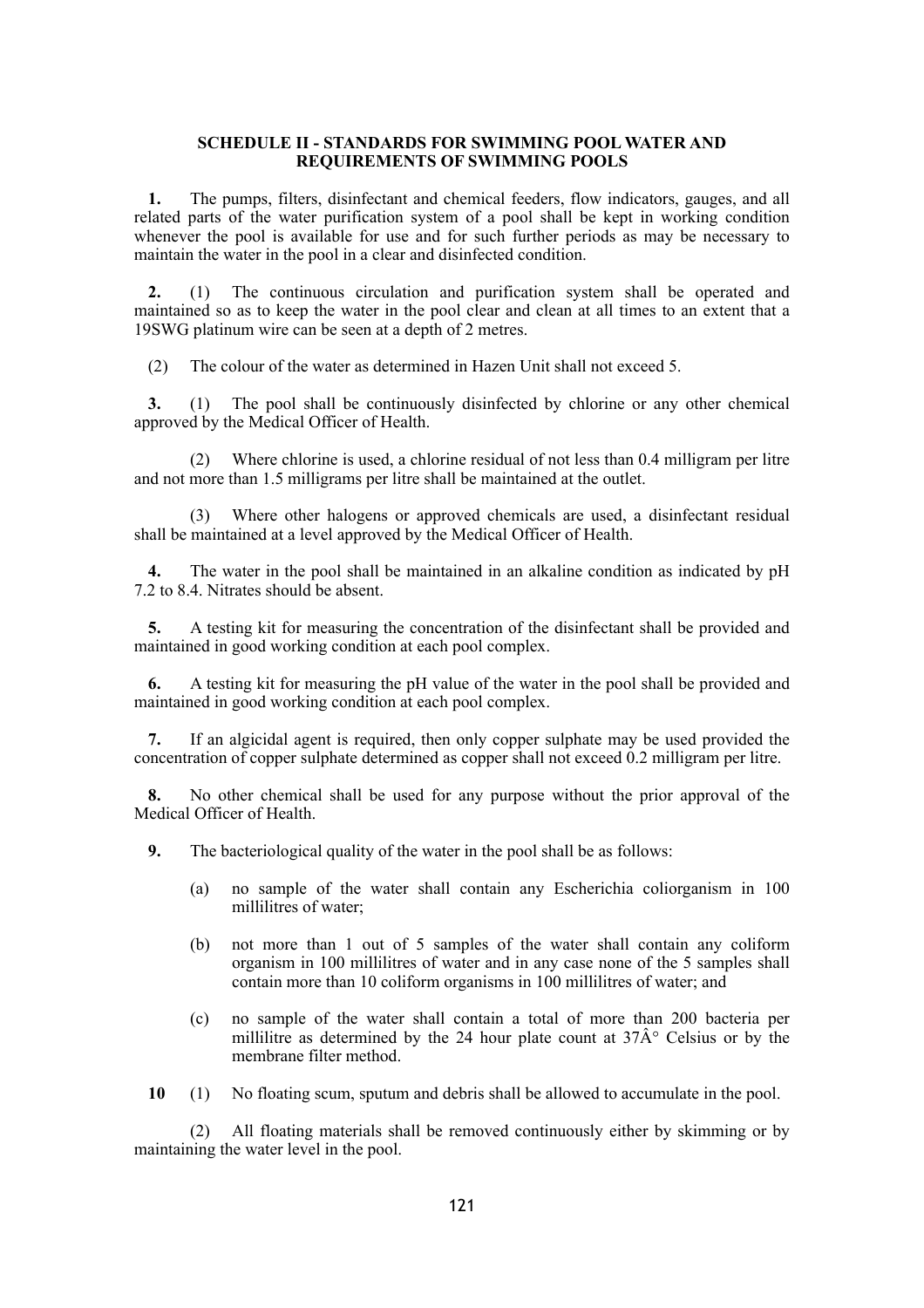# SCHEDULE II - STANDARDS FOR SWIMMING POOL WATER AND REQUIREMENTS OF SWIMMING POOLS

**1.** The pumps, filters, disinfectant and chemical feeders, flow indicators, gauges, and all related parts of the water purification system of a pool shall be kept in working condition whenever the pool is available for use and for such further periods as may be necessary to maintain the water in the pool in a clear and disinfected condition.

**2.** (1) The continuous circulation and purification system shall be operated and maintained so as to keep the water in the pool clear and clean at all times to an extent that a 19SWG platinum wire can be seen at a depth of 2 metres.

(2) The colour of the water as determined in Hazen Unit shall not exceed 5.

**3.** (1) The pool shall be continuously disinfected by chlorine or any other chemical approved by the Medical Officer of Health.

(2) Where chlorine is used, a chlorine residual of not less than 0.4 milligram per litre and not more than 1.5 milligrams per litre shall be maintained at the outlet.

(3) Where other halogens or approved chemicals are used, a disinfectant residual shall be maintained at a level approved by the Medical Officer of Health.

**4.** The water in the pool shall be maintained in an alkaline condition as indicated by pH 7.2 to 8.4. Nitrates should be absent.

**5.** A testing kit for measuring the concentration of the disinfectant shall be provided and maintained in good working condition at each pool complex.

**6.** A testing kit for measuring the pH value of the water in the pool shall be provided and maintained in good working condition at each pool complex.

**7.** If an algicidal agent is required, then only copper sulphate may be used provided the concentration of copper sulphate determined as copper shall not exceed 0.2 milligram per litre.

**8.** No other chemical shall be used for any purpose without the prior approval of the Medical Officer of Health.

**9.** The bacteriological quality of the water in the pool shall be as follows:

(a) no sample of the water shall contain any Escherichia coliorganism in 100 millilitres of water;

(b) not more than 1 out of 5 samples of the water shall contain any coliform organism in 100 millilitres of water and in any case none of the 5 samples shall contain more than 10 coliform organisms in 100 millilitres of water; and

(c) no sample of the water shall contain a total of more than 200 bacteria per millilitre as determined by the 24 hour plate count at 37Â° Celsius or by the membrane filter method.

**10** (1) No floating scum, sputum and debris shall be allowed to accumulate in the pool.

(2) All floating materials shall be removed continuously either by skimming or by maintaining the water level in the pool.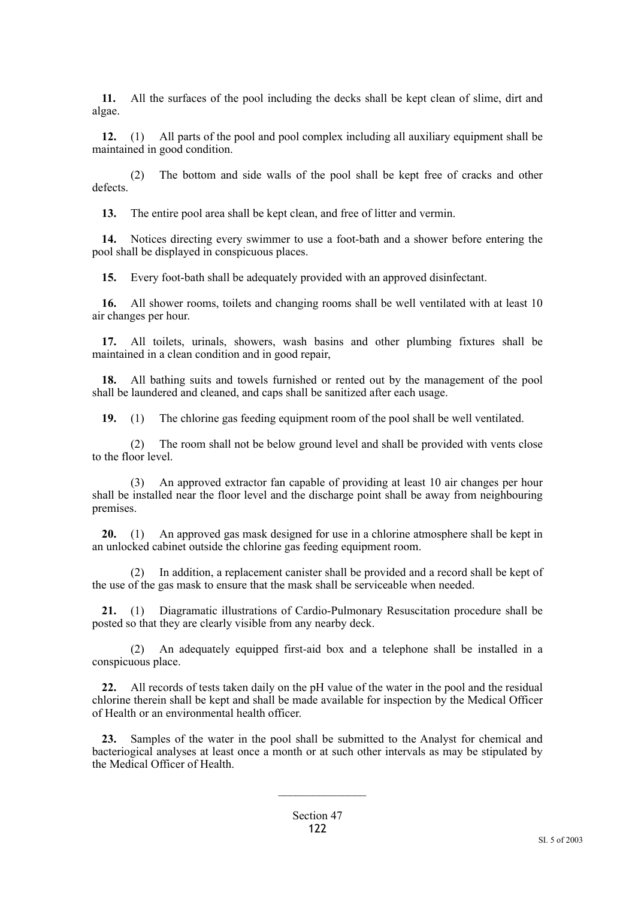**11.** All the surfaces of the pool including the decks shall be kept clean of slime, dirt and algae.

**12.** (1) All parts of the pool and pool complex including all auxiliary equipment shall be maintained in good condition.

(2) The bottom and side walls of the pool shall be kept free of cracks and other defects.

**13.** The entire pool area shall be kept clean, and free of litter and vermin.

**14.** Notices directing every swimmer to use a foot-bath and a shower before entering the pool shall be displayed in conspicuous places.

**15.** Every foot-bath shall be adequately provided with an approved disinfectant.

**16.** All shower rooms, toilets and changing rooms shall be well ventilated with at least 10 air changes per hour.

**17.** All toilets, urinals, showers, wash basins and other plumbing fixtures shall be maintained in a clean condition and in good repair,

**18.** All bathing suits and towels furnished or rented out by the management of the pool shall be laundered and cleaned, and caps shall be sanitized after each usage.

**19.** (1) The chlorine gas feeding equipment room of the pool shall be well ventilated.

(2) The room shall not be below ground level and shall be provided with vents close to the floor level.

(3) An approved extractor fan capable of providing at least 10 air changes per hour shall be installed near the floor level and the discharge point shall be away from neighbouring premises.

**20.** (1) An approved gas mask designed for use in a chlorine atmosphere shall be kept in an unlocked cabinet outside the chlorine gas feeding equipment room.

(2) In addition, a replacement canister shall be provided and a record shall be kept of the use of the gas mask to ensure that the mask shall be serviceable when needed.

**21.** (1) Diagramatic illustrations of Cardio-Pulmonary Resuscitation procedure shall be posted so that they are clearly visible from any nearby deck.

(2) An adequately equipped first-aid box and a telephone shall be installed in a conspicuous place.

**22.** All records of tests taken daily on the pH value of the water in the pool and the residual chlorine therein shall be kept and shall be made available for inspection by the Medical Officer of Health or an environmental health officer.

**23.** Samples of the water in the pool shall be submitted to the Analyst for chemical and bacteriogical analyses at least once a month or at such other intervals as may be stipulated by the Medical Officer of Health.

---

Section 47

SI. 5 of 2003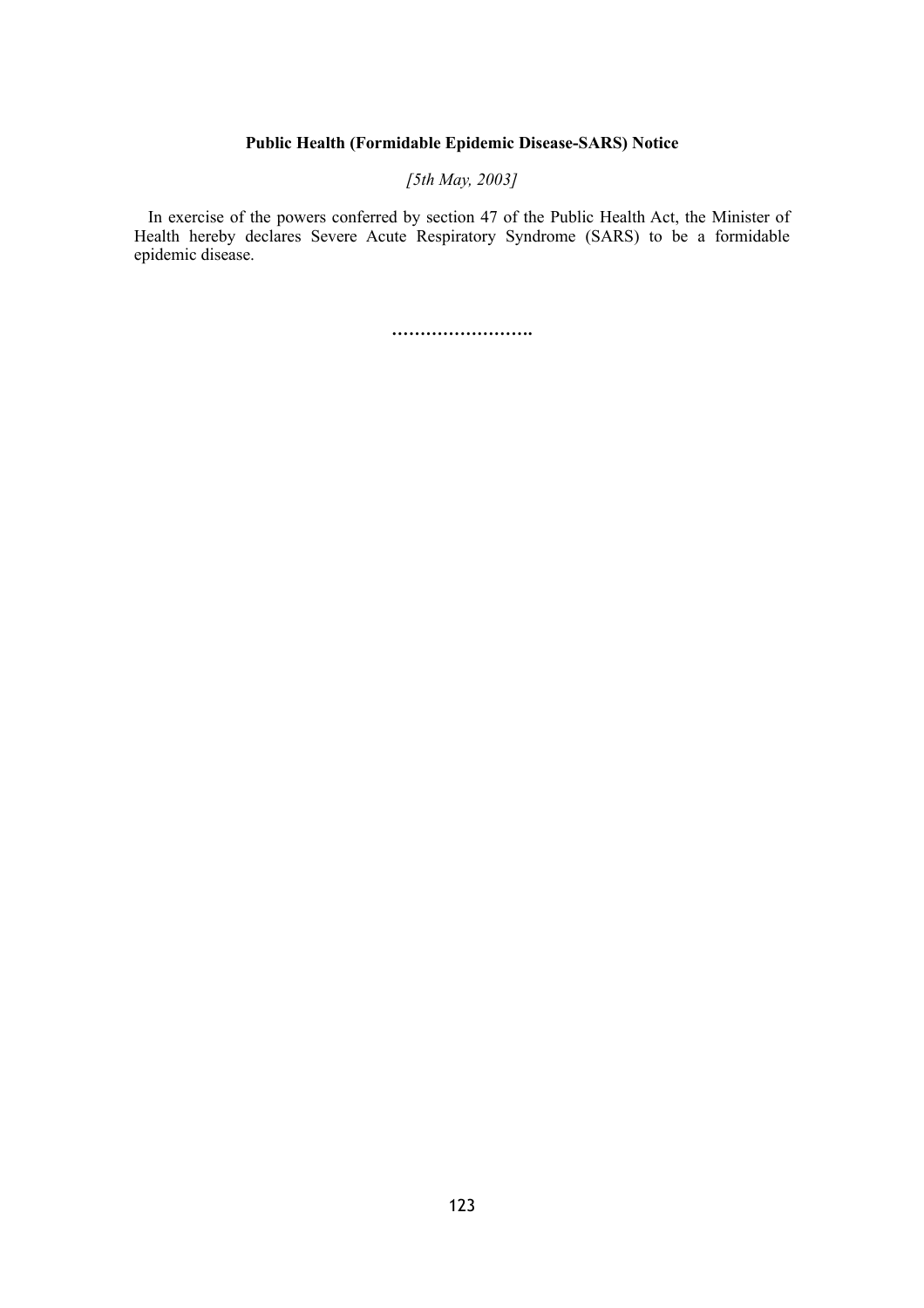**Public Health (Formidable Epidemic Disease-SARS) Notice**

*[5th May, 2003]*

In exercise of the powers conferred by section 47 of the Public Health Act, the Minister of Health hereby declares Severe Acute Respiratory Syndrome (SARS) to be a formidable epidemic disease.

…………………….